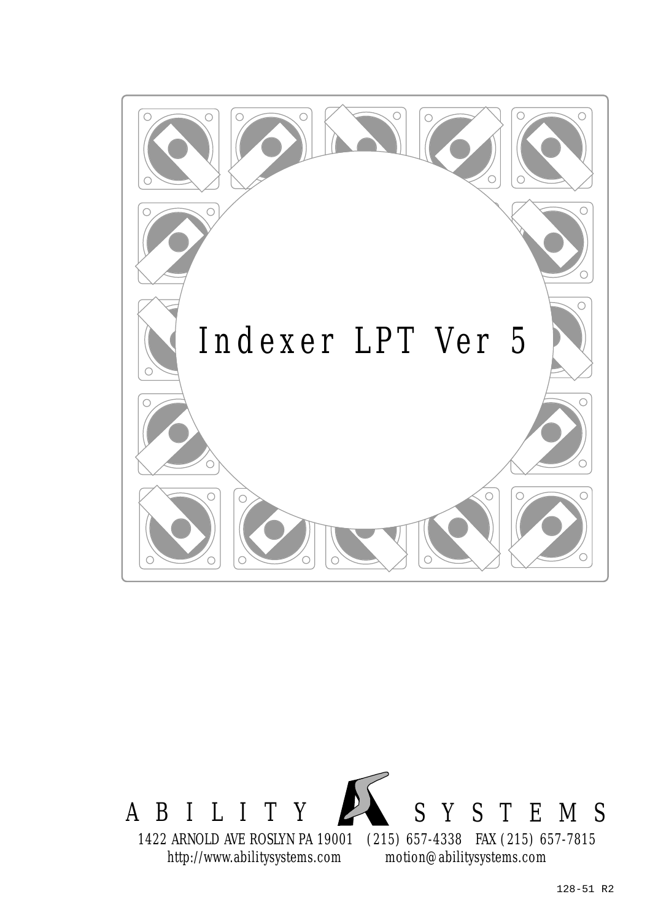# Indexer LPT Ver 5

ABILITY SYSTEMS

1422 ARNOLD AVE ROSLYN PA 19001 (215) 657-4338 FAX (215) 657-7815
http://www.abilitysystems.com motion@abilitysystems.com

128-51 R2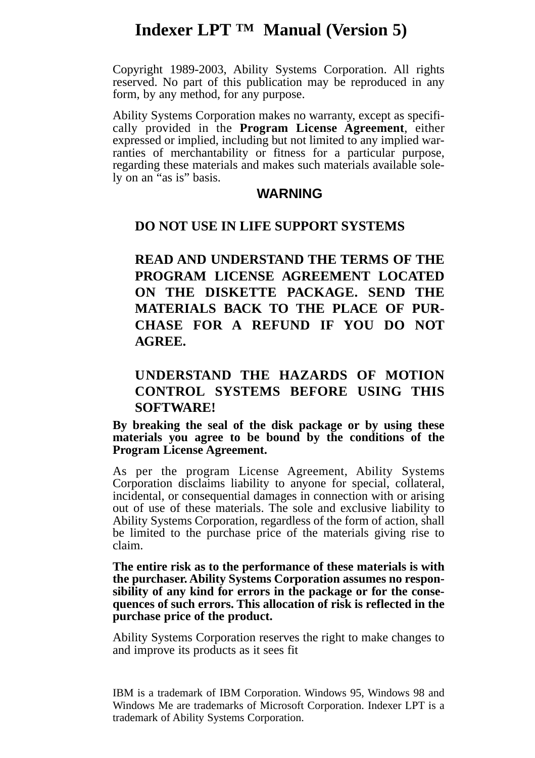# Indexer LPT ™ Manual (Version 5)

Copyright 1989-2003, Ability Systems Corporation. All rights reserved. No part of this publication may be reproduced in any form, by any method, for any purpose.

Ability Systems Corporation makes no warranty, except as specifically provided in the **Program License Agreement**, either expressed or implied, including but not limited to any implied warranties of merchantability or fitness for a particular purpose, regarding these materials and makes such materials available solely on an "as is" basis.

**WARNING**

**DO NOT USE IN LIFE SUPPORT SYSTEMS**

**READ AND UNDERSTAND THE TERMS OF THE PROGRAM LICENSE AGREEMENT LOCATED ON THE DISKETTE PACKAGE. SEND THE MATERIALS BACK TO THE PLACE OF PURCHASE FOR A REFUND IF YOU DO NOT AGREE.**

**UNDERSTAND THE HAZARDS OF MOTION CONTROL SYSTEMS BEFORE USING THIS SOFTWARE!**

**By breaking the seal of the disk package or by using these materials you agree to be bound by the conditions of the Program License Agreement.**

As per the program License Agreement, Ability Systems Corporation disclaims liability to anyone for special, collateral, incidental, or consequential damages in connection with or arising out of use of these materials. The sole and exclusive liability to Ability Systems Corporation, regardless of the form of action, shall be limited to the purchase price of the materials giving rise to claim.

**The entire risk as to the performance of these materials is with the purchaser. Ability Systems Corporation assumes no responsibility of any kind for errors in the package or for the consequences of such errors. This allocation of risk is reflected in the purchase price of the product.**

Ability Systems Corporation reserves the right to make changes to and improve its products as it sees fit

IBM is a trademark of IBM Corporation. Windows 95, Windows 98 and Windows Me are trademarks of Microsoft Corporation. Indexer LPT is a trademark of Ability Systems Corporation.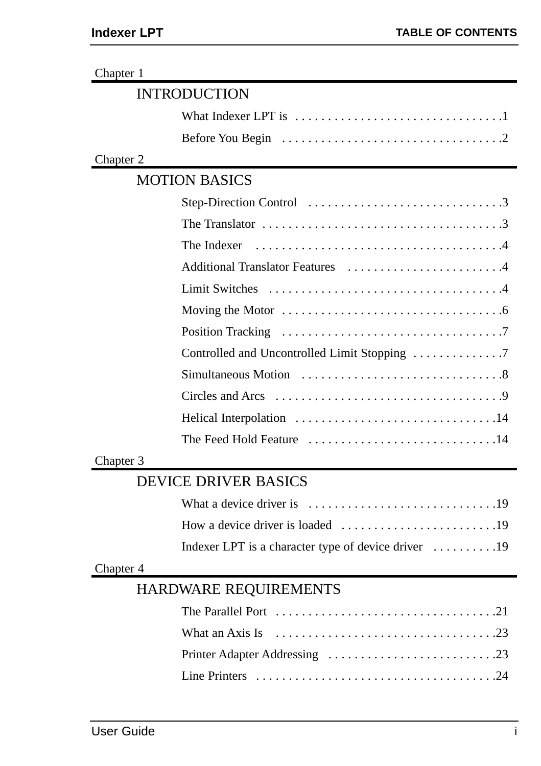# TABLE OF CONTENTS

Chapter 1

## INTRODUCTION

What Indexer LPT is . . . . . . . . . . . . . . . . . . . . . . . . . . . . . . . .1

Before You Begin . . . . . . . . . . . . . . . . . . . . . . . . . . . . . . . . . .2

Chapter 2

## MOTION BASICS

Step-Direction Control . . . . . . . . . . . . . . . . . . . . . . . . . . . . . .3

The Translator . . . . . . . . . . . . . . . . . . . . . . . . . . . . . . . . . . . . .3

The Indexer . . . . . . . . . . . . . . . . . . . . . . . . . . . . . . . . . . . . . .4

Additional Translator Features . . . . . . . . . . . . . . . . . . . . . . . .4

Limit Switches . . . . . . . . . . . . . . . . . . . . . . . . . . . . . . . . . . . .4

Moving the Motor . . . . . . . . . . . . . . . . . . . . . . . . . . . . . . . . . .6

Position Tracking . . . . . . . . . . . . . . . . . . . . . . . . . . . . . . . . . .7

Controlled and Uncontrolled Limit Stopping . . . . . . . . . . . . . .7

Simultaneous Motion . . . . . . . . . . . . . . . . . . . . . . . . . . . . . . .8

Circles and Arcs . . . . . . . . . . . . . . . . . . . . . . . . . . . . . . . . . . .9

Helical Interpolation . . . . . . . . . . . . . . . . . . . . . . . . . . . . . . .14

The Feed Hold Feature . . . . . . . . . . . . . . . . . . . . . . . . . . . . .14

Chapter 3

## DEVICE DRIVER BASICS

What a device driver is . . . . . . . . . . . . . . . . . . . . . . . . . . . . .19

How a device driver is loaded . . . . . . . . . . . . . . . . . . . . . . . .19

Indexer LPT is a character type of device driver . . . . . . . . . .19

Chapter 4

## HARDWARE REQUIREMENTS

The Parallel Port . . . . . . . . . . . . . . . . . . . . . . . . . . . . . . . . . .21

What an Axis Is . . . . . . . . . . . . . . . . . . . . . . . . . . . . . . . . . .23

Printer Adapter Addressing . . . . . . . . . . . . . . . . . . . . . . . . . .23

Line Printers . . . . . . . . . . . . . . . . . . . . . . . . . . . . . . . . . . . . .24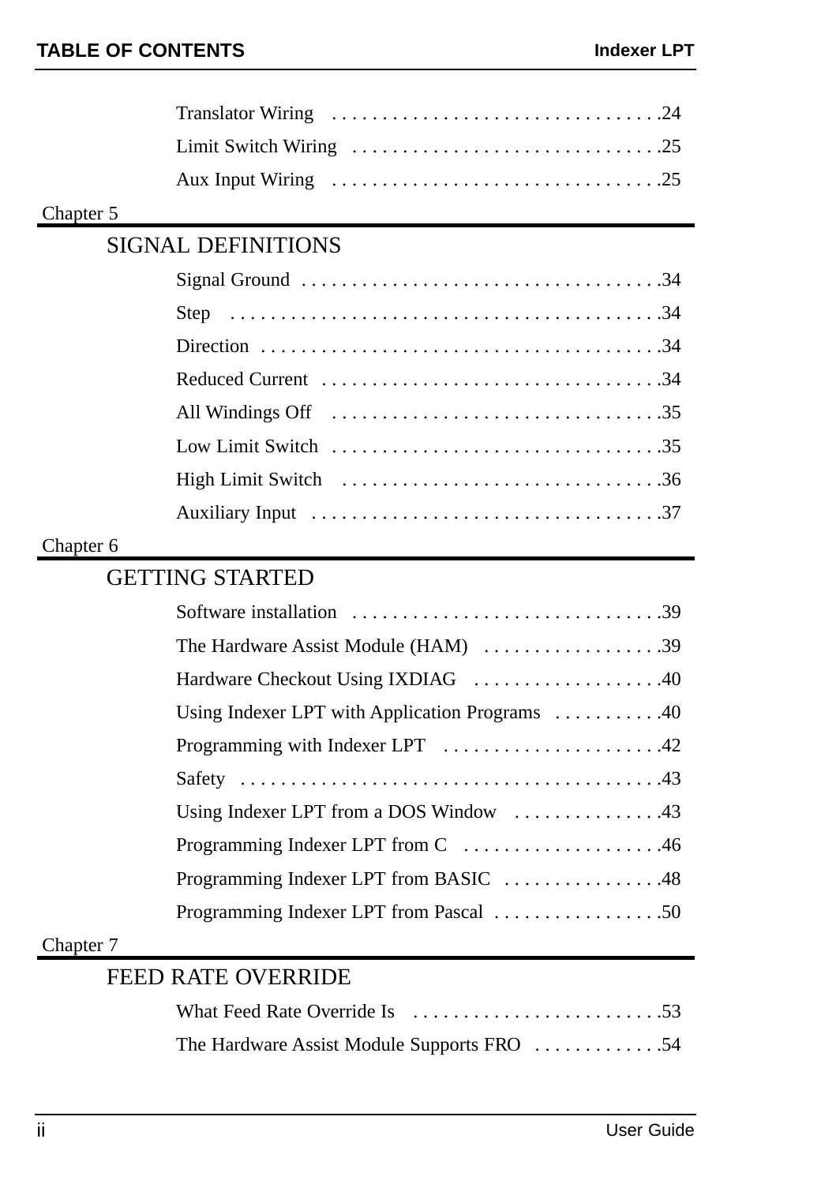Translator Wiring . . . . . . . . . . . . . . . . . . . . . . . . . . . . . . . . .24

Limit Switch Wiring . . . . . . . . . . . . . . . . . . . . . . . . . . . . . . .25

Aux Input Wiring . . . . . . . . . . . . . . . . . . . . . . . . . . . . . . . . .25

Chapter 5

## SIGNAL DEFINITIONS

Signal Ground . . . . . . . . . . . . . . . . . . . . . . . . . . . . . . . . . . . .34

Step . . . . . . . . . . . . . . . . . . . . . . . . . . . . . . . . . . . . . . . . . . .34

Direction . . . . . . . . . . . . . . . . . . . . . . . . . . . . . . . . . . . . . . . .34

Reduced Current . . . . . . . . . . . . . . . . . . . . . . . . . . . . . . . . . .34

All Windings Off . . . . . . . . . . . . . . . . . . . . . . . . . . . . . . . . .35

Low Limit Switch . . . . . . . . . . . . . . . . . . . . . . . . . . . . . . . . .35

High Limit Switch . . . . . . . . . . . . . . . . . . . . . . . . . . . . . . . .36

Auxiliary Input . . . . . . . . . . . . . . . . . . . . . . . . . . . . . . . . . . .37

Chapter 6

## GETTING STARTED

Software installation . . . . . . . . . . . . . . . . . . . . . . . . . . . . . . .39

The Hardware Assist Module (HAM) . . . . . . . . . . . . . . . . . .39

Hardware Checkout Using IXDIAG . . . . . . . . . . . . . . . . . . .40

Using Indexer LPT with Application Programs . . . . . . . . . . .40

Programming with Indexer LPT . . . . . . . . . . . . . . . . . . . . . .42

Safety . . . . . . . . . . . . . . . . . . . . . . . . . . . . . . . . . . . . . . . . . .43

Using Indexer LPT from a DOS Window . . . . . . . . . . . . . . .43

Programming Indexer LPT from C . . . . . . . . . . . . . . . . . . . .46

Programming Indexer LPT from BASIC . . . . . . . . . . . . . . . .48

Programming Indexer LPT from Pascal . . . . . . . . . . . . . . . . .50

Chapter 7

## FEED RATE OVERRIDE

What Feed Rate Override Is . . . . . . . . . . . . . . . . . . . . . . . . .53

The Hardware Assist Module Supports FRO . . . . . . . . . . . . .54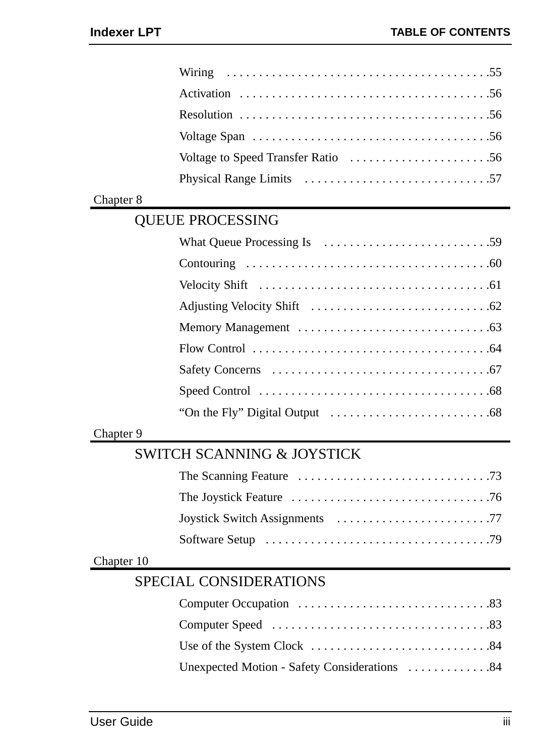Wiring . . . . . . . . . . . . . . . . . . . . . . . . . . . . . . . . . . . . . . . . .55

Activation . . . . . . . . . . . . . . . . . . . . . . . . . . . . . . . . . . . . . . .56

Resolution . . . . . . . . . . . . . . . . . . . . . . . . . . . . . . . . . . . . . . .56

Voltage Span . . . . . . . . . . . . . . . . . . . . . . . . . . . . . . . . . . . . .56

Voltage to Speed Transfer Ratio . . . . . . . . . . . . . . . . . . . . . .56

Physical Range Limits . . . . . . . . . . . . . . . . . . . . . . . . . . . . .57

Chapter 8

## QUEUE PROCESSING

What Queue Processing Is . . . . . . . . . . . . . . . . . . . . . . . . . .59

Contouring . . . . . . . . . . . . . . . . . . . . . . . . . . . . . . . . . . . . . .60

Velocity Shift . . . . . . . . . . . . . . . . . . . . . . . . . . . . . . . . . . . .61

Adjusting Velocity Shift . . . . . . . . . . . . . . . . . . . . . . . . . . . .62

Memory Management . . . . . . . . . . . . . . . . . . . . . . . . . . . . . .63

Flow Control . . . . . . . . . . . . . . . . . . . . . . . . . . . . . . . . . . . . .64

Safety Concerns . . . . . . . . . . . . . . . . . . . . . . . . . . . . . . . . . .67

Speed Control . . . . . . . . . . . . . . . . . . . . . . . . . . . . . . . . . . . .68

"On the Fly" Digital Output . . . . . . . . . . . . . . . . . . . . . . . . .68

Chapter 9

## SWITCH SCANNING & JOYSTICK

The Scanning Feature . . . . . . . . . . . . . . . . . . . . . . . . . . . . . .73

The Joystick Feature . . . . . . . . . . . . . . . . . . . . . . . . . . . . . . .76

Joystick Switch Assignments . . . . . . . . . . . . . . . . . . . . . . . .77

Software Setup . . . . . . . . . . . . . . . . . . . . . . . . . . . . . . . . . . .79

Chapter 10

## SPECIAL CONSIDERATIONS

Computer Occupation . . . . . . . . . . . . . . . . . . . . . . . . . . . . . .83

Computer Speed . . . . . . . . . . . . . . . . . . . . . . . . . . . . . . . . . .83

Use of the System Clock . . . . . . . . . . . . . . . . . . . . . . . . . . . .84

Unexpected Motion - Safety Considerations . . . . . . . . . . . . .84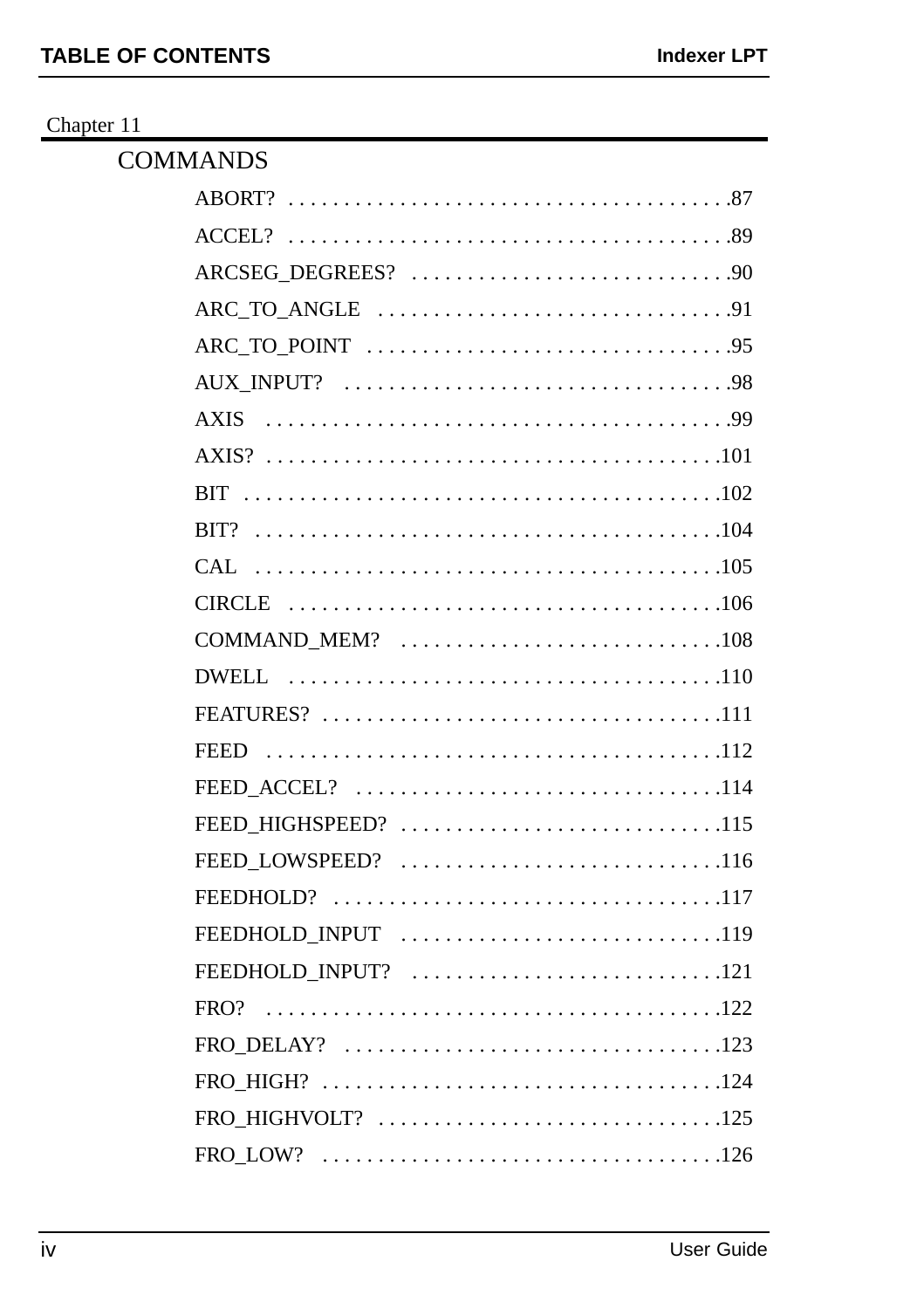Chapter 11

## COMMANDS

ABORT? . . . . . . . . . . . . . . . . . . . . . . . . . . . . . . . . . . . . . . . .87

ACCEL? . . . . . . . . . . . . . . . . . . . . . . . . . . . . . . . . . . . . . . . .89

ARCSEG_DEGREES? . . . . . . . . . . . . . . . . . . . . . . . . . . . . .90

ARC_TO_ANGLE . . . . . . . . . . . . . . . . . . . . . . . . . . . . . . . .91

ARC_TO_POINT . . . . . . . . . . . . . . . . . . . . . . . . . . . . . . . . .95

AUX_INPUT? . . . . . . . . . . . . . . . . . . . . . . . . . . . . . . . . . . .98

AXIS . . . . . . . . . . . . . . . . . . . . . . . . . . . . . . . . . . . . . . . . . .99

AXIS? . . . . . . . . . . . . . . . . . . . . . . . . . . . . . . . . . . . . . . . . .101

BIT . . . . . . . . . . . . . . . . . . . . . . . . . . . . . . . . . . . . . . . . . . .102

BIT? . . . . . . . . . . . . . . . . . . . . . . . . . . . . . . . . . . . . . . . . . .104

CAL . . . . . . . . . . . . . . . . . . . . . . . . . . . . . . . . . . . . . . . . . .105

CIRCLE . . . . . . . . . . . . . . . . . . . . . . . . . . . . . . . . . . . . . . .106

COMMAND_MEM? . . . . . . . . . . . . . . . . . . . . . . . . . . . . .108

DWELL . . . . . . . . . . . . . . . . . . . . . . . . . . . . . . . . . . . . . . .110

FEATURES? . . . . . . . . . . . . . . . . . . . . . . . . . . . . . . . . . . . .111

FEED . . . . . . . . . . . . . . . . . . . . . . . . . . . . . . . . . . . . . . . . .112

FEED_ACCEL? . . . . . . . . . . . . . . . . . . . . . . . . . . . . . . . . .114

FEED_HIGHSPEED? . . . . . . . . . . . . . . . . . . . . . . . . . . . . .115

FEED_LOWSPEED? . . . . . . . . . . . . . . . . . . . . . . . . . . . . .116

FEEDHOLD? . . . . . . . . . . . . . . . . . . . . . . . . . . . . . . . . . . .117

FEEDHOLD_INPUT . . . . . . . . . . . . . . . . . . . . . . . . . . . . .119

FEEDHOLD_INPUT? . . . . . . . . . . . . . . . . . . . . . . . . . . . .121

FRO? . . . . . . . . . . . . . . . . . . . . . . . . . . . . . . . . . . . . . . . . .122

FRO_DELAY? . . . . . . . . . . . . . . . . . . . . . . . . . . . . . . . . . .123

FRO_HIGH? . . . . . . . . . . . . . . . . . . . . . . . . . . . . . . . . . . . .124

FRO_HIGHVOLT? . . . . . . . . . . . . . . . . . . . . . . . . . . . . . . .125

FRO_LOW? . . . . . . . . . . . . . . . . . . . . . . . . . . . . . . . . . . . .126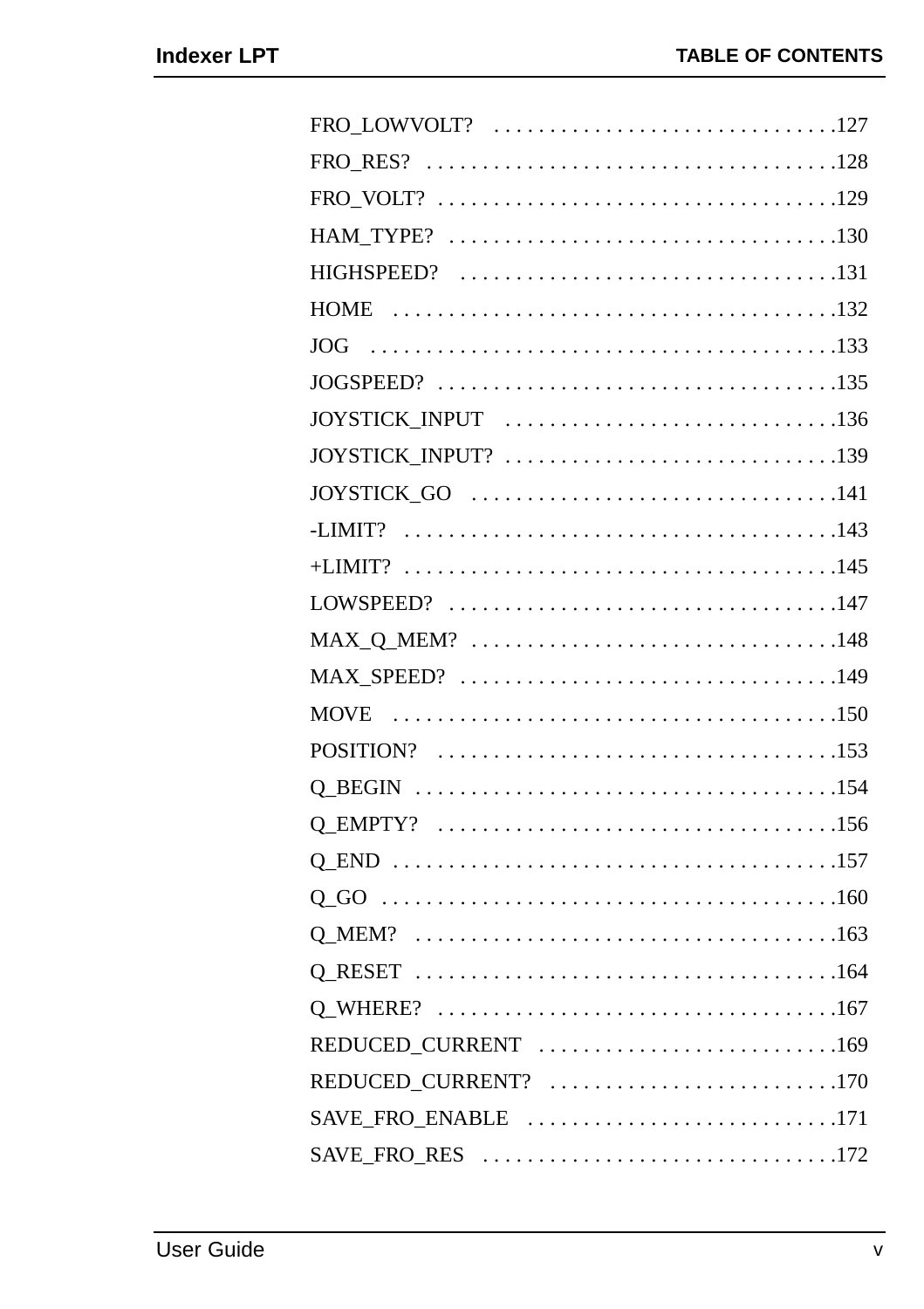FRO_LOWVOLT? . . . . . . . . . . . . . . . . . . . . . . . . . . . . . . .127

FRO_RES? . . . . . . . . . . . . . . . . . . . . . . . . . . . . . . . . . . . . .128

FRO_VOLT? . . . . . . . . . . . . . . . . . . . . . . . . . . . . . . . . . . . .129

HAM_TYPE? . . . . . . . . . . . . . . . . . . . . . . . . . . . . . . . . . . .130

HIGHSPEED? . . . . . . . . . . . . . . . . . . . . . . . . . . . . . . . . . .131

HOME . . . . . . . . . . . . . . . . . . . . . . . . . . . . . . . . . . . . . . . .132

JOG . . . . . . . . . . . . . . . . . . . . . . . . . . . . . . . . . . . . . . . . . .133

JOGSPEED? . . . . . . . . . . . . . . . . . . . . . . . . . . . . . . . . . . . .135

JOYSTICK_INPUT . . . . . . . . . . . . . . . . . . . . . . . . . . . . . .136

JOYSTICK_INPUT? . . . . . . . . . . . . . . . . . . . . . . . . . . . . . .139

JOYSTICK_GO . . . . . . . . . . . . . . . . . . . . . . . . . . . . . . . . .141

-LIMIT? . . . . . . . . . . . . . . . . . . . . . . . . . . . . . . . . . . . . . . .143

+LIMIT? . . . . . . . . . . . . . . . . . . . . . . . . . . . . . . . . . . . . . . .145

LOWSPEED? . . . . . . . . . . . . . . . . . . . . . . . . . . . . . . . . . . .147

MAX_Q_MEM? . . . . . . . . . . . . . . . . . . . . . . . . . . . . . . . . .148

MAX_SPEED? . . . . . . . . . . . . . . . . . . . . . . . . . . . . . . . . . .149

MOVE . . . . . . . . . . . . . . . . . . . . . . . . . . . . . . . . . . . . . . . .150

POSITION? . . . . . . . . . . . . . . . . . . . . . . . . . . . . . . . . . . . .153

Q_BEGIN . . . . . . . . . . . . . . . . . . . . . . . . . . . . . . . . . . . . . .154

Q_EMPTY? . . . . . . . . . . . . . . . . . . . . . . . . . . . . . . . . . . . .156

Q_END . . . . . . . . . . . . . . . . . . . . . . . . . . . . . . . . . . . . . . . .157

Q_GO . . . . . . . . . . . . . . . . . . . . . . . . . . . . . . . . . . . . . . . . .160

Q_MEM? . . . . . . . . . . . . . . . . . . . . . . . . . . . . . . . . . . . . . .163

Q_RESET . . . . . . . . . . . . . . . . . . . . . . . . . . . . . . . . . . . . . .164

Q_WHERE? . . . . . . . . . . . . . . . . . . . . . . . . . . . . . . . . . . . .167

REDUCED_CURRENT . . . . . . . . . . . . . . . . . . . . . . . . . . .169

REDUCED_CURRENT? . . . . . . . . . . . . . . . . . . . . . . . . . .170

SAVE_FRO_ENABLE . . . . . . . . . . . . . . . . . . . . . . . . . . . .171

SAVE_FRO_RES . . . . . . . . . . . . . . . . . . . . . . . . . . . . . . . .172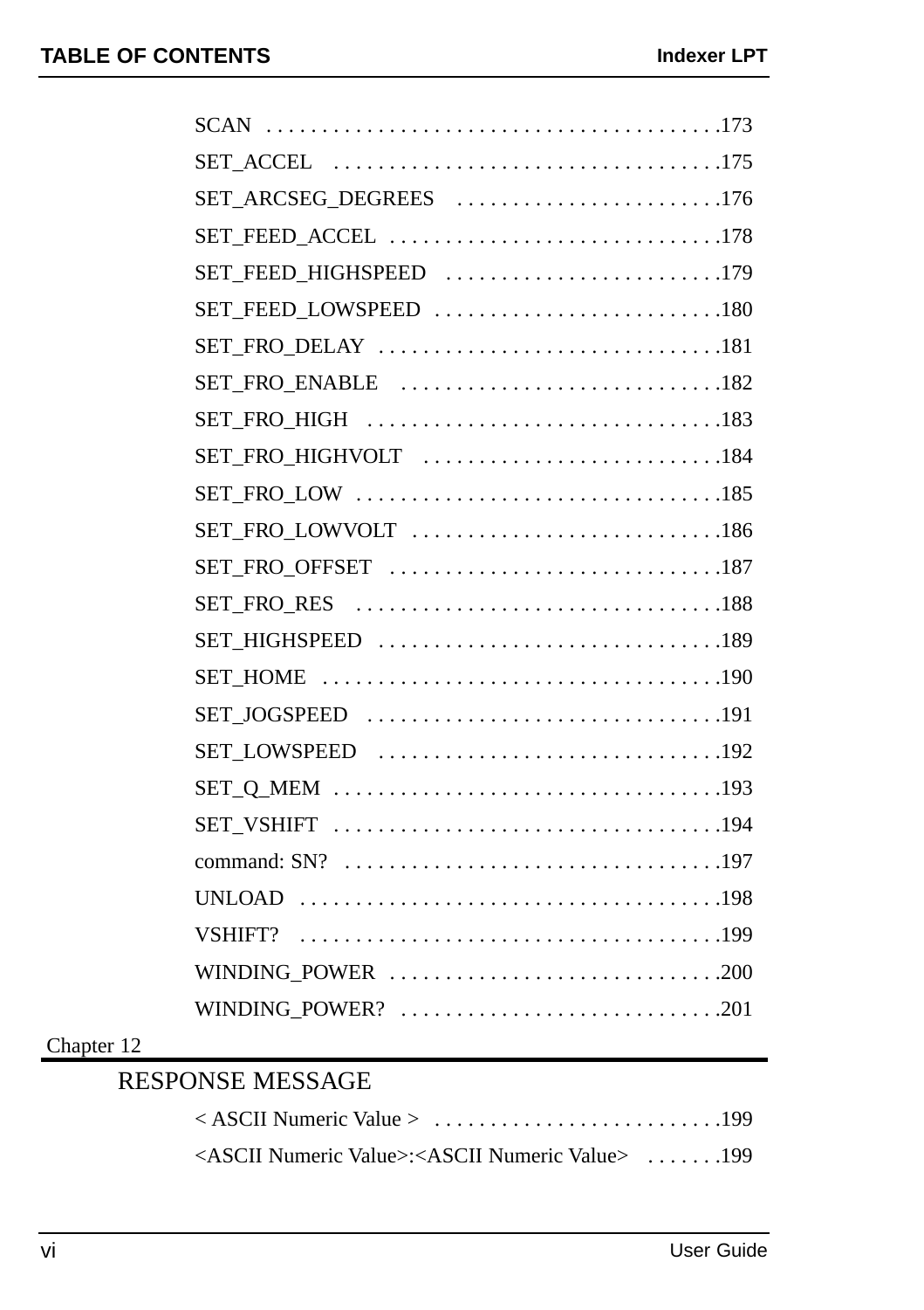SCAN . . . . . . . . . . . . . . . . . . . . . . . . . . . . . . . . . . . . . . . . .173

SET_ACCEL . . . . . . . . . . . . . . . . . . . . . . . . . . . . . . . . . . .175

SET_ARCSEG_DEGREES . . . . . . . . . . . . . . . . . . . . . . . .176

SET_FEED_ACCEL . . . . . . . . . . . . . . . . . . . . . . . . . . . . . .178

SET_FEED_HIGHSPEED . . . . . . . . . . . . . . . . . . . . . . . . .179

SET_FEED_LOWSPEED . . . . . . . . . . . . . . . . . . . . . . . . . .180

SET_FRO_DELAY . . . . . . . . . . . . . . . . . . . . . . . . . . . . . . .181

SET_FRO_ENABLE . . . . . . . . . . . . . . . . . . . . . . . . . . . . .182

SET_FRO_HIGH . . . . . . . . . . . . . . . . . . . . . . . . . . . . . . . .183

SET_FRO_HIGHVOLT . . . . . . . . . . . . . . . . . . . . . . . . . . .184

SET_FRO_LOW . . . . . . . . . . . . . . . . . . . . . . . . . . . . . . . . .185

SET_FRO_LOWVOLT . . . . . . . . . . . . . . . . . . . . . . . . . . . .186

SET_FRO_OFFSET . . . . . . . . . . . . . . . . . . . . . . . . . . . . . .187

SET_FRO_RES . . . . . . . . . . . . . . . . . . . . . . . . . . . . . . . . .188

SET_HIGHSPEED . . . . . . . . . . . . . . . . . . . . . . . . . . . . . . .189

SET_HOME . . . . . . . . . . . . . . . . . . . . . . . . . . . . . . . . . . . .190

SET_JOGSPEED . . . . . . . . . . . . . . . . . . . . . . . . . . . . . . . .191

SET_LOWSPEED . . . . . . . . . . . . . . . . . . . . . . . . . . . . . . .192

SET_Q_MEM . . . . . . . . . . . . . . . . . . . . . . . . . . . . . . . . . . .193

SET_VSHIFT . . . . . . . . . . . . . . . . . . . . . . . . . . . . . . . . . . .194

command: SN? . . . . . . . . . . . . . . . . . . . . . . . . . . . . . . . . . .197

UNLOAD . . . . . . . . . . . . . . . . . . . . . . . . . . . . . . . . . . . . . .198

VSHIFT? . . . . . . . . . . . . . . . . . . . . . . . . . . . . . . . . . . . . . .199

WINDING_POWER . . . . . . . . . . . . . . . . . . . . . . . . . . . . . .200

WINDING_POWER? . . . . . . . . . . . . . . . . . . . . . . . . . . . . .201

Chapter 12

## RESPONSE MESSAGE

< ASCII Numeric Value > . . . . . . . . . . . . . . . . . . . . . . . . . .199

<ASCII Numeric Value>:<ASCII Numeric Value> . . . . . . .199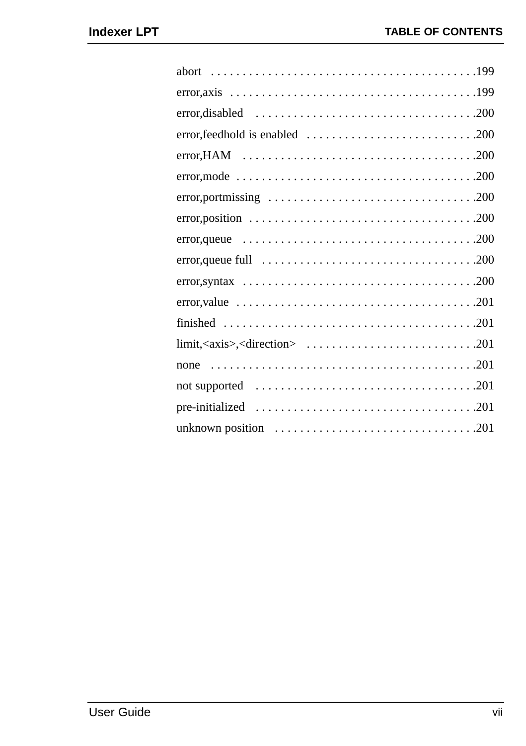abort . . . . . . . . . . . . . . . . . . . . . . . . . . . . . . . . . . . . . . . . .199

error,axis . . . . . . . . . . . . . . . . . . . . . . . . . . . . . . . . . . . . . . .199

error,disabled . . . . . . . . . . . . . . . . . . . . . . . . . . . . . . . . . . .200

error,feedhold is enabled . . . . . . . . . . . . . . . . . . . . . . . . . . .200

error,HAM . . . . . . . . . . . . . . . . . . . . . . . . . . . . . . . . . . . . .200

error,mode . . . . . . . . . . . . . . . . . . . . . . . . . . . . . . . . . . . . . .200

error,portmissing . . . . . . . . . . . . . . . . . . . . . . . . . . . . . . . . .200

error,position . . . . . . . . . . . . . . . . . . . . . . . . . . . . . . . . . . . .200

error,queue . . . . . . . . . . . . . . . . . . . . . . . . . . . . . . . . . . . . .200

error,queue full . . . . . . . . . . . . . . . . . . . . . . . . . . . . . . . . . .200

error,syntax . . . . . . . . . . . . . . . . . . . . . . . . . . . . . . . . . . . . .200

error,value . . . . . . . . . . . . . . . . . . . . . . . . . . . . . . . . . . . . . .201

finished . . . . . . . . . . . . . . . . . . . . . . . . . . . . . . . . . . . . . . . .201

limit,<axis>,<direction> . . . . . . . . . . . . . . . . . . . . . . . . . . .201

none . . . . . . . . . . . . . . . . . . . . . . . . . . . . . . . . . . . . . . . . . .201

not supported . . . . . . . . . . . . . . . . . . . . . . . . . . . . . . . . . . .201

pre-initialized . . . . . . . . . . . . . . . . . . . . . . . . . . . . . . . . . . .201

unknown position . . . . . . . . . . . . . . . . . . . . . . . . . . . . . . . .201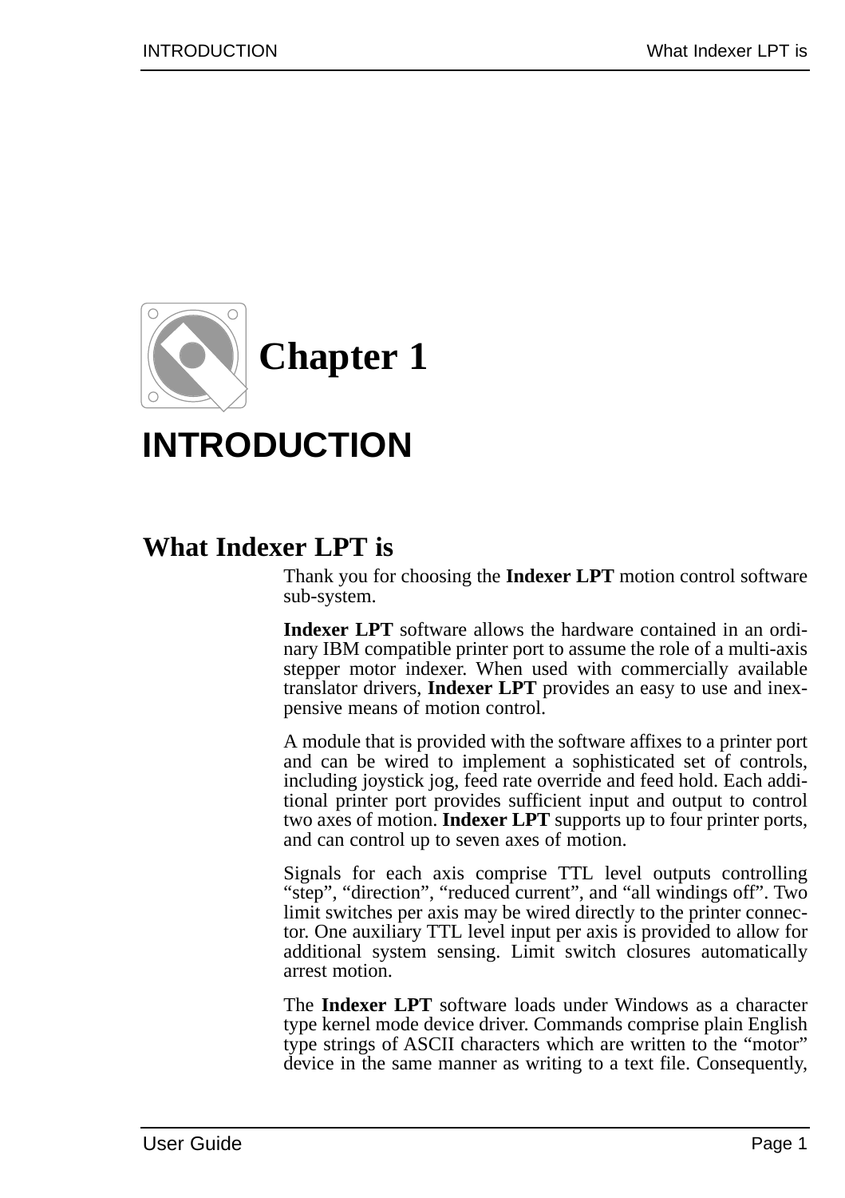# Chapter 1

# INTRODUCTION

## What Indexer LPT is

Thank you for choosing the **Indexer LPT** motion control software sub-system.

**Indexer LPT** software allows the hardware contained in an ordinary IBM compatible printer port to assume the role of a multi-axis stepper motor indexer. When used with commercially available translator drivers, **Indexer LPT** provides an easy to use and inexpensive means of motion control.

A module that is provided with the software affixes to a printer port and can be wired to implement a sophisticated set of controls, including joystick jog, feed rate override and feed hold. Each additional printer port provides sufficient input and output to control two axes of motion. **Indexer LPT** supports up to four printer ports, and can control up to seven axes of motion.

Signals for each axis comprise TTL level outputs controlling “step”, “direction”, “reduced current”, and “all windings off”. Two limit switches per axis may be wired directly to the printer connector. One auxiliary TTL level input per axis is provided to allow for additional system sensing. Limit switch closures automatically arrest motion.

The **Indexer LPT** software loads under Windows as a character type kernel mode device driver. Commands comprise plain English type strings of ASCII characters which are written to the “motor” device in the same manner as writing to a text file. Consequently,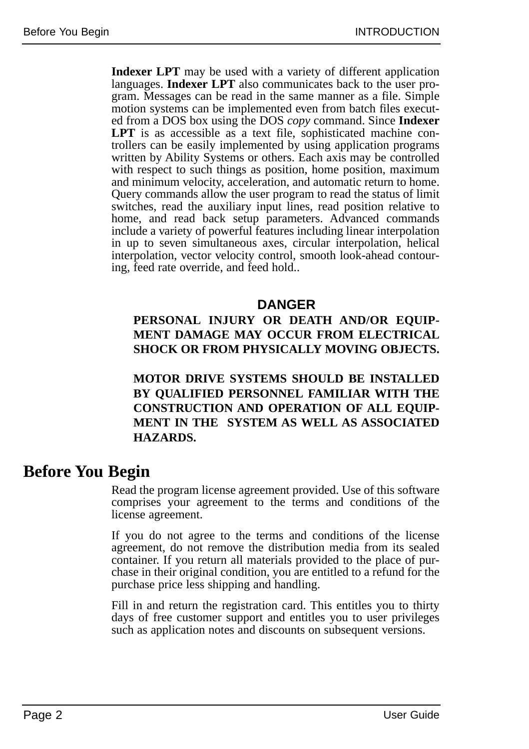**Indexer LPT** may be used with a variety of different application languages. **Indexer LPT** also communicates back to the user program. Messages can be read in the same manner as a file. Simple motion systems can be implemented even from batch files executed from a DOS box using the DOS *copy* command. Since **Indexer LPT** is as accessible as a text file, sophisticated machine controllers can be easily implemented by using application programs written by Ability Systems or others. Each axis may be controlled with respect to such things as position, home position, maximum and minimum velocity, acceleration, and automatic return to home. Query commands allow the user program to read the status of limit switches, read the auxiliary input lines, read position relative to home, and read back setup parameters. Advanced commands include a variety of powerful features including linear interpolation in up to seven simultaneous axes, circular interpolation, helical interpolation, vector velocity control, smooth look-ahead contouring, feed rate override, and feed hold..

**DANGER**

**PERSONAL INJURY OR DEATH AND/OR EQUIPMENT DAMAGE MAY OCCUR FROM ELECTRICAL SHOCK OR FROM PHYSICALLY MOVING OBJECTS.**

**MOTOR DRIVE SYSTEMS SHOULD BE INSTALLED BY QUALIFIED PERSONNEL FAMILIAR WITH THE CONSTRUCTION AND OPERATION OF ALL EQUIPMENT IN THE SYSTEM AS WELL AS ASSOCIATED HAZARDS.**

# Before You Begin

Read the program license agreement provided. Use of this software comprises your agreement to the terms and conditions of the license agreement.

If you do not agree to the terms and conditions of the license agreement, do not remove the distribution media from its sealed container. If you return all materials provided to the place of purchase in their original condition, you are entitled to a refund for the purchase price less shipping and handling.

Fill in and return the registration card. This entitles you to thirty days of free customer support and entitles you to user privileges such as application notes and discounts on subsequent versions.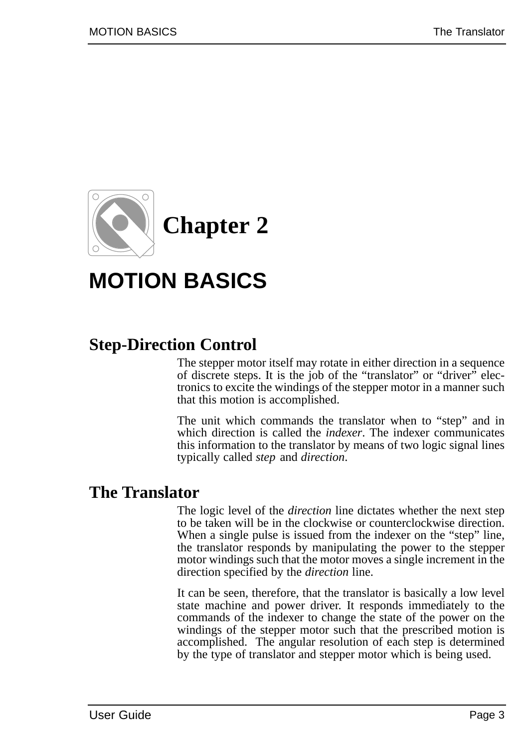# Chapter 2

# MOTION BASICS

## Step-Direction Control

The stepper motor itself may rotate in either direction in a sequence of discrete steps. It is the job of the “translator” or “driver” electronics to excite the windings of the stepper motor in a manner such that this motion is accomplished.

The unit which commands the translator when to “step” and in which direction is called the *indexer*. The indexer communicates this information to the translator by means of two logic signal lines typically called *step* and *direction*.

## The Translator

The logic level of the *direction* line dictates whether the next step to be taken will be in the clockwise or counterclockwise direction. When a single pulse is issued from the indexer on the “step” line, the translator responds by manipulating the power to the stepper motor windings such that the motor moves a single increment in the direction specified by the *direction* line.

It can be seen, therefore, that the translator is basically a low level state machine and power driver. It responds immediately to the commands of the indexer to change the state of the power on the windings of the stepper motor such that the prescribed motion is accomplished. The angular resolution of each step is determined by the type of translator and stepper motor which is being used.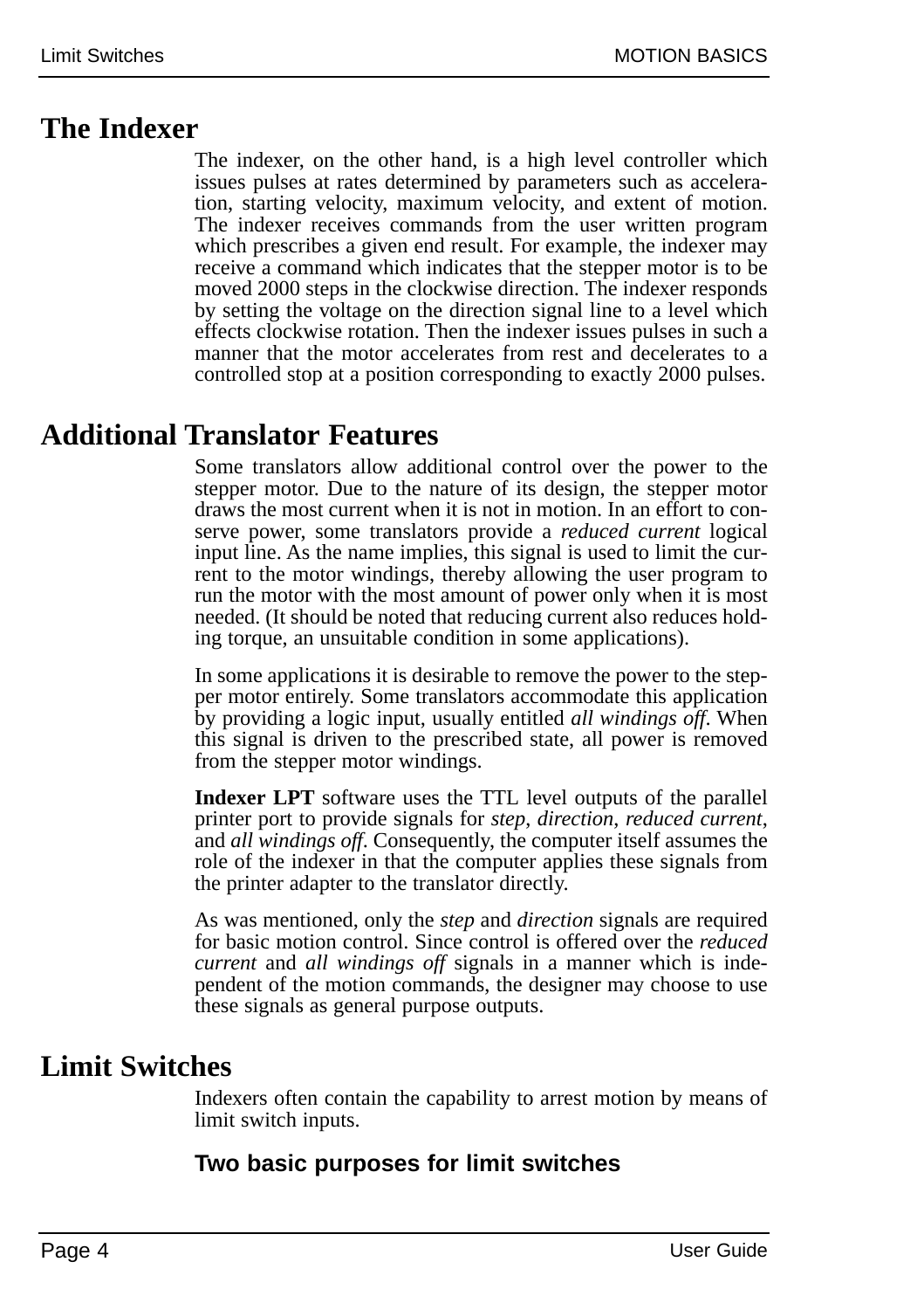## The Indexer

The indexer, on the other hand, is a high level controller which issues pulses at rates determined by parameters such as acceleration, starting velocity, maximum velocity, and extent of motion. The indexer receives commands from the user written program which prescribes a given end result. For example, the indexer may receive a command which indicates that the stepper motor is to be moved 2000 steps in the clockwise direction. The indexer responds by setting the voltage on the direction signal line to a level which effects clockwise rotation. Then the indexer issues pulses in such a manner that the motor accelerates from rest and decelerates to a controlled stop at a position corresponding to exactly 2000 pulses.

## Additional Translator Features

Some translators allow additional control over the power to the stepper motor. Due to the nature of its design, the stepper motor draws the most current when it is not in motion. In an effort to conserve power, some translators provide a *reduced current* logical input line. As the name implies, this signal is used to limit the current to the motor windings, thereby allowing the user program to run the motor with the most amount of power only when it is most needed. (It should be noted that reducing current also reduces holding torque, an unsuitable condition in some applications).

In some applications it is desirable to remove the power to the stepper motor entirely. Some translators accommodate this application by providing a logic input, usually entitled *all windings off*. When this signal is driven to the prescribed state, all power is removed from the stepper motor windings.

**Indexer LPT** software uses the TTL level outputs of the parallel printer port to provide signals for *step*, *direction*, *reduced current*, and *all windings off*. Consequently, the computer itself assumes the role of the indexer in that the computer applies these signals from the printer adapter to the translator directly.

As was mentioned, only the *step* and *direction* signals are required for basic motion control. Since control is offered over the *reduced current* and *all windings off* signals in a manner which is independent of the motion commands, the designer may choose to use these signals as general purpose outputs.

## Limit Switches

Indexers often contain the capability to arrest motion by means of limit switch inputs.

### Two basic purposes for limit switches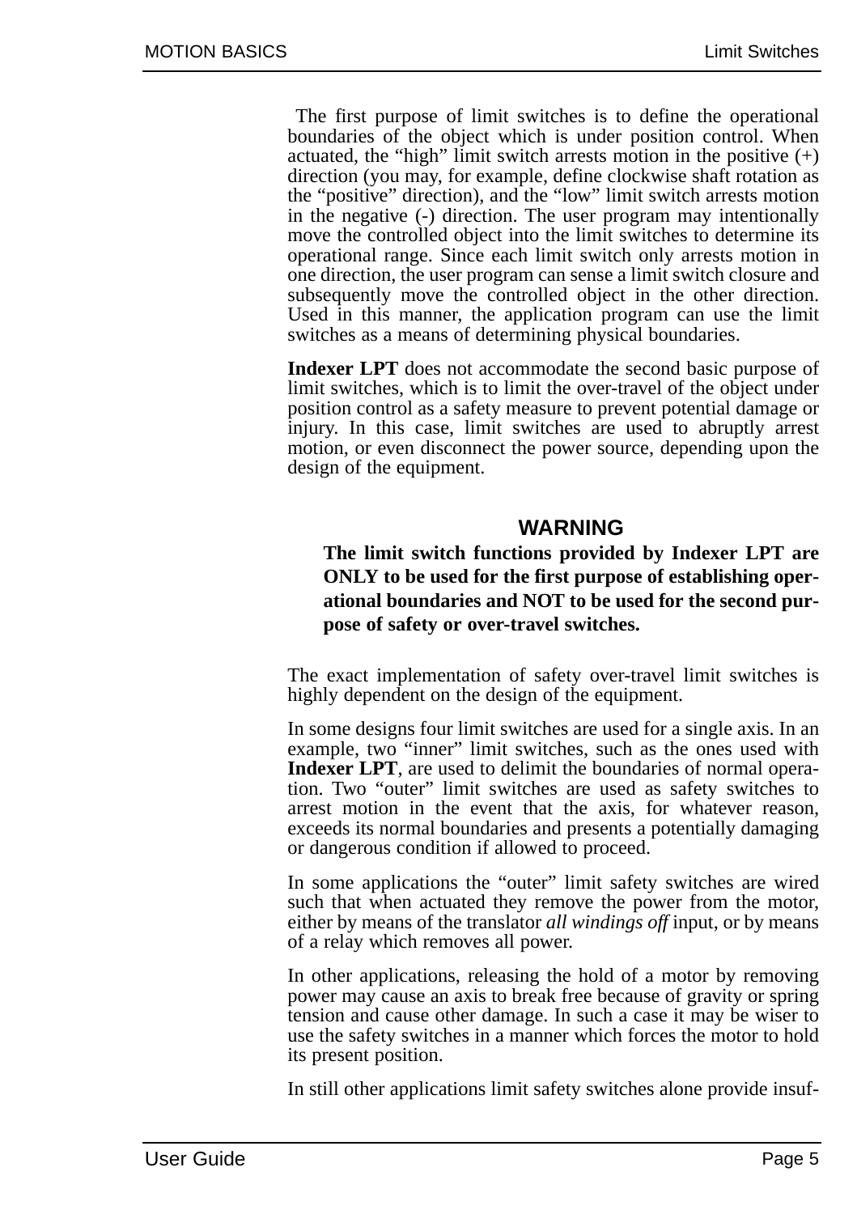The first purpose of limit switches is to define the operational boundaries of the object which is under position control. When actuated, the “high” limit switch arrests motion in the positive (+) direction (you may, for example, define clockwise shaft rotation as the “positive” direction), and the “low” limit switch arrests motion in the negative (-) direction. The user program may intentionally move the controlled object into the limit switches to determine its operational range. Since each limit switch only arrests motion in one direction, the user program can sense a limit switch closure and subsequently move the controlled object in the other direction. Used in this manner, the application program can use the limit switches as a means of determining physical boundaries.

**Indexer LPT** does not accommodate the second basic purpose of limit switches, which is to limit the over-travel of the object under position control as a safety measure to prevent potential damage or injury. In this case, limit switches are used to abruptly arrest motion, or even disconnect the power source, depending upon the design of the equipment.

**WARNING**

**The limit switch functions provided by Indexer LPT are ONLY to be used for the first purpose of establishing operational boundaries and NOT to be used for the second purpose of safety or over-travel switches.**

The exact implementation of safety over-travel limit switches is highly dependent on the design of the equipment.

In some designs four limit switches are used for a single axis. In an example, two “inner” limit switches, such as the ones used with **Indexer LPT**, are used to delimit the boundaries of normal operation. Two “outer” limit switches are used as safety switches to arrest motion in the event that the axis, for whatever reason, exceeds its normal boundaries and presents a potentially damaging or dangerous condition if allowed to proceed.

In some applications the “outer” limit safety switches are wired such that when actuated they remove the power from the motor, either by means of the translator *all windings off* input, or by means of a relay which removes all power.

In other applications, releasing the hold of a motor by removing power may cause an axis to break free because of gravity or spring tension and cause other damage. In such a case it may be wiser to use the safety switches in a manner which forces the motor to hold its present position.

In still other applications limit safety switches alone provide insuf-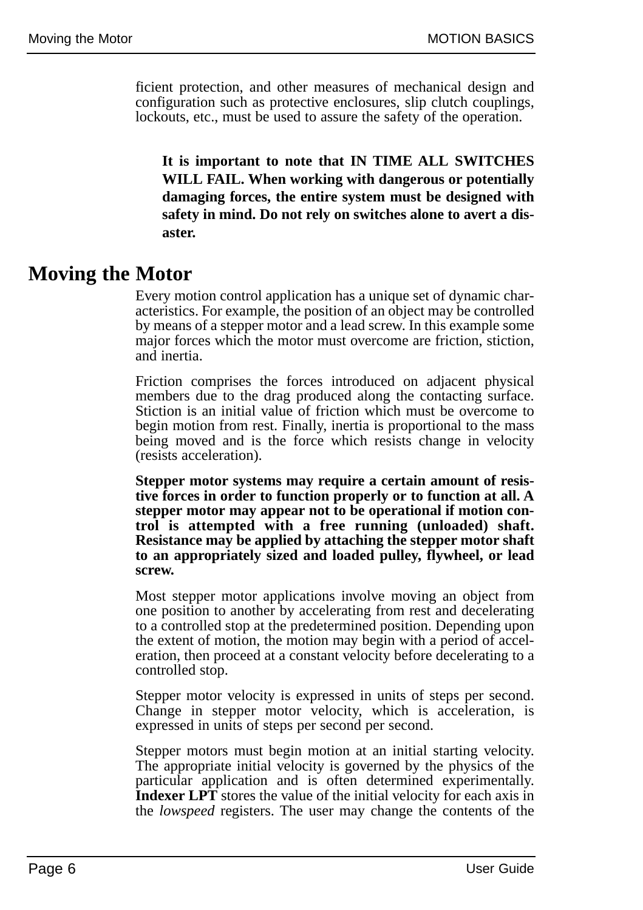ficient protection, and other measures of mechanical design and configuration such as protective enclosures, slip clutch couplings, lockouts, etc., must be used to assure the safety of the operation.

**It is important to note that IN TIME ALL SWITCHES WILL FAIL. When working with dangerous or potentially damaging forces, the entire system must be designed with safety in mind. Do not rely on switches alone to avert a disaster.**

# Moving the Motor

Every motion control application has a unique set of dynamic characteristics. For example, the position of an object may be controlled by means of a stepper motor and a lead screw. In this example some major forces which the motor must overcome are friction, stiction, and inertia.

Friction comprises the forces introduced on adjacent physical members due to the drag produced along the contacting surface. Stiction is an initial value of friction which must be overcome to begin motion from rest. Finally, inertia is proportional to the mass being moved and is the force which resists change in velocity (resists acceleration).

**Stepper motor systems may require a certain amount of resistive forces in order to function properly or to function at all. A stepper motor may appear not to be operational if motion control is attempted with a free running (unloaded) shaft. Resistance may be applied by attaching the stepper motor shaft to an appropriately sized and loaded pulley, flywheel, or lead screw.**

Most stepper motor applications involve moving an object from one position to another by accelerating from rest and decelerating to a controlled stop at the predetermined position. Depending upon the extent of motion, the motion may begin with a period of acceleration, then proceed at a constant velocity before decelerating to a controlled stop.

Stepper motor velocity is expressed in units of steps per second. Change in stepper motor velocity, which is acceleration, is expressed in units of steps per second per second.

Stepper motors must begin motion at an initial starting velocity. The appropriate initial velocity is governed by the physics of the particular application and is often determined experimentally. **Indexer LPT** stores the value of the initial velocity for each axis in the *lowspeed* registers. The user may change the contents of the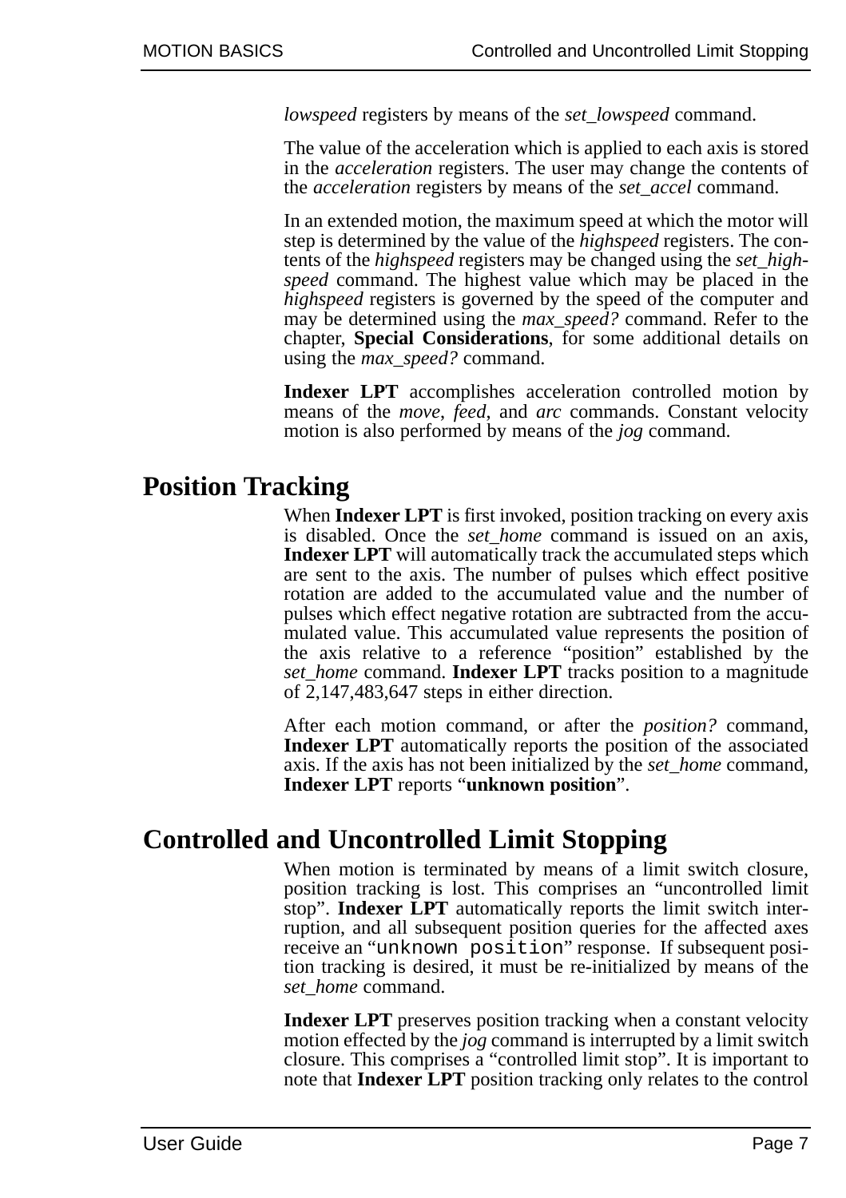*lowspeed* registers by means of the *set_lowspeed* command.

The value of the acceleration which is applied to each axis is stored in the *acceleration* registers. The user may change the contents of the *acceleration* registers by means of the *set_accel* command.

In an extended motion, the maximum speed at which the motor will step is determined by the value of the *highspeed* registers. The contents of the *highspeed* registers may be changed using the *set_highspeed* command. The highest value which may be placed in the *highspeed* registers is governed by the speed of the computer and may be determined using the *max_speed?* command. Refer to the chapter, **Special Considerations**, for some additional details on using the *max_speed?* command.

**Indexer LPT** accomplishes acceleration controlled motion by means of the *move*, *feed*, and *arc* commands. Constant velocity motion is also performed by means of the *jog* command.

# Position Tracking

When **Indexer LPT** is first invoked, position tracking on every axis is disabled. Once the *set_home* command is issued on an axis, **Indexer LPT** will automatically track the accumulated steps which are sent to the axis. The number of pulses which effect positive rotation are added to the accumulated value and the number of pulses which effect negative rotation are subtracted from the accumulated value. This accumulated value represents the position of the axis relative to a reference “position” established by the *set_home* command. **Indexer LPT** tracks position to a magnitude of 2,147,483,647 steps in either direction.

After each motion command, or after the *position?* command, **Indexer LPT** automatically reports the position of the associated axis. If the axis has not been initialized by the *set_home* command, **Indexer LPT** reports “**unknown position**”.

# Controlled and Uncontrolled Limit Stopping

When motion is terminated by means of a limit switch closure, position tracking is lost. This comprises an “uncontrolled limit stop”. **Indexer LPT** automatically reports the limit switch interruption, and all subsequent position queries for the affected axes receive an “`unknown position`” response. If subsequent position tracking is desired, it must be re-initialized by means of the *set_home* command.

**Indexer LPT** preserves position tracking when a constant velocity motion effected by the *jog* command is interrupted by a limit switch closure. This comprises a “controlled limit stop”. It is important to note that **Indexer LPT** position tracking only relates to the control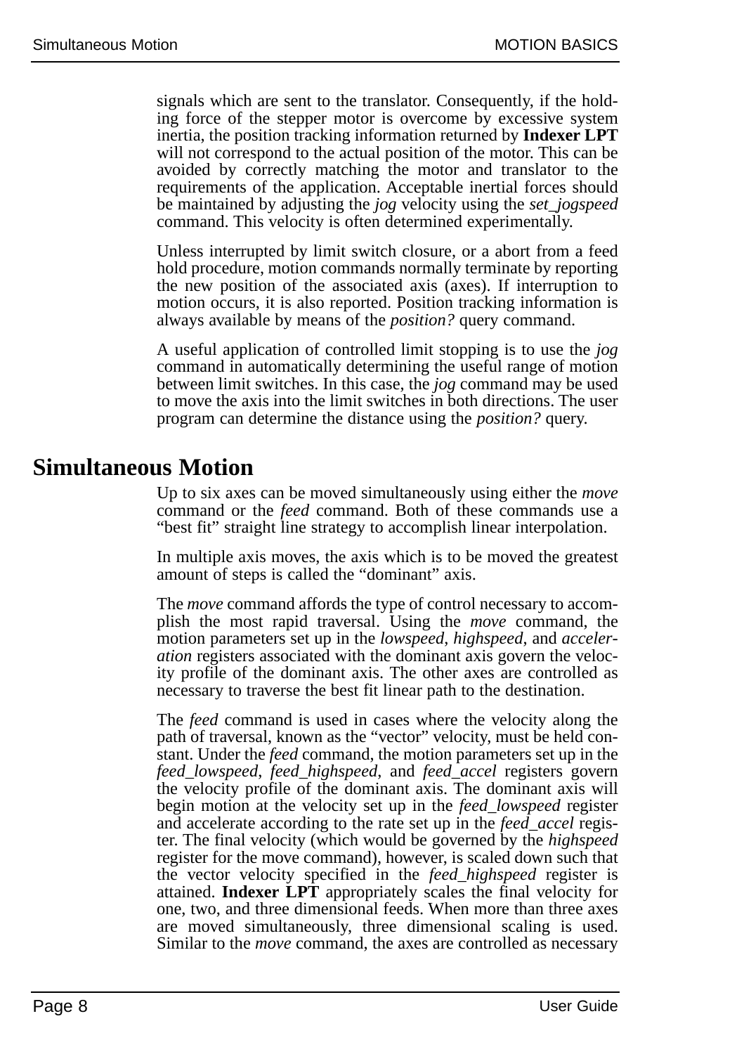signals which are sent to the translator. Consequently, if the holding force of the stepper motor is overcome by excessive system inertia, the position tracking information returned by **Indexer LPT** will not correspond to the actual position of the motor. This can be avoided by correctly matching the motor and translator to the requirements of the application. Acceptable inertial forces should be maintained by adjusting the *jog* velocity using the *set_jogspeed* command. This velocity is often determined experimentally.

Unless interrupted by limit switch closure, or a abort from a feed hold procedure, motion commands normally terminate by reporting the new position of the associated axis (axes). If interruption to motion occurs, it is also reported. Position tracking information is always available by means of the *position?* query command.

A useful application of controlled limit stopping is to use the *jog* command in automatically determining the useful range of motion between limit switches. In this case, the *jog* command may be used to move the axis into the limit switches in both directions. The user program can determine the distance using the *position?* query.

## Simultaneous Motion

Up to six axes can be moved simultaneously using either the *move* command or the *feed* command. Both of these commands use a "best fit" straight line strategy to accomplish linear interpolation.

In multiple axis moves, the axis which is to be moved the greatest amount of steps is called the "dominant" axis.

The *move* command affords the type of control necessary to accomplish the most rapid traversal. Using the *move* command, the motion parameters set up in the *lowspeed*, *highspeed*, and *acceleration* registers associated with the dominant axis govern the velocity profile of the dominant axis. The other axes are controlled as necessary to traverse the best fit linear path to the destination.

The *feed* command is used in cases where the velocity along the path of traversal, known as the "vector" velocity, must be held constant. Under the *feed* command, the motion parameters set up in the *feed_lowspeed*, *feed_highspeed*, and *feed_accel* registers govern the velocity profile of the dominant axis. The dominant axis will begin motion at the velocity set up in the *feed_lowspeed* register and accelerate according to the rate set up in the *feed_accel* register. The final velocity (which would be governed by the *highspeed* register for the move command), however, is scaled down such that the vector velocity specified in the *feed_highspeed* register is attained. **Indexer LPT** appropriately scales the final velocity for one, two, and three dimensional feeds. When more than three axes are moved simultaneously, three dimensional scaling is used. Similar to the *move* command, the axes are controlled as necessary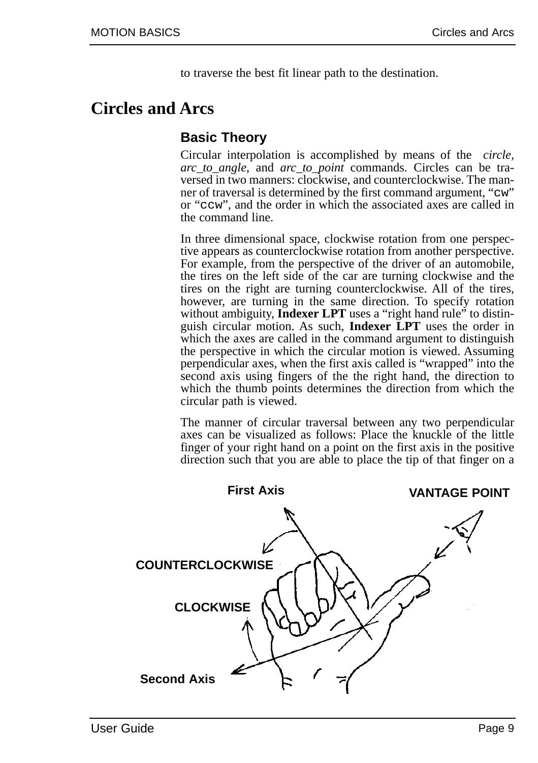to traverse the best fit linear path to the destination.

# Circles and Arcs

## Basic Theory

Circular interpolation is accomplished by means of the *circle*, *arc_to_angle*, and *arc_to_point* commands. Circles can be traversed in two manners: clockwise, and counterclockwise. The manner of traversal is determined by the first command argument, "`cw`" or "`ccw`", and the order in which the associated axes are called in the command line.

In three dimensional space, clockwise rotation from one perspective appears as counterclockwise rotation from another perspective. For example, from the perspective of the driver of an automobile, the tires on the left side of the car are turning clockwise and the tires on the right are turning counterclockwise. All of the tires, however, are turning in the same direction. To specify rotation without ambiguity, **Indexer LPT** uses a "right hand rule" to distinguish circular motion. As such, **Indexer LPT** uses the order in which the axes are called in the command argument to distinguish the perspective in which the circular motion is viewed. Assuming perpendicular axes, when the first axis called is "wrapped" into the second axis using fingers of the the right hand, the direction to which the thumb points determines the direction from which the circular path is viewed.

The manner of circular traversal between any two perpendicular axes can be visualized as follows: Place the knuckle of the little finger of your right hand on a point on the first axis in the positive direction such that you are able to place the tip of that finger on a

First Axis

VANTAGE POINT

COUNTERCLOCKWISE

CLOCKWISE

Second Axis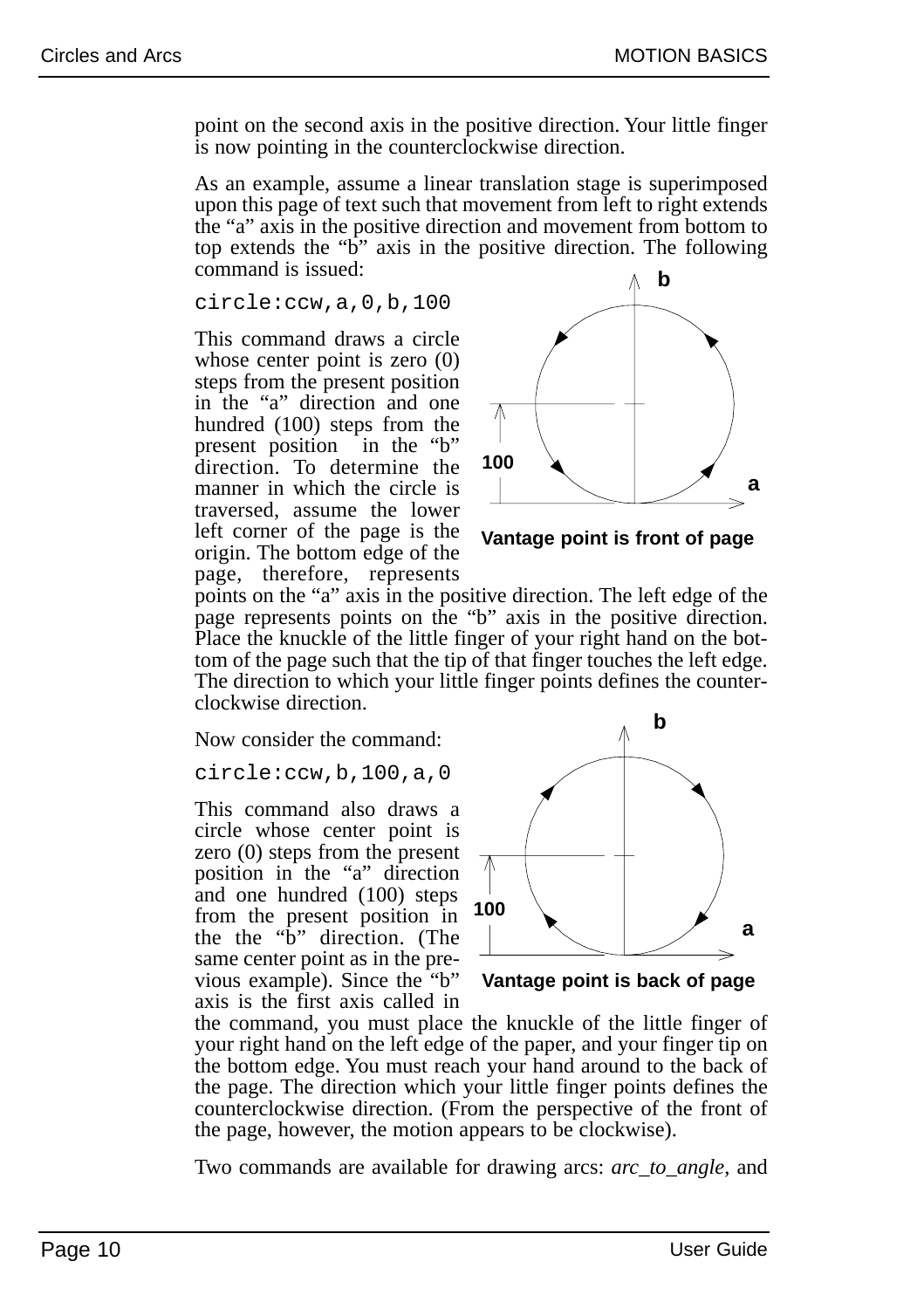point on the second axis in the positive direction. Your little finger is now pointing in the counterclockwise direction.

As an example, assume a linear translation stage is superimposed upon this page of text such that movement from left to right extends the "a" axis in the positive direction and movement from bottom to top extends the "b" axis in the positive direction. The following command is issued:

```
circle:ccw,a,0,b,100
```

This command draws a circle whose center point is zero (0) steps from the present position in the "a" direction and one hundred (100) steps from the present position in the "b" direction. To determine the manner in which the circle is traversed, assume the lower left corner of the page is the origin. The bottom edge of the page, therefore, represents points on the "a" axis in the positive direction. The left edge of the page represents points on the "b" axis in the positive direction. Place the knuckle of the little finger of your right hand on the bottom of the page such that the tip of that finger touches the left edge. The direction to which your little finger points defines the counterclockwise direction.

Vantage point is front of page

Now consider the command:

```
circle:ccw,b,100,a,0
```

This command also draws a circle whose center point is zero (0) steps from the present position in the "a" direction and one hundred (100) steps from the present position in the the "b" direction. (The same center point as in the previous example). Since the "b" axis is the first axis called in the command, you must place the knuckle of the little finger of your right hand on the left edge of the paper, and your finger tip on the bottom edge. You must reach your hand around to the back of the page. The direction which your little finger points defines the counterclockwise direction. (From the perspective of the front of the page, however, the motion appears to be clockwise).

Vantage point is back of page

Two commands are available for drawing arcs: *arc_to_angle*, and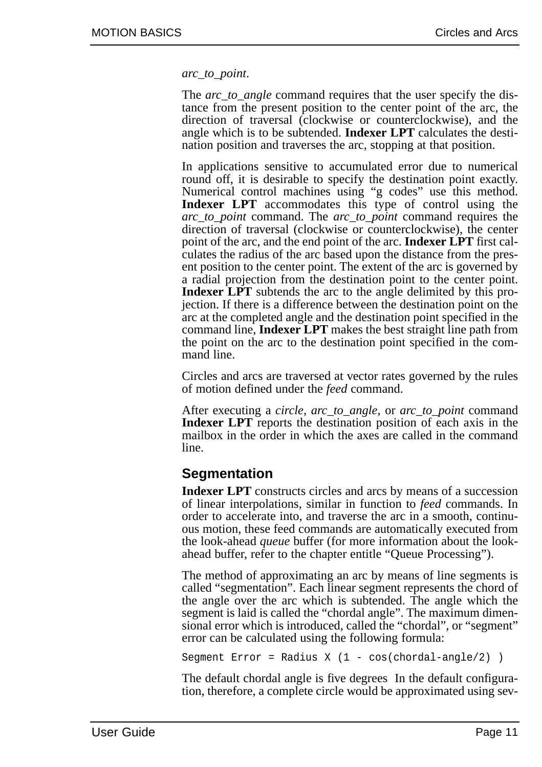*arc_to_point*.

The *arc_to_angle* command requires that the user specify the distance from the present position to the center point of the arc, the direction of traversal (clockwise or counterclockwise), and the angle which is to be subtended. **Indexer LPT** calculates the destination position and traverses the arc, stopping at that position.

In applications sensitive to accumulated error due to numerical round off, it is desirable to specify the destination point exactly. Numerical control machines using "g codes" use this method. **Indexer LPT** accommodates this type of control using the *arc_to_point* command. The *arc_to_point* command requires the direction of traversal (clockwise or counterclockwise), the center point of the arc, and the end point of the arc. **Indexer LPT** first calculates the radius of the arc based upon the distance from the present position to the center point. The extent of the arc is governed by a radial projection from the destination point to the center point. **Indexer LPT** subtends the arc to the angle delimited by this projection. If there is a difference between the destination point on the arc at the completed angle and the destination point specified in the command line, **Indexer LPT** makes the best straight line path from the point on the arc to the destination point specified in the command line.

Circles and arcs are traversed at vector rates governed by the rules of motion defined under the *feed* command.

After executing a *circle*, *arc_to_angle*, or *arc_to_point* command **Indexer LPT** reports the destination position of each axis in the mailbox in the order in which the axes are called in the command line.

## Segmentation

**Indexer LPT** constructs circles and arcs by means of a succession of linear interpolations, similar in function to *feed* commands. In order to accelerate into, and traverse the arc in a smooth, continuous motion, these feed commands are automatically executed from the look-ahead *queue* buffer (for more information about the look-ahead buffer, refer to the chapter entitle "Queue Processing").

The method of approximating an arc by means of line segments is called "segmentation". Each linear segment represents the chord of the angle over the arc which is subtended. The angle which the segment is laid is called the "chordal angle". The maximum dimensional error which is introduced, called the "chordal", or "segment" error can be calculated using the following formula:

```
Segment Error = Radius X (1 - cos(chordal-angle/2) )
```

The default chordal angle is five degrees In the default configuration, therefore, a complete circle would be approximated using sev-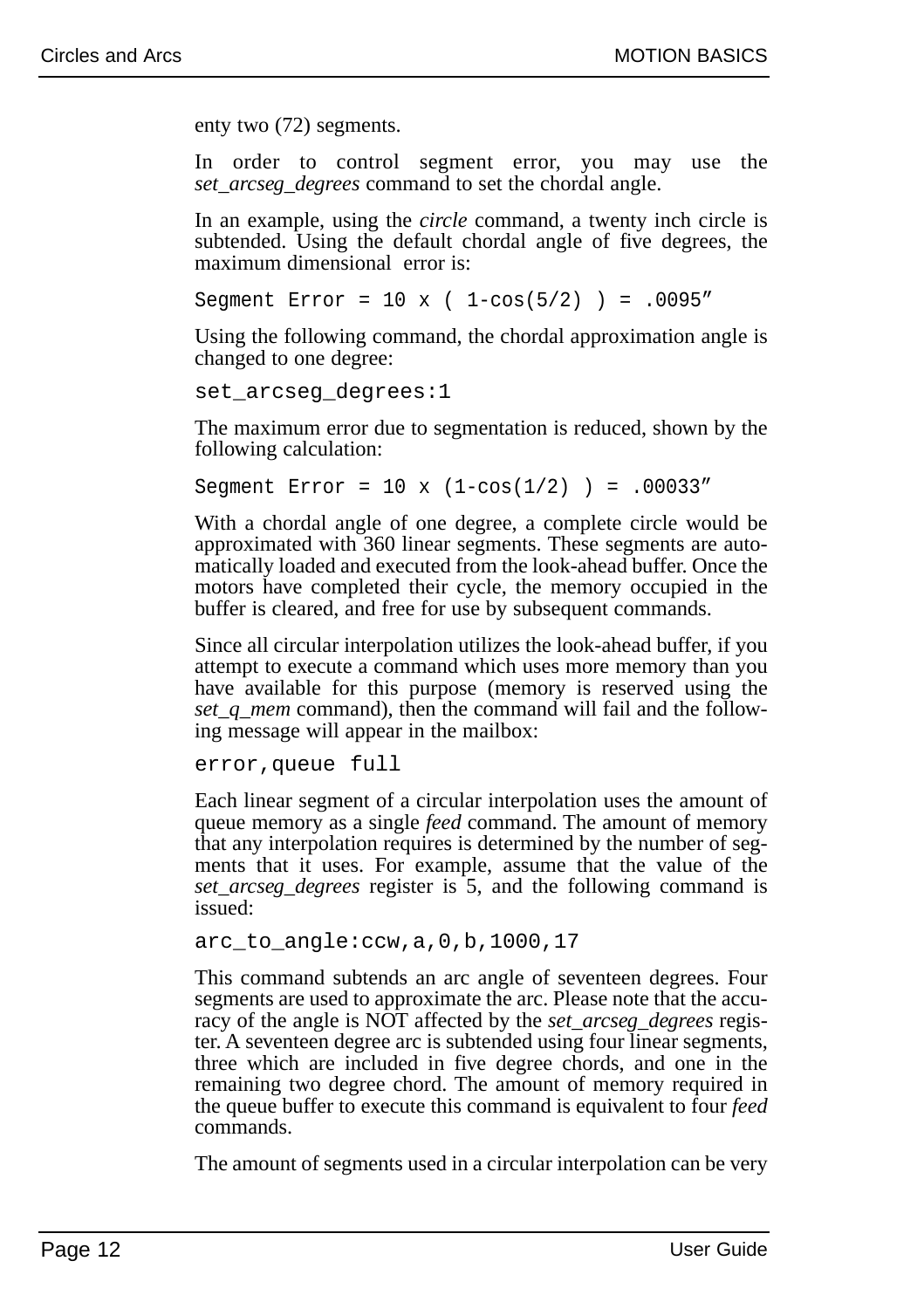enty two (72) segments.

In order to control segment error, you may use the *set_arcseg_degrees* command to set the chordal angle.

In an example, using the *circle* command, a twenty inch circle is subtended. Using the default chordal angle of five degrees, the maximum dimensional error is:

```
Segment Error = 10 x ( 1-cos(5/2) ) = .0095"
```

Using the following command, the chordal approximation angle is changed to one degree:

```
set_arcseg_degrees:1
```

The maximum error due to segmentation is reduced, shown by the following calculation:

```
Segment Error = 10 x (1-cos(1/2) ) = .00033"
```

With a chordal angle of one degree, a complete circle would be approximated with 360 linear segments. These segments are automatically loaded and executed from the look-ahead buffer. Once the motors have completed their cycle, the memory occupied in the buffer is cleared, and free for use by subsequent commands.

Since all circular interpolation utilizes the look-ahead buffer, if you attempt to execute a command which uses more memory than you have available for this purpose (memory is reserved using the *set_q_mem* command), then the command will fail and the following message will appear in the mailbox:

```
error,queue full
```

Each linear segment of a circular interpolation uses the amount of queue memory as a single *feed* command. The amount of memory that any interpolation requires is determined by the number of segments that it uses. For example, assume that the value of the *set_arcseg_degrees* register is 5, and the following command is issued:

```
arc_to_angle:ccw,a,0,b,1000,17
```

This command subtends an arc angle of seventeen degrees. Four segments are used to approximate the arc. Please note that the accuracy of the angle is NOT affected by the *set_arcseg_degrees* register. A seventeen degree arc is subtended using four linear segments, three which are included in five degree chords, and one in the remaining two degree chord. The amount of memory required in the queue buffer to execute this command is equivalent to four *feed* commands.

The amount of segments used in a circular interpolation can be very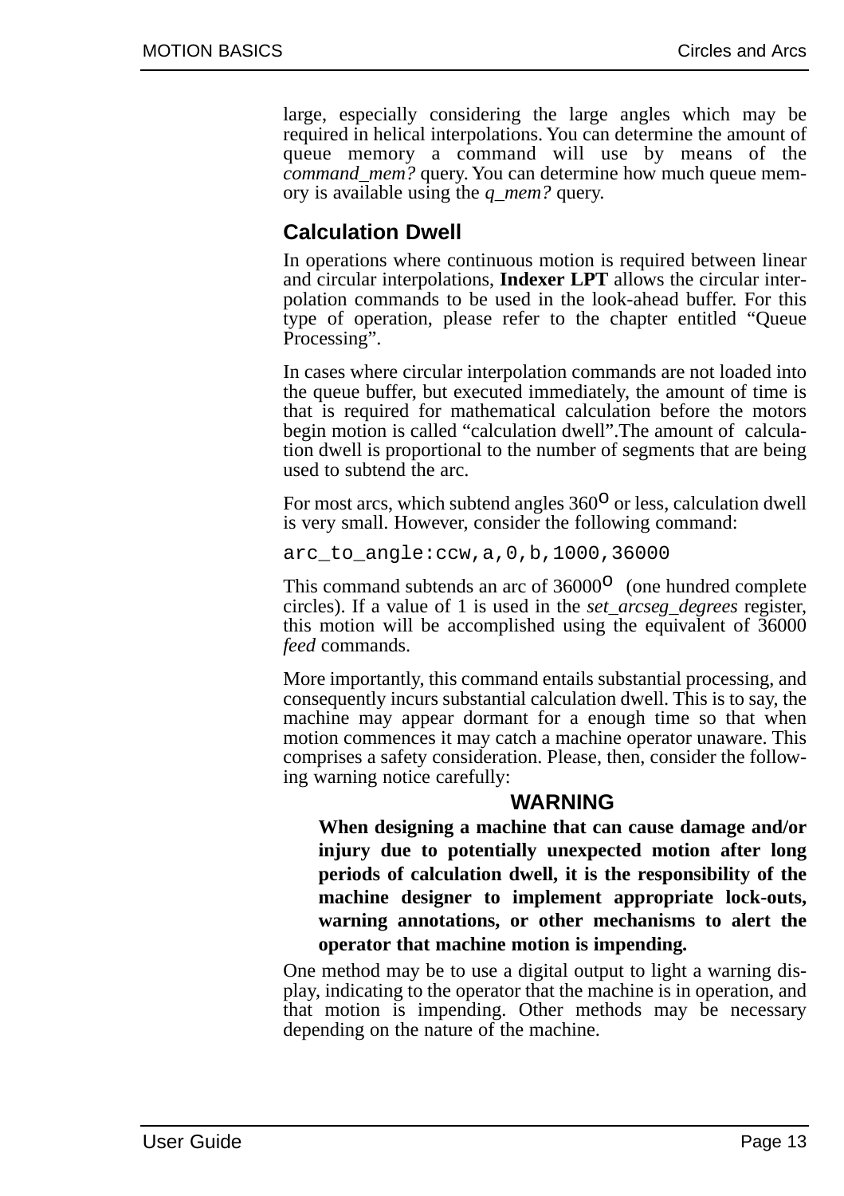large, especially considering the large angles which may be required in helical interpolations. You can determine the amount of queue memory a command will use by means of the *command_mem?* query. You can determine how much queue memory is available using the *q_mem?* query.

## Calculation Dwell

In operations where continuous motion is required between linear and circular interpolations, **Indexer LPT** allows the circular interpolation commands to be used in the look-ahead buffer. For this type of operation, please refer to the chapter entitled "Queue Processing".

In cases where circular interpolation commands are not loaded into the queue buffer, but executed immediately, the amount of time is that is required for mathematical calculation before the motors begin motion is called "calculation dwell".The amount of calculation dwell is proportional to the number of segments that are being used to subtend the arc.

For most arcs, which subtend angles $360^{o}$ or less, calculation dwell is very small. However, consider the following command:

```
arc_to_angle:ccw,a,0,b,1000,36000
```

This command subtends an arc of $36000^{o}$ (one hundred complete circles). If a value of 1 is used in the *set_arcseg_degrees* register, this motion will be accomplished using the equivalent of 36000 *feed* commands.

More importantly, this command entails substantial processing, and consequently incurs substantial calculation dwell. This is to say, the machine may appear dormant for a enough time so that when motion commences it may catch a machine operator unaware. This comprises a safety consideration. Please, then, consider the following warning notice carefully:

**WARNING**

**When designing a machine that can cause damage and/or injury due to potentially unexpected motion after long periods of calculation dwell, it is the responsibility of the machine designer to implement appropriate lock-outs, warning annotations, or other mechanisms to alert the operator that machine motion is impending.**

One method may be to use a digital output to light a warning display, indicating to the operator that the machine is in operation, and that motion is impending. Other methods may be necessary depending on the nature of the machine.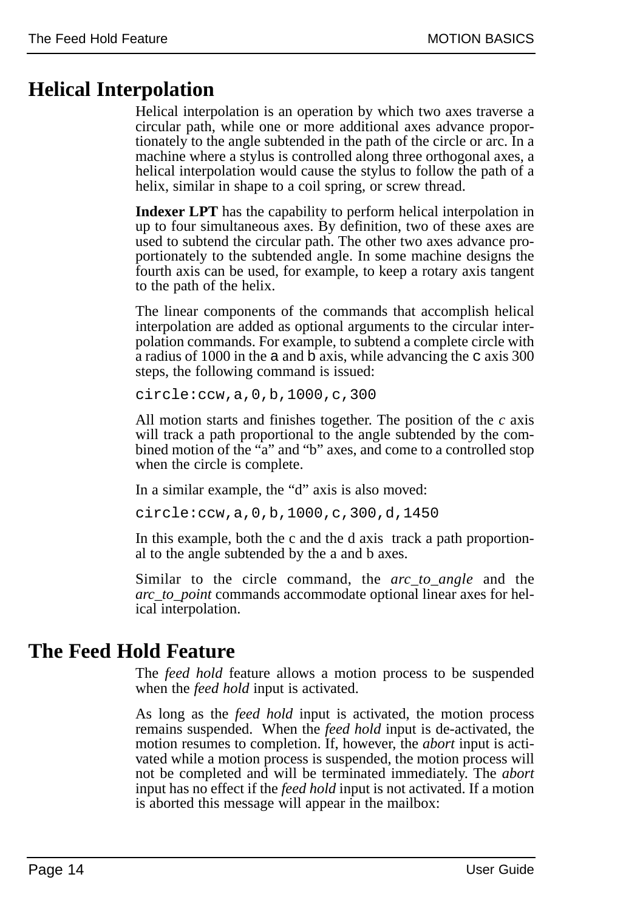# Helical Interpolation

Helical interpolation is an operation by which two axes traverse a circular path, while one or more additional axes advance proportionately to the angle subtended in the path of the circle or arc. In a machine where a stylus is controlled along three orthogonal axes, a helical interpolation would cause the stylus to follow the path of a helix, similar in shape to a coil spring, or screw thread.

**Indexer LPT** has the capability to perform helical interpolation in up to four simultaneous axes. By definition, two of these axes are used to subtend the circular path. The other two axes advance proportionately to the subtended angle. In some machine designs the fourth axis can be used, for example, to keep a rotary axis tangent to the path of the helix.

The linear components of the commands that accomplish helical interpolation are added as optional arguments to the circular interpolation commands. For example, to subtend a complete circle with a radius of 1000 in the `a` and `b` axis, while advancing the `c` axis 300 steps, the following command is issued:

```
circle:ccw,a,0,b,1000,c,300
```

All motion starts and finishes together. The position of the *c* axis will track a path proportional to the angle subtended by the combined motion of the "a" and "b" axes, and come to a controlled stop when the circle is complete.

In a similar example, the "d" axis is also moved:

```
circle:ccw,a,0,b,1000,c,300,d,1450
```

In this example, both the c and the d axis track a path proportional to the angle subtended by the a and b axes.

Similar to the circle command, the *arc_to_angle* and the *arc_to_point* commands accommodate optional linear axes for helical interpolation.

# The Feed Hold Feature

The *feed hold* feature allows a motion process to be suspended when the *feed hold* input is activated.

As long as the *feed hold* input is activated, the motion process remains suspended. When the *feed hold* input is de-activated, the motion resumes to completion. If, however, the *abort* input is activated while a motion process is suspended, the motion process will not be completed and will be terminated immediately. The *abort* input has no effect if the *feed hold* input is not activated. If a motion is aborted this message will appear in the mailbox: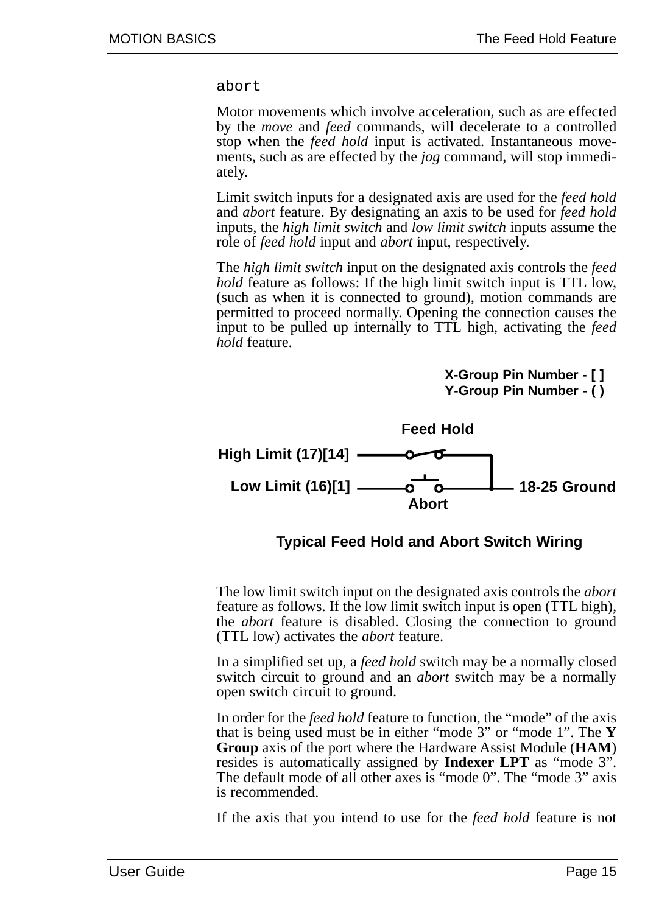```
abort
```

Motor movements which involve acceleration, such as are effected by the *move* and *feed* commands, will decelerate to a controlled stop when the *feed hold* input is activated. Instantaneous movements, such as are effected by the *jog* command, will stop immediately.

Limit switch inputs for a designated axis are used for the *feed hold* and *abort* feature. By designating an axis to be used for *feed hold* inputs, the *high limit switch* and *low limit switch* inputs assume the role of *feed hold* input and *abort* input, respectively.

The *high limit switch* input on the designated axis controls the *feed hold* feature as follows: If the high limit switch input is TTL low, (such as when it is connected to ground), motion commands are permitted to proceed normally. Opening the connection causes the input to be pulled up internally to TTL high, activating the *feed hold* feature.

**X-Group Pin Number - [ ]**
**Y-Group Pin Number - ( )**

**Feed Hold**
**High Limit (17)[14]**
**Low Limit (16)[1]**
**18-25 Ground**
**Abort**

**Typical Feed Hold and Abort Switch Wiring**

The low limit switch input on the designated axis controls the *abort* feature as follows. If the low limit switch input is open (TTL high), the *abort* feature is disabled. Closing the connection to ground (TTL low) activates the *abort* feature.

In a simplified set up, a *feed hold* switch may be a normally closed switch circuit to ground and an *abort* switch may be a normally open switch circuit to ground.

In order for the *feed hold* feature to function, the "mode" of the axis that is being used must be in either "mode 3" or "mode 1". The **Y Group** axis of the port where the Hardware Assist Module (**HAM**) resides is automatically assigned by **Indexer LPT** as "mode 3". The default mode of all other axes is "mode 0". The "mode 3" axis is recommended.

If the axis that you intend to use for the *feed hold* feature is not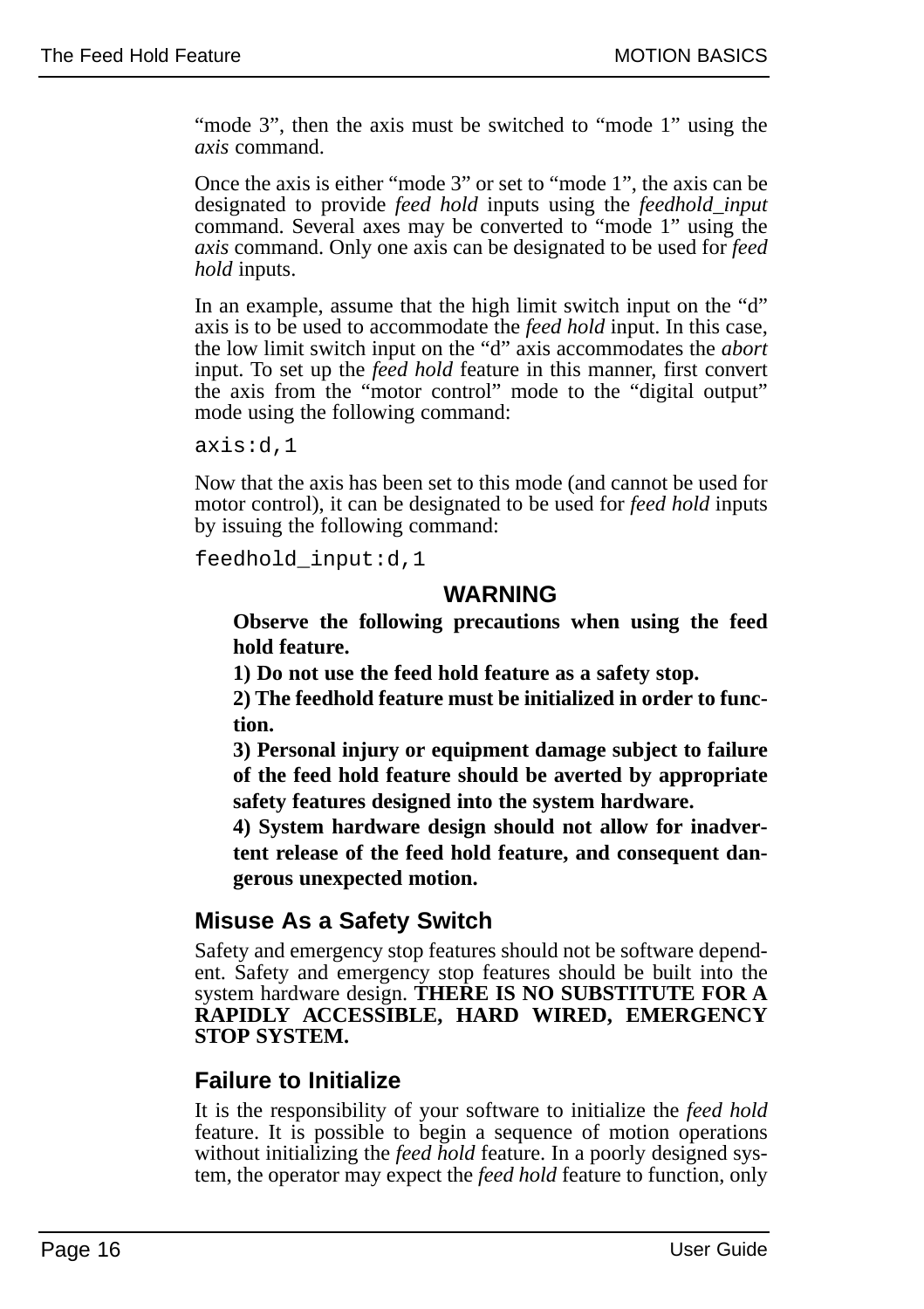"mode 3", then the axis must be switched to "mode 1" using the *axis* command.

Once the axis is either "mode 3" or set to "mode 1", the axis can be designated to provide *feed hold* inputs using the *feedhold_input* command. Several axes may be converted to "mode 1" using the *axis* command. Only one axis can be designated to be used for *feed hold* inputs.

In an example, assume that the high limit switch input on the "d" axis is to be used to accommodate the *feed hold* input. In this case, the low limit switch input on the "d" axis accommodates the *abort* input. To set up the *feed hold* feature in this manner, first convert the axis from the "motor control" mode to the "digital output" mode using the following command:

```
axis:d,1
```

Now that the axis has been set to this mode (and cannot be used for motor control), it can be designated to be used for *feed hold* inputs by issuing the following command:

```
feedhold_input:d,1
```

**WARNING**

**Observe the following precautions when using the feed hold feature.**

**1) Do not use the feed hold feature as a safety stop.**

**2) The feedhold feature must be initialized in order to function.**

**3) Personal injury or equipment damage subject to failure of the feed hold feature should be averted by appropriate safety features designed into the system hardware.**

**4) System hardware design should not allow for inadvertent release of the feed hold feature, and consequent dangerous unexpected motion.**

## Misuse As a Safety Switch

Safety and emergency stop features should not be software dependent. Safety and emergency stop features should be built into the system hardware design. **THERE IS NO SUBSTITUTE FOR A RAPIDLY ACCESSIBLE, HARD WIRED, EMERGENCY STOP SYSTEM.**

## Failure to Initialize

It is the responsibility of your software to initialize the *feed hold* feature. It is possible to begin a sequence of motion operations without initializing the *feed hold* feature. In a poorly designed system, the operator may expect the *feed hold* feature to function, only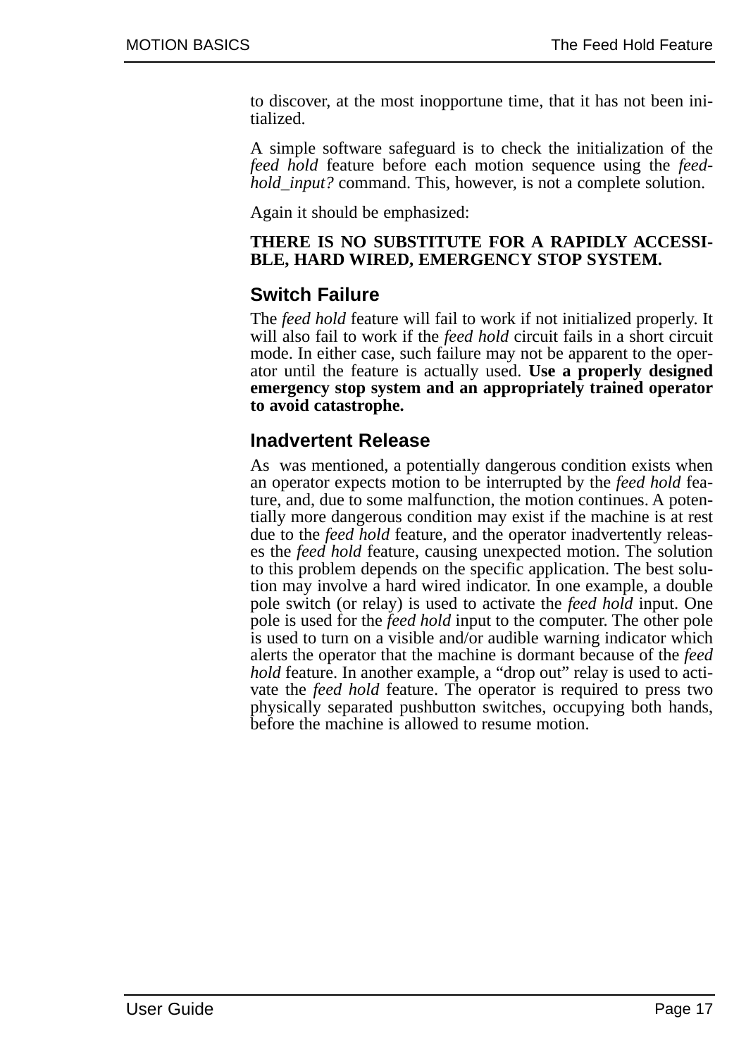to discover, at the most inopportune time, that it has not been initialized.

A simple software safeguard is to check the initialization of the *feed hold* feature before each motion sequence using the *feed-hold_input?* command. This, however, is not a complete solution.

Again it should be emphasized:

**THERE IS NO SUBSTITUTE FOR A RAPIDLY ACCESSIBLE, HARD WIRED, EMERGENCY STOP SYSTEM.**

### Switch Failure

The *feed hold* feature will fail to work if not initialized properly. It will also fail to work if the *feed hold* circuit fails in a short circuit mode. In either case, such failure may not be apparent to the operator until the feature is actually used. **Use a properly designed emergency stop system and an appropriately trained operator to avoid catastrophe.**

### Inadvertent Release

As was mentioned, a potentially dangerous condition exists when an operator expects motion to be interrupted by the *feed hold* feature, and, due to some malfunction, the motion continues. A potentially more dangerous condition may exist if the machine is at rest due to the *feed hold* feature, and the operator inadvertently releases the *feed hold* feature, causing unexpected motion. The solution to this problem depends on the specific application. The best solution may involve a hard wired indicator. In one example, a double pole switch (or relay) is used to activate the *feed hold* input. One pole is used for the *feed hold* input to the computer. The other pole is used to turn on a visible and/or audible warning indicator which alerts the operator that the machine is dormant because of the *feed hold* feature. In another example, a “drop out” relay is used to activate the *feed hold* feature. The operator is required to press two physically separated pushbutton switches, occupying both hands, before the machine is allowed to resume motion.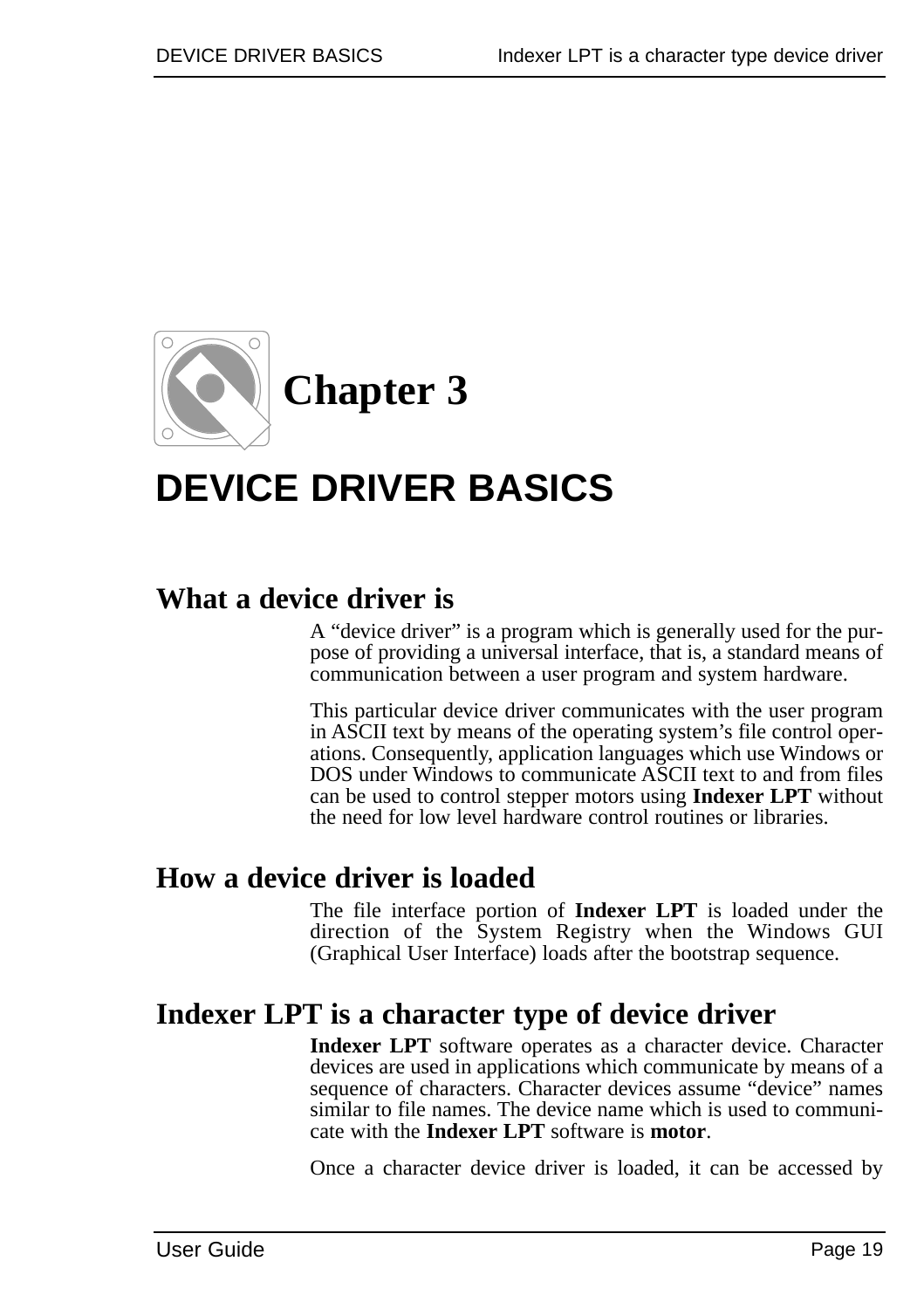# Chapter 3

# DEVICE DRIVER BASICS

## What a device driver is

A “device driver” is a program which is generally used for the purpose of providing a universal interface, that is, a standard means of communication between a user program and system hardware.

This particular device driver communicates with the user program in ASCII text by means of the operating system’s file control operations. Consequently, application languages which use Windows or DOS under Windows to communicate ASCII text to and from files can be used to control stepper motors using **Indexer LPT** without the need for low level hardware control routines or libraries.

## How a device driver is loaded

The file interface portion of **Indexer LPT** is loaded under the direction of the System Registry when the Windows GUI (Graphical User Interface) loads after the bootstrap sequence.

## Indexer LPT is a character type of device driver

**Indexer LPT** software operates as a character device. Character devices are used in applications which communicate by means of a sequence of characters. Character devices assume “device” names similar to file names. The device name which is used to communicate with the **Indexer LPT** software is **motor**.

Once a character device driver is loaded, it can be accessed by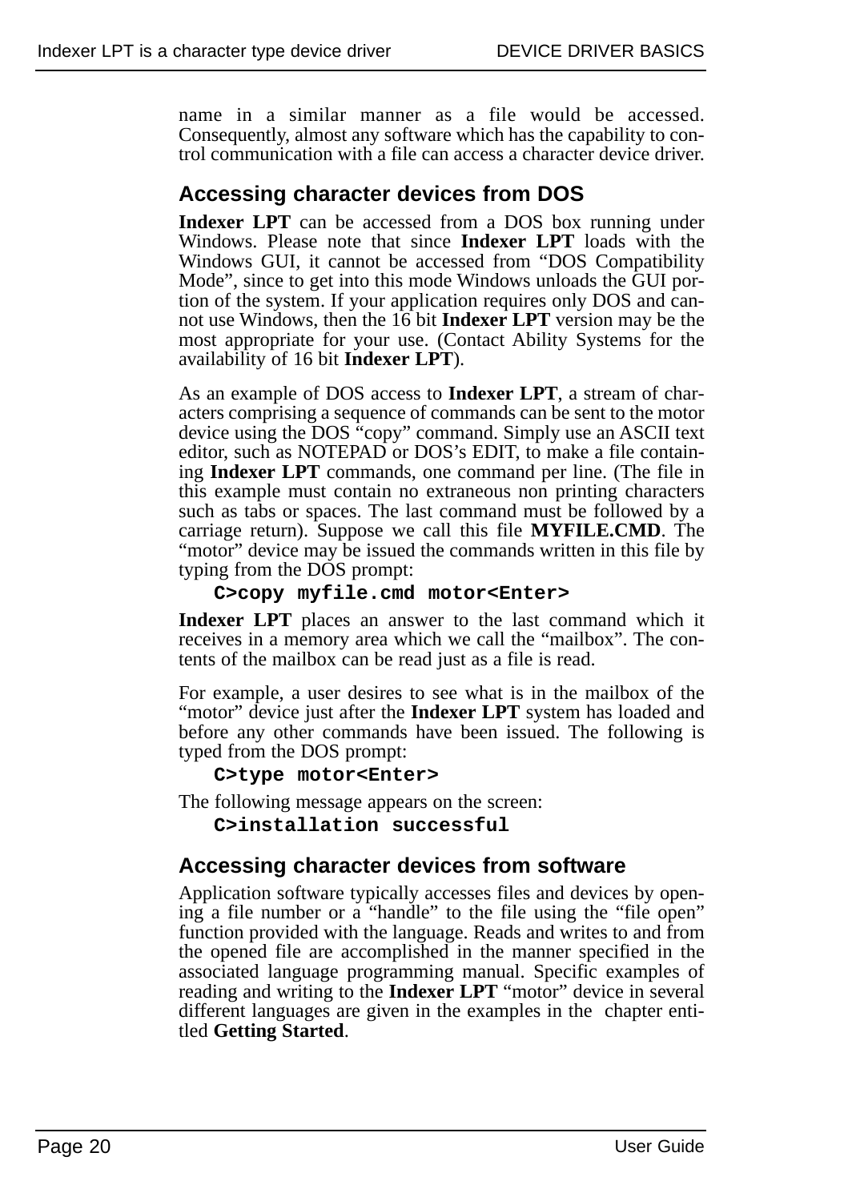name in a similar manner as a file would be accessed. Consequently, almost any software which has the capability to control communication with a file can access a character device driver.

## Accessing character devices from DOS

**Indexer LPT** can be accessed from a DOS box running under Windows. Please note that since **Indexer LPT** loads with the Windows GUI, it cannot be accessed from “DOS Compatibility Mode”, since to get into this mode Windows unloads the GUI portion of the system. If your application requires only DOS and cannot use Windows, then the 16 bit **Indexer LPT** version may be the most appropriate for your use. (Contact Ability Systems for the availability of 16 bit **Indexer LPT**).

As an example of DOS access to **Indexer LPT**, a stream of characters comprising a sequence of commands can be sent to the motor device using the DOS “copy” command. Simply use an ASCII text editor, such as NOTEPAD or DOS’s EDIT, to make a file containing **Indexer LPT** commands, one command per line. (The file in this example must contain no extraneous non printing characters such as tabs or spaces. The last command must be followed by a carriage return). Suppose we call this file **MYFILE.CMD**. The “motor” device may be issued the commands written in this file by typing from the DOS prompt:

```
C>copy myfile.cmd motor<Enter>
```

**Indexer LPT** places an answer to the last command which it receives in a memory area which we call the “mailbox”. The contents of the mailbox can be read just as a file is read.

For example, a user desires to see what is in the mailbox of the “motor” device just after the **Indexer LPT** system has loaded and before any other commands have been issued. The following is typed from the DOS prompt:

```
C>type motor<Enter>
```

The following message appears on the screen:

```
C>installation successful
```

## Accessing character devices from software

Application software typically accesses files and devices by opening a file number or a “handle” to the file using the “file open” function provided with the language. Reads and writes to and from the opened file are accomplished in the manner specified in the associated language programming manual. Specific examples of reading and writing to the **Indexer LPT** “motor” device in several different languages are given in the examples in the chapter entitled **Getting Started**.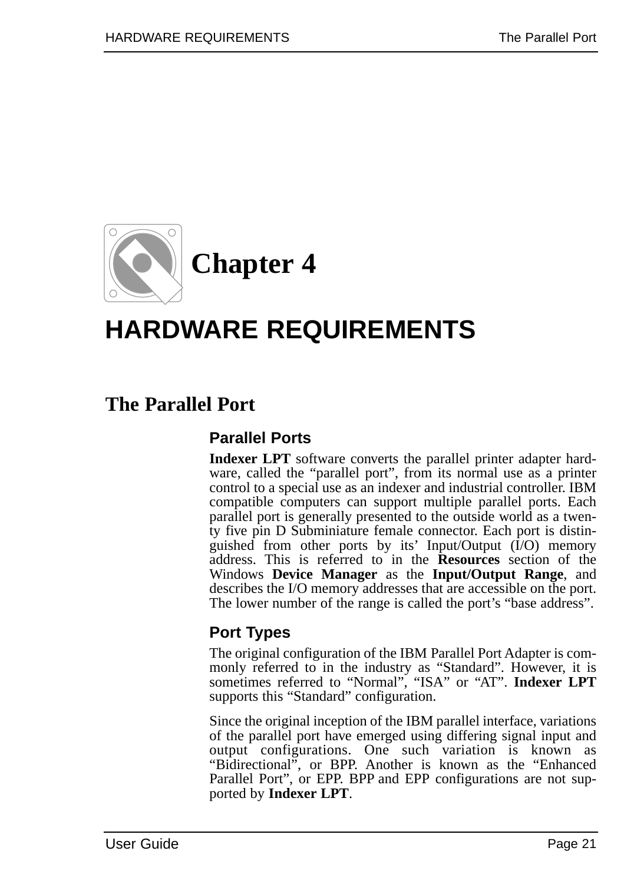# Chapter 4

# HARDWARE REQUIREMENTS

## The Parallel Port

### Parallel Ports

**Indexer LPT** software converts the parallel printer adapter hardware, called the “parallel port”, from its normal use as a printer control to a special use as an indexer and industrial controller. IBM compatible computers can support multiple parallel ports. Each parallel port is generally presented to the outside world as a twenty five pin D Subminiature female connector. Each port is distinguished from other ports by its’ Input/Output (I/O) memory address. This is referred to in the **Resources** section of the Windows **Device Manager** as the **Input/Output Range**, and describes the I/O memory addresses that are accessible on the port. The lower number of the range is called the port’s “base address”.

### Port Types

The original configuration of the IBM Parallel Port Adapter is commonly referred to in the industry as “Standard”. However, it is sometimes referred to “Normal”, “ISA” or “AT”. **Indexer LPT** supports this “Standard” configuration.

Since the original inception of the IBM parallel interface, variations of the parallel port have emerged using differing signal input and output configurations. One such variation is known as “Bidirectional”, or BPP. Another is known as the “Enhanced Parallel Port”, or EPP. BPP and EPP configurations are not supported by **Indexer LPT**.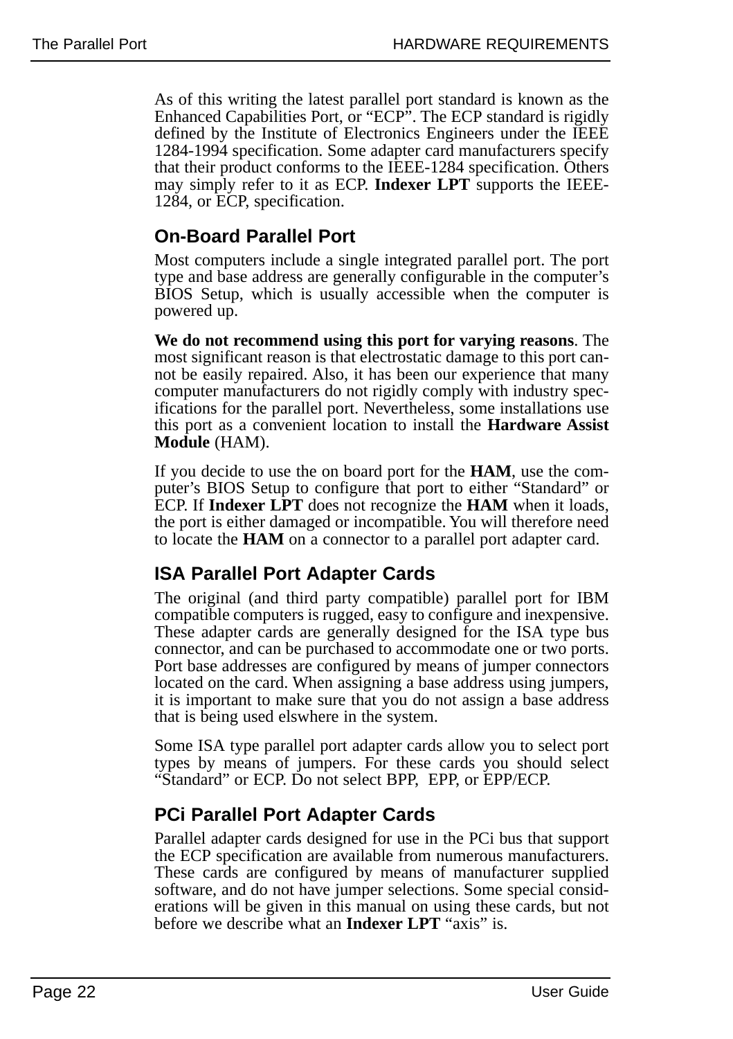As of this writing the latest parallel port standard is known as the Enhanced Capabilities Port, or "ECP". The ECP standard is rigidly defined by the Institute of Electronics Engineers under the IEEE 1284-1994 specification. Some adapter card manufacturers specify that their product conforms to the IEEE-1284 specification. Others may simply refer to it as ECP. **Indexer LPT** supports the IEEE-1284, or ECP, specification.

## On-Board Parallel Port

Most computers include a single integrated parallel port. The port type and base address are generally configurable in the computer's BIOS Setup, which is usually accessible when the computer is powered up.

**We do not recommend using this port for varying reasons**. The most significant reason is that electrostatic damage to this port cannot be easily repaired. Also, it has been our experience that many computer manufacturers do not rigidly comply with industry specifications for the parallel port. Nevertheless, some installations use this port as a convenient location to install the **Hardware Assist Module** (HAM).

If you decide to use the on board port for the **HAM**, use the computer's BIOS Setup to configure that port to either "Standard" or ECP. If **Indexer LPT** does not recognize the **HAM** when it loads, the port is either damaged or incompatible. You will therefore need to locate the **HAM** on a connector to a parallel port adapter card.

## ISA Parallel Port Adapter Cards

The original (and third party compatible) parallel port for IBM compatible computers is rugged, easy to configure and inexpensive. These adapter cards are generally designed for the ISA type bus connector, and can be purchased to accommodate one or two ports. Port base addresses are configured by means of jumper connectors located on the card. When assigning a base address using jumpers, it is important to make sure that you do not assign a base address that is being used elswhere in the system.

Some ISA type parallel port adapter cards allow you to select port types by means of jumpers. For these cards you should select "Standard" or ECP. Do not select BPP, EPP, or EPP/ECP.

## PCi Parallel Port Adapter Cards

Parallel adapter cards designed for use in the PCi bus that support the ECP specification are available from numerous manufacturers. These cards are configured by means of manufacturer supplied software, and do not have jumper selections. Some special considerations will be given in this manual on using these cards, but not before we describe what an **Indexer LPT** "axis" is.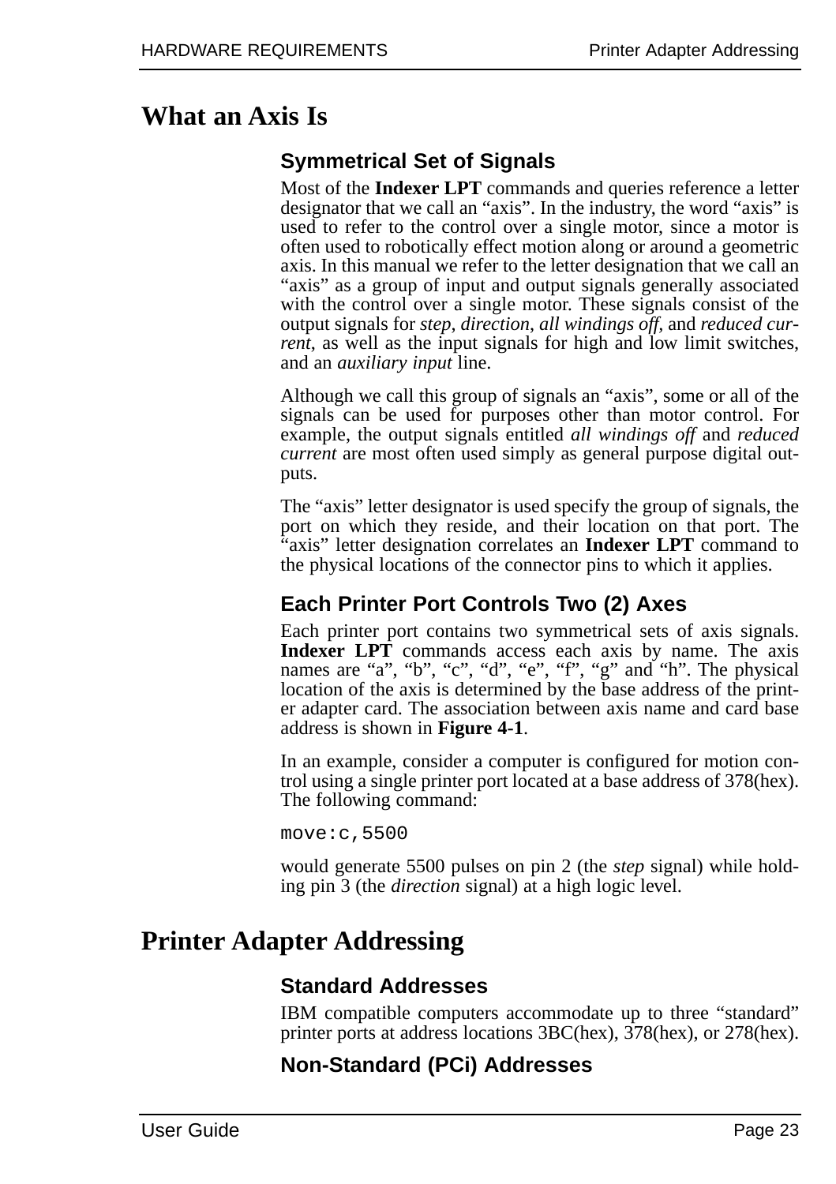# What an Axis Is

## Symmetrical Set of Signals

Most of the **Indexer LPT** commands and queries reference a letter designator that we call an “axis”. In the industry, the word “axis” is used to refer to the control over a single motor, since a motor is often used to robotically effect motion along or around a geometric axis. In this manual we refer to the letter designation that we call an “axis” as a group of input and output signals generally associated with the control over a single motor. These signals consist of the output signals for *step*, *direction*, *all windings off*, and *reduced current*, as well as the input signals for high and low limit switches, and an *auxiliary input* line.

Although we call this group of signals an “axis”, some or all of the signals can be used for purposes other than motor control. For example, the output signals entitled *all windings off* and *reduced current* are most often used simply as general purpose digital outputs.

The “axis” letter designator is used specify the group of signals, the port on which they reside, and their location on that port. The “axis” letter designation correlates an **Indexer LPT** command to the physical locations of the connector pins to which it applies.

## Each Printer Port Controls Two (2) Axes

Each printer port contains two symmetrical sets of axis signals. **Indexer LPT** commands access each axis by name. The axis names are “a”, “b”, “c”, “d”, “e”, “f”, “g” and “h”. The physical location of the axis is determined by the base address of the printer adapter card. The association between axis name and card base address is shown in **Figure 4-1**.

In an example, consider a computer is configured for motion control using a single printer port located at a base address of 378(hex). The following command:

```
move:c,5500
```

would generate 5500 pulses on pin 2 (the *step* signal) while holding pin 3 (the *direction* signal) at a high logic level.

# Printer Adapter Addressing

## Standard Addresses

IBM compatible computers accommodate up to three “standard” printer ports at address locations 3BC(hex), 378(hex), or 278(hex).

## Non-Standard (PCi) Addresses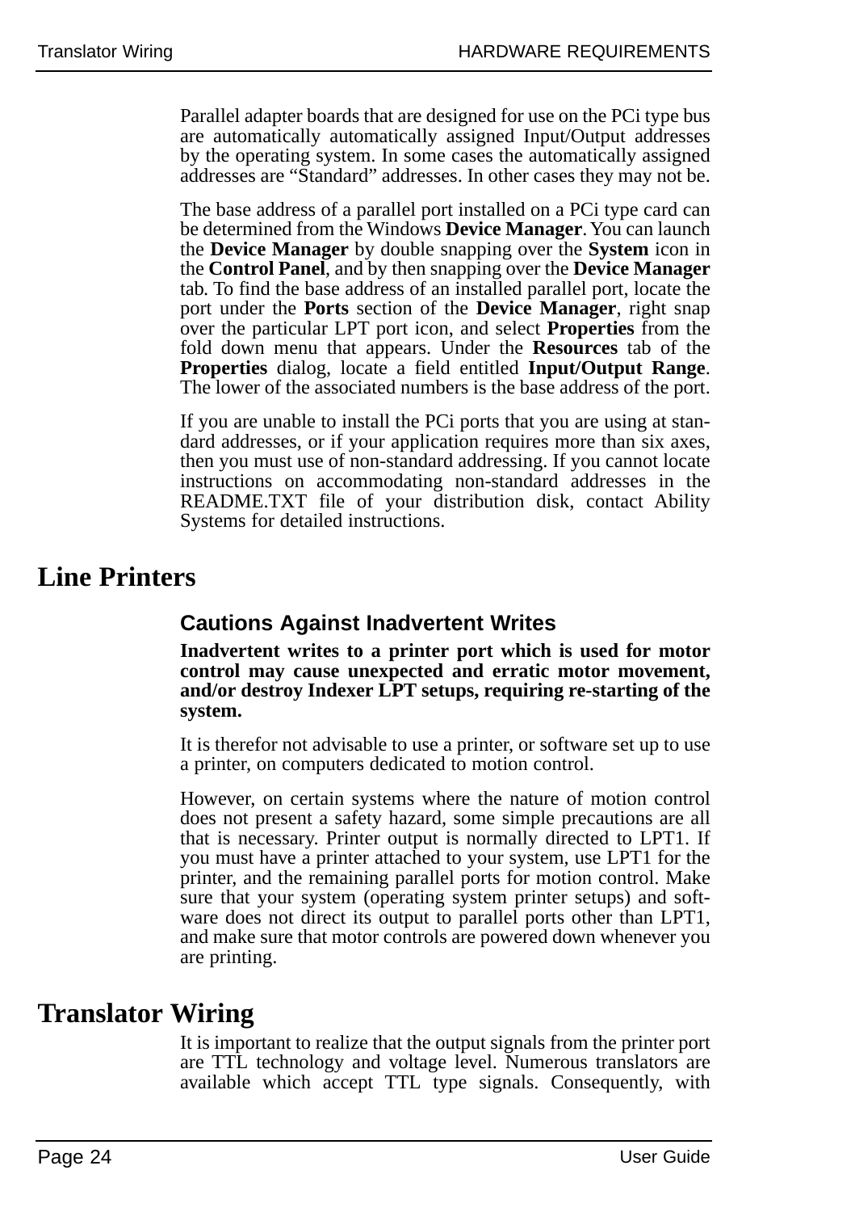Parallel adapter boards that are designed for use on the PCi type bus are automatically automatically assigned Input/Output addresses by the operating system. In some cases the automatically assigned addresses are “Standard” addresses. In other cases they may not be.

The base address of a parallel port installed on a PCi type card can be determined from the Windows **Device Manager**. You can launch the **Device Manager** by double snapping over the **System** icon in the **Control Panel**, and by then snapping over the **Device Manager** tab. To find the base address of an installed parallel port, locate the port under the **Ports** section of the **Device Manager**, right snap over the particular LPT port icon, and select **Properties** from the fold down menu that appears. Under the **Resources** tab of the **Properties** dialog, locate a field entitled **Input/Output Range**. The lower of the associated numbers is the base address of the port.

If you are unable to install the PCi ports that you are using at standard addresses, or if your application requires more than six axes, then you must use of non-standard addressing. If you cannot locate instructions on accommodating non-standard addresses in the README.TXT file of your distribution disk, contact Ability Systems for detailed instructions.

# Line Printers

## Cautions Against Inadvertent Writes

**Inadvertent writes to a printer port which is used for motor control may cause unexpected and erratic motor movement, and/or destroy Indexer LPT setups, requiring re-starting of the system.**

It is therefor not advisable to use a printer, or software set up to use a printer, on computers dedicated to motion control.

However, on certain systems where the nature of motion control does not present a safety hazard, some simple precautions are all that is necessary. Printer output is normally directed to LPT1. If you must have a printer attached to your system, use LPT1 for the printer, and the remaining parallel ports for motion control. Make sure that your system (operating system printer setups) and software does not direct its output to parallel ports other than LPT1, and make sure that motor controls are powered down whenever you are printing.

# Translator Wiring

It is important to realize that the output signals from the printer port are TTL technology and voltage level. Numerous translators are available which accept TTL type signals. Consequently, with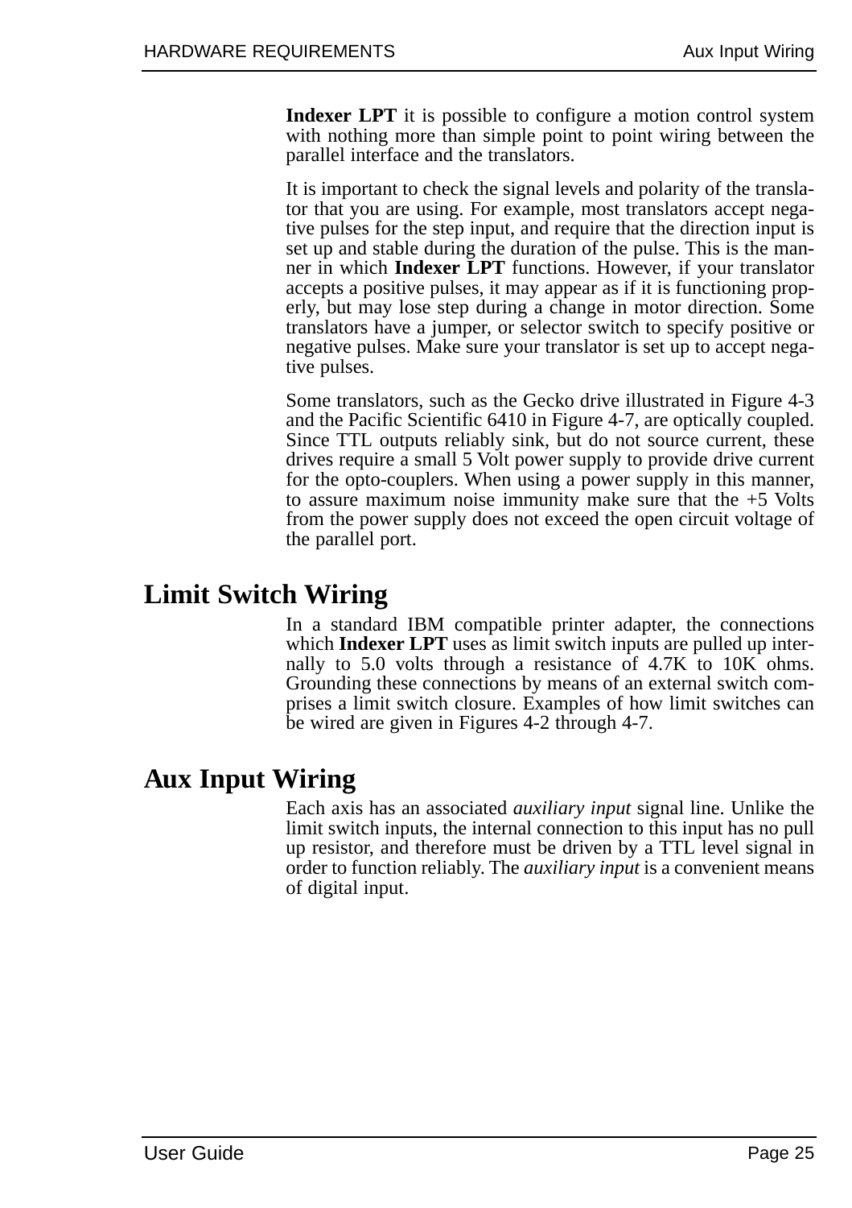**Indexer LPT** it is possible to configure a motion control system with nothing more than simple point to point wiring between the parallel interface and the translators.

It is important to check the signal levels and polarity of the translator that you are using. For example, most translators accept negative pulses for the step input, and require that the direction input is set up and stable during the duration of the pulse. This is the manner in which **Indexer LPT** functions. However, if your translator accepts a positive pulses, it may appear as if it is functioning properly, but may lose step during a change in motor direction. Some translators have a jumper, or selector switch to specify positive or negative pulses. Make sure your translator is set up to accept negative pulses.

Some translators, such as the Gecko drive illustrated in Figure 4-3 and the Pacific Scientific 6410 in Figure 4-7, are optically coupled. Since TTL outputs reliably sink, but do not source current, these drives require a small 5 Volt power supply to provide drive current for the opto-couplers. When using a power supply in this manner, to assure maximum noise immunity make sure that the +5 Volts from the power supply does not exceed the open circuit voltage of the parallel port.

# Limit Switch Wiring

In a standard IBM compatible printer adapter, the connections which **Indexer LPT** uses as limit switch inputs are pulled up internally to 5.0 volts through a resistance of 4.7K to 10K ohms. Grounding these connections by means of an external switch comprises a limit switch closure. Examples of how limit switches can be wired are given in Figures 4-2 through 4-7.

# Aux Input Wiring

Each axis has an associated *auxiliary input* signal line. Unlike the limit switch inputs, the internal connection to this input has no pull up resistor, and therefore must be driven by a TTL level signal in order to function reliably. The *auxiliary input* is a convenient means of digital input.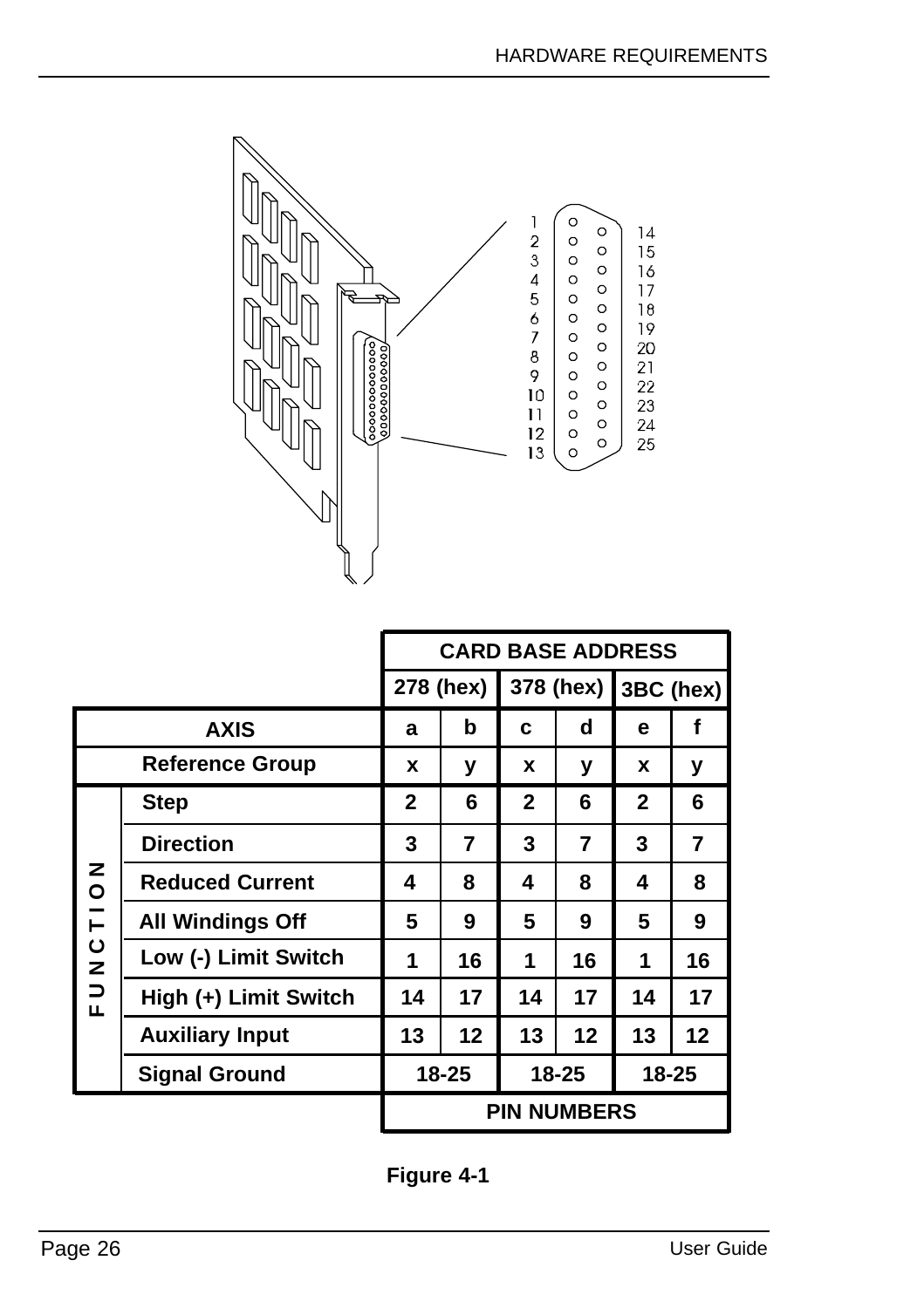| | | CARD BASE ADDRESS | | | | | |
|---|---|---|---|---|---|---|---|
| | | 278 (hex) | | 378 (hex) | | 3BC (hex) | |
| AXIS | | a | b | c | d | e | f |
| Reference Group | | x | y | x | y | x | y |
| FUNCTION | Step | 2 | 6 | 2 | 6 | 2 | 6 |
| | Direction | 3 | 7 | 3 | 7 | 3 | 7 |
| | Reduced Current | 4 | 8 | 4 | 8 | 4 | 8 |
| | All Windings Off | 5 | 9 | 5 | 9 | 5 | 9 |
| | Low (-) Limit Switch | 1 | 16 | 1 | 16 | 1 | 16 |
| | High (+) Limit Switch | 14 | 17 | 14 | 17 | 14 | 17 |
| | Auxiliary Input | 13 | 12 | 13 | 12 | 13 | 12 |
| | Signal Ground | 18-25 | | 18-25 | | 18-25 | |
| | | PIN NUMBERS | | | | | |

**Figure 4-1**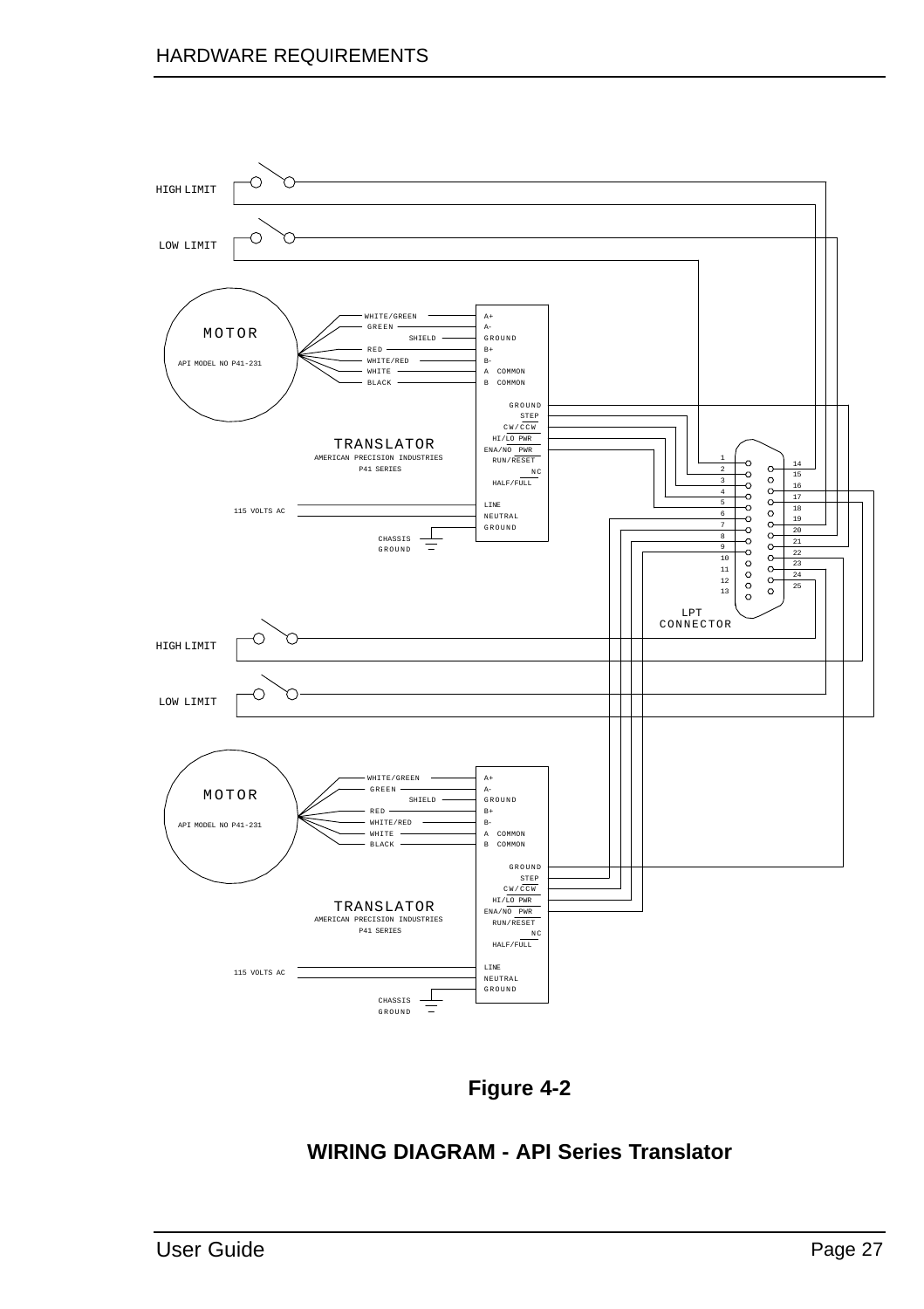HIGH LIMIT

LOW LIMIT

MOTOR

API MODEL NO P41-231

WHITE/GREEN
GREEN
SHIELD
RED
WHITE/RED
WHITE
BLACK

A+
A-
GROUND
B+
B-
A COMMON
B COMMON

GROUND
STEP
CW/CCW
HI/LO PWR
ENA/NO PWR
RUN/RESET
NC
HALF/FULL

TRANSLATOR
AMERICAN PRECISION INDUSTRIES
P41 SERIES

115 VOLTS AC

LINE
NEUTRAL
GROUND

CHASSIS GROUND

1 2 3 4 5 6 7 8 9 10 11 12 13
14 15 16 17 18 19 20 21 22 23 24 25

LPT CONNECTOR

HIGH LIMIT

LOW LIMIT

MOTOR

API MODEL NO P41-231

WHITE/GREEN
GREEN
SHIELD
RED
WHITE/RED
WHITE
BLACK

A+
A-
GROUND
B+
B-
A COMMON
B COMMON

GROUND
STEP
CW/CCW
HI/LO PWR
ENA/NO PWR
RUN/RESET
NC
HALF/FULL

TRANSLATOR
AMERICAN PRECISION INDUSTRIES
P41 SERIES

115 VOLTS AC

LINE
NEUTRAL
GROUND

CHASSIS GROUND

**Figure 4-2**

**WIRING DIAGRAM - API Series Translator**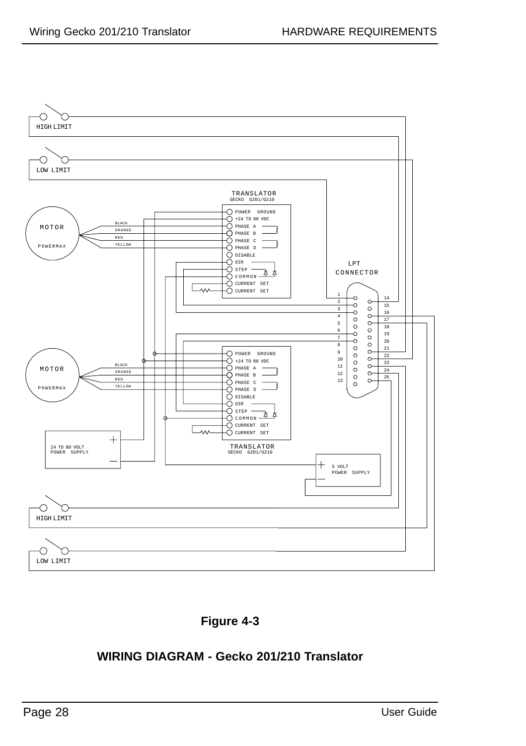HIGH LIMIT

LOW LIMIT

TRANSLATOR
GECKO G201/G210

POWER GROUND
+24 TO 80 VDC
PHASE A
PHASE B
PHASE C
PHASE D
DISABLE
DIR
STEP
COMMON
CURRENT SET
CURRENT SET

MOTOR
POWERMAX

BLACK
ORANGE
RED
YELLOW

LPT
CONNECTOR

1
2
3
4
5
6
7
8
9
10
11
12
13

14
15
16
17
18
19
20
21
22
23
24
25

POWER GROUND
+24 TO 80 VDC
PHASE A
PHASE B
PHASE C
PHASE D
DISABLE
DIR
STEP
COMMON
CURRENT SET
CURRENT SET

TRANSLATOR
GECKO G201/G210

MOTOR
POWERMAX

BLACK
ORANGE
RED
YELLOW

24 TO 80 VOLT
POWER SUPPLY

5 VOLT
POWER SUPPLY

HIGH LIMIT

LOW LIMIT

**Figure 4-3**

**WIRING DIAGRAM - Gecko 201/210 Translator**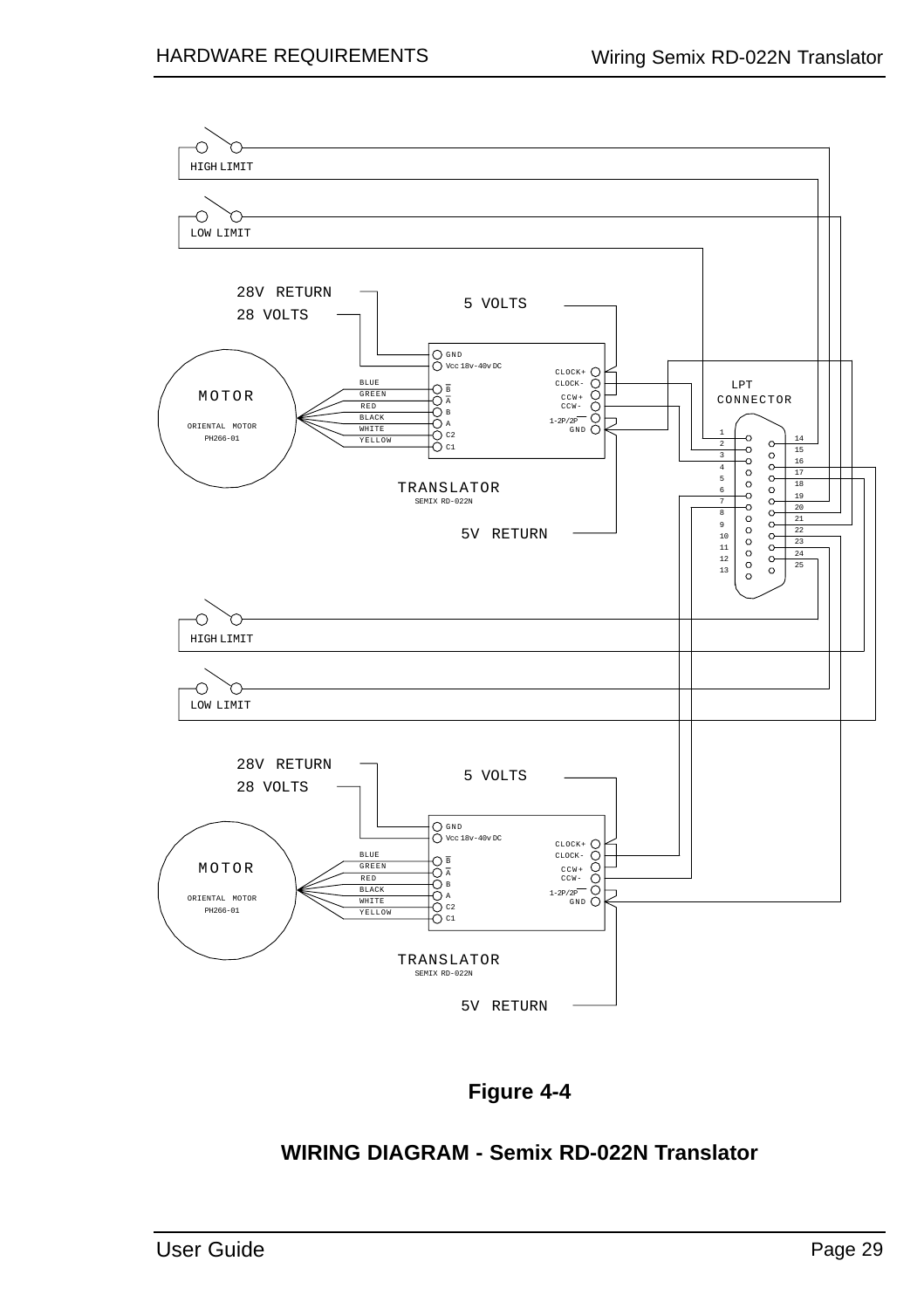**Figure 4-4**

**WIRING DIAGRAM - Semix RD-022N Translator**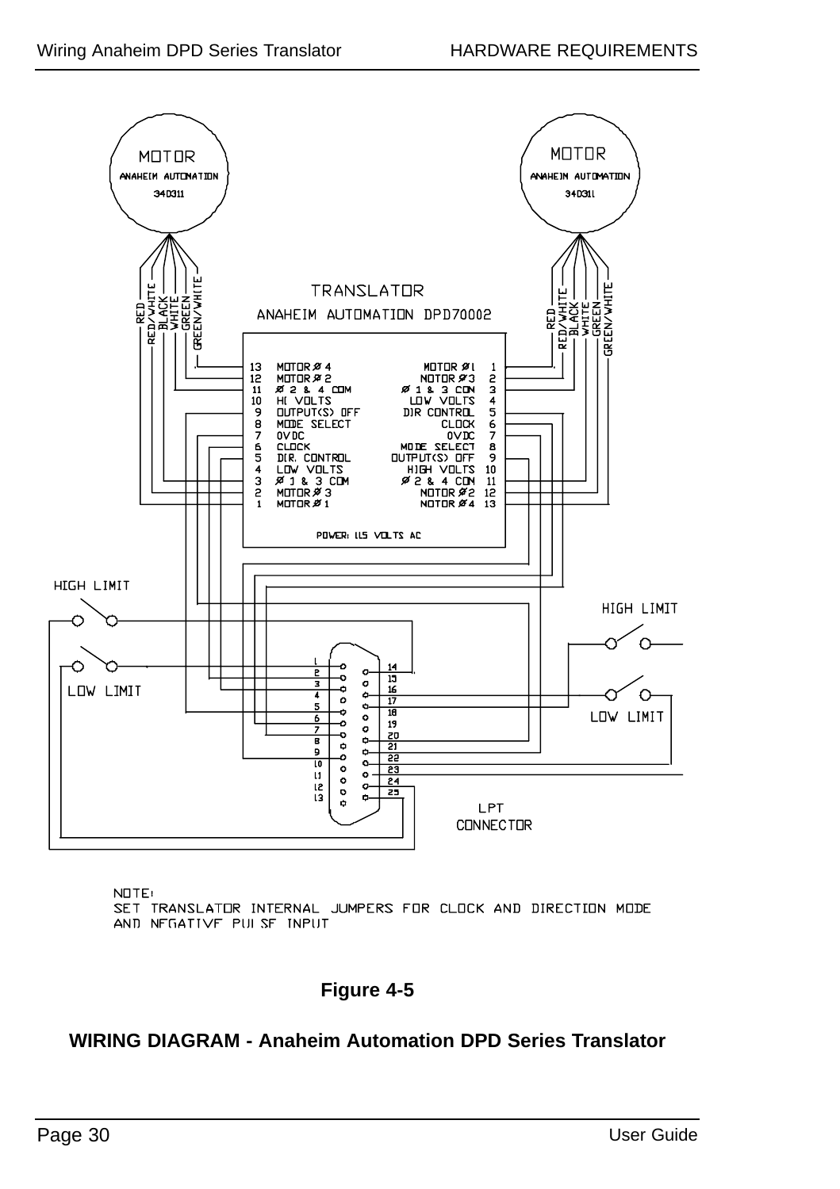NOTE:
SET TRANSLATOR INTERNAL JUMPERS FOR CLOCK AND DIRECTION MODE AND NEGATIVE PULSE INPUT

**Figure 4-5**

**WIRING DIAGRAM - Anaheim Automation DPD Series Translator**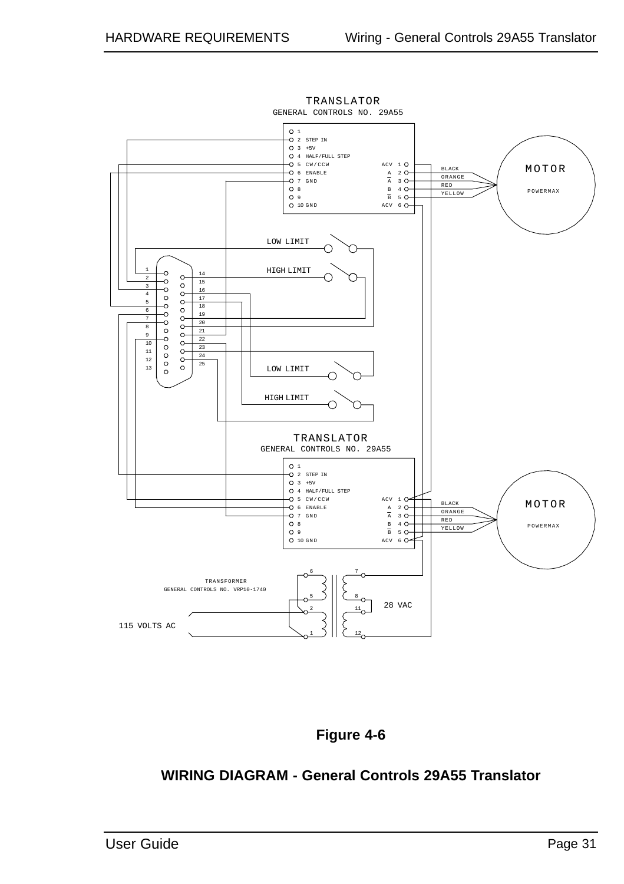TRANSLATOR
GENERAL CONTROLS NO. 29A55

| Pin | Function | Pin | Function |
|---|---|---|---|
| 1 | | 1 | ACV |
| 2 | STEP IN | 2 | A |
| 3 | +5V | 3 | $\overline{A}$ |
| 4 | HALF/FULL STEP | 4 | B |
| 5 | CW/CCW | 5 | $\overline{B}$ |
| 6 | ENABLE | 6 | ACV |
| 7 | GND | | |
| 8 | | | |
| 9 | | | |
| 10 | GND | | |

MOTOR
POWERMAX

BLACK
ORANGE
RED
YELLOW

LOW LIMIT

HIGH LIMIT

LOW LIMIT

HIGH LIMIT

TRANSLATOR
GENERAL CONTROLS NO. 29A55

| Pin | Function | Pin | Function |
|---|---|---|---|
| 1 | | 1 | ACV |
| 2 | STEP IN | 2 | A |
| 3 | +5V | 3 | $\overline{A}$ |
| 4 | HALF/FULL STEP | 4 | B |
| 5 | CW/CCW | 5 | $\overline{B}$ |
| 6 | ENABLE | 6 | ACV |
| 7 | GND | | |
| 8 | | | |
| 9 | | | |
| 10 | GND | | |

MOTOR
POWERMAX

BLACK
ORANGE
RED
YELLOW

TRANSFORMER
GENERAL CONTROLS NO. VRP10-1740

28 VAC

115 VOLTS AC

**Figure 4-6**

**WIRING DIAGRAM - General Controls 29A55 Translator**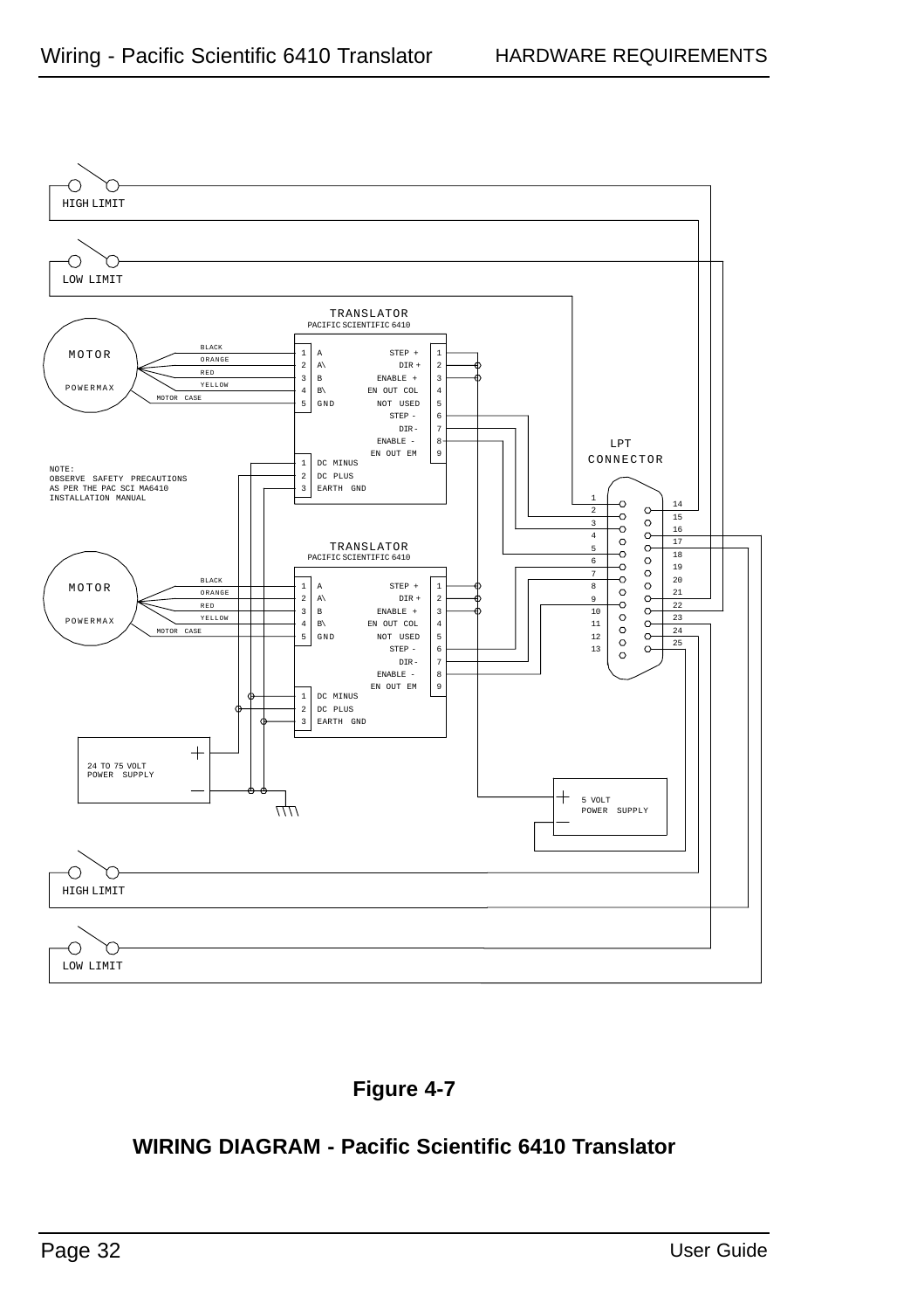HIGH LIMIT

LOW LIMIT

TRANSLATOR
PACIFIC SCIENTIFIC 6410

MOTOR

POWERMAX

BLACK
ORANGE
RED
YELLOW
MOTOR CASE

1 A
2 A\
3 B
4 B\
5 GND

STEP + 1
DIR + 2
ENABLE + 3
EN OUT COL 4
NOT USED 5
STEP - 6
DIR - 7
ENABLE - 8
EN OUT EM 9

1 DC MINUS
2 DC PLUS
3 EARTH GND

NOTE:
OBSERVE SAFETY PRECAUTIONS
AS PER THE PAC SCI MA6410
INSTALLATION MANUAL

LPT
CONNECTOR

TRANSLATOR
PACIFIC SCIENTIFIC 6410

MOTOR

POWERMAX

BLACK
ORANGE
RED
YELLOW
MOTOR CASE

1 A
2 A\
3 B
4 B\
5 GND

STEP + 1
DIR + 2
ENABLE + 3
EN OUT COL 4
NOT USED 5
STEP - 6
DIR - 7
ENABLE - 8
EN OUT EM 9

1 DC MINUS
2 DC PLUS
3 EARTH GND

24 TO 75 VOLT
POWER SUPPLY

5 VOLT
POWER SUPPLY

HIGH LIMIT

LOW LIMIT

**Figure 4-7**

**WIRING DIAGRAM - Pacific Scientific 6410 Translator**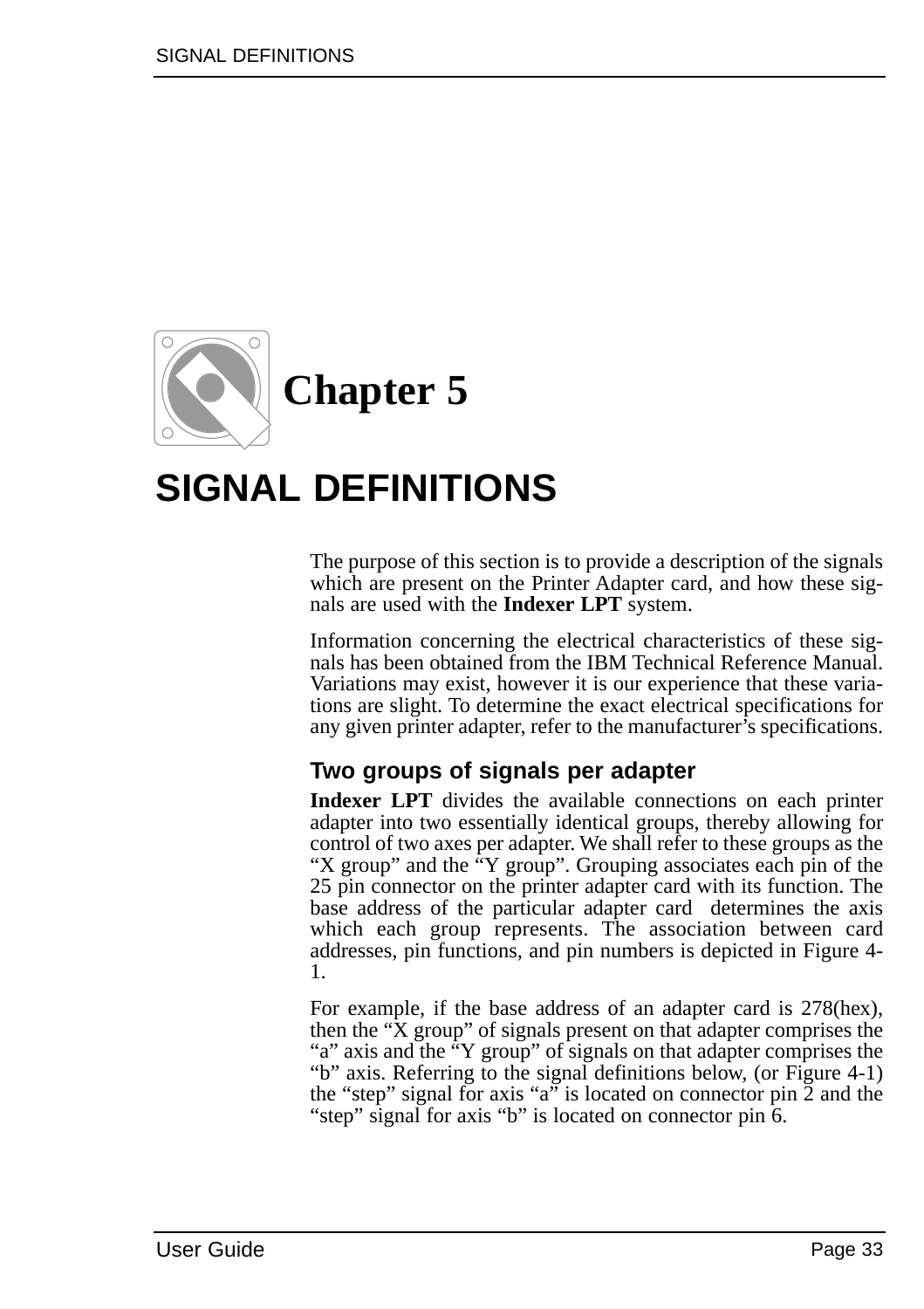# Chapter 5

# SIGNAL DEFINITIONS

The purpose of this section is to provide a description of the signals which are present on the Printer Adapter card, and how these signals are used with the **Indexer LPT** system.

Information concerning the electrical characteristics of these signals has been obtained from the IBM Technical Reference Manual. Variations may exist, however it is our experience that these variations are slight. To determine the exact electrical specifications for any given printer adapter, refer to the manufacturer's specifications.

## Two groups of signals per adapter

**Indexer LPT** divides the available connections on each printer adapter into two essentially identical groups, thereby allowing for control of two axes per adapter. We shall refer to these groups as the "X group" and the "Y group". Grouping associates each pin of the 25 pin connector on the printer adapter card with its function. The base address of the particular adapter card determines the axis which each group represents. The association between card addresses, pin functions, and pin numbers is depicted in Figure 4-1.

For example, if the base address of an adapter card is 278(hex), then the "X group" of signals present on that adapter comprises the "a" axis and the "Y group" of signals on that adapter comprises the "b" axis. Referring to the signal definitions below, (or Figure 4-1) the "step" signal for axis "a" is located on connector pin 2 and the "step" signal for axis "b" is located on connector pin 6.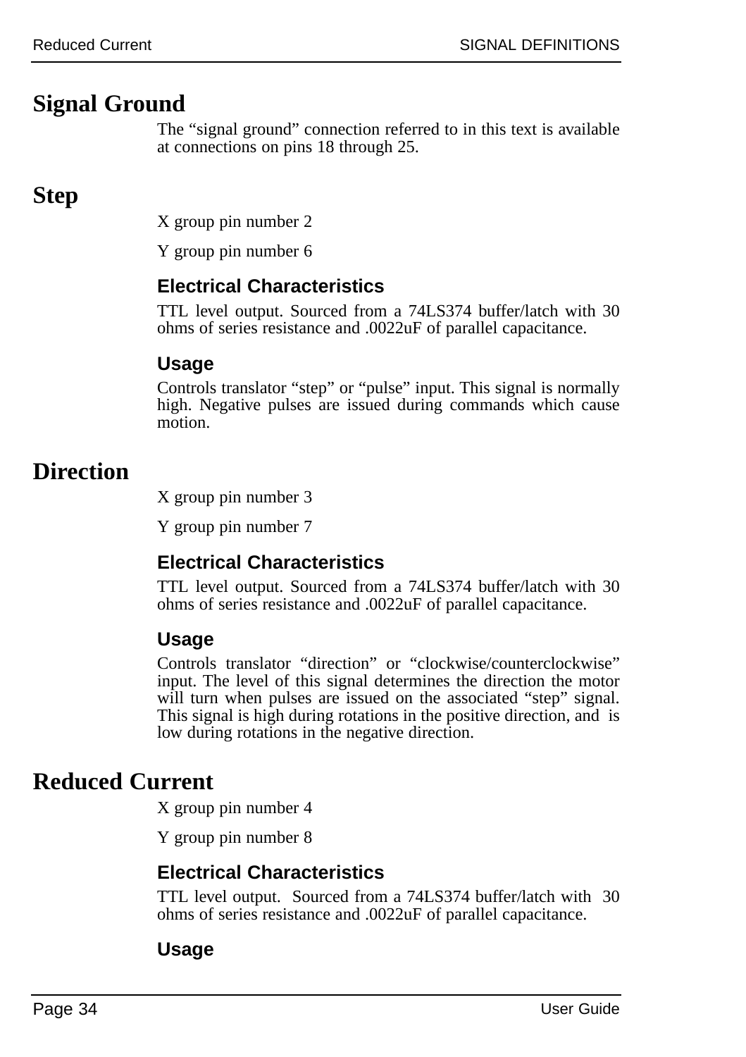# Signal Ground

The "signal ground" connection referred to in this text is available at connections on pins 18 through 25.

# Step

X group pin number 2

Y group pin number 6

### Electrical Characteristics

TTL level output. Sourced from a 74LS374 buffer/latch with 30 ohms of series resistance and .0022uF of parallel capacitance.

### Usage

Controls translator "step" or "pulse" input. This signal is normally high. Negative pulses are issued during commands which cause motion.

# Direction

X group pin number 3

Y group pin number 7

### Electrical Characteristics

TTL level output. Sourced from a 74LS374 buffer/latch with 30 ohms of series resistance and .0022uF of parallel capacitance.

### Usage

Controls translator "direction" or "clockwise/counterclockwise" input. The level of this signal determines the direction the motor will turn when pulses are issued on the associated "step" signal. This signal is high during rotations in the positive direction, and is low during rotations in the negative direction.

# Reduced Current

X group pin number 4

Y group pin number 8

### Electrical Characteristics

TTL level output. Sourced from a 74LS374 buffer/latch with 30 ohms of series resistance and .0022uF of parallel capacitance.

### Usage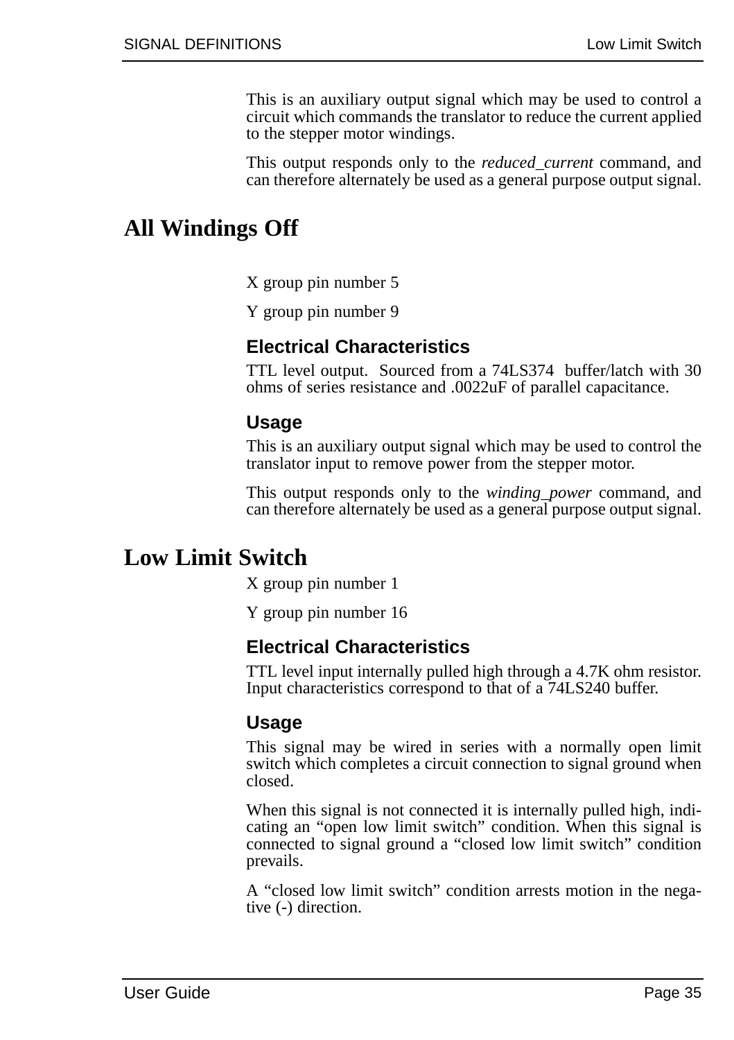This is an auxiliary output signal which may be used to control a circuit which commands the translator to reduce the current applied to the stepper motor windings.

This output responds only to the *reduced_current* command, and can therefore alternately be used as a general purpose output signal.

# All Windings Off

X group pin number 5

Y group pin number 9

### Electrical Characteristics

TTL level output. Sourced from a 74LS374 buffer/latch with 30 ohms of series resistance and .0022uF of parallel capacitance.

### Usage

This is an auxiliary output signal which may be used to control the translator input to remove power from the stepper motor.

This output responds only to the *winding_power* command, and can therefore alternately be used as a general purpose output signal.

# Low Limit Switch

X group pin number 1

Y group pin number 16

### Electrical Characteristics

TTL level input internally pulled high through a 4.7K ohm resistor. Input characteristics correspond to that of a 74LS240 buffer.

### Usage

This signal may be wired in series with a normally open limit switch which completes a circuit connection to signal ground when closed.

When this signal is not connected it is internally pulled high, indicating an “open low limit switch” condition. When this signal is connected to signal ground a “closed low limit switch” condition prevails.

A “closed low limit switch” condition arrests motion in the negative (-) direction.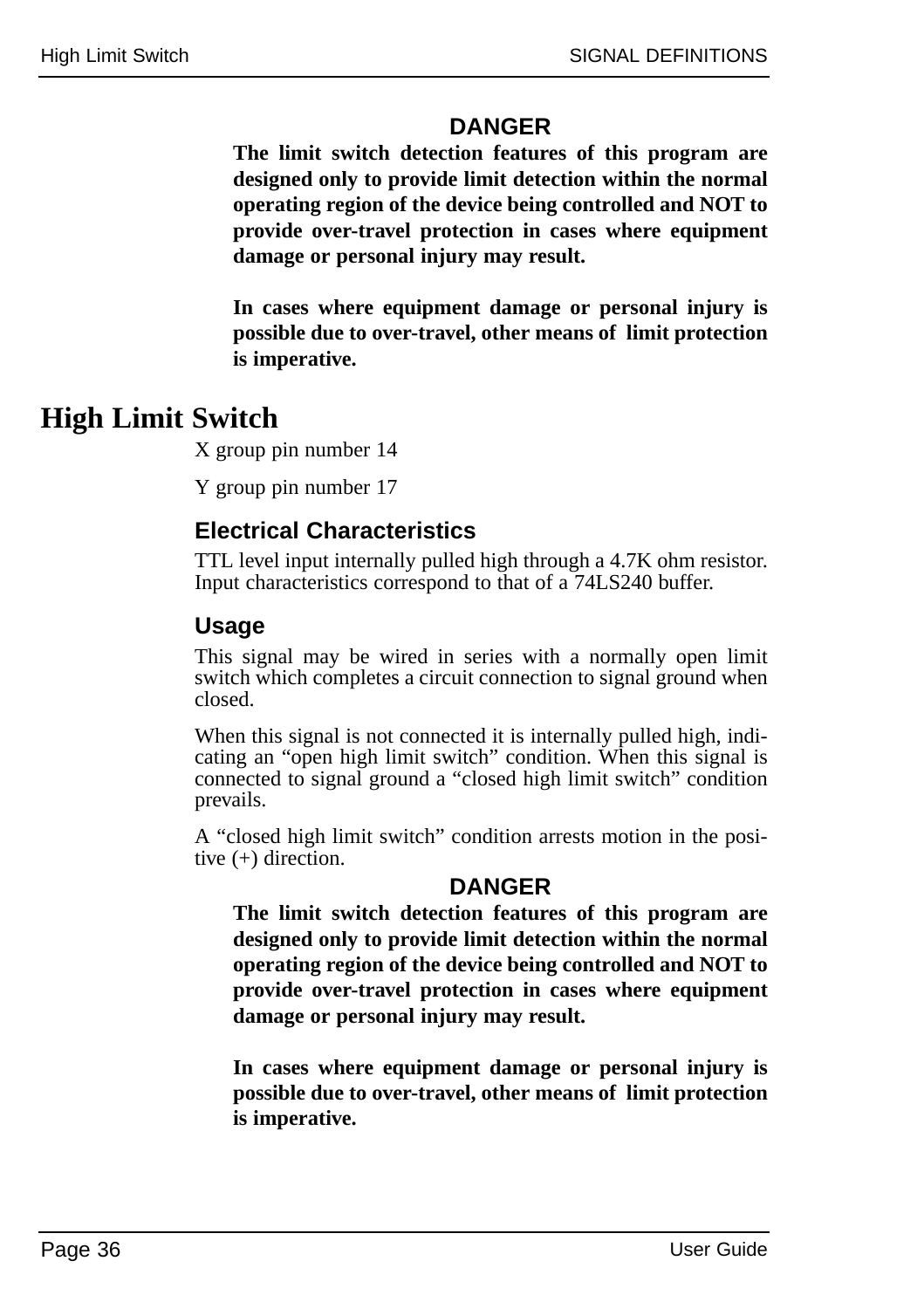**DANGER**

**The limit switch detection features of this program are designed only to provide limit detection within the normal operating region of the device being controlled and NOT to provide over-travel protection in cases where equipment damage or personal injury may result.**

**In cases where equipment damage or personal injury is possible due to over-travel, other means of limit protection is imperative.**

# High Limit Switch

X group pin number 14

Y group pin number 17

### Electrical Characteristics

TTL level input internally pulled high through a 4.7K ohm resistor. Input characteristics correspond to that of a 74LS240 buffer.

### Usage

This signal may be wired in series with a normally open limit switch which completes a circuit connection to signal ground when closed.

When this signal is not connected it is internally pulled high, indicating an “open high limit switch” condition. When this signal is connected to signal ground a “closed high limit switch” condition prevails.

A “closed high limit switch” condition arrests motion in the positive (+) direction.

**DANGER**

**The limit switch detection features of this program are designed only to provide limit detection within the normal operating region of the device being controlled and NOT to provide over-travel protection in cases where equipment damage or personal injury may result.**

**In cases where equipment damage or personal injury is possible due to over-travel, other means of limit protection is imperative.**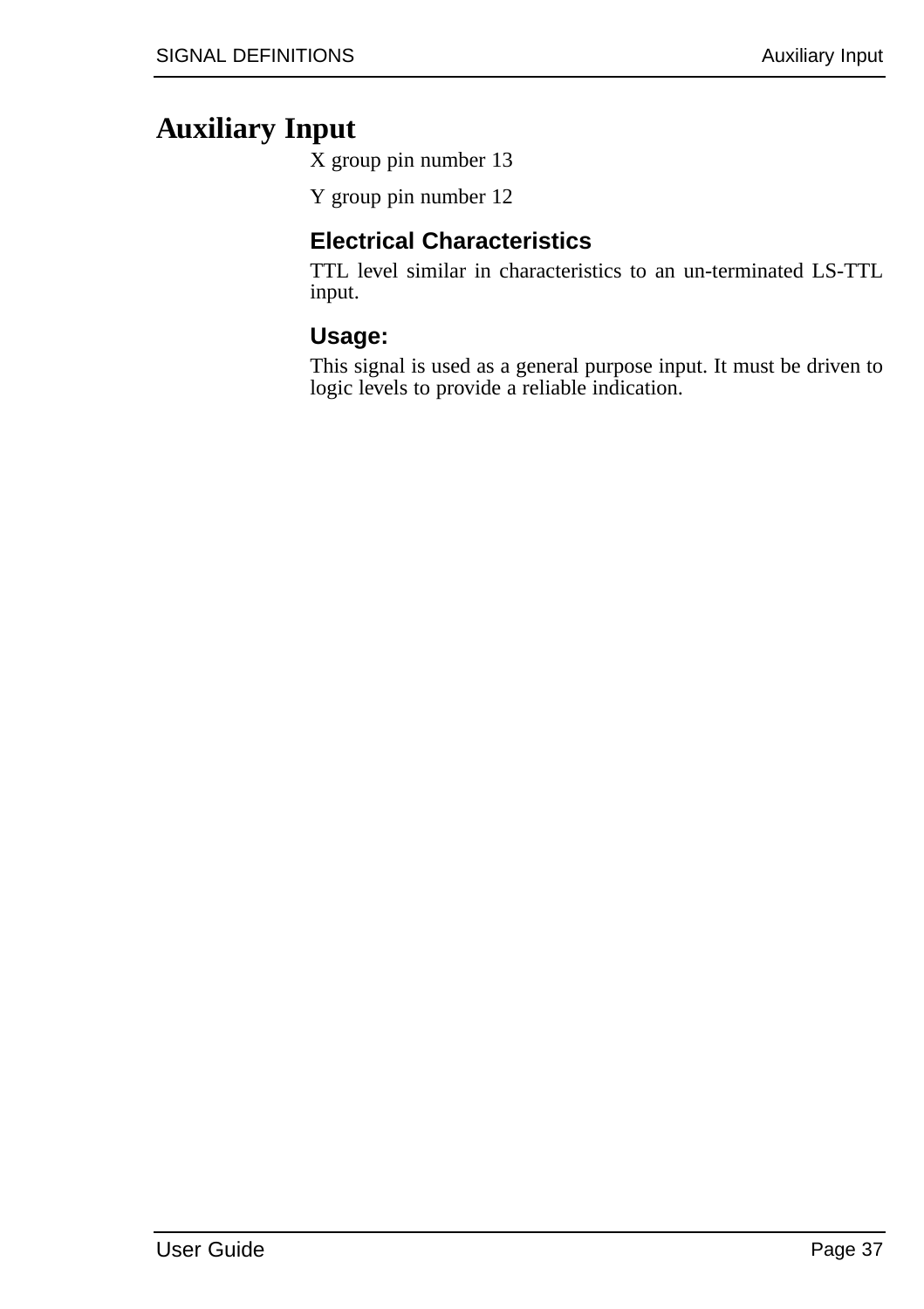# Auxiliary Input

X group pin number 13

Y group pin number 12

### Electrical Characteristics

TTL level similar in characteristics to an un-terminated LS-TTL input.

### Usage:

This signal is used as a general purpose input. It must be driven to logic levels to provide a reliable indication.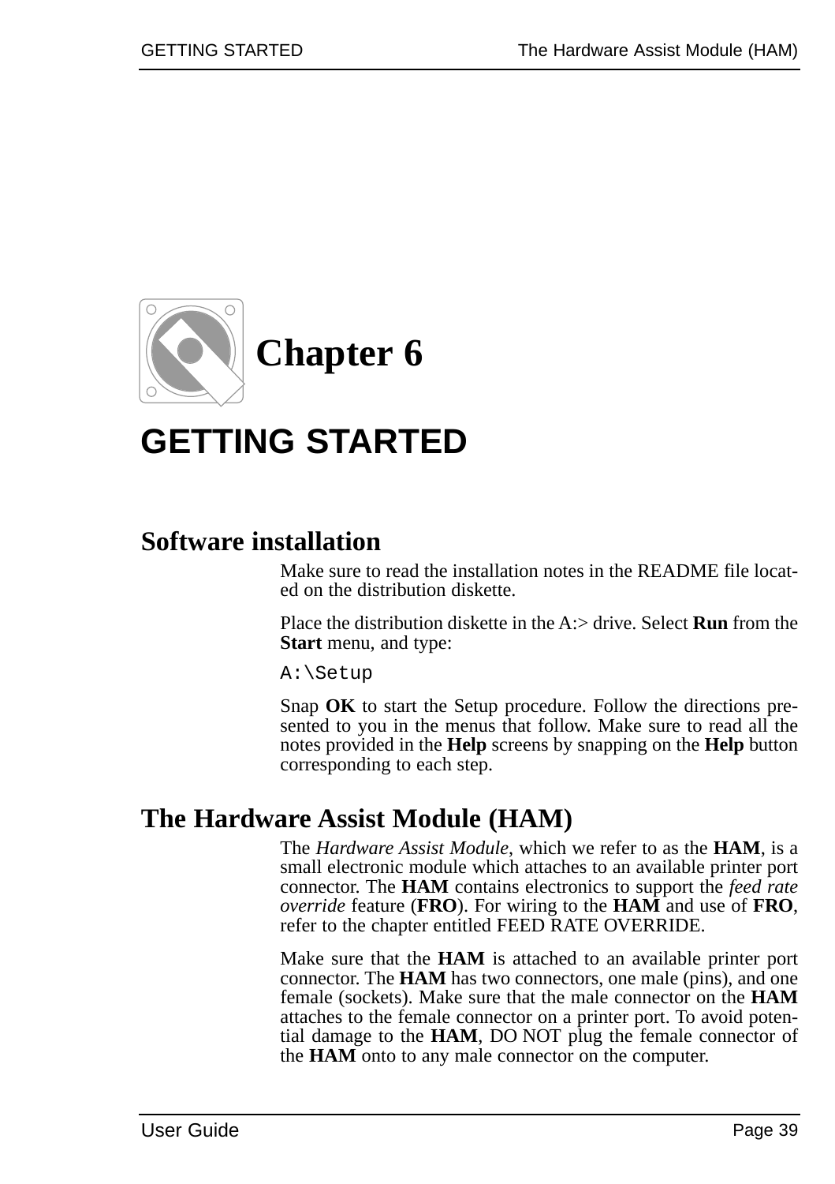# Chapter 6

# GETTING STARTED

## Software installation

Make sure to read the installation notes in the README file located on the distribution diskette.

Place the distribution diskette in the A:> drive. Select **Run** from the **Start** menu, and type:

```
A:\Setup
```

Snap **OK** to start the Setup procedure. Follow the directions presented to you in the menus that follow. Make sure to read all the notes provided in the **Help** screens by snapping on the **Help** button corresponding to each step.

## The Hardware Assist Module (HAM)

The *Hardware Assist Module*, which we refer to as the **HAM**, is a small electronic module which attaches to an available printer port connector. The **HAM** contains electronics to support the *feed rate override* feature (**FRO**). For wiring to the **HAM** and use of **FRO**, refer to the chapter entitled FEED RATE OVERRIDE.

Make sure that the **HAM** is attached to an available printer port connector. The **HAM** has two connectors, one male (pins), and one female (sockets). Make sure that the male connector on the **HAM** attaches to the female connector on a printer port. To avoid potential damage to the **HAM**, DO NOT plug the female connector of the **HAM** onto to any male connector on the computer.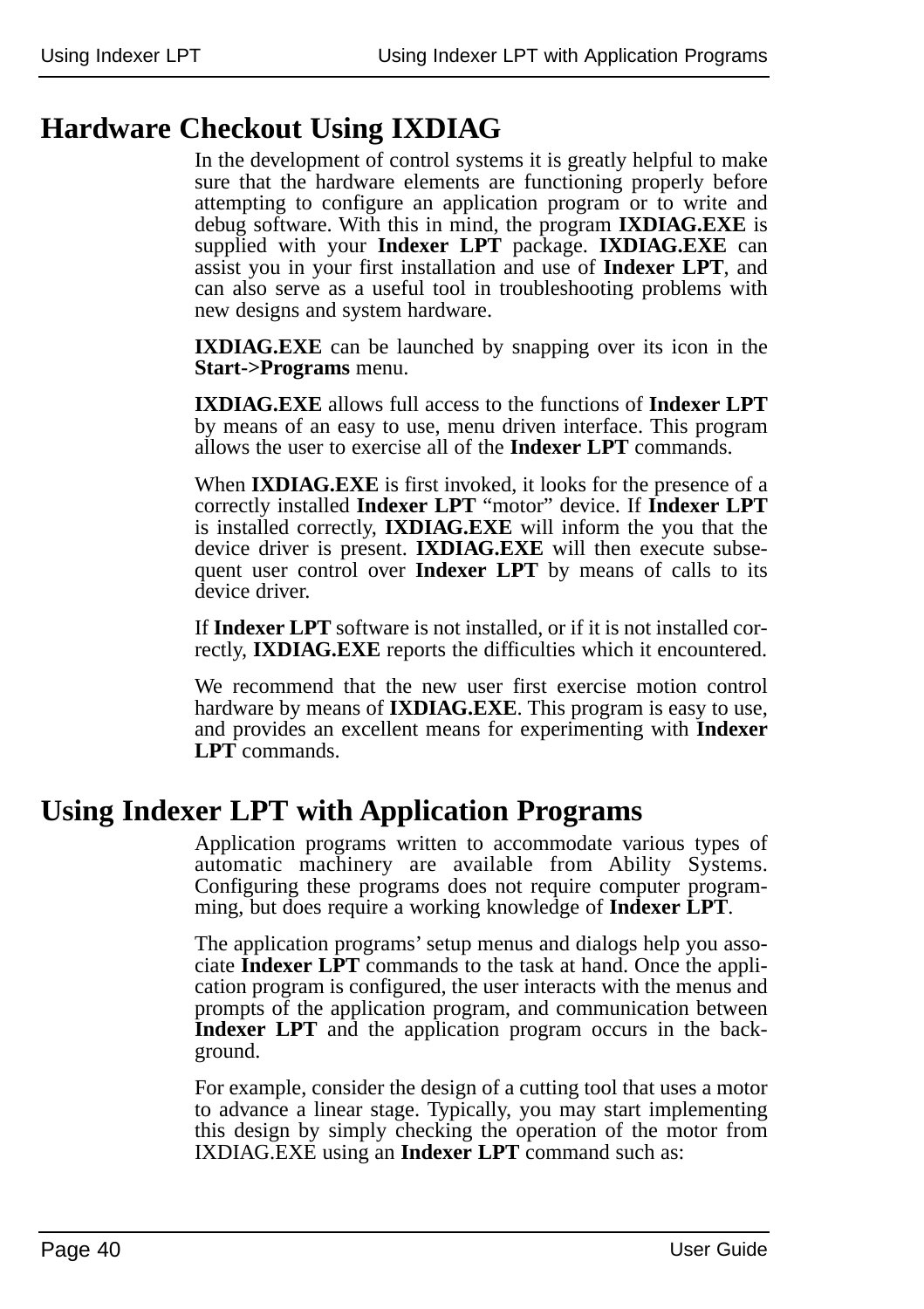## Hardware Checkout Using IXDIAG

In the development of control systems it is greatly helpful to make sure that the hardware elements are functioning properly before attempting to configure an application program or to write and debug software. With this in mind, the program **IXDIAG.EXE** is supplied with your **Indexer LPT** package. **IXDIAG.EXE** can assist you in your first installation and use of **Indexer LPT**, and can also serve as a useful tool in troubleshooting problems with new designs and system hardware.

**IXDIAG.EXE** can be launched by snapping over its icon in the **Start->Programs** menu.

**IXDIAG.EXE** allows full access to the functions of **Indexer LPT** by means of an easy to use, menu driven interface. This program allows the user to exercise all of the **Indexer LPT** commands.

When **IXDIAG.EXE** is first invoked, it looks for the presence of a correctly installed **Indexer LPT** "motor" device. If **Indexer LPT** is installed correctly, **IXDIAG.EXE** will inform the you that the device driver is present. **IXDIAG.EXE** will then execute subsequent user control over **Indexer LPT** by means of calls to its device driver.

If **Indexer LPT** software is not installed, or if it is not installed correctly, **IXDIAG.EXE** reports the difficulties which it encountered.

We recommend that the new user first exercise motion control hardware by means of **IXDIAG.EXE**. This program is easy to use, and provides an excellent means for experimenting with **Indexer LPT** commands.

## Using Indexer LPT with Application Programs

Application programs written to accommodate various types of automatic machinery are available from Ability Systems. Configuring these programs does not require computer programming, but does require a working knowledge of **Indexer LPT**.

The application programs' setup menus and dialogs help you associate **Indexer LPT** commands to the task at hand. Once the application program is configured, the user interacts with the menus and prompts of the application program, and communication between **Indexer LPT** and the application program occurs in the background.

For example, consider the design of a cutting tool that uses a motor to advance a linear stage. Typically, you may start implementing this design by simply checking the operation of the motor from IXDIAG.EXE using an **Indexer LPT** command such as: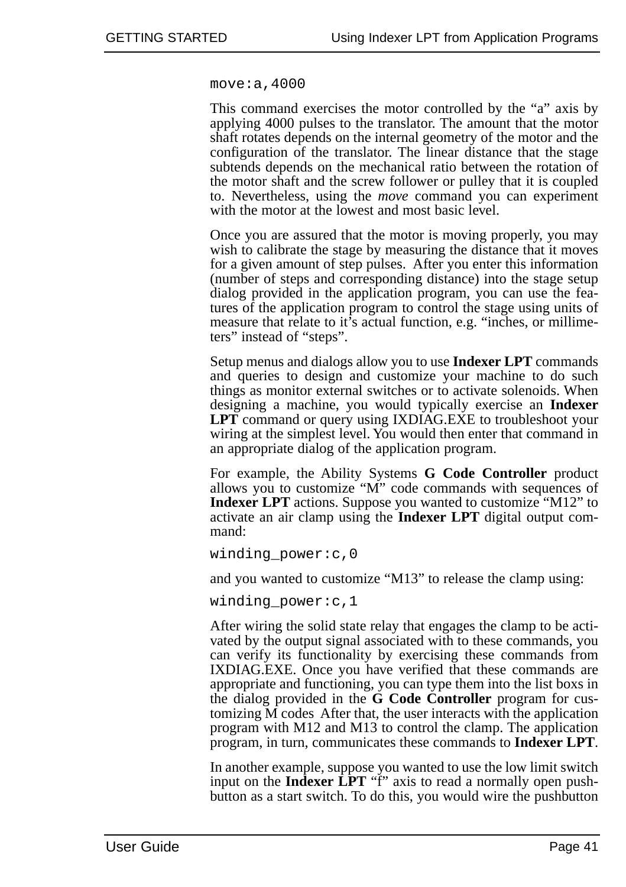```
move:a,4000
```

This command exercises the motor controlled by the “a” axis by applying 4000 pulses to the translator. The amount that the motor shaft rotates depends on the internal geometry of the motor and the configuration of the translator. The linear distance that the stage subtends depends on the mechanical ratio between the rotation of the motor shaft and the screw follower or pulley that it is coupled to. Nevertheless, using the *move* command you can experiment with the motor at the lowest and most basic level.

Once you are assured that the motor is moving properly, you may wish to calibrate the stage by measuring the distance that it moves for a given amount of step pulses. After you enter this information (number of steps and corresponding distance) into the stage setup dialog provided in the application program, you can use the features of the application program to control the stage using units of measure that relate to it’s actual function, e.g. “inches, or millimeters” instead of “steps”.

Setup menus and dialogs allow you to use **Indexer LPT** commands and queries to design and customize your machine to do such things as monitor external switches or to activate solenoids. When designing a machine, you would typically exercise an **Indexer LPT** command or query using IXDIAG.EXE to troubleshoot your wiring at the simplest level. You would then enter that command in an appropriate dialog of the application program.

For example, the Ability Systems **G Code Controller** product allows you to customize “M” code commands with sequences of **Indexer LPT** actions. Suppose you wanted to customize “M12” to activate an air clamp using the **Indexer LPT** digital output command:

```
winding_power:c,0
```

and you wanted to customize “M13” to release the clamp using:

```
winding_power:c,1
```

After wiring the solid state relay that engages the clamp to be activated by the output signal associated with to these commands, you can verify its functionality by exercising these commands from IXDIAG.EXE. Once you have verified that these commands are appropriate and functioning, you can type them into the list boxs in the dialog provided in the **G Code Controller** program for customizing M codes After that, the user interacts with the application program with M12 and M13 to control the clamp. The application program, in turn, communicates these commands to **Indexer LPT**.

In another example, suppose you wanted to use the low limit switch input on the **Indexer LPT** “f” axis to read a normally open pushbutton as a start switch. To do this, you would wire the pushbutton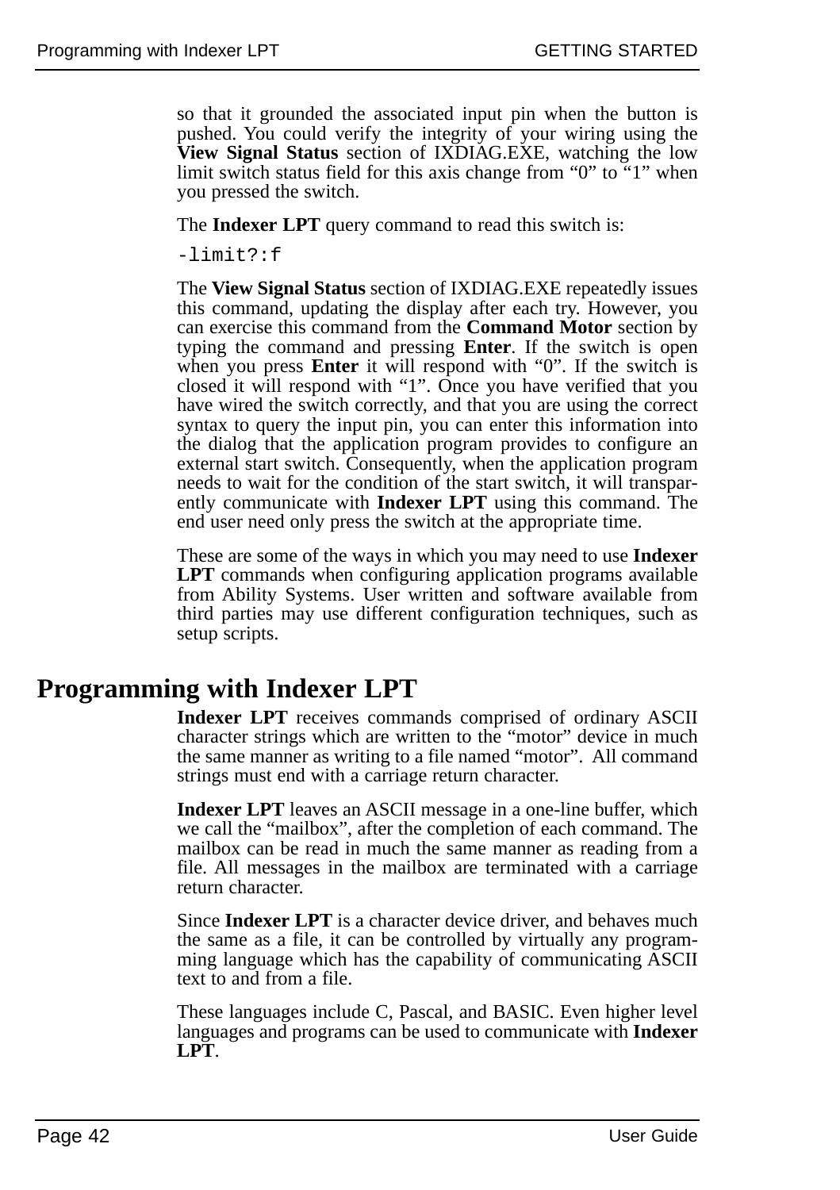so that it grounded the associated input pin when the button is pushed. You could verify the integrity of your wiring using the **View Signal Status** section of IXDIAG.EXE, watching the low limit switch status field for this axis change from “0” to “1” when you pressed the switch.

The **Indexer LPT** query command to read this switch is:

```
-limit?:f
```

The **View Signal Status** section of IXDIAG.EXE repeatedly issues this command, updating the display after each try. However, you can exercise this command from the **Command Motor** section by typing the command and pressing **Enter**. If the switch is open when you press **Enter** it will respond with “0”. If the switch is closed it will respond with “1”. Once you have verified that you have wired the switch correctly, and that you are using the correct syntax to query the input pin, you can enter this information into the dialog that the application program provides to configure an external start switch. Consequently, when the application program needs to wait for the condition of the start switch, it will transparently communicate with **Indexer LPT** using this command. The end user need only press the switch at the appropriate time.

These are some of the ways in which you may need to use **Indexer LPT** commands when configuring application programs available from Ability Systems. User written and software available from third parties may use different configuration techniques, such as setup scripts.

# Programming with Indexer LPT

**Indexer LPT** receives commands comprised of ordinary ASCII character strings which are written to the “motor” device in much the same manner as writing to a file named “motor”. All command strings must end with a carriage return character.

**Indexer LPT** leaves an ASCII message in a one-line buffer, which we call the “mailbox”, after the completion of each command. The mailbox can be read in much the same manner as reading from a file. All messages in the mailbox are terminated with a carriage return character.

Since **Indexer LPT** is a character device driver, and behaves much the same as a file, it can be controlled by virtually any programming language which has the capability of communicating ASCII text to and from a file.

These languages include C, Pascal, and BASIC. Even higher level languages and programs can be used to communicate with **Indexer LPT**.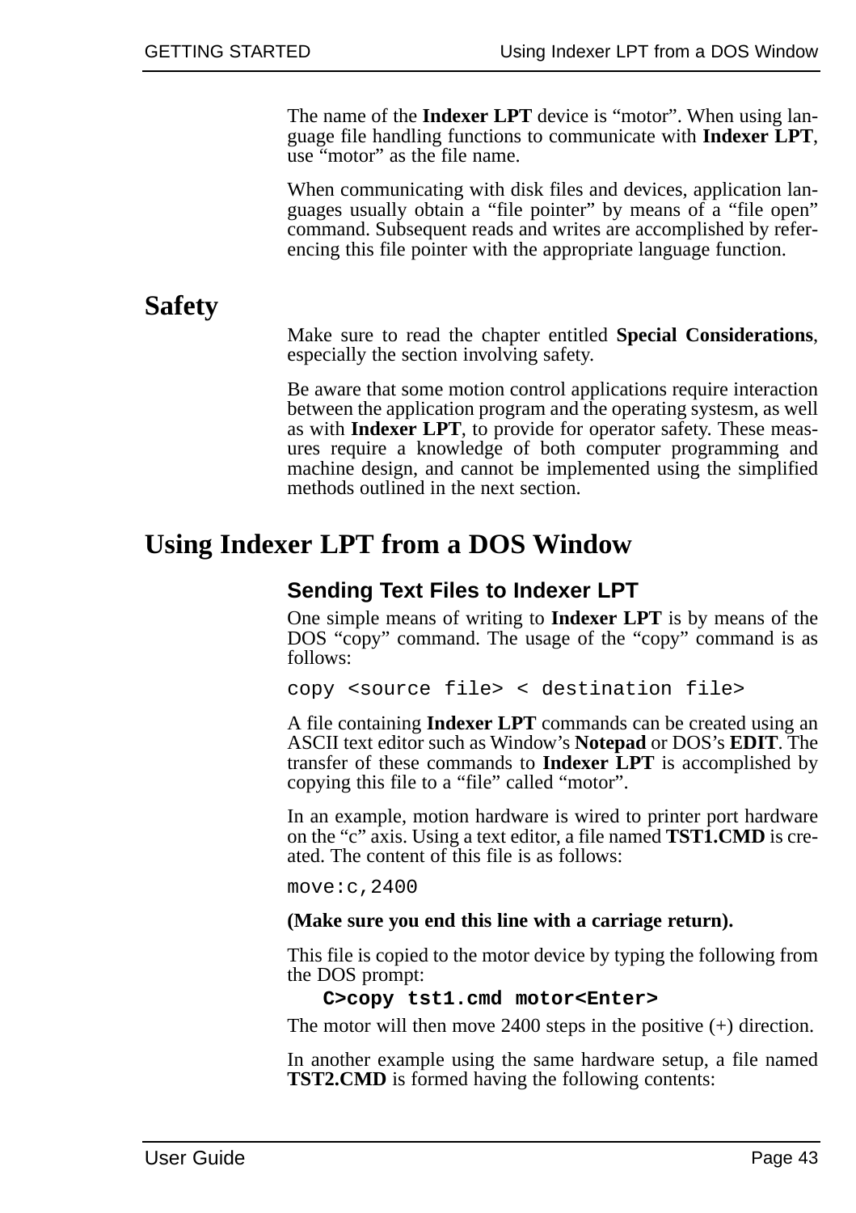The name of the **Indexer LPT** device is “motor”. When using language file handling functions to communicate with **Indexer LPT**, use “motor” as the file name.

When communicating with disk files and devices, application languages usually obtain a “file pointer” by means of a “file open” command. Subsequent reads and writes are accomplished by referencing this file pointer with the appropriate language function.

# Safety

Make sure to read the chapter entitled **Special Considerations**, especially the section involving safety.

Be aware that some motion control applications require interaction between the application program and the operating systesm, as well as with **Indexer LPT**, to provide for operator safety. These measures require a knowledge of both computer programming and machine design, and cannot be implemented using the simplified methods outlined in the next section.

# Using Indexer LPT from a DOS Window

## Sending Text Files to Indexer LPT

One simple means of writing to **Indexer LPT** is by means of the DOS “copy” command. The usage of the “copy” command is as follows:

```
copy <source file> < destination file>
```

A file containing **Indexer LPT** commands can be created using an ASCII text editor such as Window’s **Notepad** or DOS’s **EDIT**. The transfer of these commands to **Indexer LPT** is accomplished by copying this file to a “file” called “motor”.

In an example, motion hardware is wired to printer port hardware on the “c” axis. Using a text editor, a file named **TST1.CMD** is created. The content of this file is as follows:

```
move:c,2400
```

**(Make sure you end this line with a carriage return).**

This file is copied to the motor device by typing the following from the DOS prompt:

```
C>copy tst1.cmd motor<Enter>
```

The motor will then move 2400 steps in the positive (+) direction.

In another example using the same hardware setup, a file named **TST2.CMD** is formed having the following contents: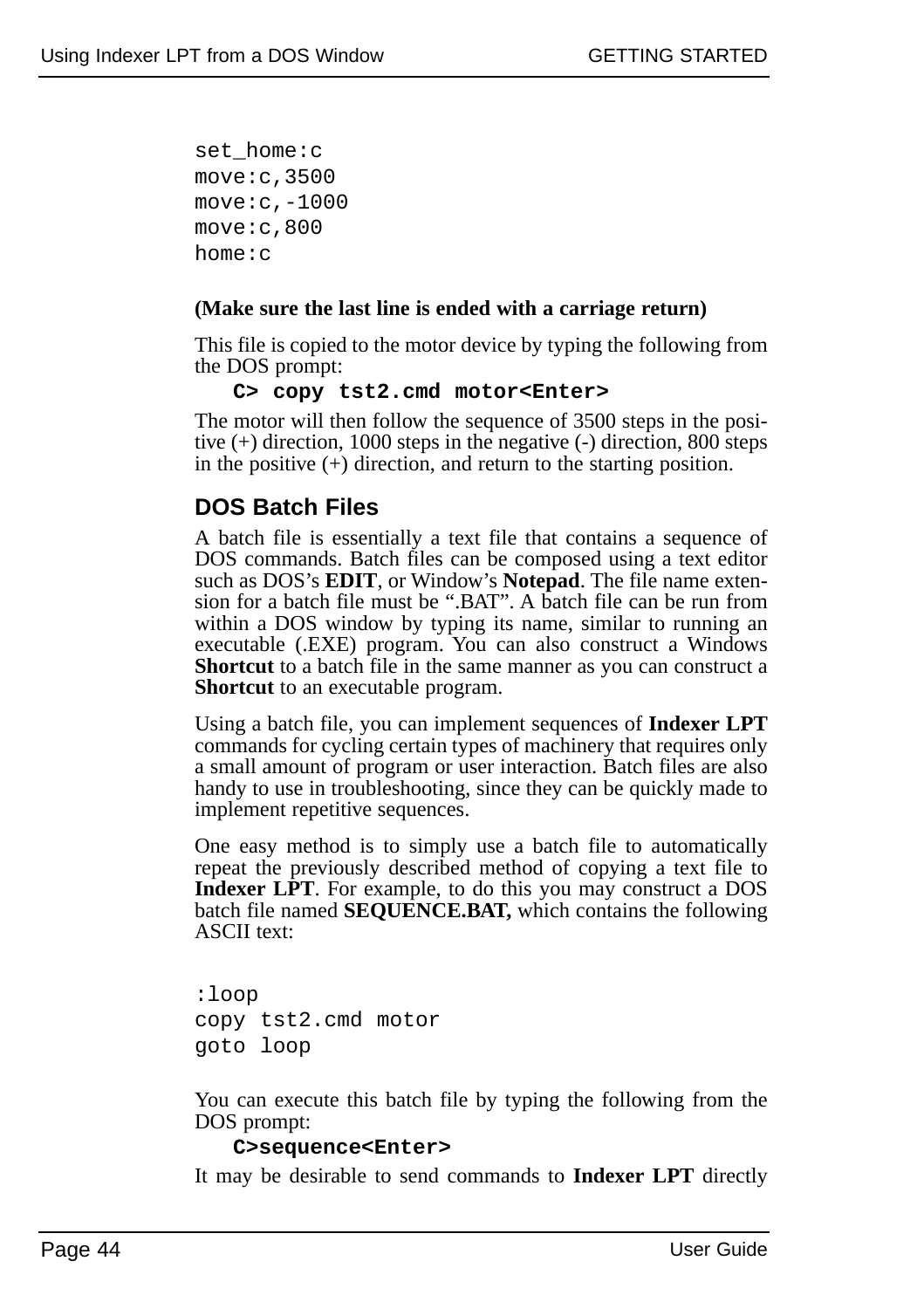```
set_home:c
move:c,3500
move:c,-1000
move:c,800
home:c
```

**(Make sure the last line is ended with a carriage return)**

This file is copied to the motor device by typing the following from the DOS prompt:

```
C> copy tst2.cmd motor<Enter>
```

The motor will then follow the sequence of 3500 steps in the positive (+) direction, 1000 steps in the negative (-) direction, 800 steps in the positive (+) direction, and return to the starting position.

## DOS Batch Files

A batch file is essentially a text file that contains a sequence of DOS commands. Batch files can be composed using a text editor such as DOS's **EDIT**, or Window's **Notepad**. The file name extension for a batch file must be ".BAT". A batch file can be run from within a DOS window by typing its name, similar to running an executable (.EXE) program. You can also construct a Windows **Shortcut** to a batch file in the same manner as you can construct a **Shortcut** to an executable program.

Using a batch file, you can implement sequences of **Indexer LPT** commands for cycling certain types of machinery that requires only a small amount of program or user interaction. Batch files are also handy to use in troubleshooting, since they can be quickly made to implement repetitive sequences.

One easy method is to simply use a batch file to automatically repeat the previously described method of copying a text file to **Indexer LPT**. For example, to do this you may construct a DOS batch file named **SEQUENCE.BAT,** which contains the following ASCII text:

```
:loop
copy tst2.cmd motor
goto loop
```

You can execute this batch file by typing the following from the DOS prompt:

```
C>sequence<Enter>
```

It may be desirable to send commands to **Indexer LPT** directly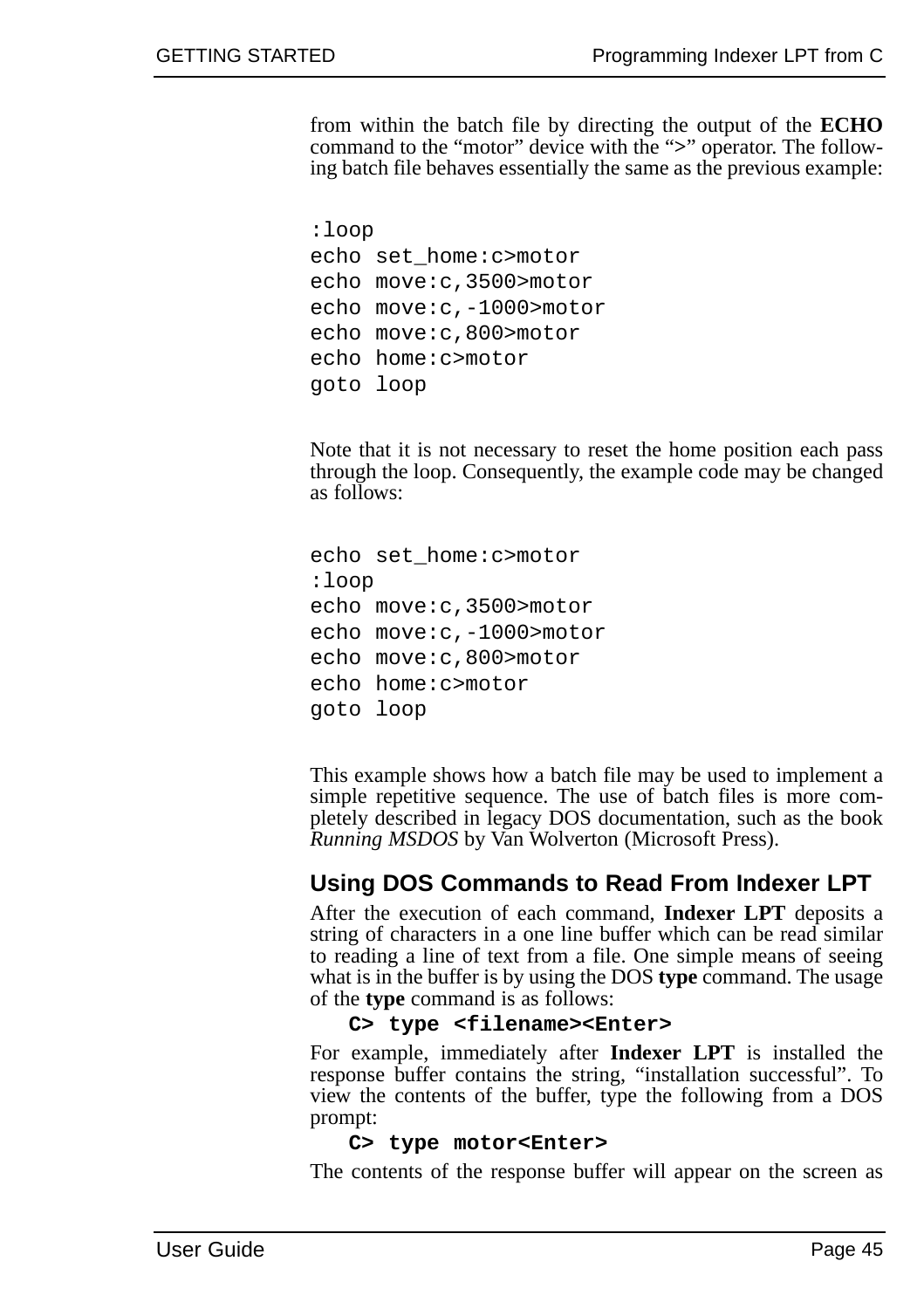from within the batch file by directing the output of the **ECHO** command to the “motor” device with the “>” operator. The following batch file behaves essentially the same as the previous example:

```
:loop
echo set_home:c>motor
echo move:c,3500>motor
echo move:c,-1000>motor
echo move:c,800>motor
echo home:c>motor
goto loop
```

Note that it is not necessary to reset the home position each pass through the loop. Consequently, the example code may be changed as follows:

```
echo set_home:c>motor
:loop
echo move:c,3500>motor
echo move:c,-1000>motor
echo move:c,800>motor
echo home:c>motor
goto loop
```

This example shows how a batch file may be used to implement a simple repetitive sequence. The use of batch files is more completely described in legacy DOS documentation, such as the book *Running MSDOS* by Van Wolverton (Microsoft Press).

## Using DOS Commands to Read From Indexer LPT

After the execution of each command, **Indexer LPT** deposits a string of characters in a one line buffer which can be read similar to reading a line of text from a file. One simple means of seeing what is in the buffer is by using the DOS **type** command. The usage of the **type** command is as follows:

```
C> type <filename><Enter>
```

For example, immediately after **Indexer LPT** is installed the response buffer contains the string, “installation successful”. To view the contents of the buffer, type the following from a DOS prompt:

```
C> type motor<Enter>
```

The contents of the response buffer will appear on the screen as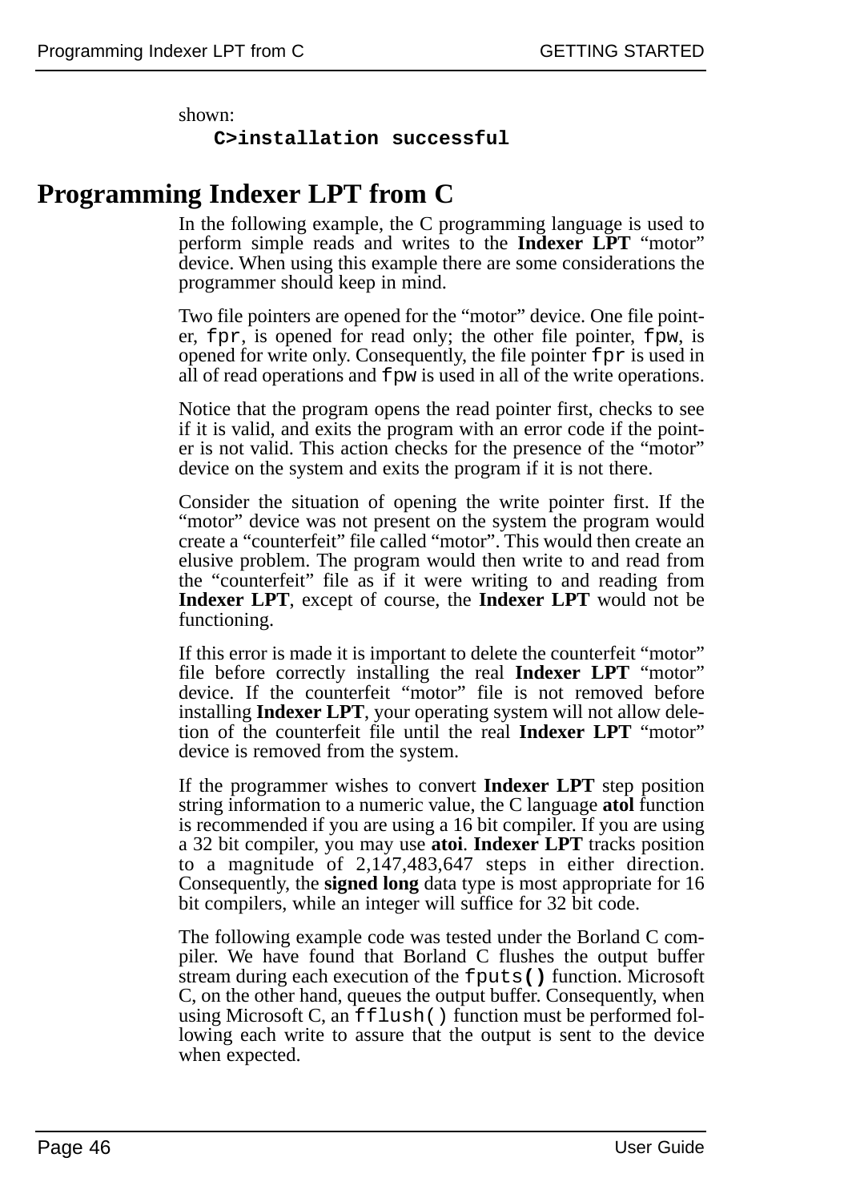shown:

```
C>installation successful
```

# Programming Indexer LPT from C

In the following example, the C programming language is used to perform simple reads and writes to the **Indexer LPT** “motor” device. When using this example there are some considerations the programmer should keep in mind.

Two file pointers are opened for the “motor” device. One file pointer, `fpr`, is opened for read only; the other file pointer, `fpw`, is opened for write only. Consequently, the file pointer `fpr` is used in all of read operations and `fpw` is used in all of the write operations.

Notice that the program opens the read pointer first, checks to see if it is valid, and exits the program with an error code if the pointer is not valid. This action checks for the presence of the “motor” device on the system and exits the program if it is not there.

Consider the situation of opening the write pointer first. If the “motor” device was not present on the system the program would create a “counterfeit” file called “motor”. This would then create an elusive problem. The program would then write to and read from the “counterfeit” file as if it were writing to and reading from **Indexer LPT**, except of course, the **Indexer LPT** would not be functioning.

If this error is made it is important to delete the counterfeit “motor” file before correctly installing the real **Indexer LPT** “motor” device. If the counterfeit “motor” file is not removed before installing **Indexer LPT**, your operating system will not allow deletion of the counterfeit file until the real **Indexer LPT** “motor” device is removed from the system.

If the programmer wishes to convert **Indexer LPT** step position string information to a numeric value, the C language **atol** function is recommended if you are using a 16 bit compiler. If you are using a 32 bit compiler, you may use **atoi**. **Indexer LPT** tracks position to a magnitude of 2,147,483,647 steps in either direction. Consequently, the **signed long** data type is most appropriate for 16 bit compilers, while an integer will suffice for 32 bit code.

The following example code was tested under the Borland C compiler. We have found that Borland C flushes the output buffer stream during each execution of the `fputs()` function. Microsoft C, on the other hand, queues the output buffer. Consequently, when using Microsoft C, an `fflush()` function must be performed following each write to assure that the output is sent to the device when expected.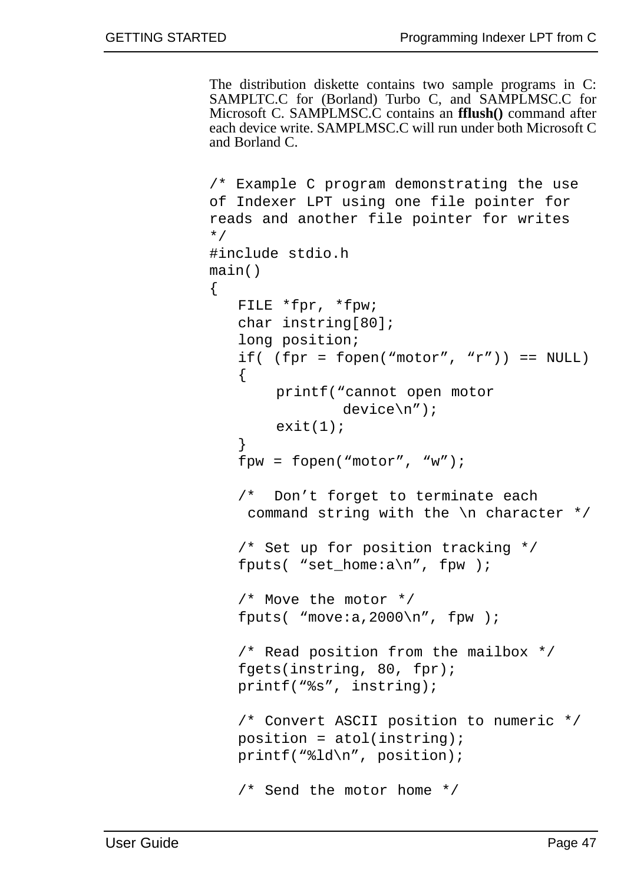The distribution diskette contains two sample programs in C: SAMPLTC.C for (Borland) Turbo C, and SAMPLMSC.C for Microsoft C. SAMPLMSC.C contains an **fflush()** command after each device write. SAMPLMSC.C will run under both Microsoft C and Borland C.

```
/* Example C program demonstrating the use
of Indexer LPT using one file pointer for
reads and another file pointer for writes
*/
#include stdio.h
main()
{
   FILE *fpr, *fpw;
   char instring[80];
   long position;
   if( (fpr = fopen(“motor”, “r”)) == NULL)
   {
       printf(“cannot open motor
              device\n”);
       exit(1);
   }
   fpw = fopen(“motor”, “w”);

   /*  Don’t forget to terminate each
    command string with the \n character */

   /* Set up for position tracking */
   fputs( “set_home:a\n”, fpw );

   /* Move the motor */
   fputs( “move:a,2000\n”, fpw );

   /* Read position from the mailbox */
   fgets(instring, 80, fpr);
   printf(“%s”, instring);

   /* Convert ASCII position to numeric */
   position = atol(instring);
   printf(“%ld\n”, position);

   /* Send the motor home */
```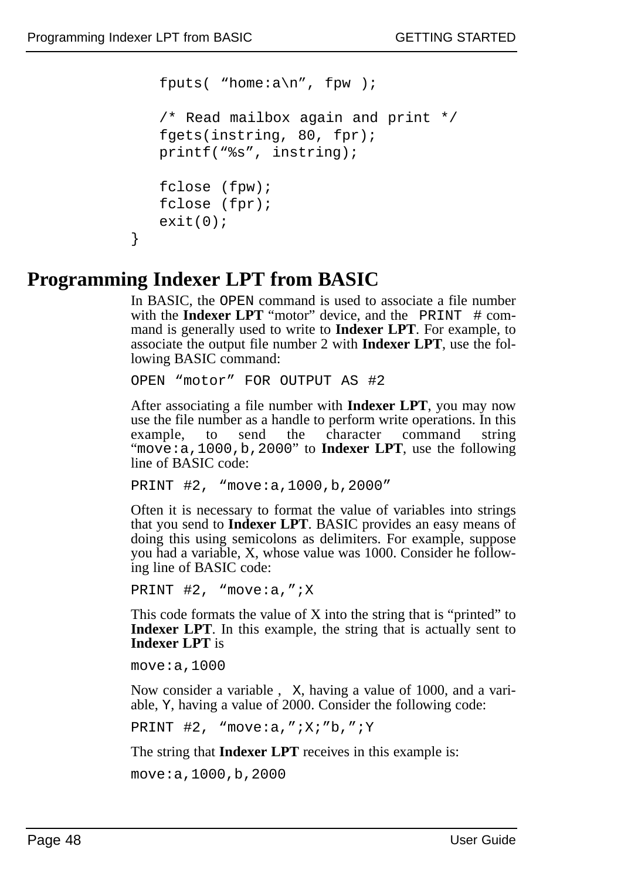```
    fputs( “home:a\n”, fpw );

    /* Read mailbox again and print */
    fgets(instring, 80, fpr);
    printf(“%s”, instring);

    fclose (fpw);
    fclose (fpr);
    exit(0);
}
```

# Programming Indexer LPT from BASIC

In BASIC, the `OPEN` command is used to associate a file number with the **Indexer LPT** “motor” device, and the `PRINT #` command is generally used to write to **Indexer LPT**. For example, to associate the output file number 2 with **Indexer LPT**, use the following BASIC command:

```
OPEN “motor” FOR OUTPUT AS #2
```

After associating a file number with **Indexer LPT**, you may now use the file number as a handle to perform write operations. In this example, to send the character command string “`move:a,1000,b,2000`” to **Indexer LPT**, use the following line of BASIC code:

```
PRINT #2, “move:a,1000,b,2000”
```

Often it is necessary to format the value of variables into strings that you send to **Indexer LPT**. BASIC provides an easy means of doing this using semicolons as delimiters. For example, suppose you had a variable, X, whose value was 1000. Consider he following line of BASIC code:

```
PRINT #2, “move:a,”;X
```

This code formats the value of X into the string that is “printed” to **Indexer LPT**. In this example, the string that is actually sent to **Indexer LPT** is

```
move:a,1000
```

Now consider a variable , `X`, having a value of 1000, and a variable, `Y`, having a value of 2000. Consider the following code:

```
PRINT #2, “move:a,”;X;”b,”;Y
```

The string that **Indexer LPT** receives in this example is:

```
move:a,1000,b,2000
```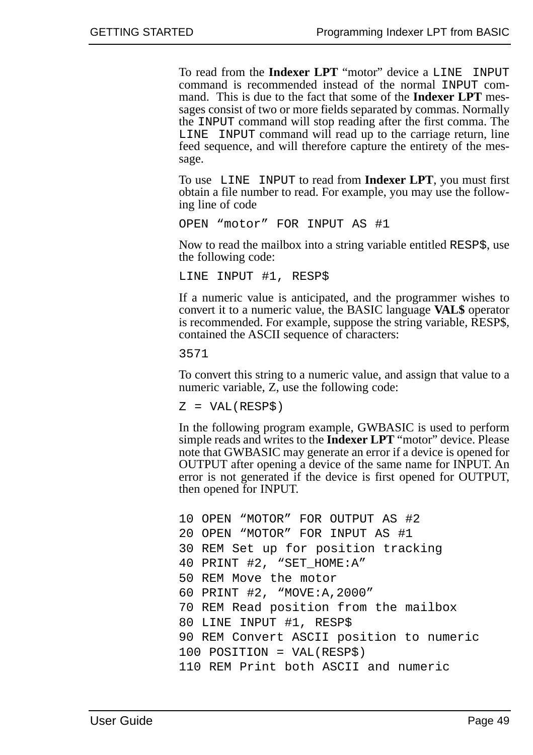To read from the **Indexer LPT** “motor” device a `LINE INPUT` command is recommended instead of the normal `INPUT` command. This is due to the fact that some of the **Indexer LPT** messages consist of two or more fields separated by commas. Normally the `INPUT` command will stop reading after the first comma. The `LINE INPUT` command will read up to the carriage return, line feed sequence, and will therefore capture the entirety of the message.

To use `LINE INPUT` to read from **Indexer LPT**, you must first obtain a file number to read. For example, you may use the following line of code

```
OPEN “motor” FOR INPUT AS #1
```

Now to read the mailbox into a string variable entitled `RESP$`, use the following code:

```
LINE INPUT #1, RESP$
```

If a numeric value is anticipated, and the programmer wishes to convert it to a numeric value, the BASIC language **VAL$** operator is recommended. For example, suppose the string variable, RESP$, contained the ASCII sequence of characters:

```
3571
```

To convert this string to a numeric value, and assign that value to a numeric variable, Z, use the following code:

```
Z = VAL(RESP$)
```

In the following program example, GWBASIC is used to perform simple reads and writes to the **Indexer LPT** “motor” device. Please note that GWBASIC may generate an error if a device is opened for OUTPUT after opening a device of the same name for INPUT. An error is not generated if the device is first opened for OUTPUT, then opened for INPUT.

```
10 OPEN “MOTOR” FOR OUTPUT AS #2
20 OPEN “MOTOR” FOR INPUT AS #1
30 REM Set up for position tracking
40 PRINT #2, “SET_HOME:A”
50 REM Move the motor
60 PRINT #2, “MOVE:A,2000”
70 REM Read position from the mailbox
80 LINE INPUT #1, RESP$
90 REM Convert ASCII position to numeric
100 POSITION = VAL(RESP$)
110 REM Print both ASCII and numeric
```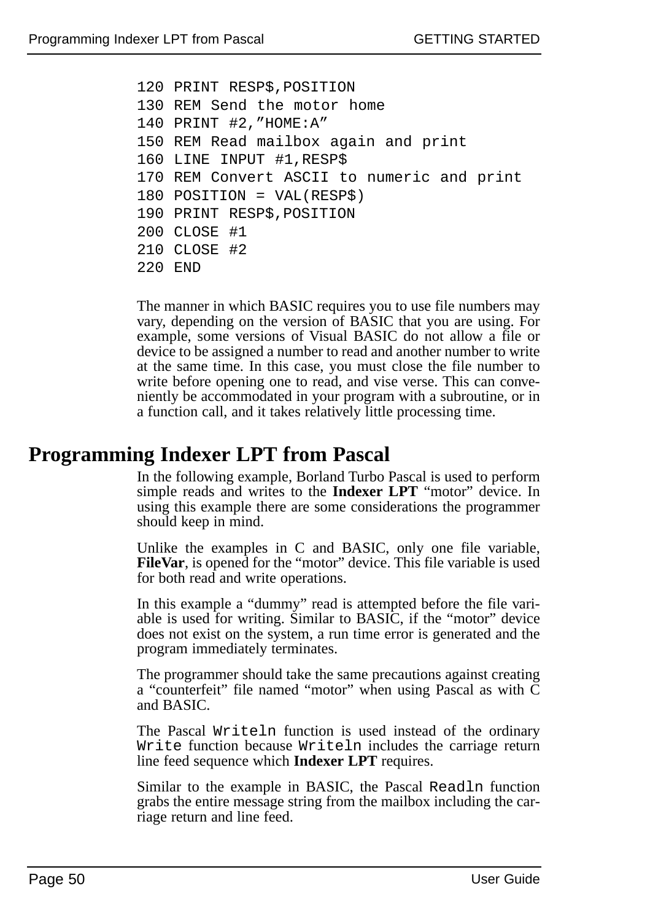```
120 PRINT RESP$,POSITION
130 REM Send the motor home
140 PRINT #2,"HOME:A"
150 REM Read mailbox again and print
160 LINE INPUT #1,RESP$
170 REM Convert ASCII to numeric and print
180 POSITION = VAL(RESP$)
190 PRINT RESP$,POSITION
200 CLOSE #1
210 CLOSE #2
220 END
```

The manner in which BASIC requires you to use file numbers may vary, depending on the version of BASIC that you are using. For example, some versions of Visual BASIC do not allow a file or device to be assigned a number to read and another number to write at the same time. In this case, you must close the file number to write before opening one to read, and vise verse. This can conveniently be accommodated in your program with a subroutine, or in a function call, and it takes relatively little processing time.

# Programming Indexer LPT from Pascal

In the following example, Borland Turbo Pascal is used to perform simple reads and writes to the **Indexer LPT** "motor" device. In using this example there are some considerations the programmer should keep in mind.

Unlike the examples in C and BASIC, only one file variable, **FileVar**, is opened for the "motor" device. This file variable is used for both read and write operations.

In this example a "dummy" read is attempted before the file variable is used for writing. Similar to BASIC, if the "motor" device does not exist on the system, a run time error is generated and the program immediately terminates.

The programmer should take the same precautions against creating a "counterfeit" file named "motor" when using Pascal as with C and BASIC.

The Pascal `Writeln` function is used instead of the ordinary `Write` function because `Writeln` includes the carriage return line feed sequence which **Indexer LPT** requires.

Similar to the example in BASIC, the Pascal `Readln` function grabs the entire message string from the mailbox including the carriage return and line feed.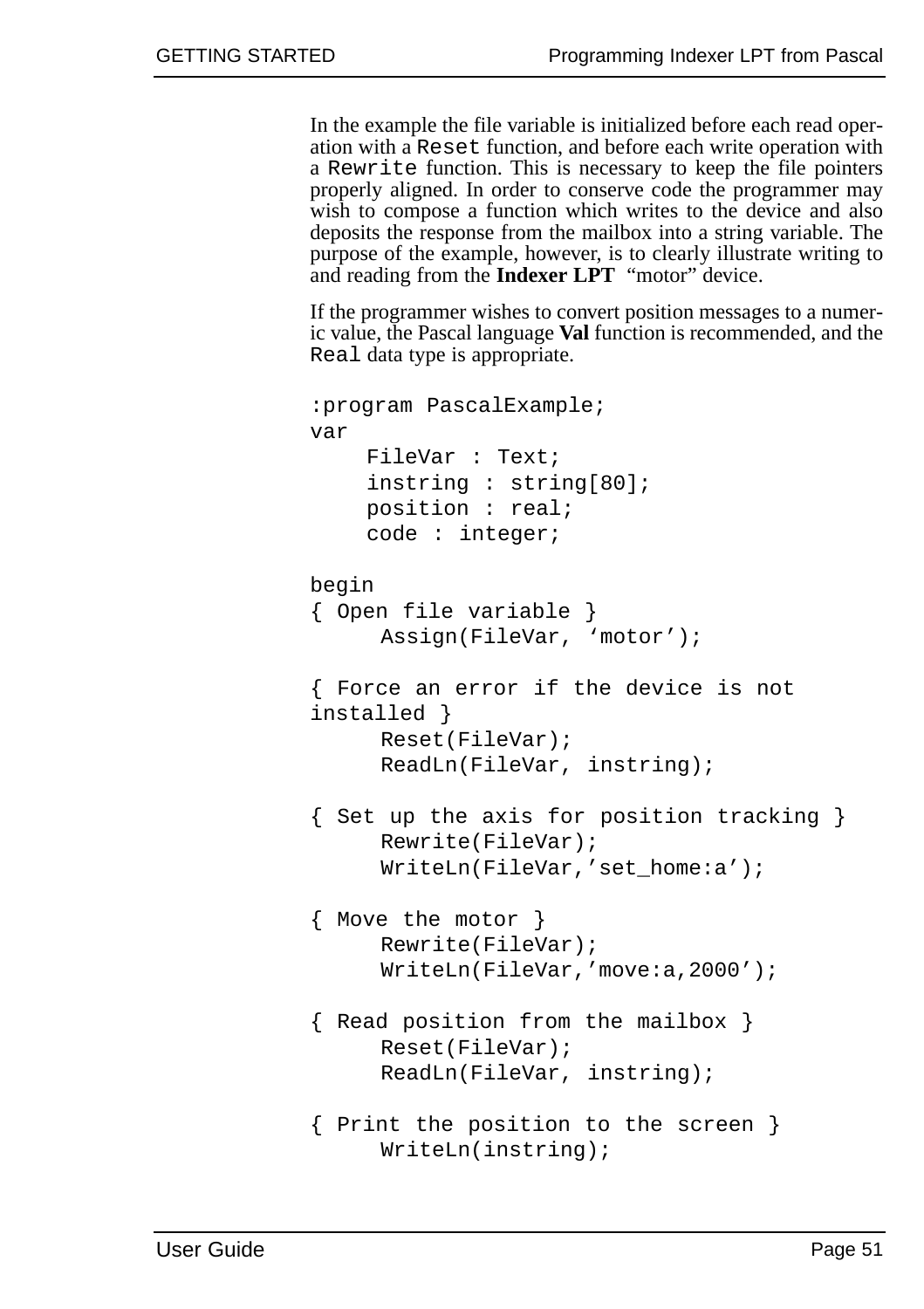In the example the file variable is initialized before each read operation with a `Reset` function, and before each write operation with a `Rewrite` function. This is necessary to keep the file pointers properly aligned. In order to conserve code the programmer may wish to compose a function which writes to the device and also deposits the response from the mailbox into a string variable. The purpose of the example, however, is to clearly illustrate writing to and reading from the **Indexer LPT** "motor" device.

If the programmer wishes to convert position messages to a numeric value, the Pascal language **Val** function is recommended, and the `Real` data type is appropriate.

```
:program PascalExample;
var
     FileVar : Text;
     instring : string[80];
     position : real;
     code : integer;

begin
{ Open file variable }
      Assign(FileVar, ‘motor’);

{ Force an error if the device is not
installed }
      Reset(FileVar);
      ReadLn(FileVar, instring);

{ Set up the axis for position tracking }
      Rewrite(FileVar);
      WriteLn(FileVar,’set_home:a’);

{ Move the motor }
      Rewrite(FileVar);
      WriteLn(FileVar,’move:a,2000’);

{ Read position from the mailbox }
      Reset(FileVar);
      ReadLn(FileVar, instring);

{ Print the position to the screen }
      WriteLn(instring);
```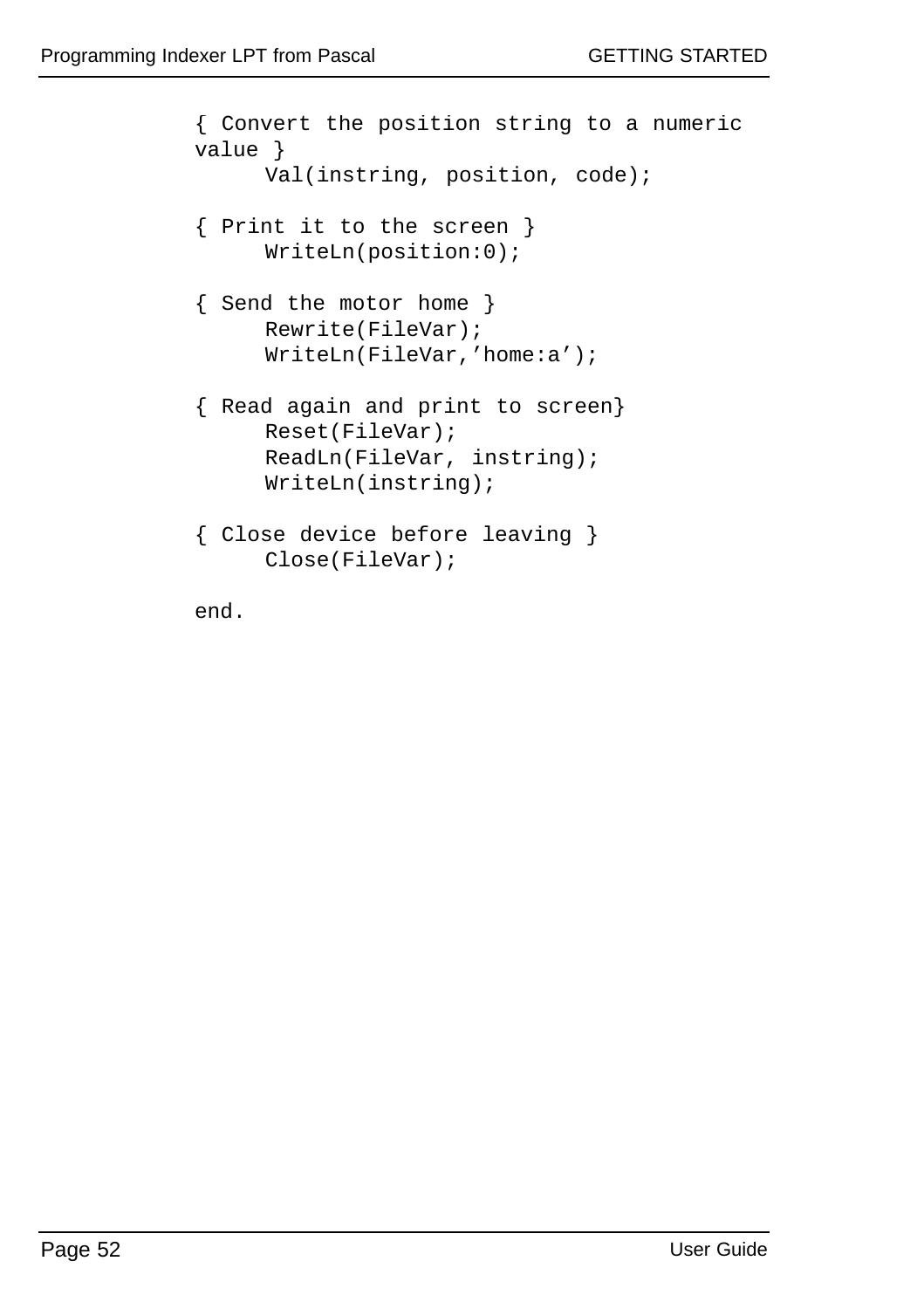```
{ Convert the position string to a numeric
value }
      Val(instring, position, code);

{ Print it to the screen }
      WriteLn(position:0);

{ Send the motor home }
      Rewrite(FileVar);
      WriteLn(FileVar,'home:a');

{ Read again and print to screen}
      Reset(FileVar);
      ReadLn(FileVar, instring);
      WriteLn(instring);

{ Close device before leaving }
      Close(FileVar);

end.
```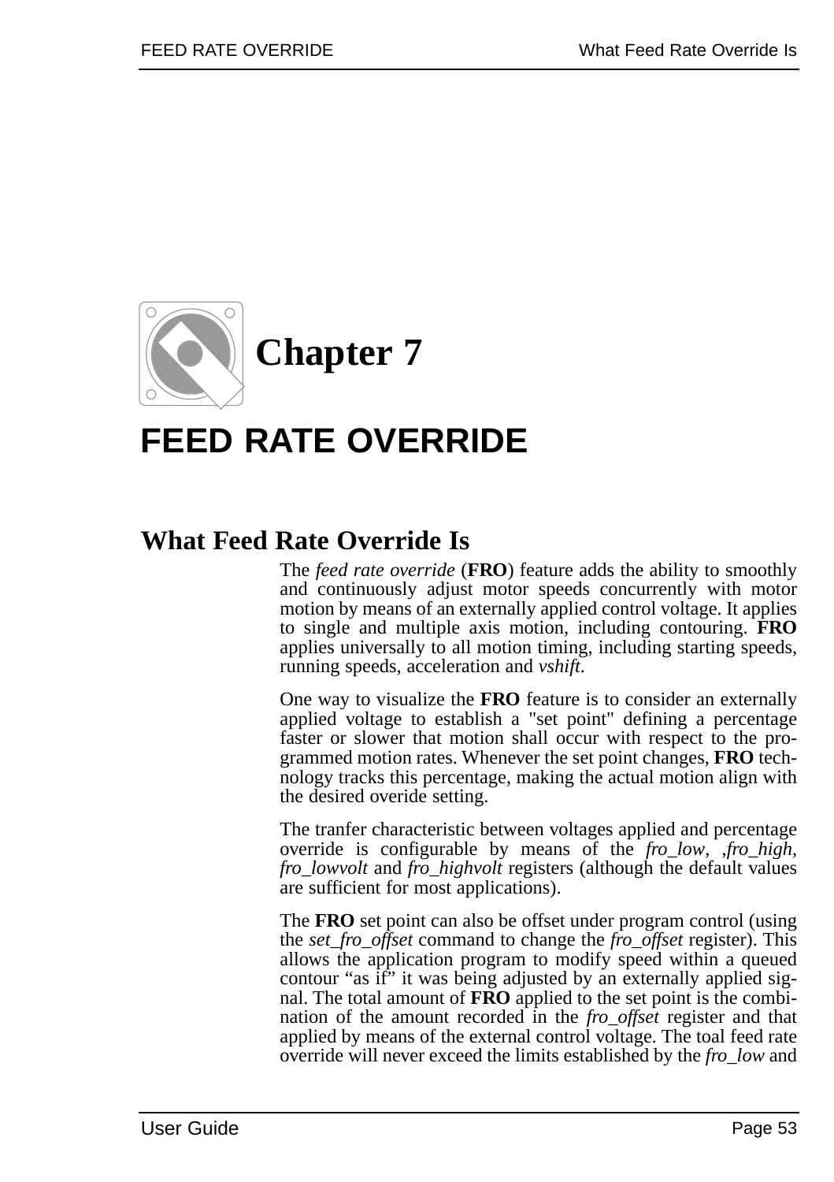# Chapter 7

# FEED RATE OVERRIDE

## What Feed Rate Override Is

The *feed rate override* (**FRO**) feature adds the ability to smoothly and continuously adjust motor speeds concurrently with motor motion by means of an externally applied control voltage. It applies to single and multiple axis motion, including contouring. **FRO** applies universally to all motion timing, including starting speeds, running speeds, acceleration and *vshift*.

One way to visualize the **FRO** feature is to consider an externally applied voltage to establish a "set point" defining a percentage faster or slower that motion shall occur with respect to the programmed motion rates. Whenever the set point changes, **FRO** technology tracks this percentage, making the actual motion align with the desired overide setting.

The tranfer characteristic between voltages applied and percentage override is configurable by means of the *fro_low*, ,*fro_high*, *fro_lowvolt* and *fro_highvolt* registers (although the default values are sufficient for most applications).

The **FRO** set point can also be offset under program control (using the *set_fro_offset* command to change the *fro_offset* register). This allows the application program to modify speed within a queued contour “as if” it was being adjusted by an externally applied signal. The total amount of **FRO** applied to the set point is the combination of the amount recorded in the *fro_offset* register and that applied by means of the external control voltage. The toal feed rate override will never exceed the limits established by the *fro_low* and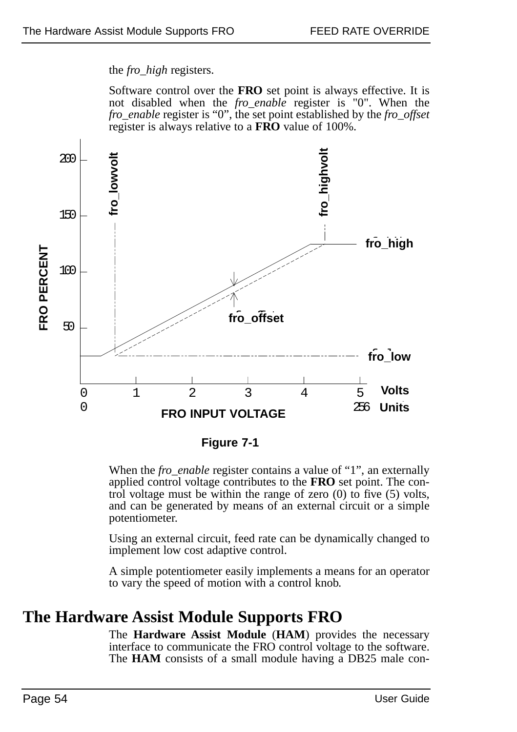the *fro_high* registers.

Software control over the **FRO** set point is always effective. It is not disabled when the *fro_enable* register is "0". When the *fro_enable* register is "0", the set point established by the *fro_offset* register is always relative to a **FRO** value of 100%.

**Figure 7-1**

When the *fro_enable* register contains a value of "1", an externally applied control voltage contributes to the **FRO** set point. The control voltage must be within the range of zero (0) to five (5) volts, and can be generated by means of an external circuit or a simple potentiometer.

Using an external circuit, feed rate can be dynamically changed to implement low cost adaptive control.

A simple potentiometer easily implements a means for an operator to vary the speed of motion with a control knob.

# The Hardware Assist Module Supports FRO

The **Hardware Assist Module** (**HAM**) provides the necessary interface to communicate the FRO control voltage to the software. The **HAM** consists of a small module having a DB25 male con-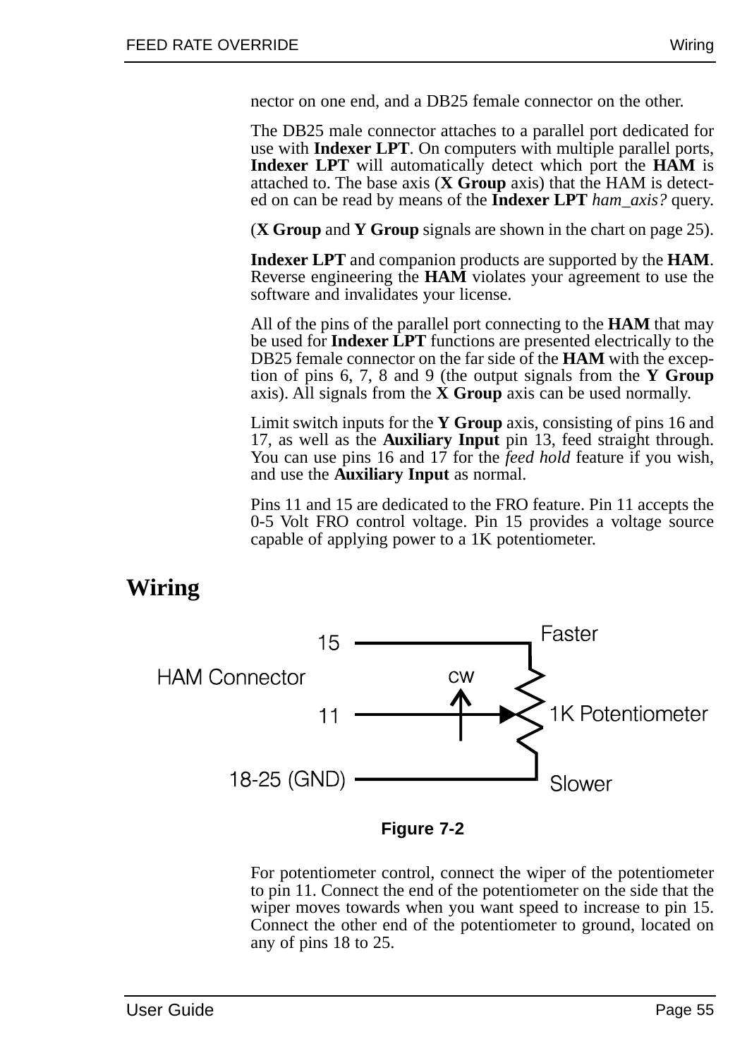nector on one end, and a DB25 female connector on the other.

The DB25 male connector attaches to a parallel port dedicated for use with **Indexer LPT**. On computers with multiple parallel ports, **Indexer LPT** will automatically detect which port the **HAM** is attached to. The base axis (**X Group** axis) that the HAM is detected on can be read by means of the **Indexer LPT** *ham_axis?* query.

(**X Group** and **Y Group** signals are shown in the chart on page 25).

**Indexer LPT** and companion products are supported by the **HAM**. Reverse engineering the **HAM** violates your agreement to use the software and invalidates your license.

All of the pins of the parallel port connecting to the **HAM** that may be used for **Indexer LPT** functions are presented electrically to the DB25 female connector on the far side of the **HAM** with the exception of pins 6, 7, 8 and 9 (the output signals from the **Y Group** axis). All signals from the **X Group** axis can be used normally.

Limit switch inputs for the **Y Group** axis, consisting of pins 16 and 17, as well as the **Auxiliary Input** pin 13, feed straight through. You can use pins 16 and 17 for the *feed hold* feature if you wish, and use the **Auxiliary Input** as normal.

Pins 11 and 15 are dedicated to the FRO feature. Pin 11 accepts the 0-5 Volt FRO control voltage. Pin 15 provides a voltage source capable of applying power to a 1K potentiometer.

## Wiring

HAM Connector: 15 — Faster; 11 — CW (wiper) — 1K Potentiometer; 18-25 (GND) — Slower

**Figure 7-2**

For potentiometer control, connect the wiper of the potentiometer to pin 11. Connect the end of the potentiometer on the side that the wiper moves towards when you want speed to increase to pin 15. Connect the other end of the potentiometer to ground, located on any of pins 18 to 25.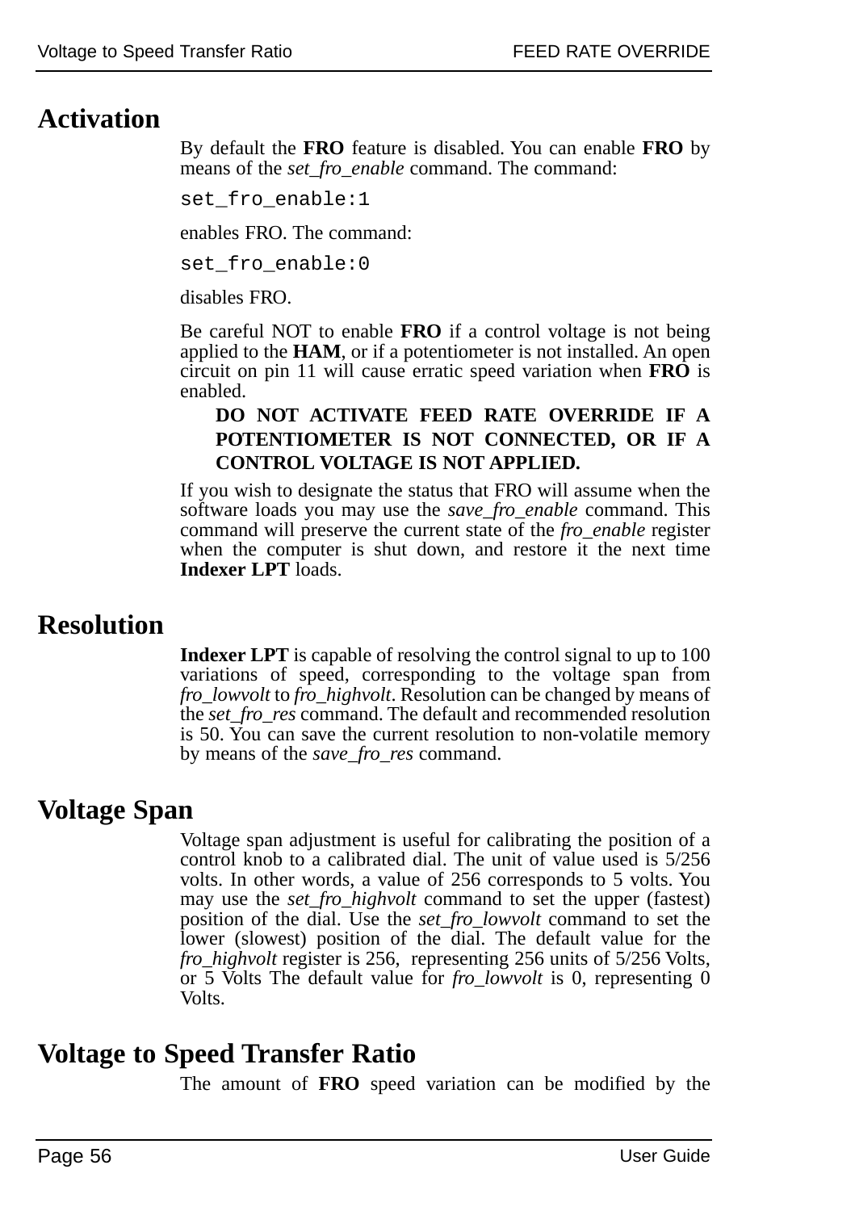## Activation

By default the **FRO** feature is disabled. You can enable **FRO** by means of the *set_fro_enable* command. The command:

```
set_fro_enable:1
```

enables FRO. The command:

```
set_fro_enable:0
```

disables FRO.

Be careful NOT to enable **FRO** if a control voltage is not being applied to the **HAM**, or if a potentiometer is not installed. An open circuit on pin 11 will cause erratic speed variation when **FRO** is enabled.

> **DO NOT ACTIVATE FEED RATE OVERRIDE IF A POTENTIOMETER IS NOT CONNECTED, OR IF A CONTROL VOLTAGE IS NOT APPLIED.**

If you wish to designate the status that FRO will assume when the software loads you may use the *save_fro_enable* command. This command will preserve the current state of the *fro_enable* register when the computer is shut down, and restore it the next time **Indexer LPT** loads.

## Resolution

**Indexer LPT** is capable of resolving the control signal to up to 100 variations of speed, corresponding to the voltage span from *fro_lowvolt* to *fro_highvolt*. Resolution can be changed by means of the *set_fro_res* command. The default and recommended resolution is 50. You can save the current resolution to non-volatile memory by means of the *save_fro_res* command.

## Voltage Span

Voltage span adjustment is useful for calibrating the position of a control knob to a calibrated dial. The unit of value used is 5/256 volts. In other words, a value of 256 corresponds to 5 volts. You may use the *set_fro_highvolt* command to set the upper (fastest) position of the dial. Use the *set_fro_lowvolt* command to set the lower (slowest) position of the dial. The default value for the *fro_highvolt* register is 256, representing 256 units of 5/256 Volts, or 5 Volts The default value for *fro_lowvolt* is 0, representing 0 Volts.

## Voltage to Speed Transfer Ratio

The amount of **FRO** speed variation can be modified by the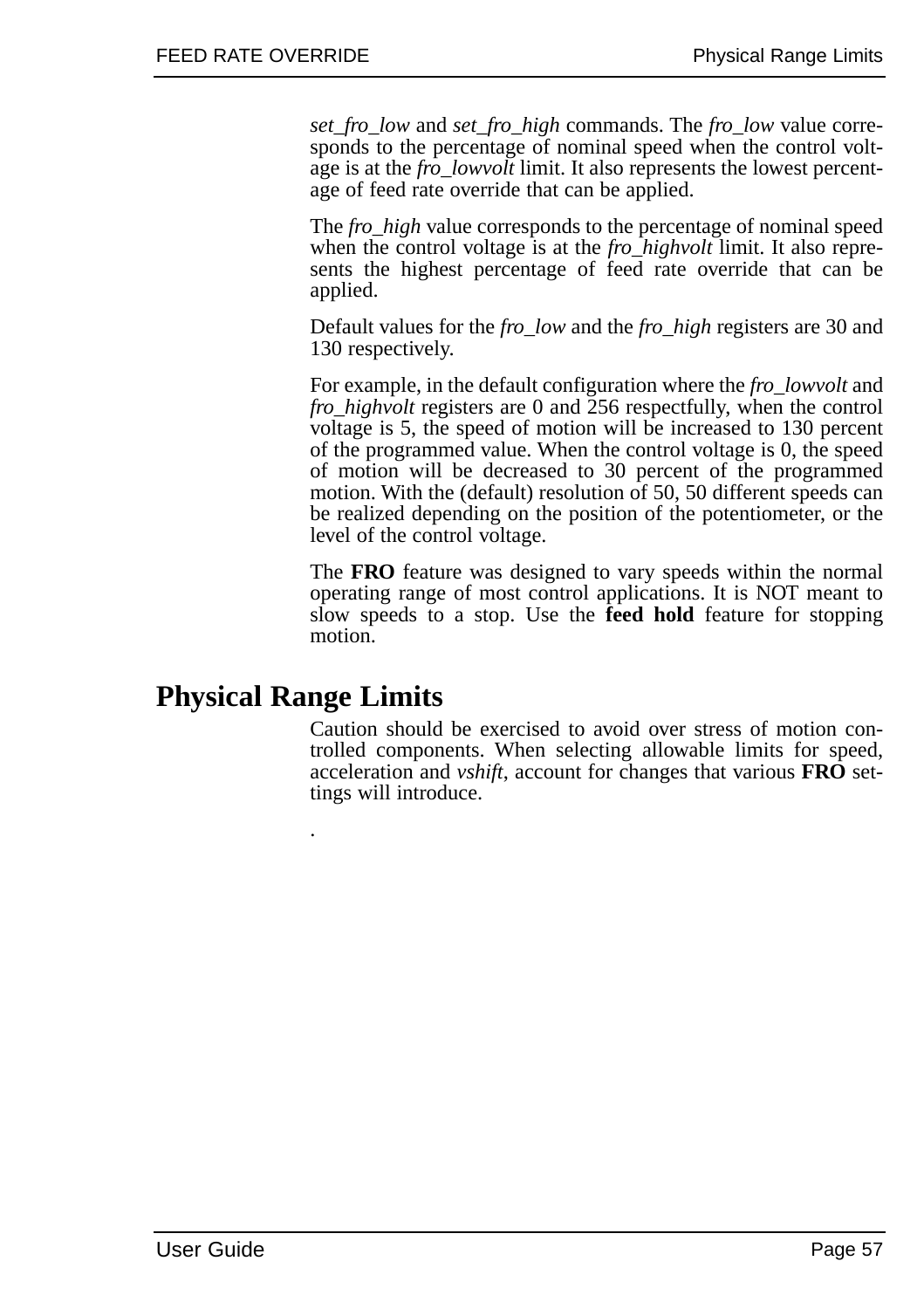*set_fro_low* and *set_fro_high* commands. The *fro_low* value corresponds to the percentage of nominal speed when the control voltage is at the *fro_lowvolt* limit. It also represents the lowest percentage of feed rate override that can be applied.

The *fro_high* value corresponds to the percentage of nominal speed when the control voltage is at the *fro_highvolt* limit. It also represents the highest percentage of feed rate override that can be applied.

Default values for the *fro_low* and the *fro_high* registers are 30 and 130 respectively.

For example, in the default configuration where the *fro_lowvolt* and *fro_highvolt* registers are 0 and 256 respectfully, when the control voltage is 5, the speed of motion will be increased to 130 percent of the programmed value. When the control voltage is 0, the speed of motion will be decreased to 30 percent of the programmed motion. With the (default) resolution of 50, 50 different speeds can be realized depending on the position of the potentiometer, or the level of the control voltage.

The **FRO** feature was designed to vary speeds within the normal operating range of most control applications. It is NOT meant to slow speeds to a stop. Use the **feed hold** feature for stopping motion.

# Physical Range Limits

Caution should be exercised to avoid over stress of motion controlled components. When selecting allowable limits for speed, acceleration and *vshift*, account for changes that various **FRO** settings will introduce.

.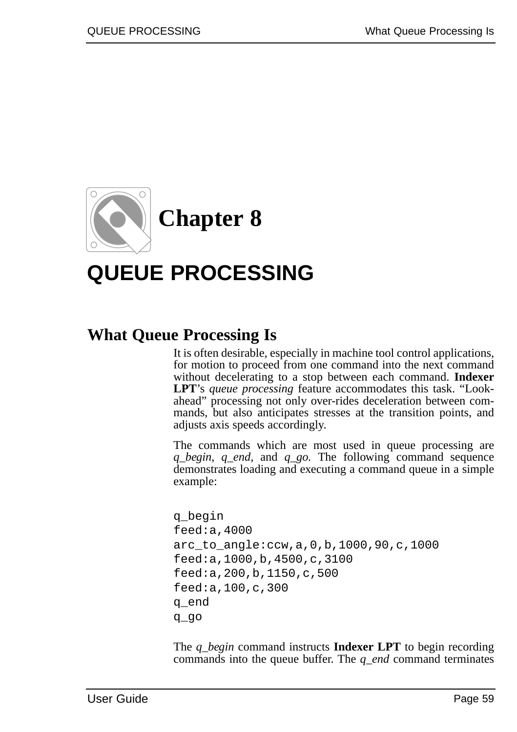# Chapter 8

# QUEUE PROCESSING

## What Queue Processing Is

It is often desirable, especially in machine tool control applications, for motion to proceed from one command into the next command without decelerating to a stop between each command. **Indexer LPT**'s *queue processing* feature accommodates this task. "Look-ahead" processing not only over-rides deceleration between commands, but also anticipates stresses at the transition points, and adjusts axis speeds accordingly.

The commands which are most used in queue processing are *q_begin*, *q_end*, and *q_go*. The following command sequence demonstrates loading and executing a command queue in a simple example:

```
q_begin
feed:a,4000
arc_to_angle:ccw,a,0,b,1000,90,c,1000
feed:a,1000,b,4500,c,3100
feed:a,200,b,1150,c,500
feed:a,100,c,300
q_end
q_go
```

The *q_begin* command instructs **Indexer LPT** to begin recording commands into the queue buffer. The *q_end* command terminates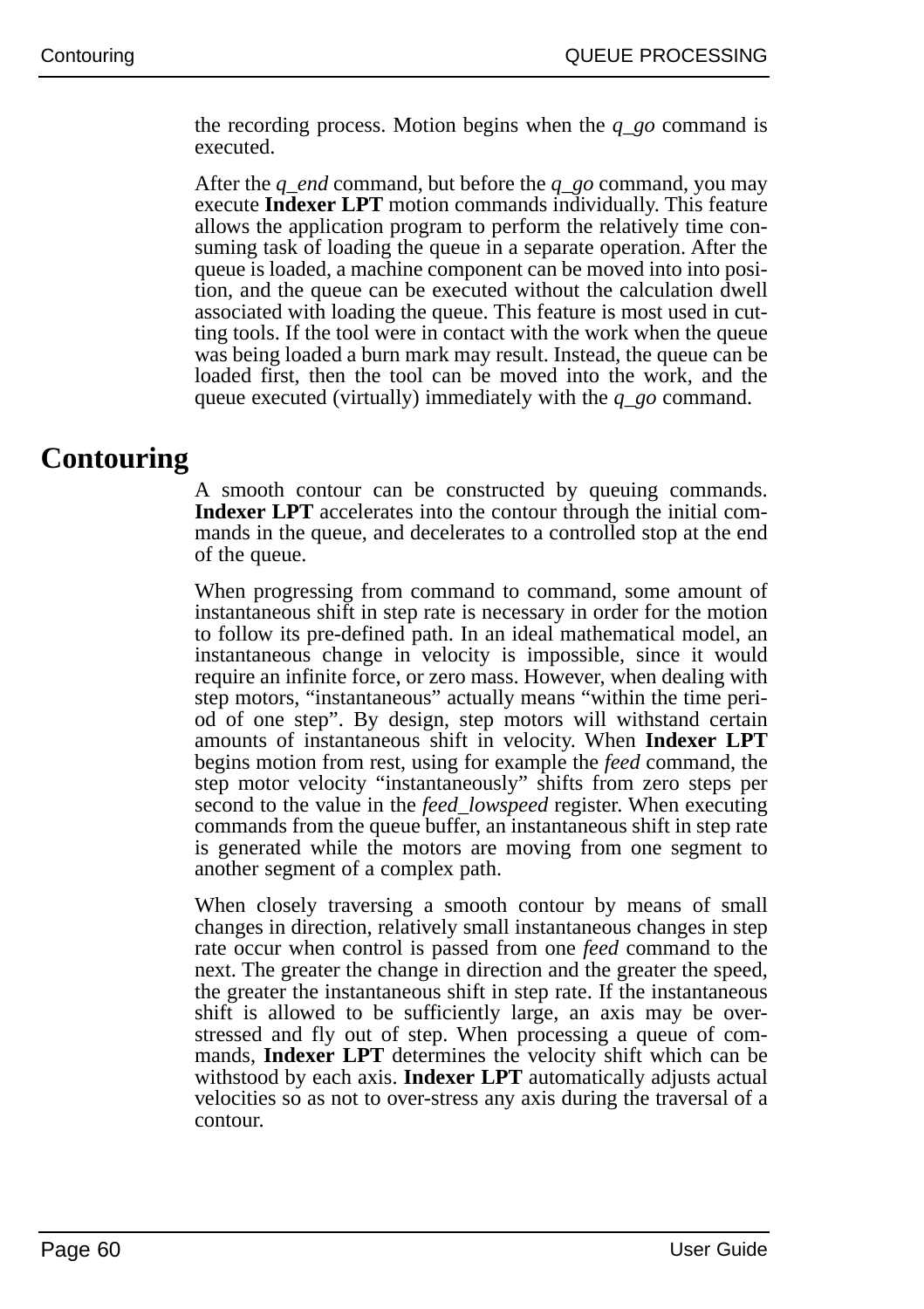the recording process. Motion begins when the *q_go* command is executed.

After the *q_end* command, but before the *q_go* command, you may execute **Indexer LPT** motion commands individually. This feature allows the application program to perform the relatively time consuming task of loading the queue in a separate operation. After the queue is loaded, a machine component can be moved into into position, and the queue can be executed without the calculation dwell associated with loading the queue. This feature is most used in cutting tools. If the tool were in contact with the work when the queue was being loaded a burn mark may result. Instead, the queue can be loaded first, then the tool can be moved into the work, and the queue executed (virtually) immediately with the *q_go* command.

# Contouring

A smooth contour can be constructed by queuing commands. **Indexer LPT** accelerates into the contour through the initial commands in the queue, and decelerates to a controlled stop at the end of the queue.

When progressing from command to command, some amount of instantaneous shift in step rate is necessary in order for the motion to follow its pre-defined path. In an ideal mathematical model, an instantaneous change in velocity is impossible, since it would require an infinite force, or zero mass. However, when dealing with step motors, "instantaneous" actually means "within the time period of one step". By design, step motors will withstand certain amounts of instantaneous shift in velocity. When **Indexer LPT** begins motion from rest, using for example the *feed* command, the step motor velocity "instantaneously" shifts from zero steps per second to the value in the *feed_lowspeed* register. When executing commands from the queue buffer, an instantaneous shift in step rate is generated while the motors are moving from one segment to another segment of a complex path.

When closely traversing a smooth contour by means of small changes in direction, relatively small instantaneous changes in step rate occur when control is passed from one *feed* command to the next. The greater the change in direction and the greater the speed, the greater the instantaneous shift in step rate. If the instantaneous shift is allowed to be sufficiently large, an axis may be over-stressed and fly out of step. When processing a queue of commands, **Indexer LPT** determines the velocity shift which can be withstood by each axis. **Indexer LPT** automatically adjusts actual velocities so as not to over-stress any axis during the traversal of a contour.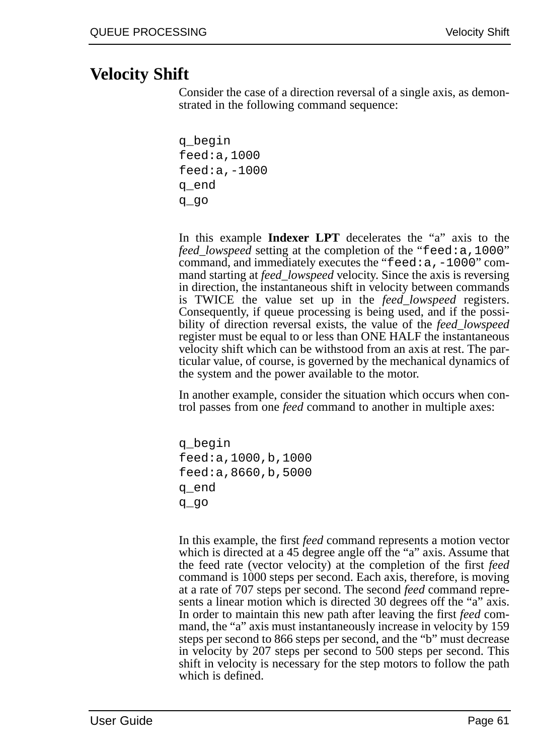# Velocity Shift

Consider the case of a direction reversal of a single axis, as demonstrated in the following command sequence:

```
q_begin
feed:a,1000
feed:a,-1000
q_end
q_go
```

In this example **Indexer LPT** decelerates the "a" axis to the *feed_lowspeed* setting at the completion of the "`feed:a,1000`" command, and immediately executes the "`feed:a,-1000`" command starting at *feed_lowspeed* velocity. Since the axis is reversing in direction, the instantaneous shift in velocity between commands is TWICE the value set up in the *feed_lowspeed* registers. Consequently, if queue processing is being used, and if the possibility of direction reversal exists, the value of the *feed_lowspeed* register must be equal to or less than ONE HALF the instantaneous velocity shift which can be withstood from an axis at rest. The particular value, of course, is governed by the mechanical dynamics of the system and the power available to the motor.

In another example, consider the situation which occurs when control passes from one *feed* command to another in multiple axes:

```
q_begin
feed:a,1000,b,1000
feed:a,8660,b,5000
q_end
q_go
```

In this example, the first *feed* command represents a motion vector which is directed at a 45 degree angle off the "a" axis. Assume that the feed rate (vector velocity) at the completion of the first *feed* command is 1000 steps per second. Each axis, therefore, is moving at a rate of 707 steps per second. The second *feed* command represents a linear motion which is directed 30 degrees off the "a" axis. In order to maintain this new path after leaving the first *feed* command, the "a" axis must instantaneously increase in velocity by 159 steps per second to 866 steps per second, and the "b" must decrease in velocity by 207 steps per second to 500 steps per second. This shift in velocity is necessary for the step motors to follow the path which is defined.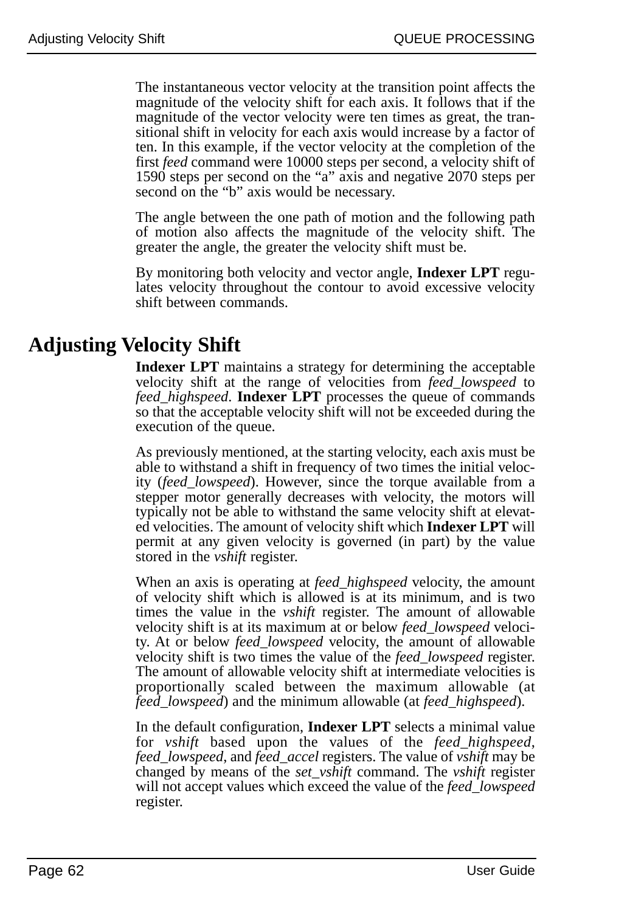The instantaneous vector velocity at the transition point affects the magnitude of the velocity shift for each axis. It follows that if the magnitude of the vector velocity were ten times as great, the transitional shift in velocity for each axis would increase by a factor of ten. In this example, if the vector velocity at the completion of the first *feed* command were 10000 steps per second, a velocity shift of 1590 steps per second on the “a” axis and negative 2070 steps per second on the “b” axis would be necessary.

The angle between the one path of motion and the following path of motion also affects the magnitude of the velocity shift. The greater the angle, the greater the velocity shift must be.

By monitoring both velocity and vector angle, **Indexer LPT** regulates velocity throughout the contour to avoid excessive velocity shift between commands.

## Adjusting Velocity Shift

**Indexer LPT** maintains a strategy for determining the acceptable velocity shift at the range of velocities from *feed_lowspeed* to *feed_highspeed*. **Indexer LPT** processes the queue of commands so that the acceptable velocity shift will not be exceeded during the execution of the queue.

As previously mentioned, at the starting velocity, each axis must be able to withstand a shift in frequency of two times the initial velocity (*feed_lowspeed*). However, since the torque available from a stepper motor generally decreases with velocity, the motors will typically not be able to withstand the same velocity shift at elevated velocities. The amount of velocity shift which **Indexer LPT** will permit at any given velocity is governed (in part) by the value stored in the *vshift* register.

When an axis is operating at *feed_highspeed* velocity, the amount of velocity shift which is allowed is at its minimum, and is two times the value in the *vshift* register. The amount of allowable velocity shift is at its maximum at or below *feed_lowspeed* velocity. At or below *feed_lowspeed* velocity, the amount of allowable velocity shift is two times the value of the *feed_lowspeed* register. The amount of allowable velocity shift at intermediate velocities is proportionally scaled between the maximum allowable (at *feed_lowspeed*) and the minimum allowable (at *feed_highspeed*).

In the default configuration, **Indexer LPT** selects a minimal value for *vshift* based upon the values of the *feed_highspeed*, *feed_lowspeed*, and *feed_accel* registers. The value of *vshift* may be changed by means of the *set_vshift* command. The *vshift* register will not accept values which exceed the value of the *feed_lowspeed* register.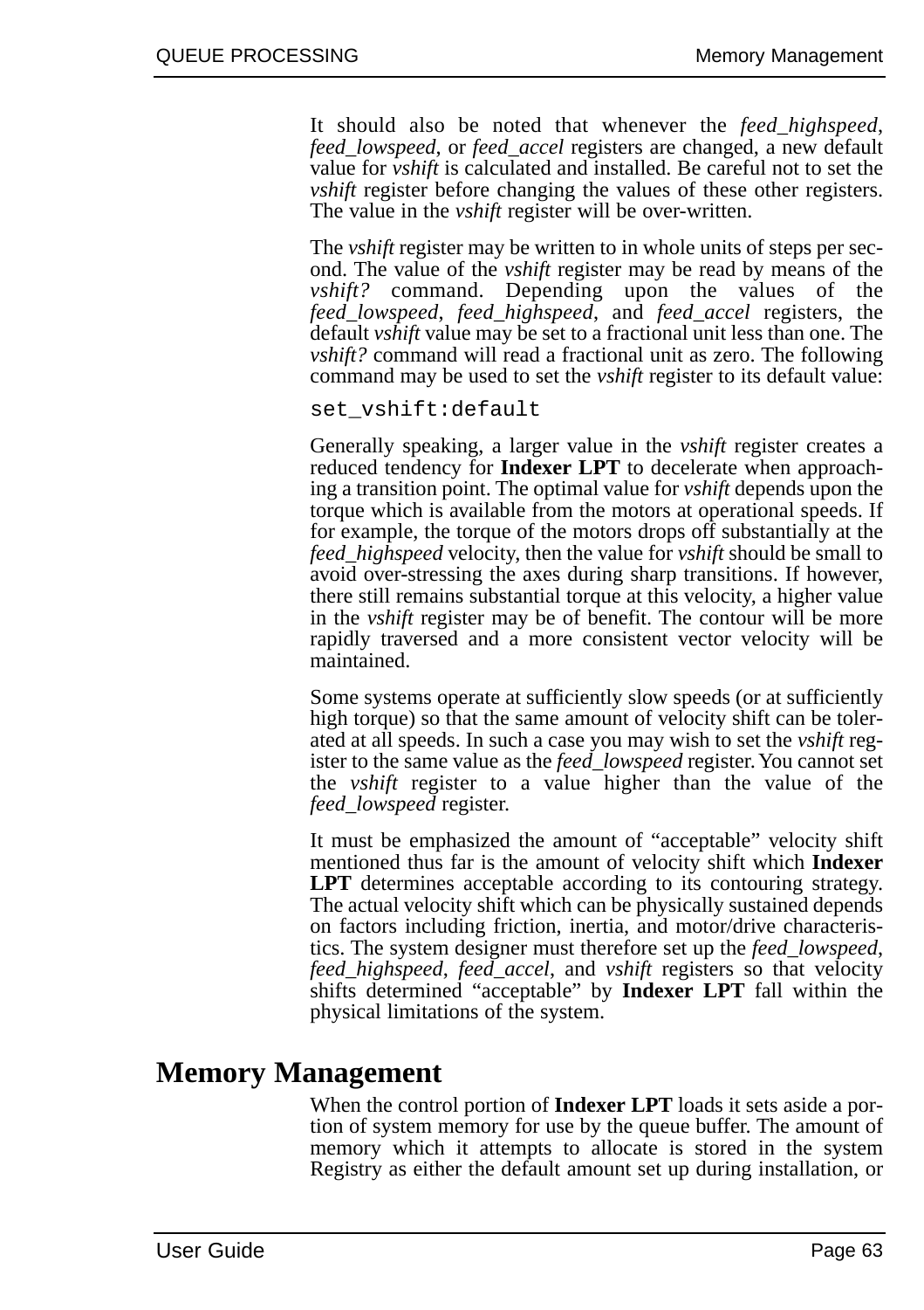It should also be noted that whenever the *feed_highspeed*, *feed_lowspeed*, or *feed_accel* registers are changed, a new default value for *vshift* is calculated and installed. Be careful not to set the *vshift* register before changing the values of these other registers. The value in the *vshift* register will be over-written.

The *vshift* register may be written to in whole units of steps per second. The value of the *vshift* register may be read by means of the *vshift?* command. Depending upon the values of the *feed_lowspeed*, *feed_highspeed*, and *feed_accel* registers, the default *vshift* value may be set to a fractional unit less than one. The *vshift?* command will read a fractional unit as zero. The following command may be used to set the *vshift* register to its default value:

```
set_vshift:default
```

Generally speaking, a larger value in the *vshift* register creates a reduced tendency for **Indexer LPT** to decelerate when approaching a transition point. The optimal value for *vshift* depends upon the torque which is available from the motors at operational speeds. If for example, the torque of the motors drops off substantially at the *feed_highspeed* velocity, then the value for *vshift* should be small to avoid over-stressing the axes during sharp transitions. If however, there still remains substantial torque at this velocity, a higher value in the *vshift* register may be of benefit. The contour will be more rapidly traversed and a more consistent vector velocity will be maintained.

Some systems operate at sufficiently slow speeds (or at sufficiently high torque) so that the same amount of velocity shift can be tolerated at all speeds. In such a case you may wish to set the *vshift* register to the same value as the *feed_lowspeed* register. You cannot set the *vshift* register to a value higher than the value of the *feed_lowspeed* register.

It must be emphasized the amount of "acceptable" velocity shift mentioned thus far is the amount of velocity shift which **Indexer LPT** determines acceptable according to its contouring strategy. The actual velocity shift which can be physically sustained depends on factors including friction, inertia, and motor/drive characteristics. The system designer must therefore set up the *feed_lowspeed*, *feed_highspeed*, *feed_accel*, and *vshift* registers so that velocity shifts determined "acceptable" by **Indexer LPT** fall within the physical limitations of the system.

# Memory Management

When the control portion of **Indexer LPT** loads it sets aside a portion of system memory for use by the queue buffer. The amount of memory which it attempts to allocate is stored in the system Registry as either the default amount set up during installation, or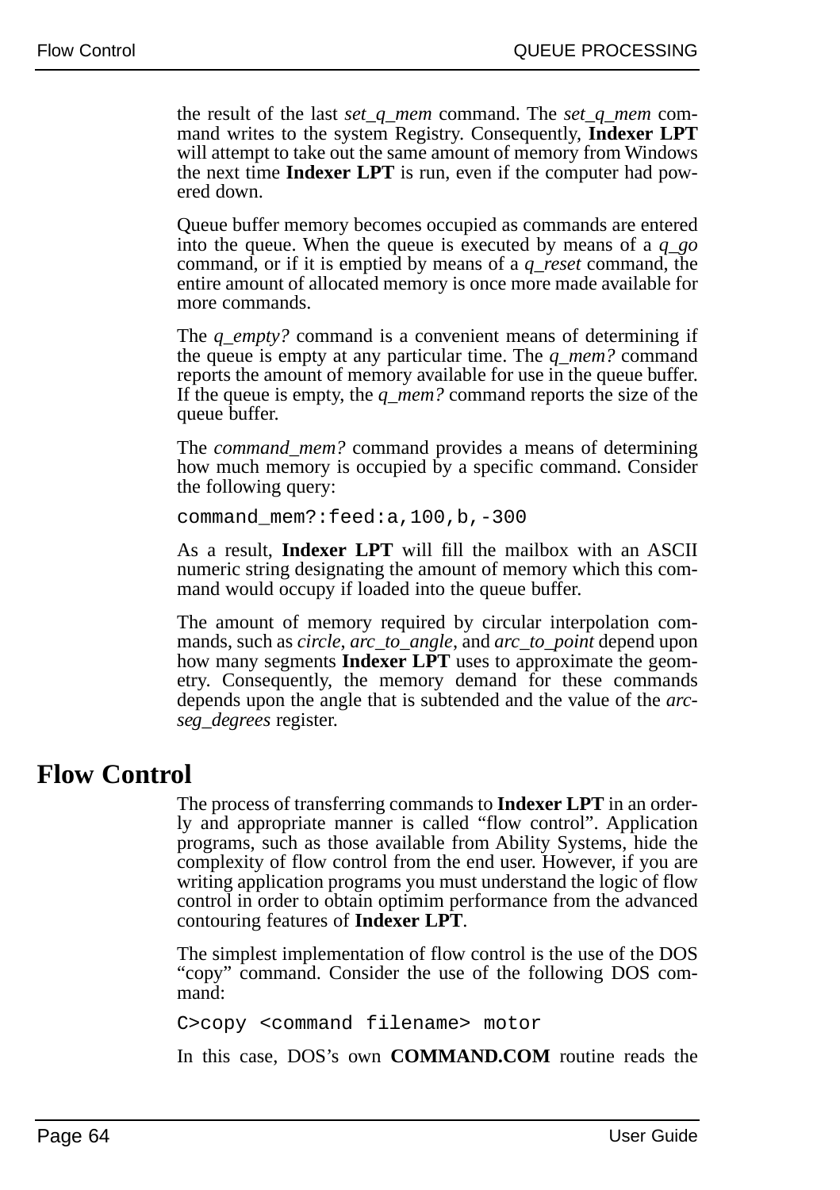the result of the last *set_q_mem* command. The *set_q_mem* command writes to the system Registry. Consequently, **Indexer LPT** will attempt to take out the same amount of memory from Windows the next time **Indexer LPT** is run, even if the computer had powered down.

Queue buffer memory becomes occupied as commands are entered into the queue. When the queue is executed by means of a *q_go* command, or if it is emptied by means of a *q_reset* command, the entire amount of allocated memory is once more made available for more commands.

The *q_empty?* command is a convenient means of determining if the queue is empty at any particular time. The *q_mem?* command reports the amount of memory available for use in the queue buffer. If the queue is empty, the *q_mem?* command reports the size of the queue buffer.

The *command_mem?* command provides a means of determining how much memory is occupied by a specific command. Consider the following query:

```
command_mem?:feed:a,100,b,-300
```

As a result, **Indexer LPT** will fill the mailbox with an ASCII numeric string designating the amount of memory which this command would occupy if loaded into the queue buffer.

The amount of memory required by circular interpolation commands, such as *circle*, *arc_to_angle*, and *arc_to_point* depend upon how many segments **Indexer LPT** uses to approximate the geometry. Consequently, the memory demand for these commands depends upon the angle that is subtended and the value of the *arcseg_degrees* register.

# Flow Control

The process of transferring commands to **Indexer LPT** in an orderly and appropriate manner is called "flow control". Application programs, such as those available from Ability Systems, hide the complexity of flow control from the end user. However, if you are writing application programs you must understand the logic of flow control in order to obtain optimim performance from the advanced contouring features of **Indexer LPT**.

The simplest implementation of flow control is the use of the DOS "copy" command. Consider the use of the following DOS command:

```
C>copy <command filename> motor
```

In this case, DOS's own **COMMAND.COM** routine reads the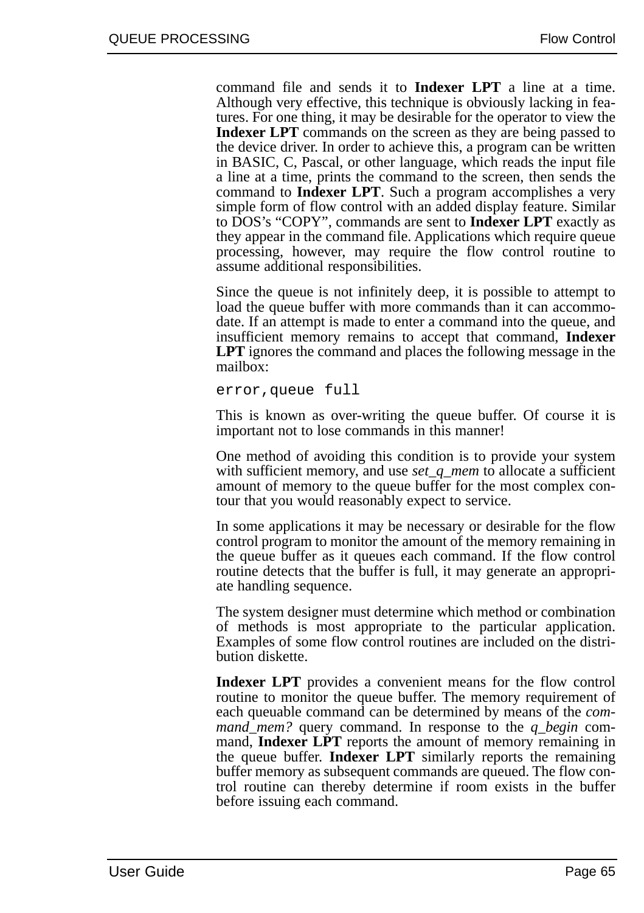command file and sends it to **Indexer LPT** a line at a time. Although very effective, this technique is obviously lacking in features. For one thing, it may be desirable for the operator to view the **Indexer LPT** commands on the screen as they are being passed to the device driver. In order to achieve this, a program can be written in BASIC, C, Pascal, or other language, which reads the input file a line at a time, prints the command to the screen, then sends the command to **Indexer LPT**. Such a program accomplishes a very simple form of flow control with an added display feature. Similar to DOS's "COPY", commands are sent to **Indexer LPT** exactly as they appear in the command file. Applications which require queue processing, however, may require the flow control routine to assume additional responsibilities.

Since the queue is not infinitely deep, it is possible to attempt to load the queue buffer with more commands than it can accommodate. If an attempt is made to enter a command into the queue, and insufficient memory remains to accept that command, **Indexer LPT** ignores the command and places the following message in the mailbox:

```
error,queue full
```

This is known as over-writing the queue buffer. Of course it is important not to lose commands in this manner!

One method of avoiding this condition is to provide your system with sufficient memory, and use *set_q_mem* to allocate a sufficient amount of memory to the queue buffer for the most complex contour that you would reasonably expect to service.

In some applications it may be necessary or desirable for the flow control program to monitor the amount of the memory remaining in the queue buffer as it queues each command. If the flow control routine detects that the buffer is full, it may generate an appropriate handling sequence.

The system designer must determine which method or combination of methods is most appropriate to the particular application. Examples of some flow control routines are included on the distribution diskette.

**Indexer LPT** provides a convenient means for the flow control routine to monitor the queue buffer. The memory requirement of each queuable command can be determined by means of the *command_mem?* query command. In response to the *q_begin* command, **Indexer LPT** reports the amount of memory remaining in the queue buffer. **Indexer LPT** similarly reports the remaining buffer memory as subsequent commands are queued. The flow control routine can thereby determine if room exists in the buffer before issuing each command.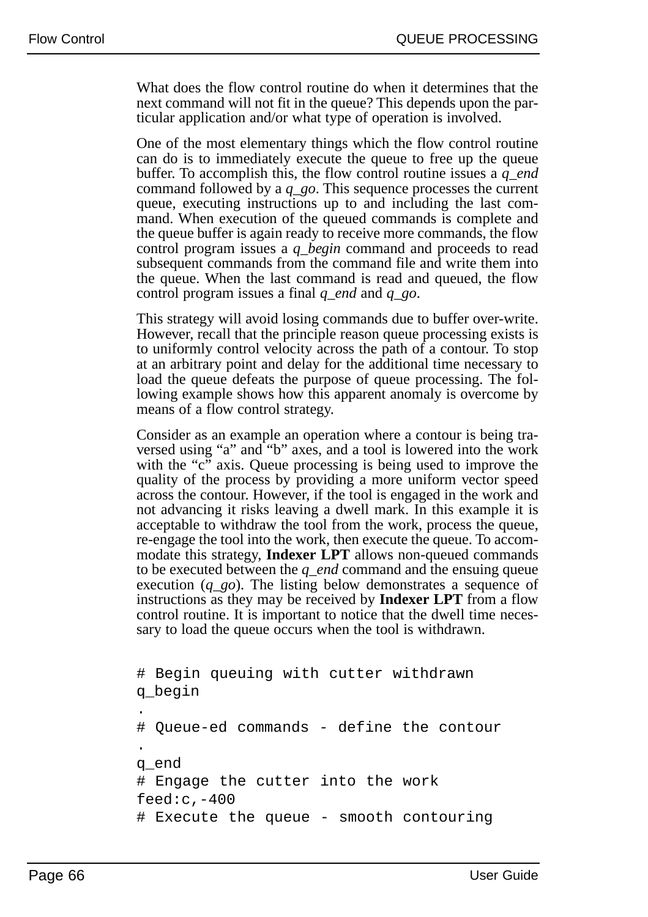What does the flow control routine do when it determines that the next command will not fit in the queue? This depends upon the particular application and/or what type of operation is involved.

One of the most elementary things which the flow control routine can do is to immediately execute the queue to free up the queue buffer. To accomplish this, the flow control routine issues a *q_end* command followed by a *q_go*. This sequence processes the current queue, executing instructions up to and including the last command. When execution of the queued commands is complete and the queue buffer is again ready to receive more commands, the flow control program issues a *q_begin* command and proceeds to read subsequent commands from the command file and write them into the queue. When the last command is read and queued, the flow control program issues a final *q_end* and *q_go*.

This strategy will avoid losing commands due to buffer over-write. However, recall that the principle reason queue processing exists is to uniformly control velocity across the path of a contour. To stop at an arbitrary point and delay for the additional time necessary to load the queue defeats the purpose of queue processing. The following example shows how this apparent anomaly is overcome by means of a flow control strategy.

Consider as an example an operation where a contour is being traversed using "a" and "b" axes, and a tool is lowered into the work with the "c" axis. Queue processing is being used to improve the quality of the process by providing a more uniform vector speed across the contour. However, if the tool is engaged in the work and not advancing it risks leaving a dwell mark. In this example it is acceptable to withdraw the tool from the work, process the queue, re-engage the tool into the work, then execute the queue. To accommodate this strategy, **Indexer LPT** allows non-queued commands to be executed between the *q_end* command and the ensuing queue execution (*q_go*). The listing below demonstrates a sequence of instructions as they may be received by **Indexer LPT** from a flow control routine. It is important to notice that the dwell time necessary to load the queue occurs when the tool is withdrawn.

```
# Begin queuing with cutter withdrawn
q_begin
.
# Queue-ed commands - define the contour
.
q_end
# Engage the cutter into the work
feed:c,-400
# Execute the queue - smooth contouring
```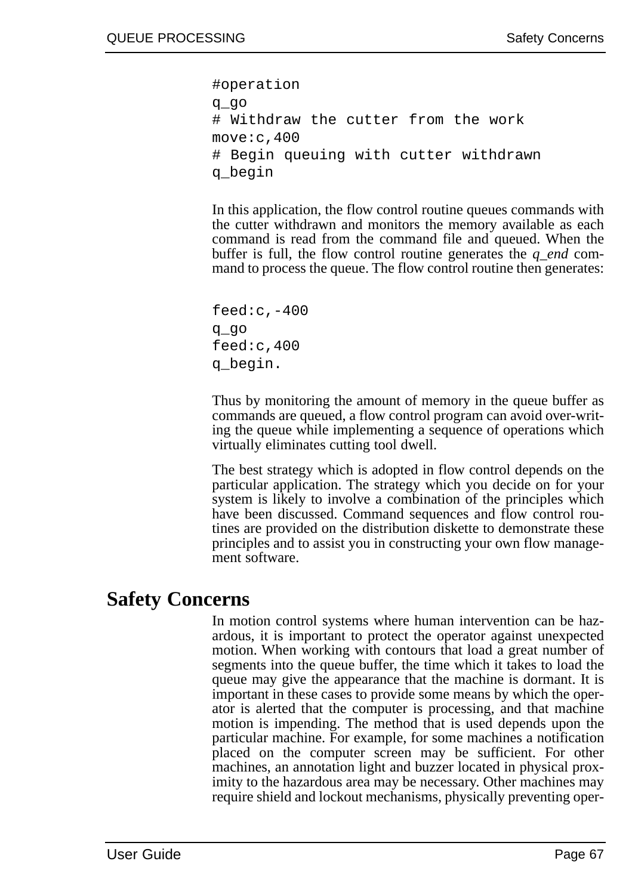```
#operation
q_go
# Withdraw the cutter from the work
move:c,400
# Begin queuing with cutter withdrawn
q_begin
```

In this application, the flow control routine queues commands with the cutter withdrawn and monitors the memory available as each command is read from the command file and queued. When the buffer is full, the flow control routine generates the *q_end* command to process the queue. The flow control routine then generates:

```
feed:c,-400
q_go
feed:c,400
q_begin.
```

Thus by monitoring the amount of memory in the queue buffer as commands are queued, a flow control program can avoid over-writing the queue while implementing a sequence of operations which virtually eliminates cutting tool dwell.

The best strategy which is adopted in flow control depends on the particular application. The strategy which you decide on for your system is likely to involve a combination of the principles which have been discussed. Command sequences and flow control routines are provided on the distribution diskette to demonstrate these principles and to assist you in constructing your own flow management software.

## Safety Concerns

In motion control systems where human intervention can be hazardous, it is important to protect the operator against unexpected motion. When working with contours that load a great number of segments into the queue buffer, the time which it takes to load the queue may give the appearance that the machine is dormant. It is important in these cases to provide some means by which the operator is alerted that the computer is processing, and that machine motion is impending. The method that is used depends upon the particular machine. For example, for some machines a notification placed on the computer screen may be sufficient. For other machines, an annotation light and buzzer located in physical proximity to the hazardous area may be necessary. Other machines may require shield and lockout mechanisms, physically preventing oper-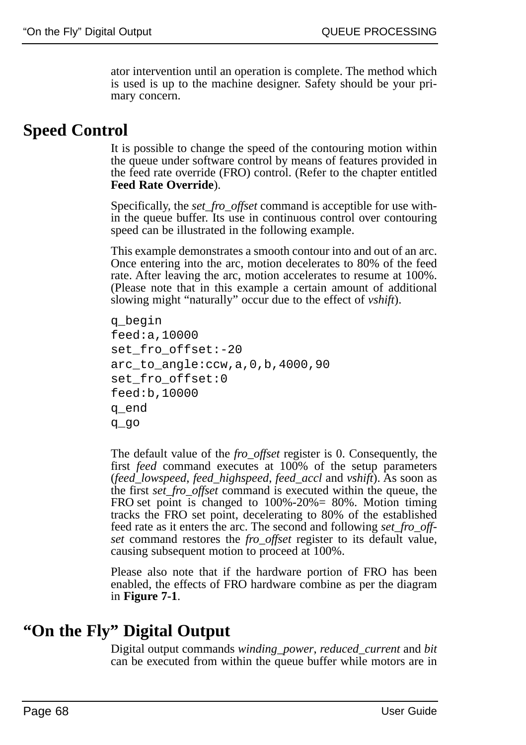ator intervention until an operation is complete. The method which is used is up to the machine designer. Safety should be your primary concern.

## Speed Control

It is possible to change the speed of the contouring motion within the queue under software control by means of features provided in the feed rate override (FRO) control. (Refer to the chapter entitled **Feed Rate Override**).

Specifically, the *set_fro_offset* command is acceptible for use within the queue buffer. Its use in continuous control over contouring speed can be illustrated in the following example.

This example demonstrates a smooth contour into and out of an arc. Once entering into the arc, motion decelerates to 80% of the feed rate. After leaving the arc, motion accelerates to resume at 100%. (Please note that in this example a certain amount of additional slowing might "naturally" occur due to the effect of *vshift*).

```
q_begin
feed:a,10000
set_fro_offset:-20
arc_to_angle:ccw,a,0,b,4000,90
set_fro_offset:0
feed:b,10000
q_end
q_go
```

The default value of the *fro_offset* register is 0. Consequently, the first *feed* command executes at 100% of the setup parameters (*feed_lowspeed*, *feed_highspeed*, *feed_accl* and *vshift*). As soon as the first *set_fro_offset* command is executed within the queue, the FRO set point is changed to 100%-20%= 80%. Motion timing tracks the FRO set point, decelerating to 80% of the established feed rate as it enters the arc. The second and following *set_fro_offset* command restores the *fro_offset* register to its default value, causing subsequent motion to proceed at 100%.

Please also note that if the hardware portion of FRO has been enabled, the effects of FRO hardware combine as per the diagram in **Figure 7-1**.

## "On the Fly" Digital Output

Digital output commands *winding_power*, *reduced_current* and *bit* can be executed from within the queue buffer while motors are in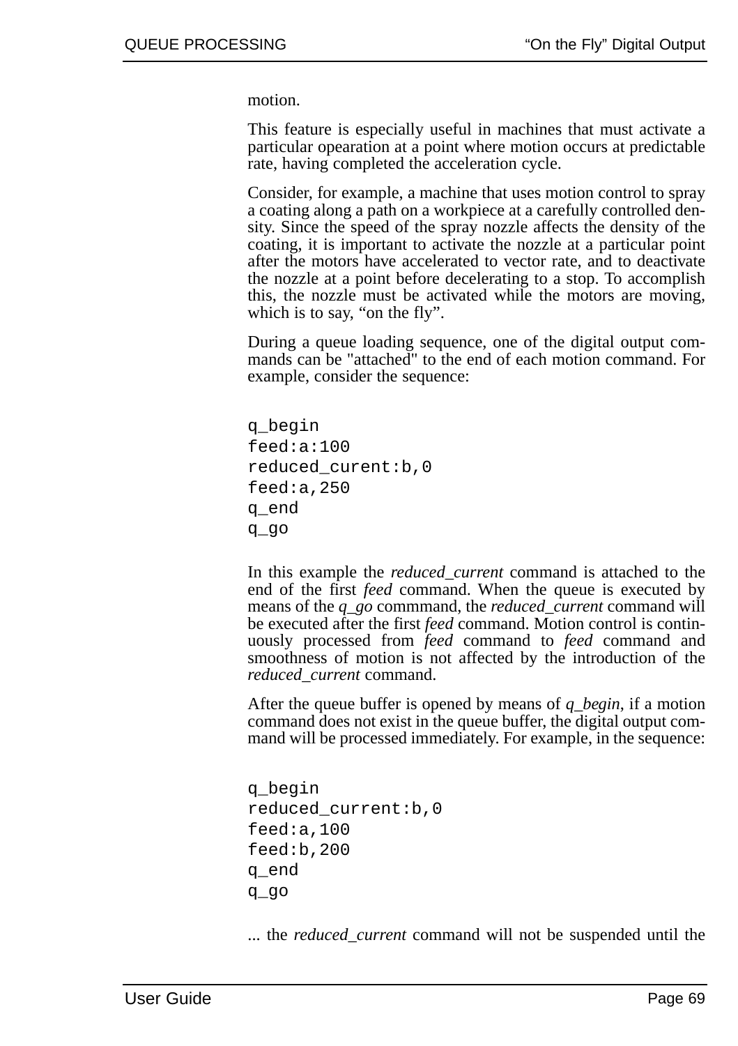motion.

This feature is especially useful in machines that must activate a particular opearation at a point where motion occurs at predictable rate, having completed the acceleration cycle.

Consider, for example, a machine that uses motion control to spray a coating along a path on a workpiece at a carefully controlled density. Since the speed of the spray nozzle affects the density of the coating, it is important to activate the nozzle at a particular point after the motors have accelerated to vector rate, and to deactivate the nozzle at a point before decelerating to a stop. To accomplish this, the nozzle must be activated while the motors are moving, which is to say, “on the fly”.

During a queue loading sequence, one of the digital output commands can be "attached" to the end of each motion command. For example, consider the sequence:

```
q_begin
feed:a:100
reduced_curent:b,0
feed:a,250
q_end
q_go
```

In this example the *reduced_current* command is attached to the end of the first *feed* command. When the queue is executed by means of the *q_go* commmand, the *reduced_current* command will be executed after the first *feed* command. Motion control is continuously processed from *feed* command to *feed* command and smoothness of motion is not affected by the introduction of the *reduced_current* command.

After the queue buffer is opened by means of *q_begin*, if a motion command does not exist in the queue buffer, the digital output command will be processed immediately. For example, in the sequence:

```
q_begin
reduced_current:b,0
feed:a,100
feed:b,200
q_end
q_go
```

... the *reduced_current* command will not be suspended until the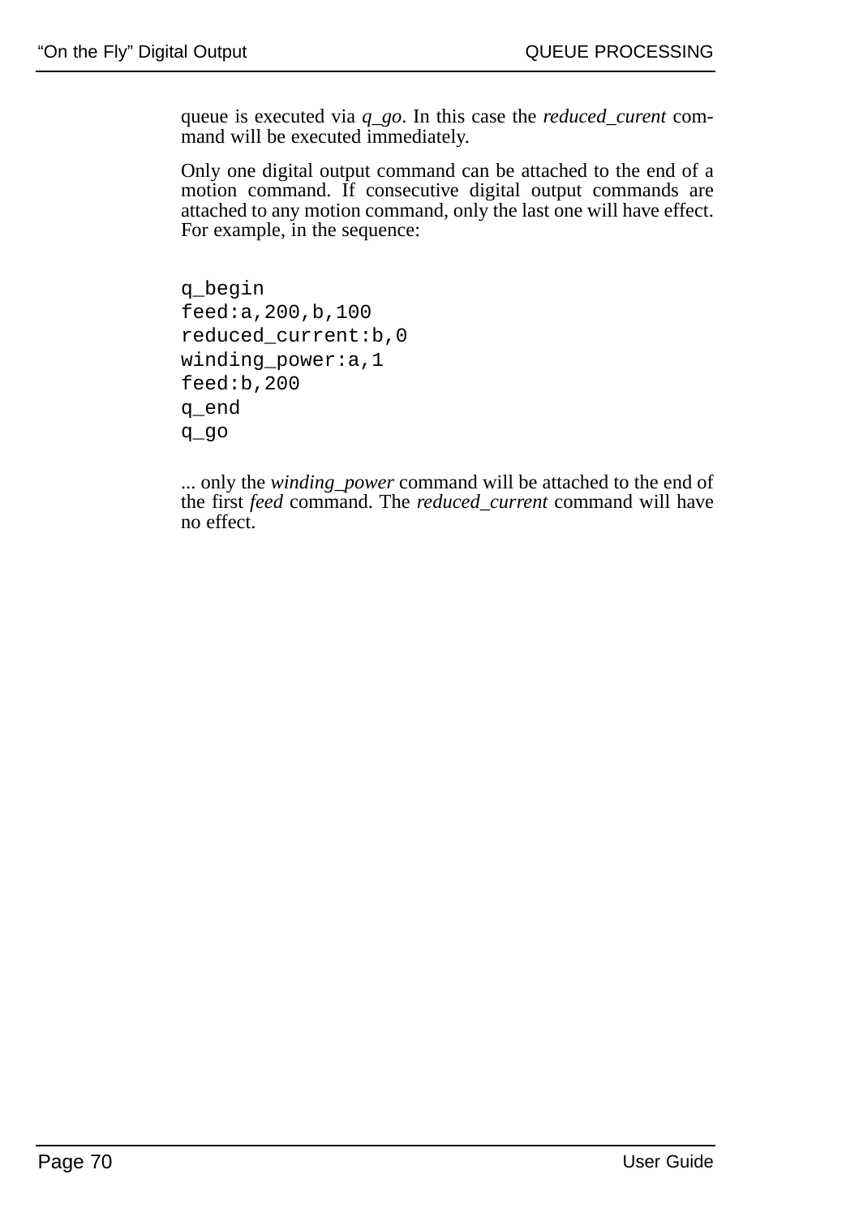queue is executed via *q_go*. In this case the *reduced_curent* command will be executed immediately.

Only one digital output command can be attached to the end of a motion command. If consecutive digital output commands are attached to any motion command, only the last one will have effect. For example, in the sequence:

```
q_begin
feed:a,200,b,100
reduced_current:b,0
winding_power:a,1
feed:b,200
q_end
q_go
```

... only the *winding_power* command will be attached to the end of the first *feed* command. The *reduced_current* command will have no effect.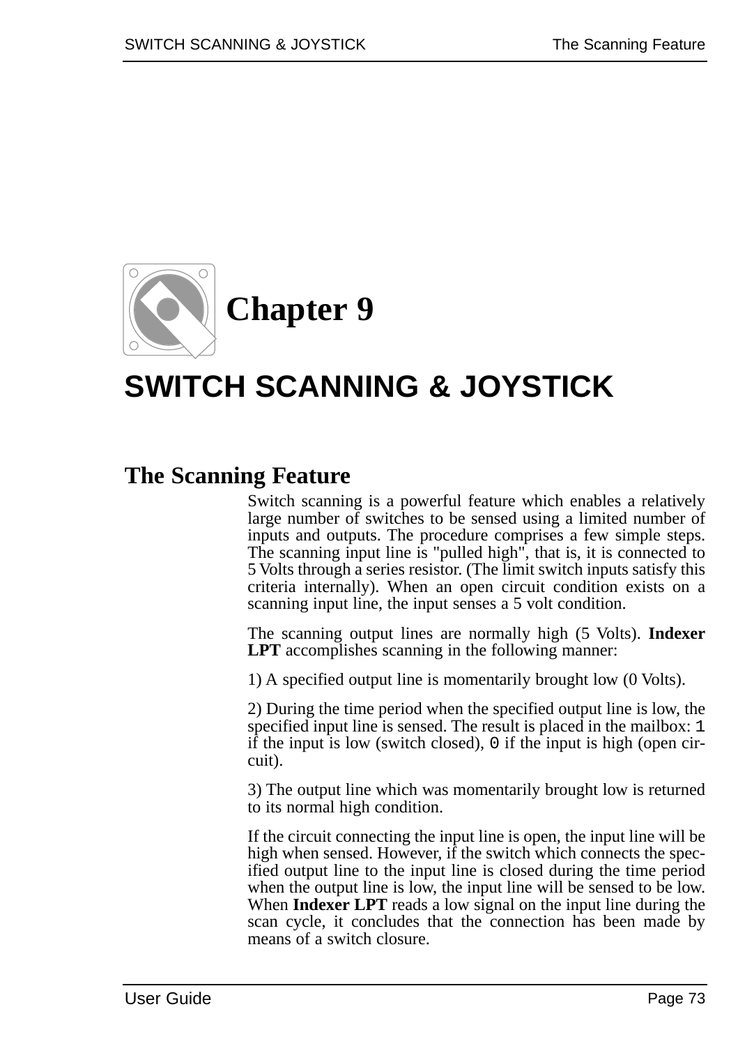# Chapter 9

# SWITCH SCANNING & JOYSTICK

## The Scanning Feature

Switch scanning is a powerful feature which enables a relatively large number of switches to be sensed using a limited number of inputs and outputs. The procedure comprises a few simple steps. The scanning input line is "pulled high", that is, it is connected to 5 Volts through a series resistor. (The limit switch inputs satisfy this criteria internally). When an open circuit condition exists on a scanning input line, the input senses a 5 volt condition.

The scanning output lines are normally high (5 Volts). **Indexer LPT** accomplishes scanning in the following manner:

1) A specified output line is momentarily brought low (0 Volts).

2) During the time period when the specified output line is low, the specified input line is sensed. The result is placed in the mailbox: `1` if the input is low (switch closed), `0` if the input is high (open circuit).

3) The output line which was momentarily brought low is returned to its normal high condition.

If the circuit connecting the input line is open, the input line will be high when sensed. However, if the switch which connects the specified output line to the input line is closed during the time period when the output line is low, the input line will be sensed to be low. When **Indexer LPT** reads a low signal on the input line during the scan cycle, it concludes that the connection has been made by means of a switch closure.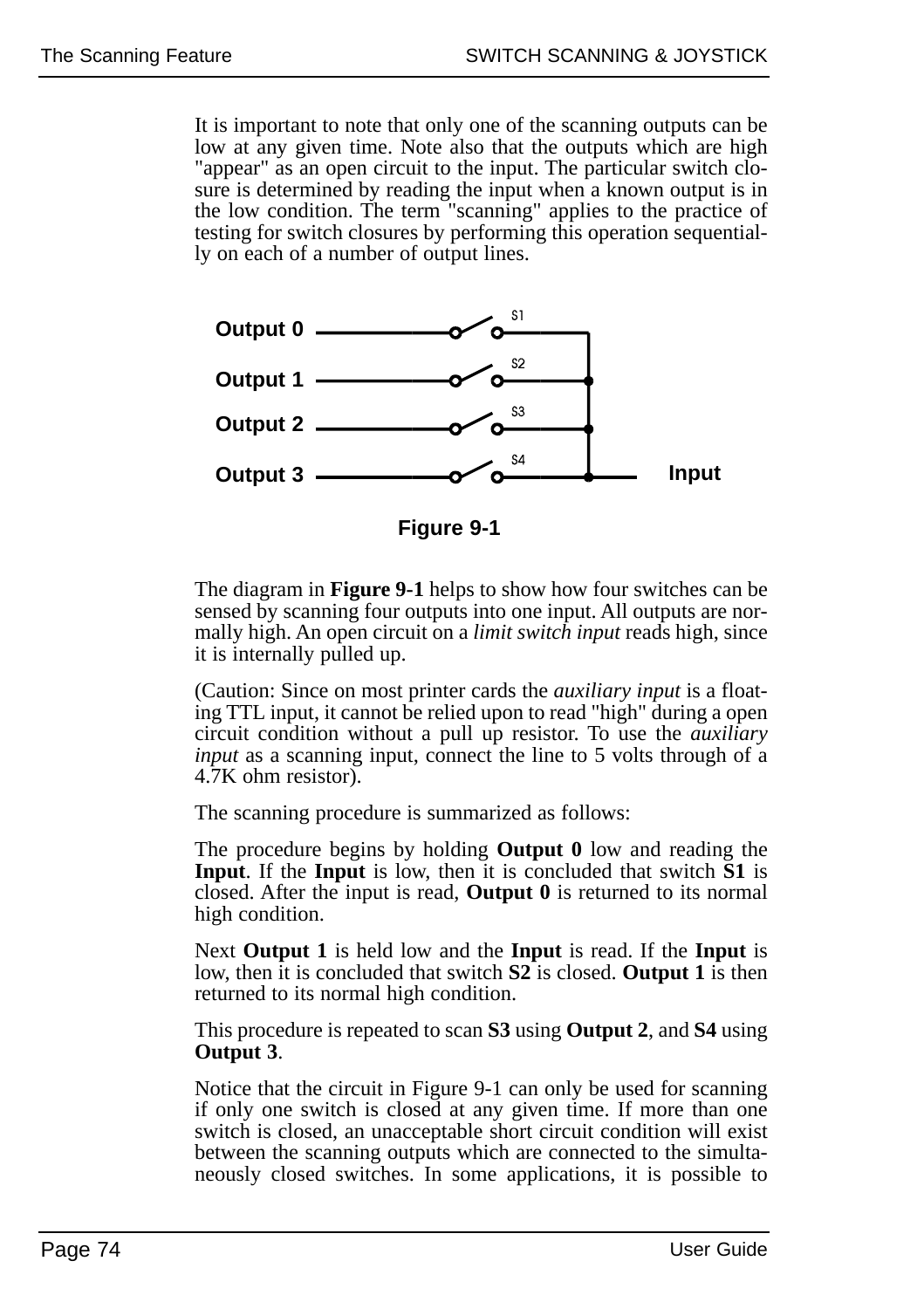It is important to note that only one of the scanning outputs can be low at any given time. Note also that the outputs which are high "appear" as an open circuit to the input. The particular switch closure is determined by reading the input when a known output is in the low condition. The term "scanning" applies to the practice of testing for switch closures by performing this operation sequentially on each of a number of output lines.

**Figure 9-1**

The diagram in **Figure 9-1** helps to show how four switches can be sensed by scanning four outputs into one input. All outputs are normally high. An open circuit on a *limit switch input* reads high, since it is internally pulled up.

(Caution: Since on most printer cards the *auxiliary input* is a floating TTL input, it cannot be relied upon to read "high" during a open circuit condition without a pull up resistor. To use the *auxiliary input* as a scanning input, connect the line to 5 volts through of a 4.7K ohm resistor).

The scanning procedure is summarized as follows:

The procedure begins by holding **Output 0** low and reading the **Input**. If the **Input** is low, then it is concluded that switch **S1** is closed. After the input is read, **Output 0** is returned to its normal high condition.

Next **Output 1** is held low and the **Input** is read. If the **Input** is low, then it is concluded that switch **S2** is closed. **Output 1** is then returned to its normal high condition.

This procedure is repeated to scan **S3** using **Output 2**, and **S4** using **Output 3**.

Notice that the circuit in Figure 9-1 can only be used for scanning if only one switch is closed at any given time. If more than one switch is closed, an unacceptable short circuit condition will exist between the scanning outputs which are connected to the simultaneously closed switches. In some applications, it is possible to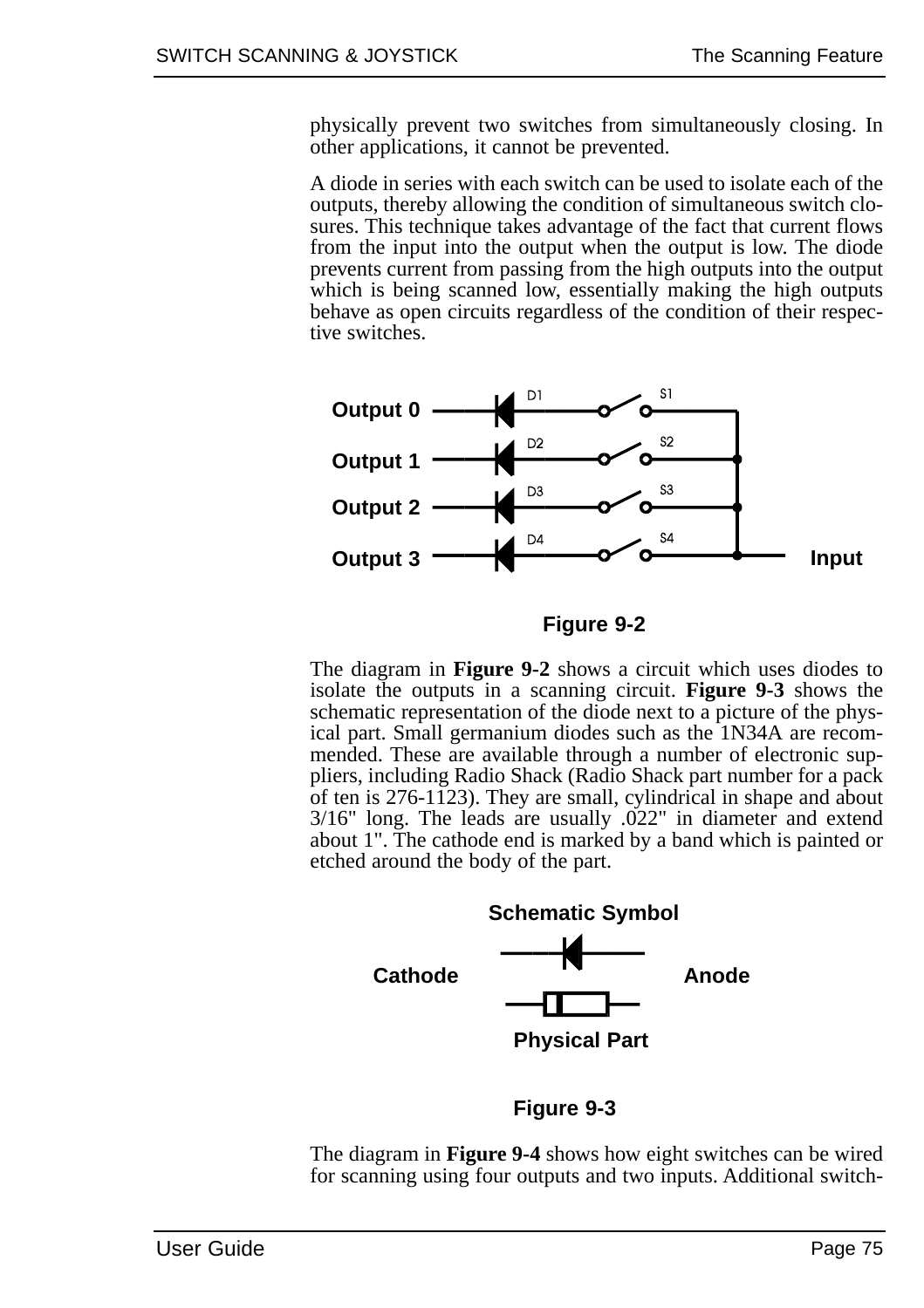physically prevent two switches from simultaneously closing. In other applications, it cannot be prevented.

A diode in series with each switch can be used to isolate each of the outputs, thereby allowing the condition of simultaneous switch closures. This technique takes advantage of the fact that current flows from the input into the output when the output is low. The diode prevents current from passing from the high outputs into the output which is being scanned low, essentially making the high outputs behave as open circuits regardless of the condition of their respective switches.

Output 0 — D1 — S1
Output 1 — D2 — S2
Output 2 — D3 — S3
Output 3 — D4 — S4 — Input

**Figure 9-2**

The diagram in **Figure 9-2** shows a circuit which uses diodes to isolate the outputs in a scanning circuit. **Figure 9-3** shows the schematic representation of the diode next to a picture of the physical part. Small germanium diodes such as the 1N34A are recommended. These are available through a number of electronic suppliers, including Radio Shack (Radio Shack part number for a pack of ten is 276-1123). They are small, cylindrical in shape and about 3/16" long. The leads are usually .022" in diameter and extend about 1". The cathode end is marked by a band which is painted or etched around the body of the part.

Schematic Symbol

Cathode — Anode

Physical Part

**Figure 9-3**

The diagram in **Figure 9-4** shows how eight switches can be wired for scanning using four outputs and two inputs. Additional switch-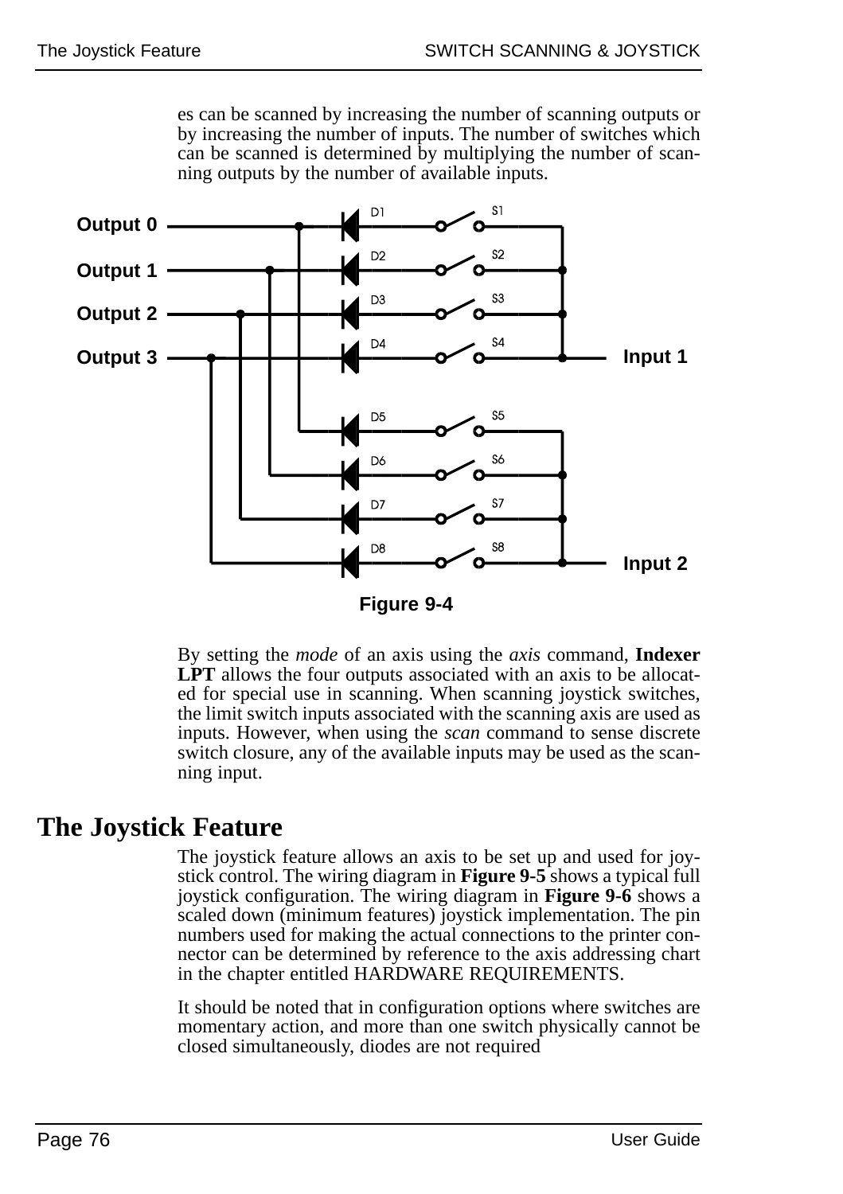es can be scanned by increasing the number of scanning outputs or by increasing the number of inputs. The number of switches which can be scanned is determined by multiplying the number of scanning outputs by the number of available inputs.

**Figure 9-4**

By setting the *mode* of an axis using the *axis* command, **Indexer LPT** allows the four outputs associated with an axis to be allocated for special use in scanning. When scanning joystick switches, the limit switch inputs associated with the scanning axis are used as inputs. However, when using the *scan* command to sense discrete switch closure, any of the available inputs may be used as the scanning input.

# The Joystick Feature

The joystick feature allows an axis to be set up and used for joystick control. The wiring diagram in **Figure 9-5** shows a typical full joystick configuration. The wiring diagram in **Figure 9-6** shows a scaled down (minimum features) joystick implementation. The pin numbers used for making the actual connections to the printer connector can be determined by reference to the axis addressing chart in the chapter entitled HARDWARE REQUIREMENTS.

It should be noted that in configuration options where switches are momentary action, and more than one switch physically cannot be closed simultaneously, diodes are not required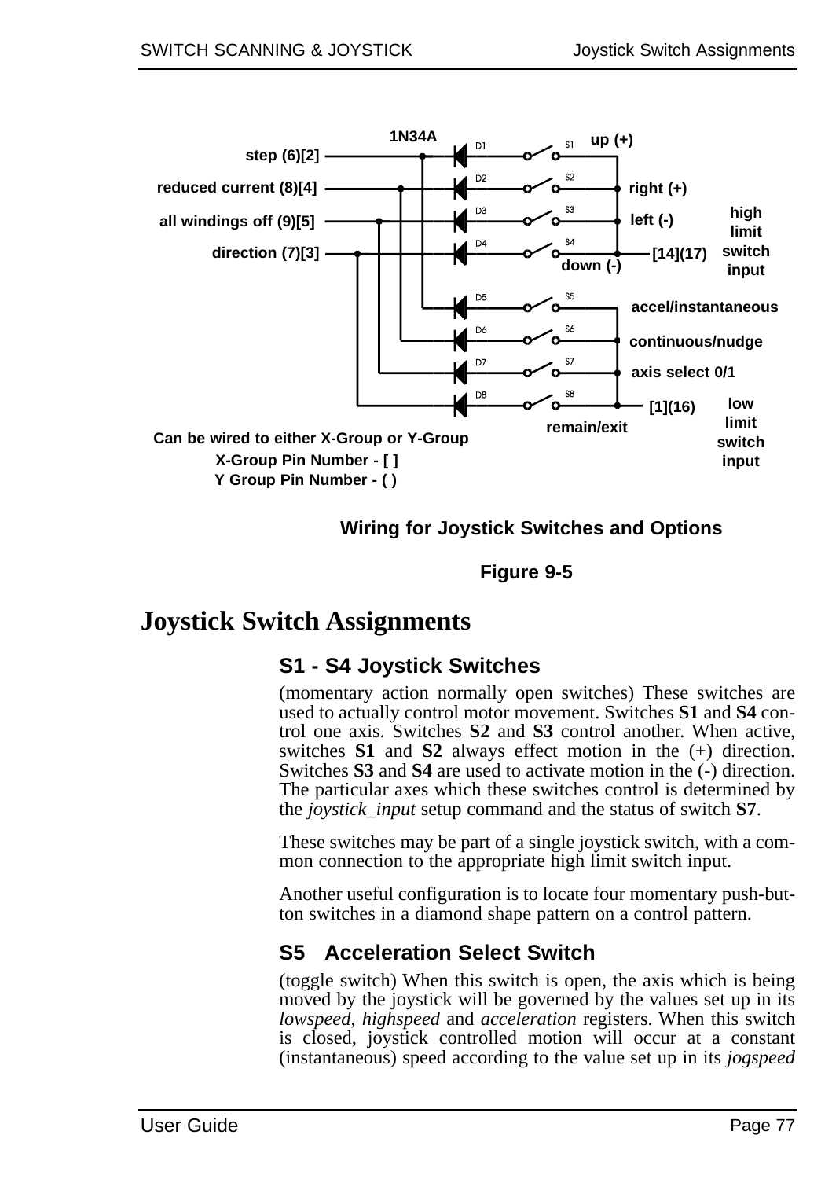step (6)[2]

reduced current (8)[4]

all windings off (9)[5]

direction (7)[3]

1N34A

D1 S1 up (+)

D2 S2 right (+)

D3 S3 left (-)

D4 S4 down (-)

[14](17) high limit switch input

D5 S5 accel/instantaneous

D6 S6 continuous/nudge

D7 S7 axis select 0/1

D8 S8 remain/exit

[1](16) low limit switch input

Can be wired to either X-Group or Y-Group
X-Group Pin Number - [ ]
Y Group Pin Number - ( )

**Wiring for Joystick Switches and Options**

**Figure 9-5**

# Joystick Switch Assignments

## S1 - S4 Joystick Switches

(momentary action normally open switches) These switches are used to actually control motor movement. Switches **S1** and **S4** control one axis. Switches **S2** and **S3** control another. When active, switches **S1** and **S2** always effect motion in the (+) direction. Switches **S3** and **S4** are used to activate motion in the (-) direction. The particular axes which these switches control is determined by the *joystick_input* setup command and the status of switch **S7**.

These switches may be part of a single joystick switch, with a common connection to the appropriate high limit switch input.

Another useful configuration is to locate four momentary push-button switches in a diamond shape pattern on a control pattern.

## S5 Acceleration Select Switch

(toggle switch) When this switch is open, the axis which is being moved by the joystick will be governed by the values set up in its *lowspeed*, *highspeed* and *acceleration* registers. When this switch is closed, joystick controlled motion will occur at a constant (instantaneous) speed according to the value set up in its *jogspeed*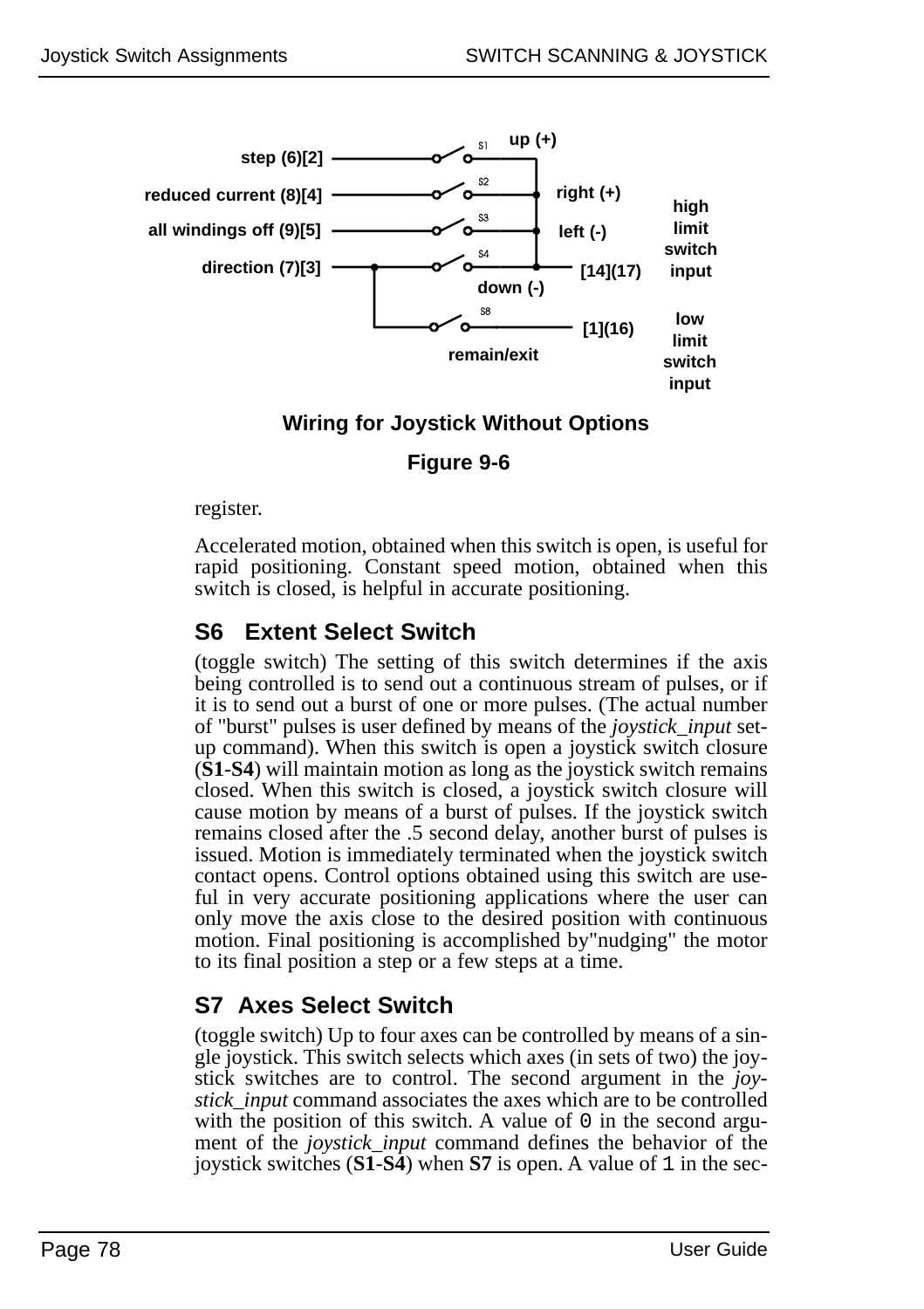step (6)[2]

reduced current (8)[4]

all windings off (9)[5]

direction (7)[3]

S1 up (+)

S2 right (+)

S3 left (-)

S4 down (-)

[14](17) high limit switch input

S8 remain/exit

[1](16) low limit switch input

**Wiring for Joystick Without Options**

**Figure 9-6**

register.

Accelerated motion, obtained when this switch is open, is useful for rapid positioning. Constant speed motion, obtained when this switch is closed, is helpful in accurate positioning.

## S6 Extent Select Switch

(toggle switch) The setting of this switch determines if the axis being controlled is to send out a continuous stream of pulses, or if it is to send out a burst of one or more pulses. (The actual number of "burst" pulses is user defined by means of the *joystick_input* set-up command). When this switch is open a joystick switch closure (**S1**-**S4**) will maintain motion as long as the joystick switch remains closed. When this switch is closed, a joystick switch closure will cause motion by means of a burst of pulses. If the joystick switch remains closed after the .5 second delay, another burst of pulses is issued. Motion is immediately terminated when the joystick switch contact opens. Control options obtained using this switch are useful in very accurate positioning applications where the user can only move the axis close to the desired position with continuous motion. Final positioning is accomplished by"nudging" the motor to its final position a step or a few steps at a time.

## S7 Axes Select Switch

(toggle switch) Up to four axes can be controlled by means of a single joystick. This switch selects which axes (in sets of two) the joystick switches are to control. The second argument in the *joystick_input* command associates the axes which are to be controlled with the position of this switch. A value of `0` in the second argument of the *joystick_input* command defines the behavior of the joystick switches (**S1**-**S4**) when **S7** is open. A value of `1` in the sec-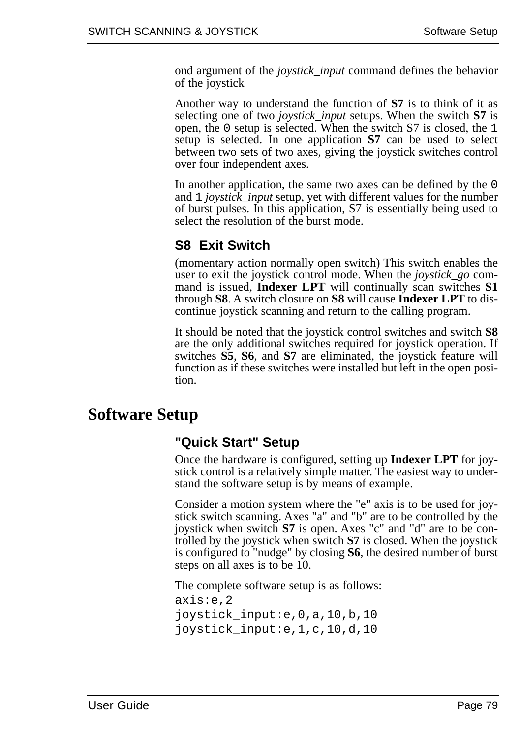ond argument of the *joystick_input* command defines the behavior of the joystick

Another way to understand the function of **S7** is to think of it as selecting one of two *joystick_input* setups. When the switch **S7** is open, the `0` setup is selected. When the switch S7 is closed, the `1` setup is selected. In one application **S7** can be used to select between two sets of two axes, giving the joystick switches control over four independent axes.

In another application, the same two axes can be defined by the `0` and `1` *joystick_input* setup, yet with different values for the number of burst pulses. In this application, S7 is essentially being used to select the resolution of the burst mode.

### S8 Exit Switch

(momentary action normally open switch) This switch enables the user to exit the joystick control mode. When the *joystick_go* command is issued, **Indexer LPT** will continually scan switches **S1** through **S8**. A switch closure on **S8** will cause **Indexer LPT** to discontinue joystick scanning and return to the calling program.

It should be noted that the joystick control switches and switch **S8** are the only additional switches required for joystick operation. If switches **S5**, **S6**, and **S7** are eliminated, the joystick feature will function as if these switches were installed but left in the open position.

## Software Setup

### "Quick Start" Setup

Once the hardware is configured, setting up **Indexer LPT** for joystick control is a relatively simple matter. The easiest way to understand the software setup is by means of example.

Consider a motion system where the "e" axis is to be used for joystick switch scanning. Axes "a" and "b" are to be controlled by the joystick when switch **S7** is open. Axes "c" and "d" are to be controlled by the joystick when switch **S7** is closed. When the joystick is configured to "nudge" by closing **S6**, the desired number of burst steps on all axes is to be 10.

The complete software setup is as follows:

```
axis:e,2
joystick_input:e,0,a,10,b,10
joystick_input:e,1,c,10,d,10
```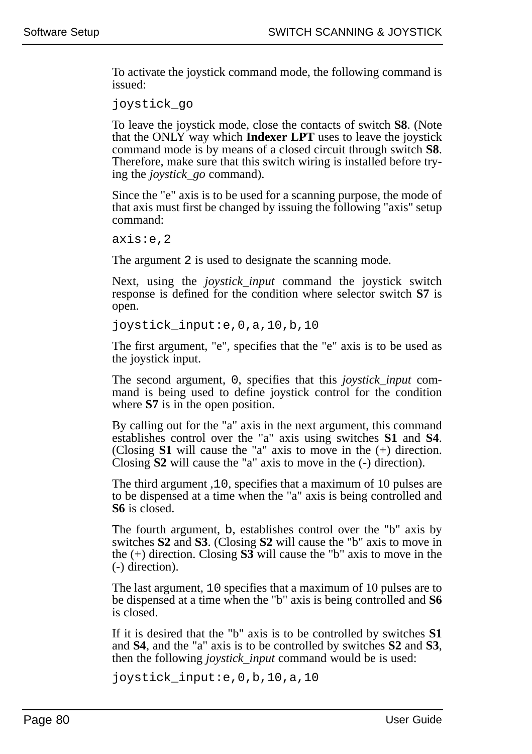To activate the joystick command mode, the following command is issued:

```
joystick_go
```

To leave the joystick mode, close the contacts of switch **S8**. (Note that the ONLY way which **Indexer LPT** uses to leave the joystick command mode is by means of a closed circuit through switch **S8**. Therefore, make sure that this switch wiring is installed before trying the *joystick_go* command).

Since the "e" axis is to be used for a scanning purpose, the mode of that axis must first be changed by issuing the following "axis" setup command:

```
axis:e,2
```

The argument `2` is used to designate the scanning mode.

Next, using the *joystick_input* command the joystick switch response is defined for the condition where selector switch **S7** is open.

```
joystick_input:e,0,a,10,b,10
```

The first argument, "e", specifies that the "e" axis is to be used as the joystick input.

The second argument, `0`, specifies that this *joystick_input* command is being used to define joystick control for the condition where **S7** is in the open position.

By calling out for the "a" axis in the next argument, this command establishes control over the "a" axis using switches **S1** and **S4**. (Closing **S1** will cause the "a" axis to move in the (+) direction. Closing **S2** will cause the "a" axis to move in the (-) direction).

The third argument ,`10`, specifies that a maximum of 10 pulses are to be dispensed at a time when the "a" axis is being controlled and **S6** is closed.

The fourth argument, `b`, establishes control over the "b" axis by switches **S2** and **S3**. (Closing **S2** will cause the "b" axis to move in the (+) direction. Closing **S3** will cause the "b" axis to move in the (-) direction).

The last argument, `10` specifies that a maximum of 10 pulses are to be dispensed at a time when the "b" axis is being controlled and **S6** is closed.

If it is desired that the "b" axis is to be controlled by switches **S1** and **S4**, and the "a" axis is to be controlled by switches **S2** and **S3**, then the following *joystick_input* command would be is used:

```
joystick_input:e,0,b,10,a,10
```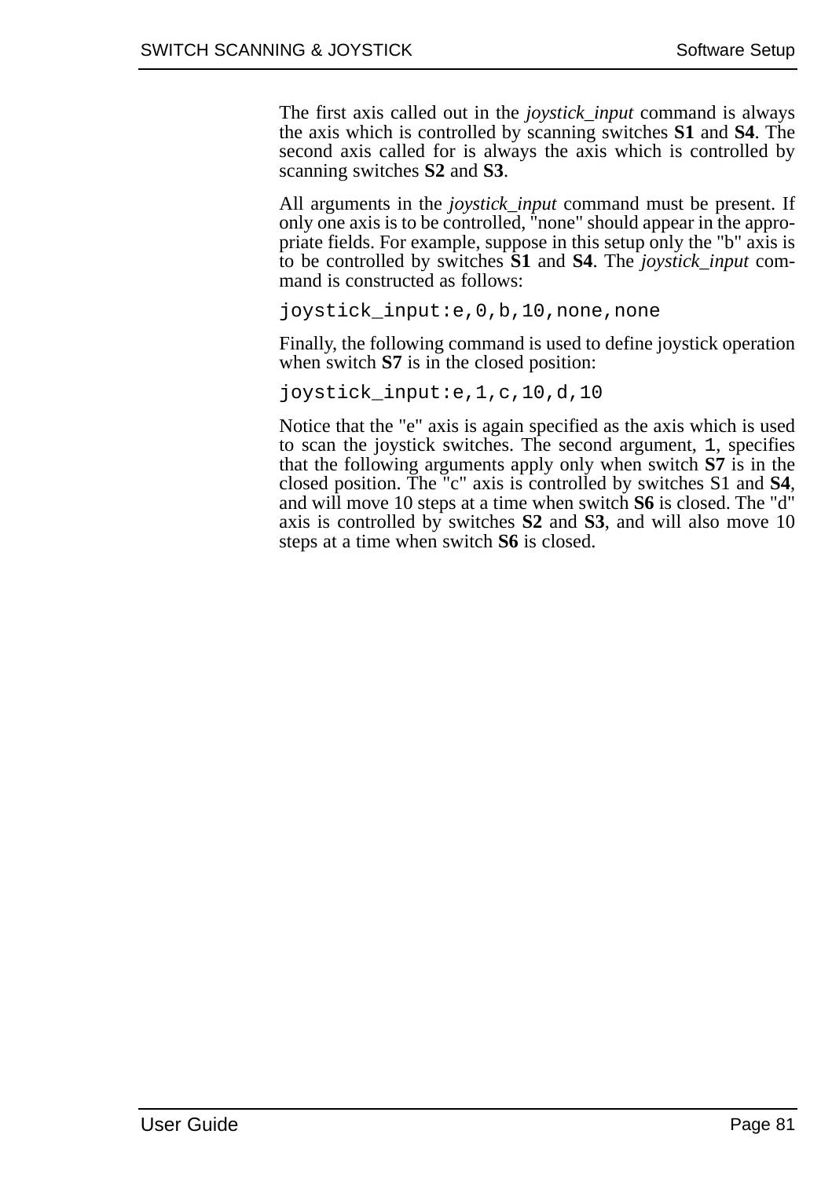The first axis called out in the *joystick_input* command is always the axis which is controlled by scanning switches **S1** and **S4**. The second axis called for is always the axis which is controlled by scanning switches **S2** and **S3**.

All arguments in the *joystick_input* command must be present. If only one axis is to be controlled, "none" should appear in the appropriate fields. For example, suppose in this setup only the "b" axis is to be controlled by switches **S1** and **S4**. The *joystick_input* command is constructed as follows:

```
joystick_input:e,0,b,10,none,none
```

Finally, the following command is used to define joystick operation when switch **S7** is in the closed position:

```
joystick_input:e,1,c,10,d,10
```

Notice that the "e" axis is again specified as the axis which is used to scan the joystick switches. The second argument, `1`, specifies that the following arguments apply only when switch **S7** is in the closed position. The "c" axis is controlled by switches S1 and **S4**, and will move 10 steps at a time when switch **S6** is closed. The "d" axis is controlled by switches **S2** and **S3**, and will also move 10 steps at a time when switch **S6** is closed.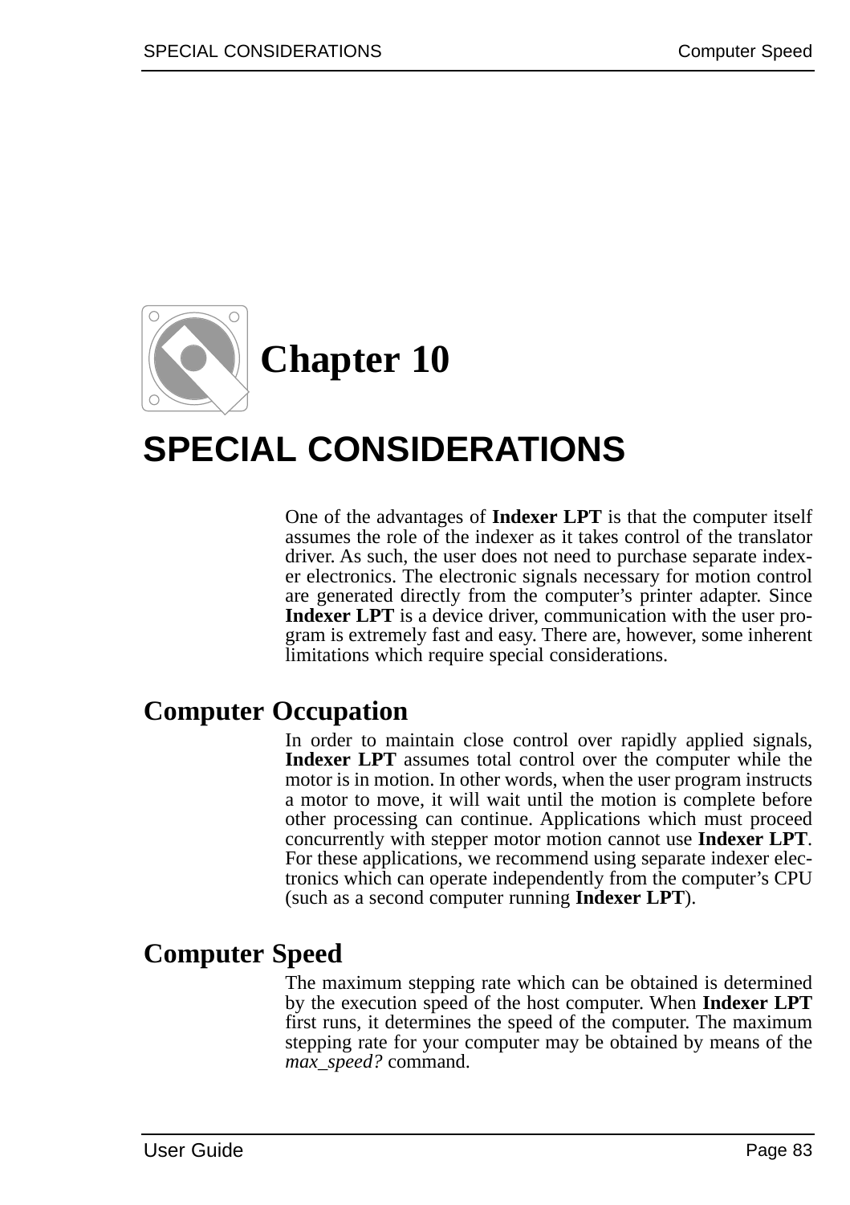# Chapter 10

# SPECIAL CONSIDERATIONS

One of the advantages of **Indexer LPT** is that the computer itself assumes the role of the indexer as it takes control of the translator driver. As such, the user does not need to purchase separate indexer electronics. The electronic signals necessary for motion control are generated directly from the computer's printer adapter. Since **Indexer LPT** is a device driver, communication with the user program is extremely fast and easy. There are, however, some inherent limitations which require special considerations.

## Computer Occupation

In order to maintain close control over rapidly applied signals, **Indexer LPT** assumes total control over the computer while the motor is in motion. In other words, when the user program instructs a motor to move, it will wait until the motion is complete before other processing can continue. Applications which must proceed concurrently with stepper motor motion cannot use **Indexer LPT**. For these applications, we recommend using separate indexer electronics which can operate independently from the computer's CPU (such as a second computer running **Indexer LPT**).

## Computer Speed

The maximum stepping rate which can be obtained is determined by the execution speed of the host computer. When **Indexer LPT** first runs, it determines the speed of the computer. The maximum stepping rate for your computer may be obtained by means of the *max_speed?* command.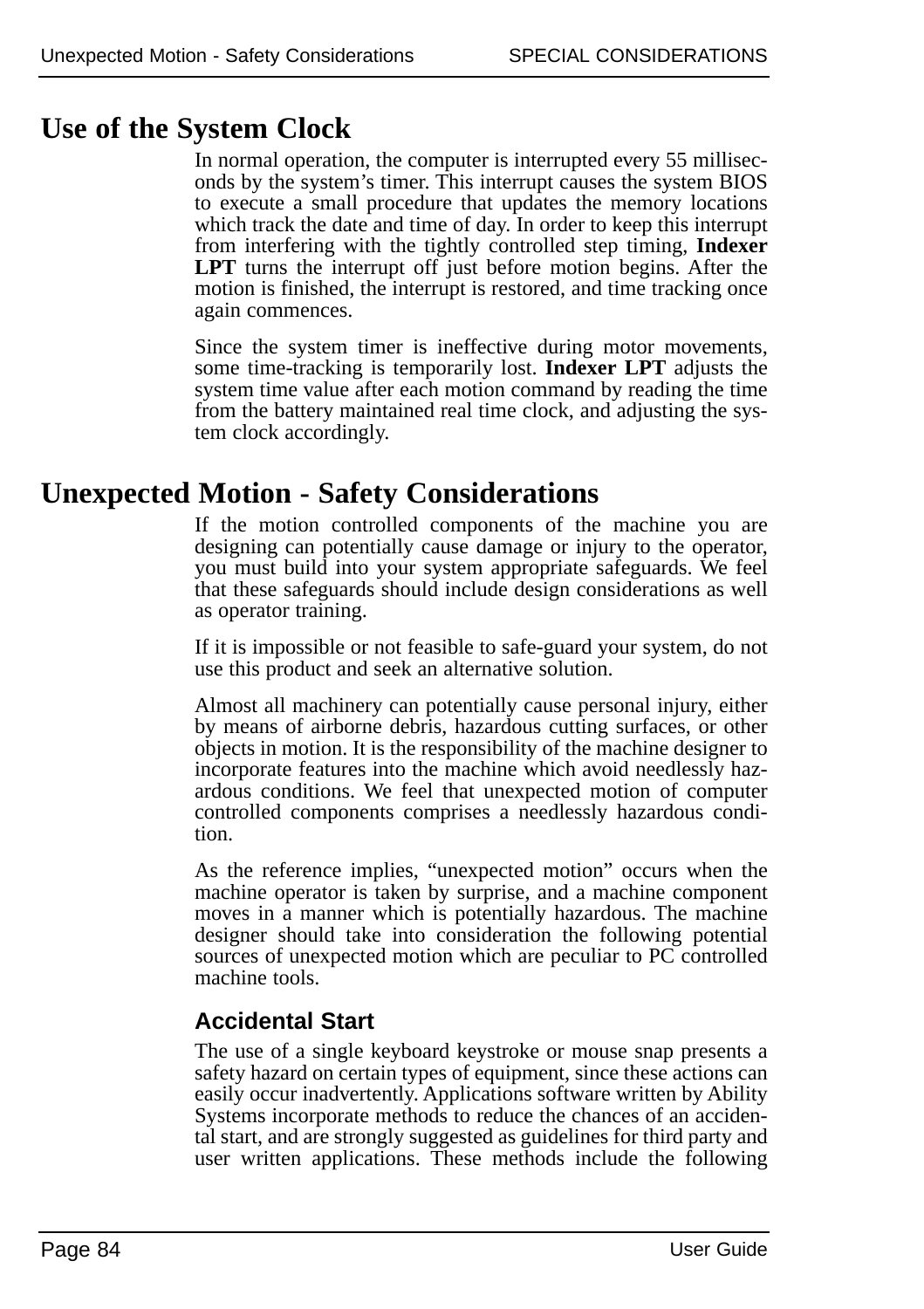## Use of the System Clock

In normal operation, the computer is interrupted every 55 milliseconds by the system's timer. This interrupt causes the system BIOS to execute a small procedure that updates the memory locations which track the date and time of day. In order to keep this interrupt from interfering with the tightly controlled step timing, **Indexer LPT** turns the interrupt off just before motion begins. After the motion is finished, the interrupt is restored, and time tracking once again commences.

Since the system timer is ineffective during motor movements, some time-tracking is temporarily lost. **Indexer LPT** adjusts the system time value after each motion command by reading the time from the battery maintained real time clock, and adjusting the system clock accordingly.

## Unexpected Motion - Safety Considerations

If the motion controlled components of the machine you are designing can potentially cause damage or injury to the operator, you must build into your system appropriate safeguards. We feel that these safeguards should include design considerations as well as operator training.

If it is impossible or not feasible to safe-guard your system, do not use this product and seek an alternative solution.

Almost all machinery can potentially cause personal injury, either by means of airborne debris, hazardous cutting surfaces, or other objects in motion. It is the responsibility of the machine designer to incorporate features into the machine which avoid needlessly hazardous conditions. We feel that unexpected motion of computer controlled components comprises a needlessly hazardous condition.

As the reference implies, "unexpected motion" occurs when the machine operator is taken by surprise, and a machine component moves in a manner which is potentially hazardous. The machine designer should take into consideration the following potential sources of unexpected motion which are peculiar to PC controlled machine tools.

### Accidental Start

The use of a single keyboard keystroke or mouse snap presents a safety hazard on certain types of equipment, since these actions can easily occur inadvertently. Applications software written by Ability Systems incorporate methods to reduce the chances of an accidental start, and are strongly suggested as guidelines for third party and user written applications. These methods include the following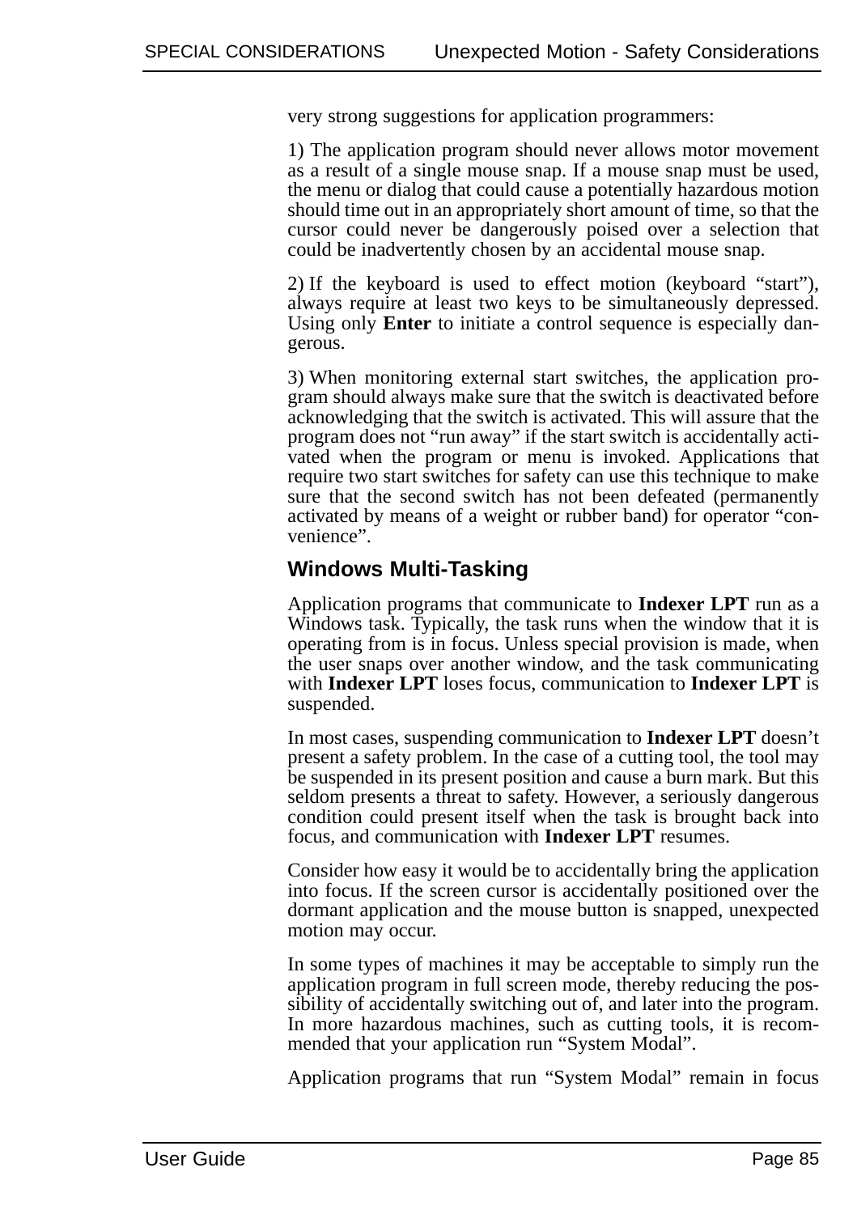very strong suggestions for application programmers:

1) The application program should never allows motor movement as a result of a single mouse snap. If a mouse snap must be used, the menu or dialog that could cause a potentially hazardous motion should time out in an appropriately short amount of time, so that the cursor could never be dangerously poised over a selection that could be inadvertently chosen by an accidental mouse snap.

2) If the keyboard is used to effect motion (keyboard “start”), always require at least two keys to be simultaneously depressed. Using only **Enter** to initiate a control sequence is especially dangerous.

3) When monitoring external start switches, the application program should always make sure that the switch is deactivated before acknowledging that the switch is activated. This will assure that the program does not “run away” if the start switch is accidentally activated when the program or menu is invoked. Applications that require two start switches for safety can use this technique to make sure that the second switch has not been defeated (permanently activated by means of a weight or rubber band) for operator “convenience”.

## Windows Multi-Tasking

Application programs that communicate to **Indexer LPT** run as a Windows task. Typically, the task runs when the window that it is operating from is in focus. Unless special provision is made, when the user snaps over another window, and the task communicating with **Indexer LPT** loses focus, communication to **Indexer LPT** is suspended.

In most cases, suspending communication to **Indexer LPT** doesn’t present a safety problem. In the case of a cutting tool, the tool may be suspended in its present position and cause a burn mark. But this seldom presents a threat to safety. However, a seriously dangerous condition could present itself when the task is brought back into focus, and communication with **Indexer LPT** resumes.

Consider how easy it would be to accidentally bring the application into focus. If the screen cursor is accidentally positioned over the dormant application and the mouse button is snapped, unexpected motion may occur.

In some types of machines it may be acceptable to simply run the application program in full screen mode, thereby reducing the possibility of accidentally switching out of, and later into the program. In more hazardous machines, such as cutting tools, it is recommended that your application run “System Modal”.

Application programs that run “System Modal” remain in focus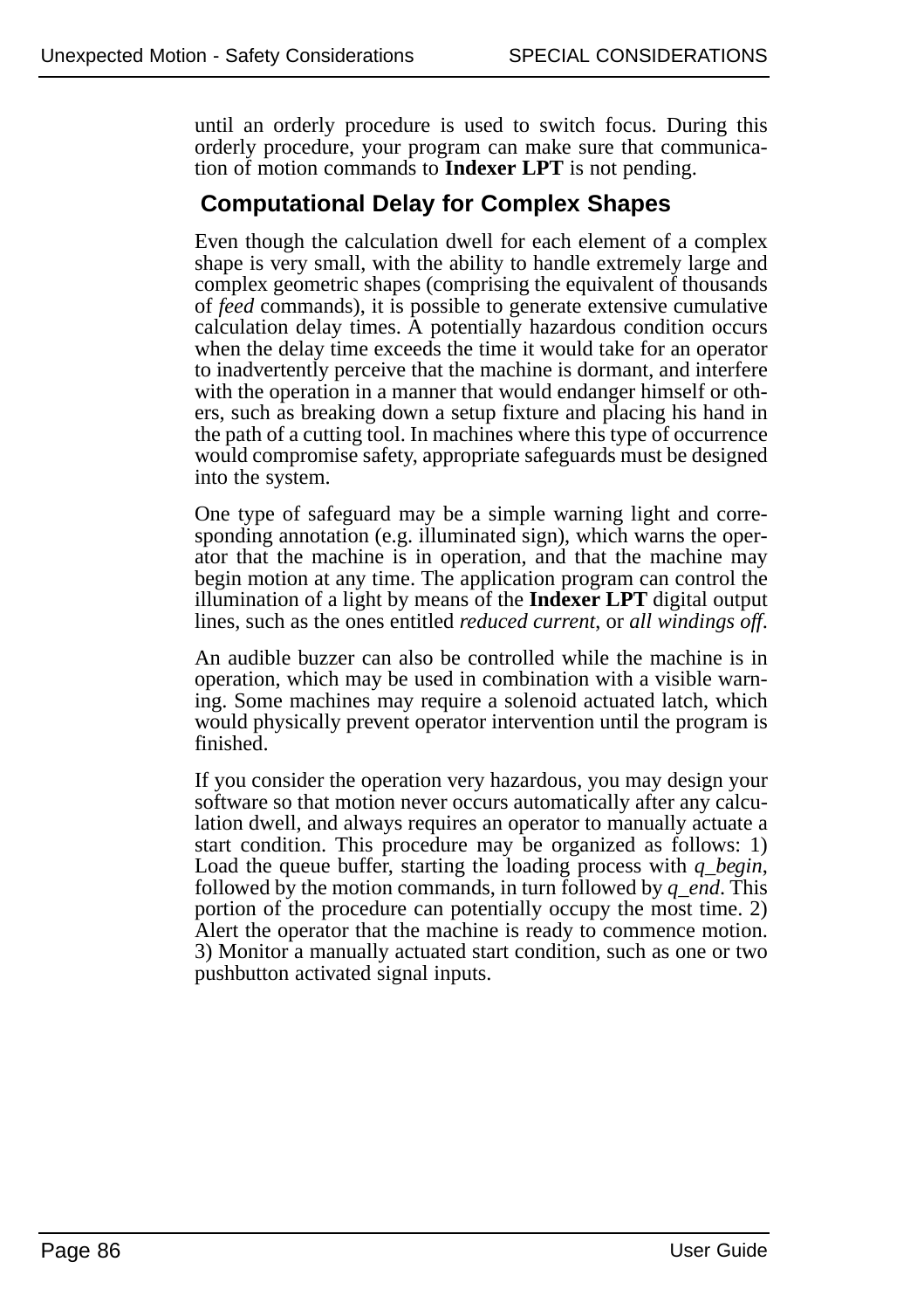until an orderly procedure is used to switch focus. During this orderly procedure, your program can make sure that communication of motion commands to **Indexer LPT** is not pending.

## Computational Delay for Complex Shapes

Even though the calculation dwell for each element of a complex shape is very small, with the ability to handle extremely large and complex geometric shapes (comprising the equivalent of thousands of *feed* commands), it is possible to generate extensive cumulative calculation delay times. A potentially hazardous condition occurs when the delay time exceeds the time it would take for an operator to inadvertently perceive that the machine is dormant, and interfere with the operation in a manner that would endanger himself or others, such as breaking down a setup fixture and placing his hand in the path of a cutting tool. In machines where this type of occurrence would compromise safety, appropriate safeguards must be designed into the system.

One type of safeguard may be a simple warning light and corresponding annotation (e.g. illuminated sign), which warns the operator that the machine is in operation, and that the machine may begin motion at any time. The application program can control the illumination of a light by means of the **Indexer LPT** digital output lines, such as the ones entitled *reduced current*, or *all windings off*.

An audible buzzer can also be controlled while the machine is in operation, which may be used in combination with a visible warning. Some machines may require a solenoid actuated latch, which would physically prevent operator intervention until the program is finished.

If you consider the operation very hazardous, you may design your software so that motion never occurs automatically after any calculation dwell, and always requires an operator to manually actuate a start condition. This procedure may be organized as follows: 1) Load the queue buffer, starting the loading process with *q_begin*, followed by the motion commands, in turn followed by *q_end*. This portion of the procedure can potentially occupy the most time. 2) Alert the operator that the machine is ready to commence motion. 3) Monitor a manually actuated start condition, such as one or two pushbutton activated signal inputs.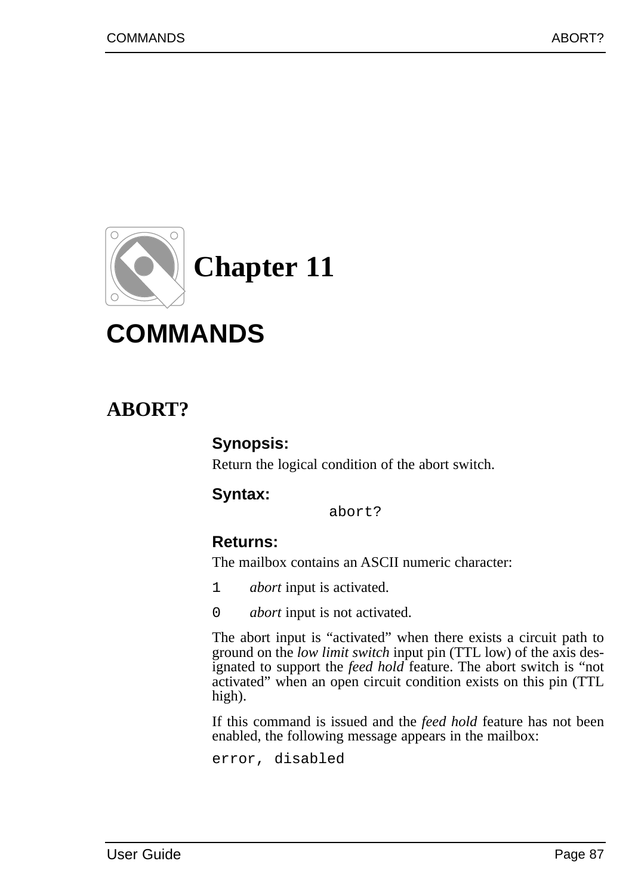# Chapter 11

# COMMANDS

## ABORT?

### Synopsis:

Return the logical condition of the abort switch.

### Syntax:

```
abort?
```

### Returns:

The mailbox contains an ASCII numeric character:

`1` *abort* input is activated.

`0` *abort* input is not activated.

The abort input is "activated" when there exists a circuit path to ground on the *low limit switch* input pin (TTL low) of the axis designated to support the *feed hold* feature. The abort switch is "not activated" when an open circuit condition exists on this pin (TTL high).

If this command is issued and the *feed hold* feature has not been enabled, the following message appears in the mailbox:

```
error, disabled
```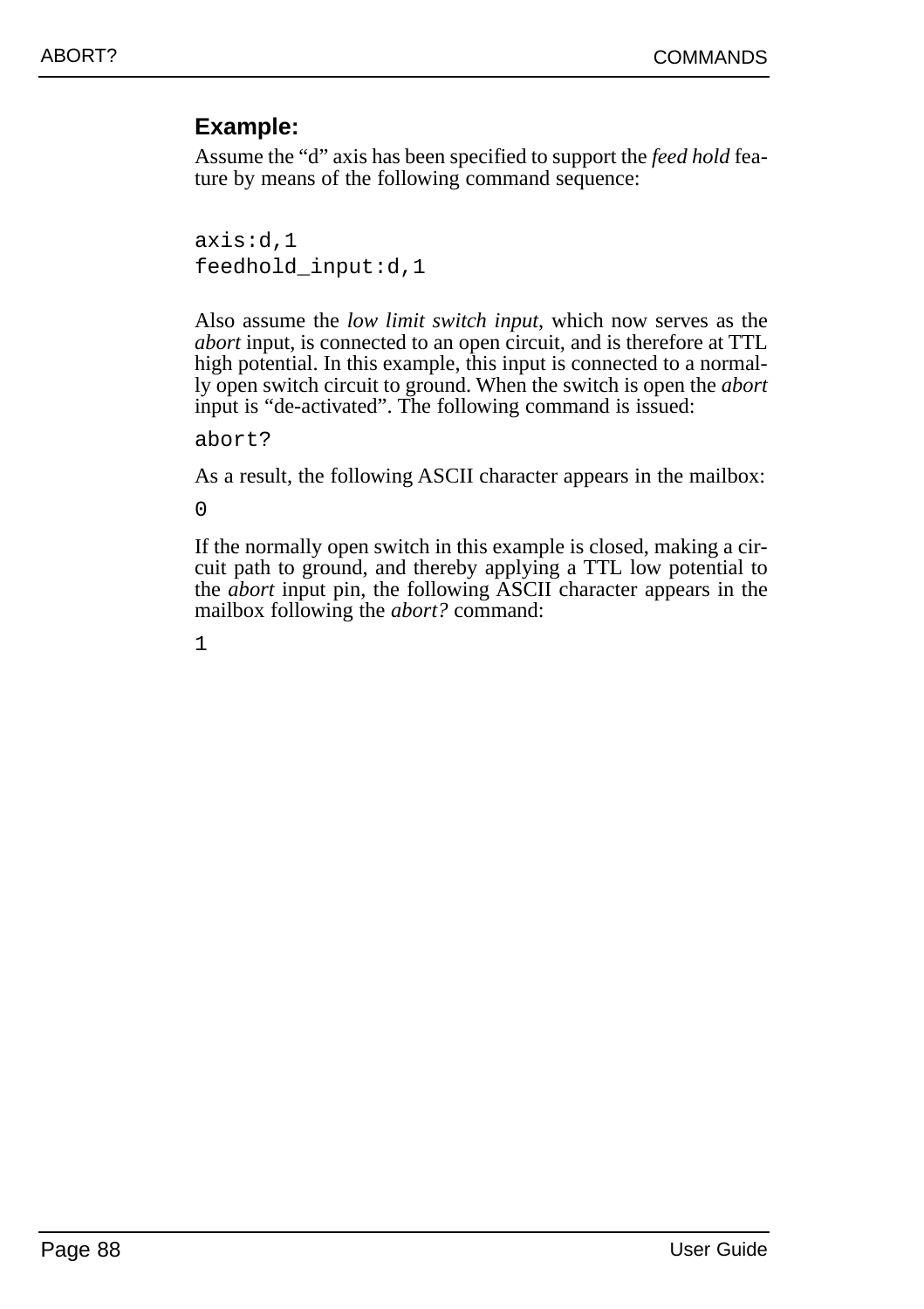### Example:

Assume the “d” axis has been specified to support the *feed hold* feature by means of the following command sequence:

```
axis:d,1
feedhold_input:d,1
```

Also assume the *low limit switch input*, which now serves as the *abort* input, is connected to an open circuit, and is therefore at TTL high potential. In this example, this input is connected to a normally open switch circuit to ground. When the switch is open the *abort* input is “de-activated”. The following command is issued:

```
abort?
```

As a result, the following ASCII character appears in the mailbox:

```
0
```

If the normally open switch in this example is closed, making a circuit path to ground, and thereby applying a TTL low potential to the *abort* input pin, the following ASCII character appears in the mailbox following the *abort?* command:

```
1
```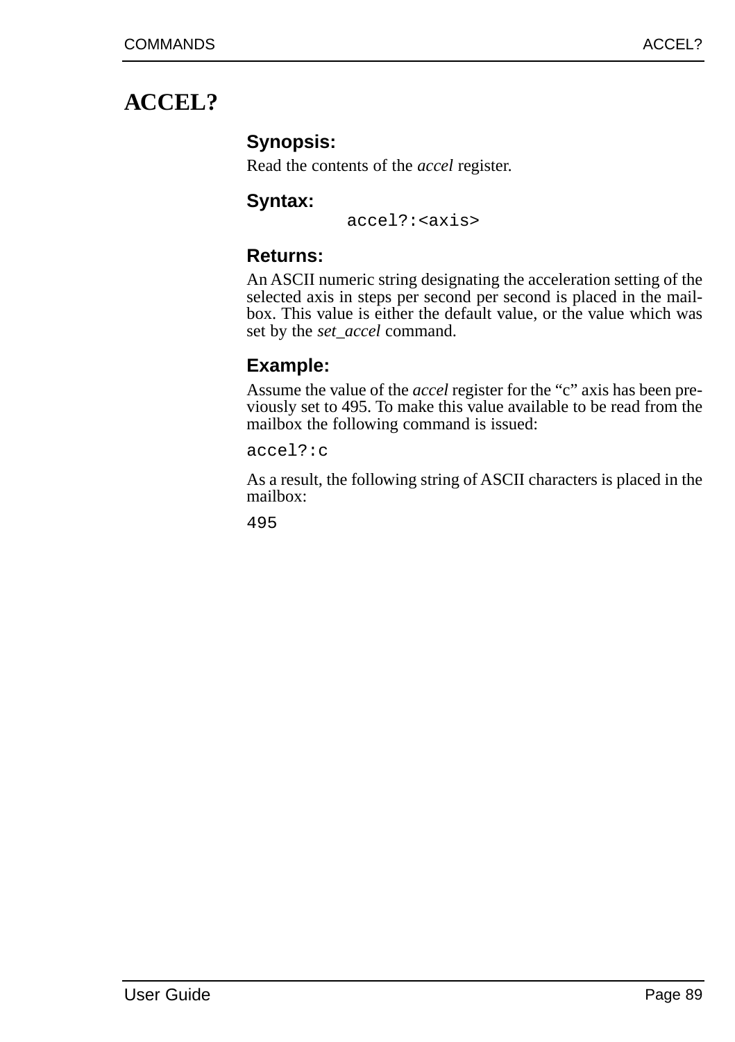# ACCEL?

### Synopsis:

Read the contents of the *accel* register.

### Syntax:

```
accel?:<axis>
```

### Returns:

An ASCII numeric string designating the acceleration setting of the selected axis in steps per second per second is placed in the mailbox. This value is either the default value, or the value which was set by the *set_accel* command.

### Example:

Assume the value of the *accel* register for the “c” axis has been previously set to 495. To make this value available to be read from the mailbox the following command is issued:

```
accel?:c
```

As a result, the following string of ASCII characters is placed in the mailbox:

```
495
```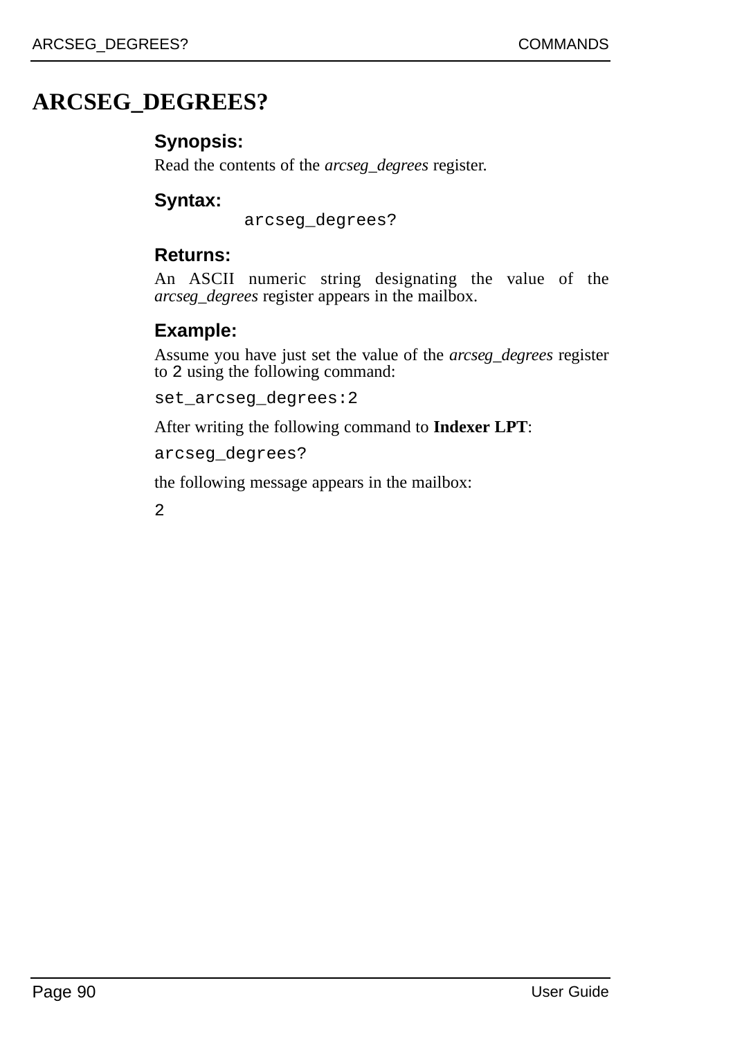# ARCSEG_DEGREES?

### Synopsis:

Read the contents of the *arcseg_degrees* register.

### Syntax:

```
arcseg_degrees?
```

### Returns:

An ASCII numeric string designating the value of the *arcseg_degrees* register appears in the mailbox.

### Example:

Assume you have just set the value of the *arcseg_degrees* register to `2` using the following command:

```
set_arcseg_degrees:2
```

After writing the following command to **Indexer LPT**:

```
arcseg_degrees?
```

the following message appears in the mailbox:

```
2
```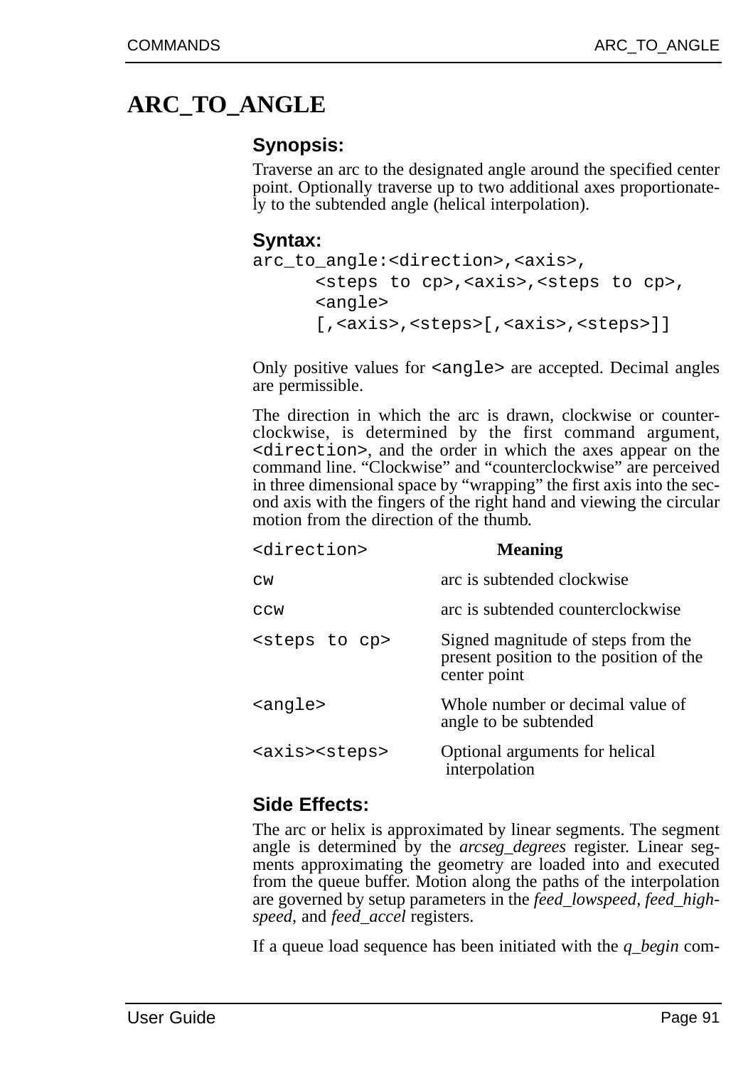# ARC_TO_ANGLE

### Synopsis:

Traverse an arc to the designated angle around the specified center point. Optionally traverse up to two additional axes proportionately to the subtended angle (helical interpolation).

### Syntax:

```
arc_to_angle:<direction>,<axis>,
      <steps to cp>,<axis>,<steps to cp>,
      <angle>
      [,<axis>,<steps>[,<axis>,<steps>]]
```

Only positive values for `<angle>` are accepted. Decimal angles are permissible.

The direction in which the arc is drawn, clockwise or counter-clockwise, is determined by the first command argument, `<direction>`, and the order in which the axes appear on the command line. "Clockwise" and "counterclockwise" are perceived in three dimensional space by "wrapping" the first axis into the second axis with the fingers of the right hand and viewing the circular motion from the direction of the thumb.

| `<direction>` | **Meaning** |
|---|---|
| `cw` | arc is subtended clockwise |
| `ccw` | arc is subtended counterclockwise |
| `<steps to cp>` | Signed magnitude of steps from the present position to the position of the center point |
| `<angle>` | Whole number or decimal value of angle to be subtended |
| `<axis><steps>` | Optional arguments for helical interpolation |

### Side Effects:

The arc or helix is approximated by linear segments. The segment angle is determined by the *arcseg_degrees* register. Linear segments approximating the geometry are loaded into and executed from the queue buffer. Motion along the paths of the interpolation are governed by setup parameters in the *feed_lowspeed*, *feed_highspeed*, and *feed_accel* registers.

If a queue load sequence has been initiated with the *q_begin* com-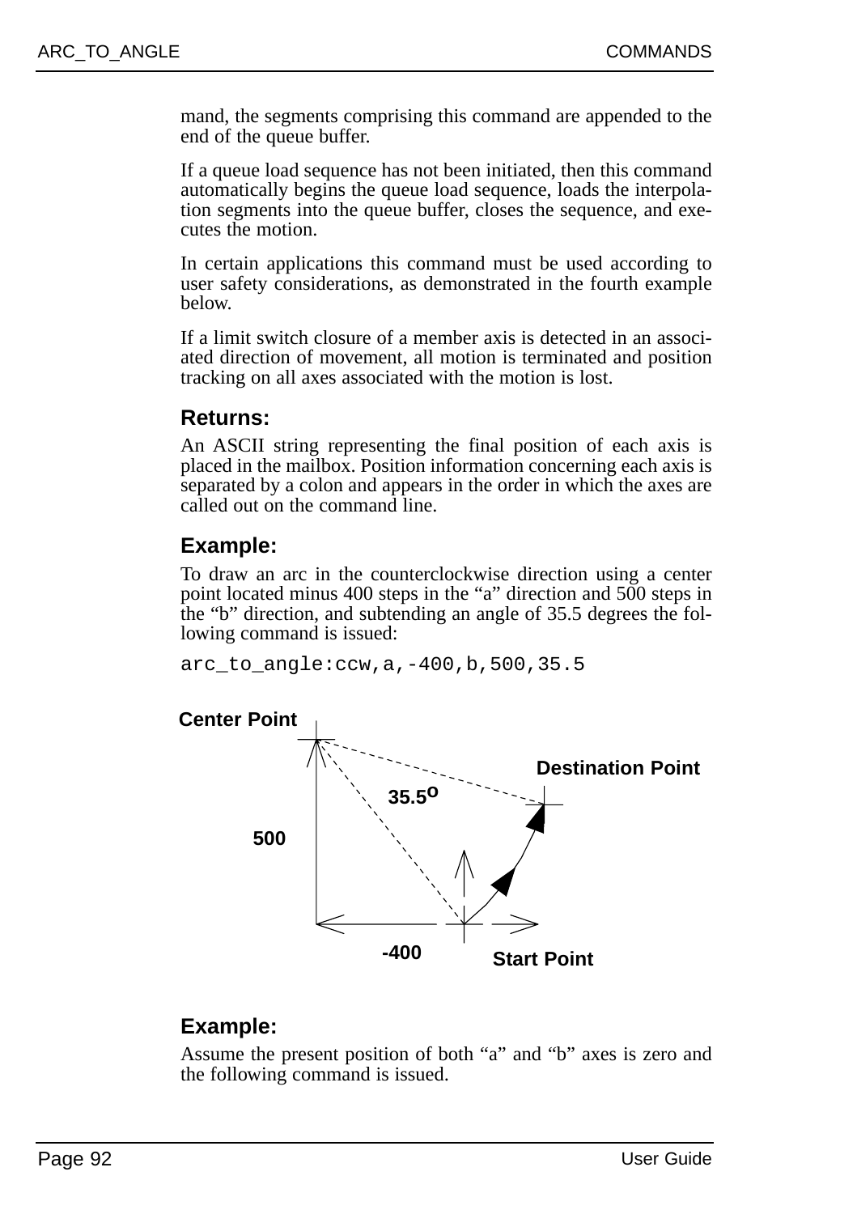mand, the segments comprising this command are appended to the end of the queue buffer.

If a queue load sequence has not been initiated, then this command automatically begins the queue load sequence, loads the interpolation segments into the queue buffer, closes the sequence, and executes the motion.

In certain applications this command must be used according to user safety considerations, as demonstrated in the fourth example below.

If a limit switch closure of a member axis is detected in an associated direction of movement, all motion is terminated and position tracking on all axes associated with the motion is lost.

### Returns:

An ASCII string representing the final position of each axis is placed in the mailbox. Position information concerning each axis is separated by a colon and appears in the order in which the axes are called out on the command line.

### Example:

To draw an arc in the counterclockwise direction using a center point located minus 400 steps in the “a” direction and 500 steps in the “b” direction, and subtending an angle of 35.5 degrees the following command is issued:

```
arc_to_angle:ccw,a,-400,b,500,35.5
```

Center Point

Destination Point

35.5°

500

-400

Start Point

### Example:

Assume the present position of both “a” and “b” axes is zero and the following command is issued.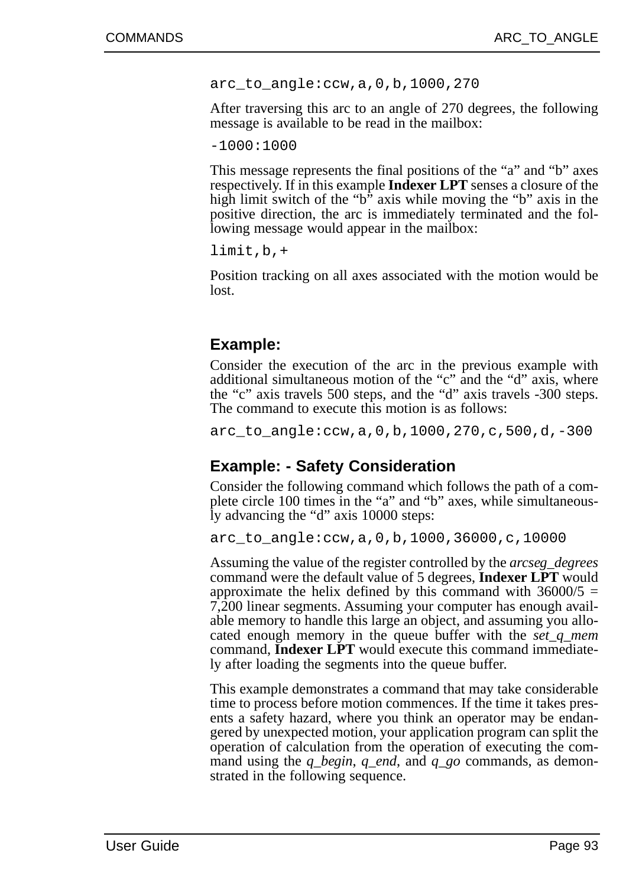```
arc_to_angle:ccw,a,0,b,1000,270
```

After traversing this arc to an angle of 270 degrees, the following message is available to be read in the mailbox:

```
-1000:1000
```

This message represents the final positions of the “a” and “b” axes respectively. If in this example **Indexer LPT** senses a closure of the high limit switch of the “b” axis while moving the “b” axis in the positive direction, the arc is immediately terminated and the following message would appear in the mailbox:

```
limit,b,+
```

Position tracking on all axes associated with the motion would be lost.

### Example:

Consider the execution of the arc in the previous example with additional simultaneous motion of the “c” and the “d” axis, where the “c” axis travels 500 steps, and the “d” axis travels -300 steps. The command to execute this motion is as follows:

```
arc_to_angle:ccw,a,0,b,1000,270,c,500,d,-300
```

### Example: - Safety Consideration

Consider the following command which follows the path of a complete circle 100 times in the “a” and “b” axes, while simultaneously advancing the “d” axis 10000 steps:

```
arc_to_angle:ccw,a,0,b,1000,36000,c,10000
```

Assuming the value of the register controlled by the *arcseg_degrees* command were the default value of 5 degrees, **Indexer LPT** would approximate the helix defined by this command with 36000/5 = 7,200 linear segments. Assuming your computer has enough available memory to handle this large an object, and assuming you allocated enough memory in the queue buffer with the *set_q_mem* command, **Indexer LPT** would execute this command immediately after loading the segments into the queue buffer.

This example demonstrates a command that may take considerable time to process before motion commences. If the time it takes presents a safety hazard, where you think an operator may be endangered by unexpected motion, your application program can split the operation of calculation from the operation of executing the command using the *q_begin*, *q_end*, and *q_go* commands, as demonstrated in the following sequence.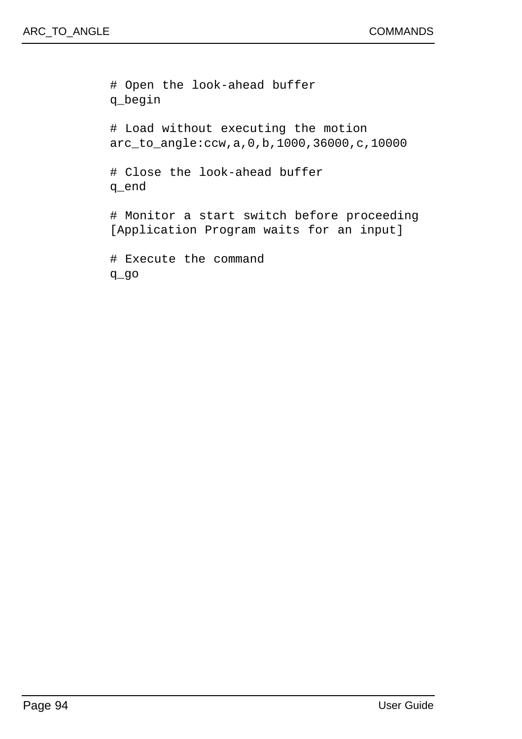```
# Open the look-ahead buffer
q_begin

# Load without executing the motion
arc_to_angle:ccw,a,0,b,1000,36000,c,10000

# Close the look-ahead buffer
q_end

# Monitor a start switch before proceeding
[Application Program waits for an input]

# Execute the command
q_go
```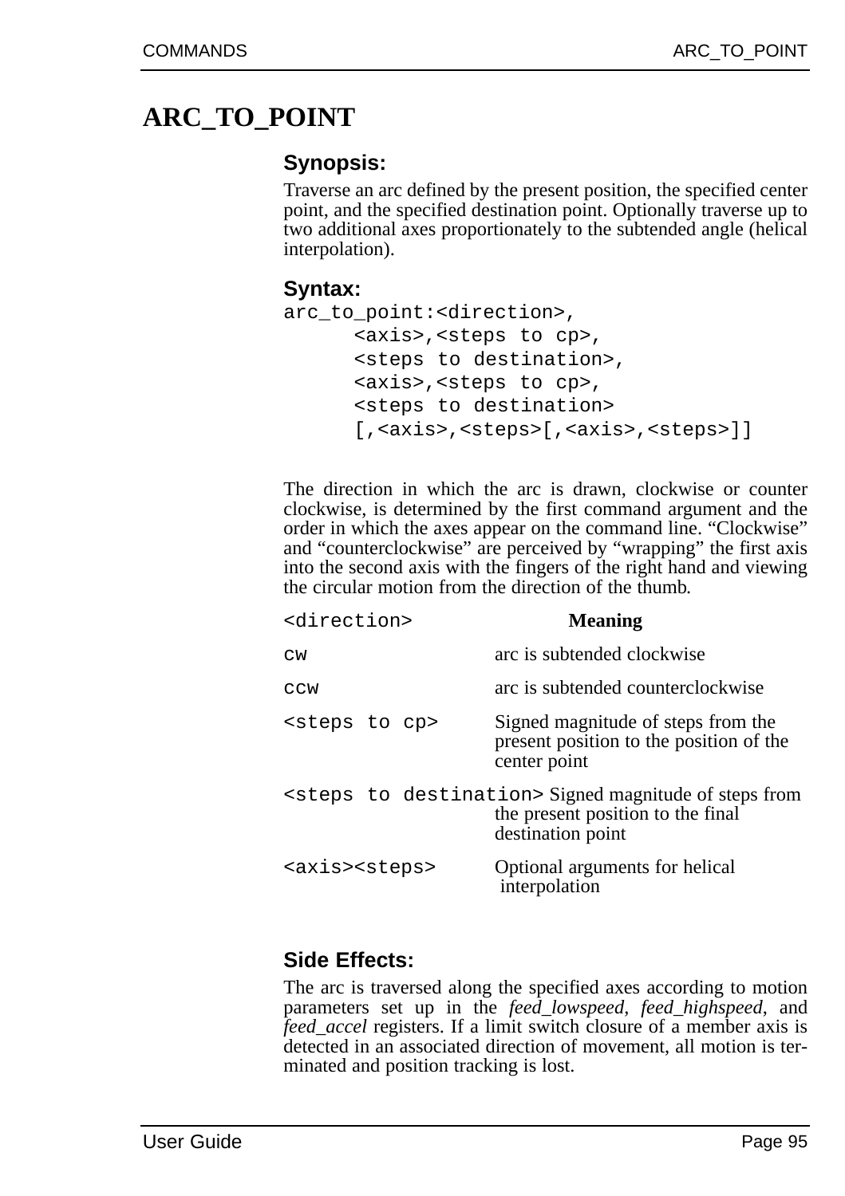# ARC_TO_POINT

### Synopsis:

Traverse an arc defined by the present position, the specified center point, and the specified destination point. Optionally traverse up to two additional axes proportionately to the subtended angle (helical interpolation).

### Syntax:

```
arc_to_point:<direction>,
      <axis>,<steps to cp>,
      <steps to destination>,
      <axis>,<steps to cp>,
      <steps to destination>
      [,<axis>,<steps>[,<axis>,<steps>]]
```

The direction in which the arc is drawn, clockwise or counter clockwise, is determined by the first command argument and the order in which the axes appear on the command line. "Clockwise" and "counterclockwise" are perceived by "wrapping" the first axis into the second axis with the fingers of the right hand and viewing the circular motion from the direction of the thumb.

| `<direction>` | **Meaning** |
|---|---|
| `cw` | arc is subtended clockwise |
| `ccw` | arc is subtended counterclockwise |
| `<steps to cp>` | Signed magnitude of steps from the present position to the position of the center point |
| `<steps to destination>` | Signed magnitude of steps from the present position to the final destination point |
| `<axis><steps>` | Optional arguments for helical interpolation |

### Side Effects:

The arc is traversed along the specified axes according to motion parameters set up in the *feed_lowspeed*, *feed_highspeed*, and *feed_accel* registers. If a limit switch closure of a member axis is detected in an associated direction of movement, all motion is terminated and position tracking is lost.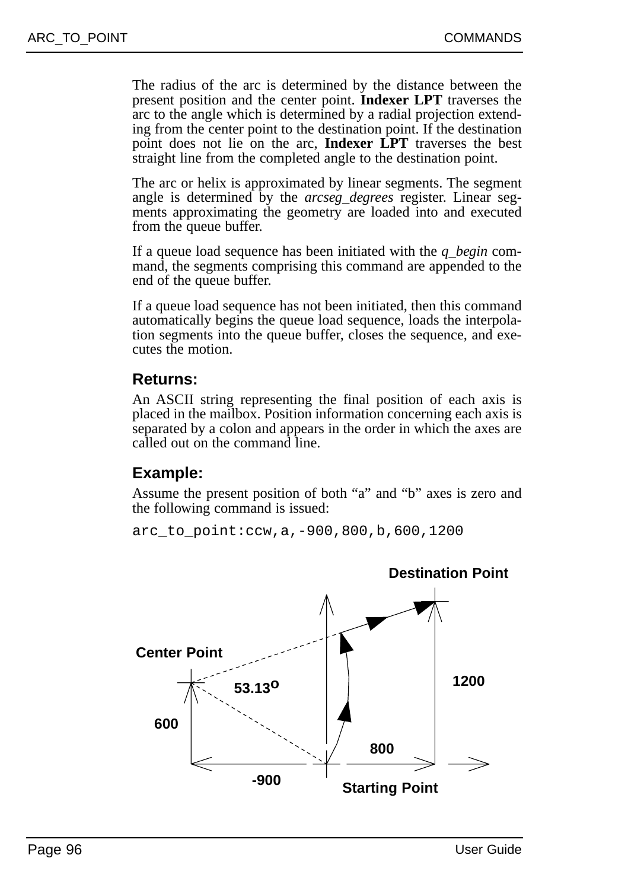The radius of the arc is determined by the distance between the present position and the center point. **Indexer LPT** traverses the arc to the angle which is determined by a radial projection extending from the center point to the destination point. If the destination point does not lie on the arc, **Indexer LPT** traverses the best straight line from the completed angle to the destination point.

The arc or helix is approximated by linear segments. The segment angle is determined by the *arcseg_degrees* register. Linear segments approximating the geometry are loaded into and executed from the queue buffer.

If a queue load sequence has been initiated with the *q_begin* command, the segments comprising this command are appended to the end of the queue buffer.

If a queue load sequence has not been initiated, then this command automatically begins the queue load sequence, loads the interpolation segments into the queue buffer, closes the sequence, and executes the motion.

### Returns:

An ASCII string representing the final position of each axis is placed in the mailbox. Position information concerning each axis is separated by a colon and appears in the order in which the axes are called out on the command line.

### Example:

Assume the present position of both "a" and "b" axes is zero and the following command is issued:

```
arc_to_point:ccw,a,-900,800,b,600,1200
```

Destination Point

Center Point

53.13°

1200

600

800

-900

Starting Point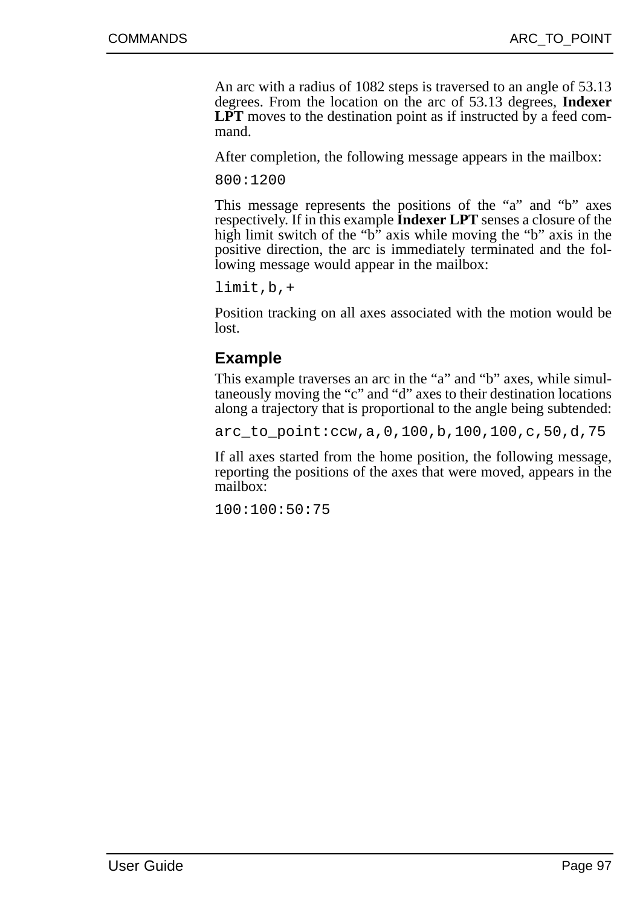An arc with a radius of 1082 steps is traversed to an angle of 53.13 degrees. From the location on the arc of 53.13 degrees, **Indexer LPT** moves to the destination point as if instructed by a feed command.

After completion, the following message appears in the mailbox:

```
800:1200
```

This message represents the positions of the “a” and “b” axes respectively. If in this example **Indexer LPT** senses a closure of the high limit switch of the “b” axis while moving the “b” axis in the positive direction, the arc is immediately terminated and the following message would appear in the mailbox:

```
limit,b,+
```

Position tracking on all axes associated with the motion would be lost.

### Example

This example traverses an arc in the “a” and “b” axes, while simultaneously moving the “c” and “d” axes to their destination locations along a trajectory that is proportional to the angle being subtended:

```
arc_to_point:ccw,a,0,100,b,100,100,c,50,d,75
```

If all axes started from the home position, the following message, reporting the positions of the axes that were moved, appears in the mailbox:

```
100:100:50:75
```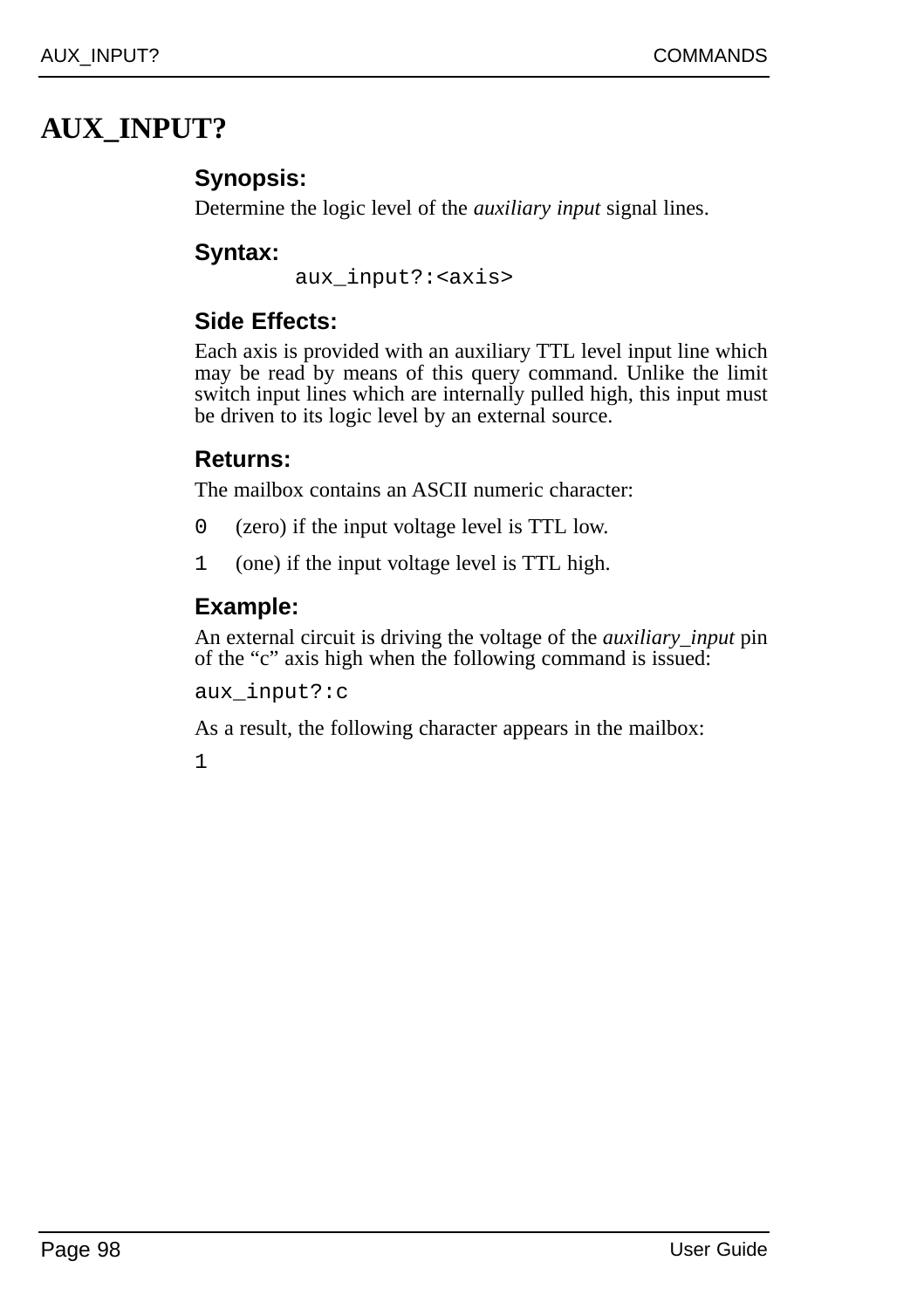# AUX_INPUT?

### Synopsis:

Determine the logic level of the *auxiliary input* signal lines.

### Syntax:

```
aux_input?:<axis>
```

### Side Effects:

Each axis is provided with an auxiliary TTL level input line which may be read by means of this query command. Unlike the limit switch input lines which are internally pulled high, this input must be driven to its logic level by an external source.

### Returns:

The mailbox contains an ASCII numeric character:

`0` (zero) if the input voltage level is TTL low.

`1` (one) if the input voltage level is TTL high.

### Example:

An external circuit is driving the voltage of the *auxiliary_input* pin of the “c” axis high when the following command is issued:

```
aux_input?:c
```

As a result, the following character appears in the mailbox:

```
1
```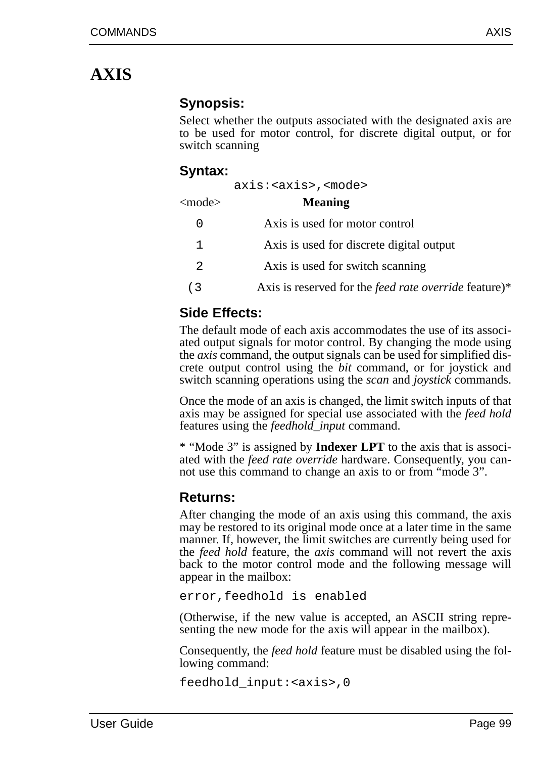# AXIS

## Synopsis:

Select whether the outputs associated with the designated axis are to be used for motor control, for discrete digital output, or for switch scanning

## Syntax:

```
axis:<axis>,<mode>
```

| <mode> | **Meaning** |
|---|---|
| 0 | Axis is used for motor control |
| 1 | Axis is used for discrete digital output |
| 2 | Axis is used for switch scanning |
| (3 | Axis is reserved for the *feed rate override* feature)* |

## Side Effects:

The default mode of each axis accommodates the use of its associated output signals for motor control. By changing the mode using the *axis* command, the output signals can be used for simplified discrete output control using the *bit* command, or for joystick and switch scanning operations using the *scan* and *joystick* commands.

Once the mode of an axis is changed, the limit switch inputs of that axis may be assigned for special use associated with the *feed hold* features using the *feedhold_input* command.

* "Mode 3" is assigned by **Indexer LPT** to the axis that is associated with the *feed rate override* hardware. Consequently, you cannot use this command to change an axis to or from "mode 3".

## Returns:

After changing the mode of an axis using this command, the axis may be restored to its original mode once at a later time in the same manner. If, however, the limit switches are currently being used for the *feed hold* feature, the *axis* command will not revert the axis back to the motor control mode and the following message will appear in the mailbox:

```
error,feedhold is enabled
```

(Otherwise, if the new value is accepted, an ASCII string representing the new mode for the axis will appear in the mailbox).

Consequently, the *feed hold* feature must be disabled using the following command:

```
feedhold_input:<axis>,0
```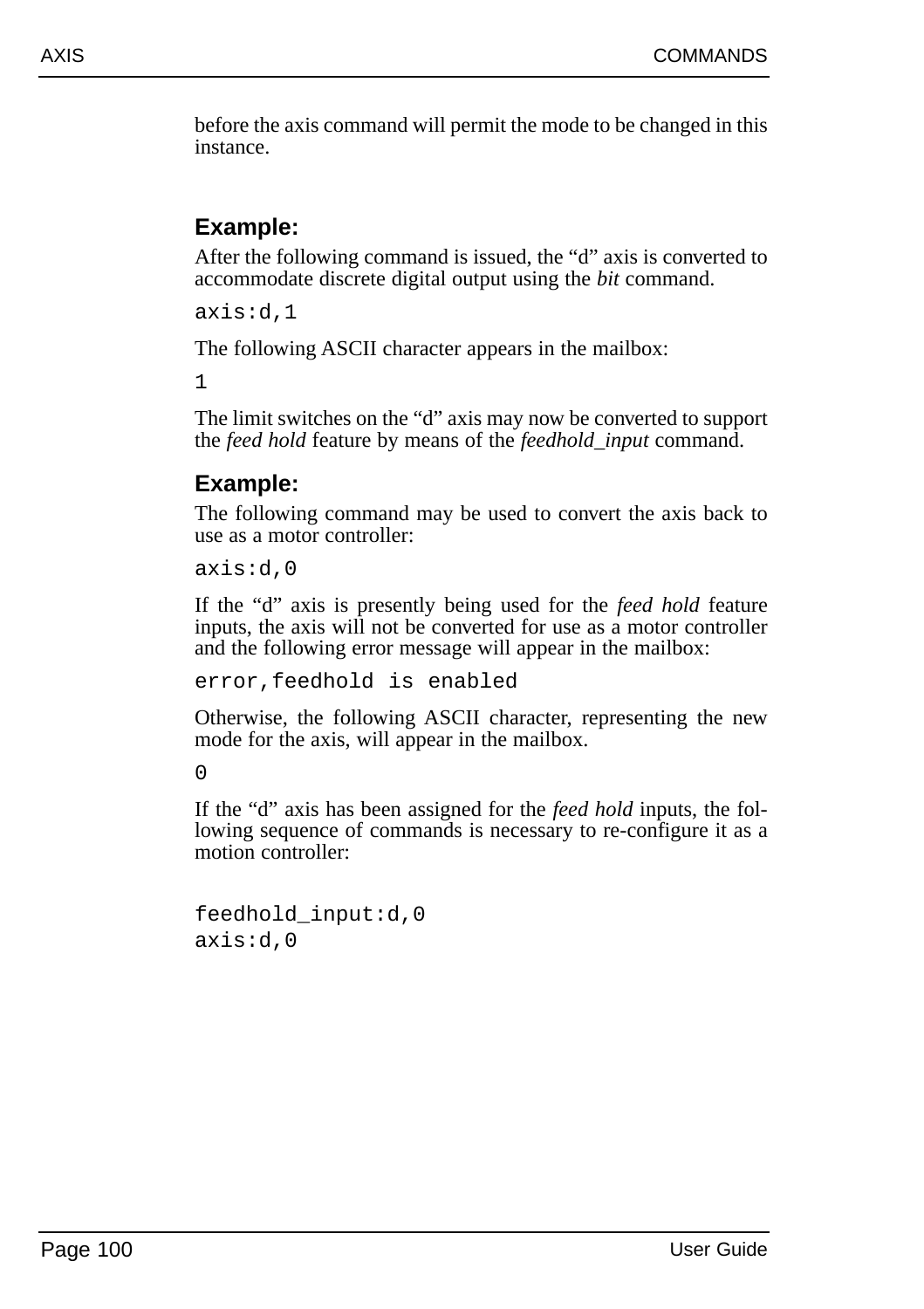before the axis command will permit the mode to be changed in this instance.

### Example:

After the following command is issued, the “d” axis is converted to accommodate discrete digital output using the *bit* command.

```
axis:d,1
```

The following ASCII character appears in the mailbox:

```
1
```

The limit switches on the “d” axis may now be converted to support the *feed hold* feature by means of the *feedhold_input* command.

### Example:

The following command may be used to convert the axis back to use as a motor controller:

```
axis:d,0
```

If the “d” axis is presently being used for the *feed hold* feature inputs, the axis will not be converted for use as a motor controller and the following error message will appear in the mailbox:

```
error,feedhold is enabled
```

Otherwise, the following ASCII character, representing the new mode for the axis, will appear in the mailbox.

```
0
```

If the “d” axis has been assigned for the *feed hold* inputs, the following sequence of commands is necessary to re-configure it as a motion controller:

```
feedhold_input:d,0
axis:d,0
```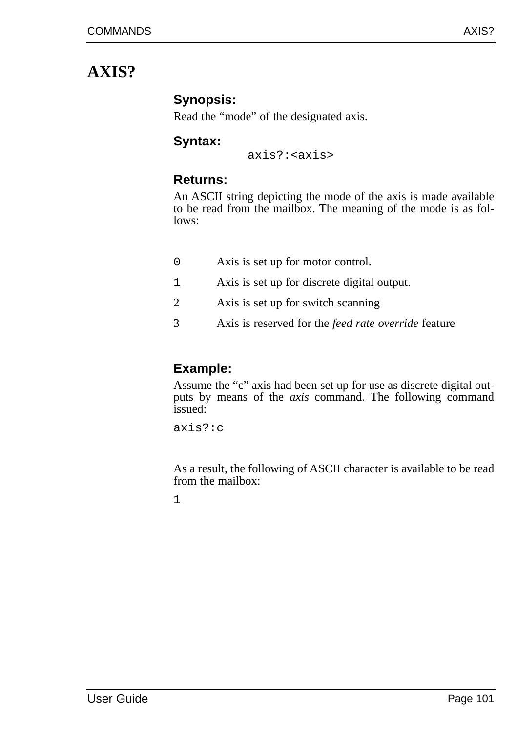# AXIS?

### Synopsis:

Read the "mode" of the designated axis.

### Syntax:

```
axis?:<axis>
```

### Returns:

An ASCII string depicting the mode of the axis is made available to be read from the mailbox. The meaning of the mode is as follows:

| | |
|---|---|
| `0` | Axis is set up for motor control. |
| `1` | Axis is set up for discrete digital output. |
| 2 | Axis is set up for switch scanning |
| 3 | Axis is reserved for the *feed rate override* feature |

### Example:

Assume the "c" axis had been set up for use as discrete digital outputs by means of the *axis* command. The following command issued:

```
axis?:c
```

As a result, the following of ASCII character is available to be read from the mailbox:

```
1
```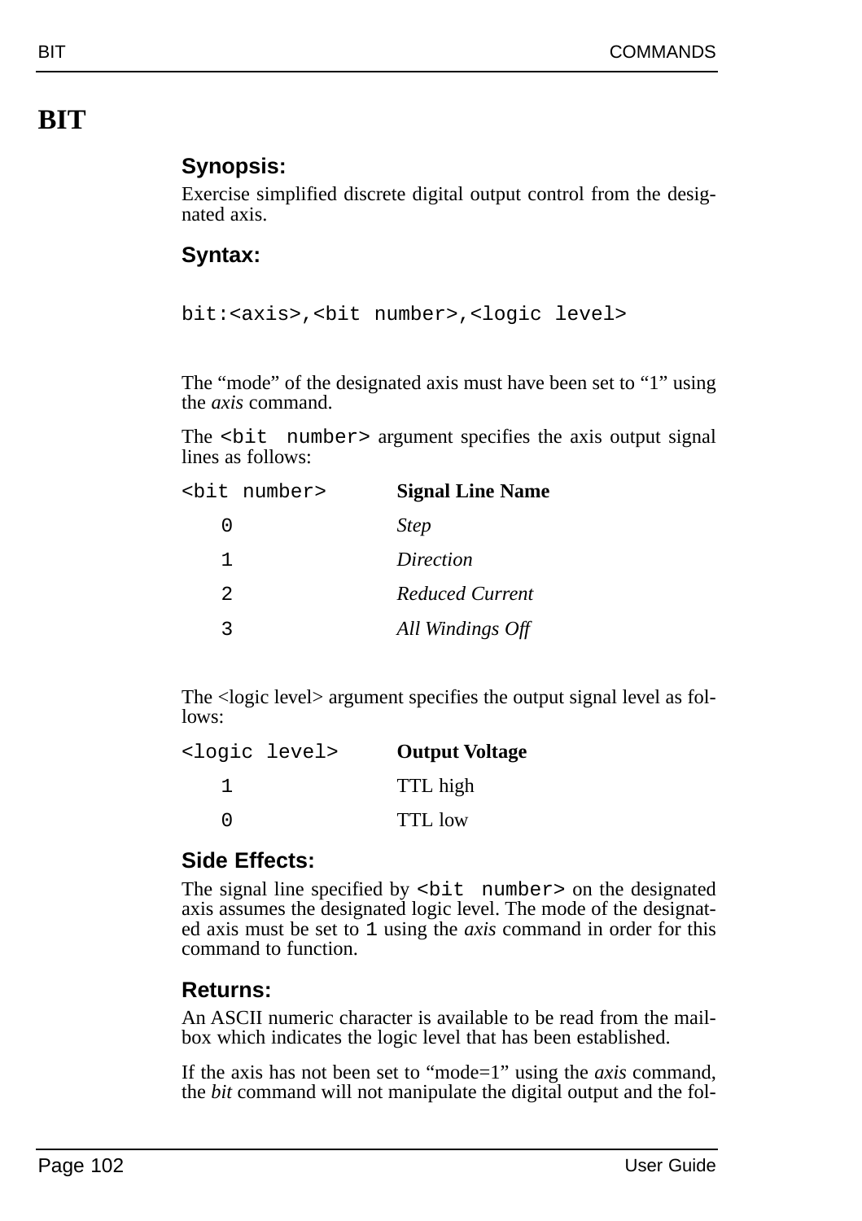# BIT

### Synopsis:

Exercise simplified discrete digital output control from the designated axis.

### Syntax:

```
bit:<axis>,<bit number>,<logic level>
```

The "mode" of the designated axis must have been set to "1" using the *axis* command.

The `<bit number>` argument specifies the axis output signal lines as follows:

| `<bit number>` | **Signal Line Name** |
|---|---|
| 0 | *Step* |
| 1 | *Direction* |
| 2 | *Reduced Current* |
| 3 | *All Windings Off* |

The <logic level> argument specifies the output signal level as follows:

| `<logic level>` | **Output Voltage** |
|---|---|
| 1 | TTL high |
| 0 | TTL low |

### Side Effects:

The signal line specified by `<bit number>` on the designated axis assumes the designated logic level. The mode of the designated axis must be set to `1` using the *axis* command in order for this command to function.

### Returns:

An ASCII numeric character is available to be read from the mailbox which indicates the logic level that has been established.

If the axis has not been set to "mode=1" using the *axis* command, the *bit* command will not manipulate the digital output and the fol-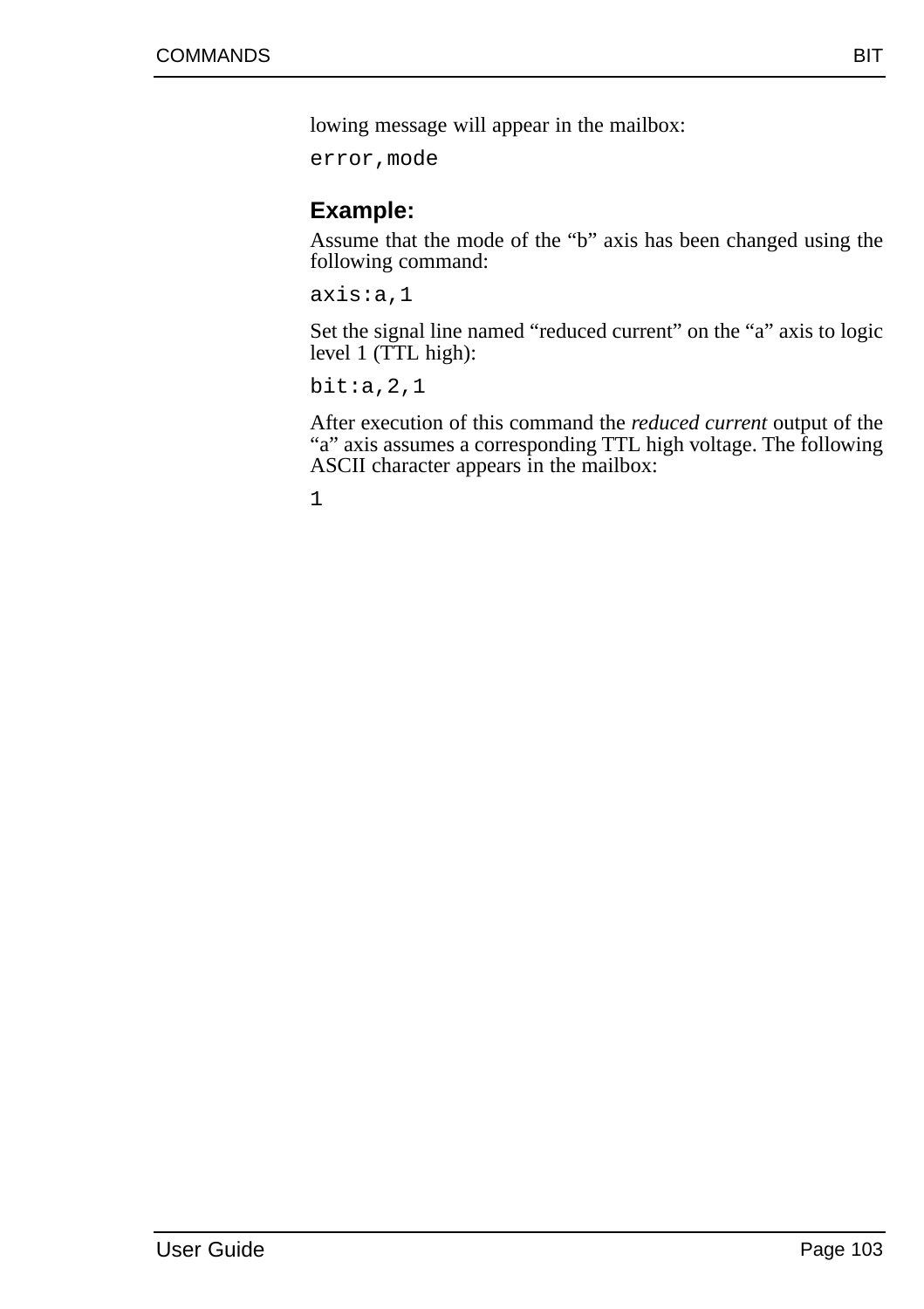lowing message will appear in the mailbox:

```
error,mode
```

### Example:

Assume that the mode of the “b” axis has been changed using the following command:

```
axis:a,1
```

Set the signal line named “reduced current” on the “a” axis to logic level 1 (TTL high):

```
bit:a,2,1
```

After execution of this command the *reduced current* output of the “a” axis assumes a corresponding TTL high voltage. The following ASCII character appears in the mailbox:

```
1
```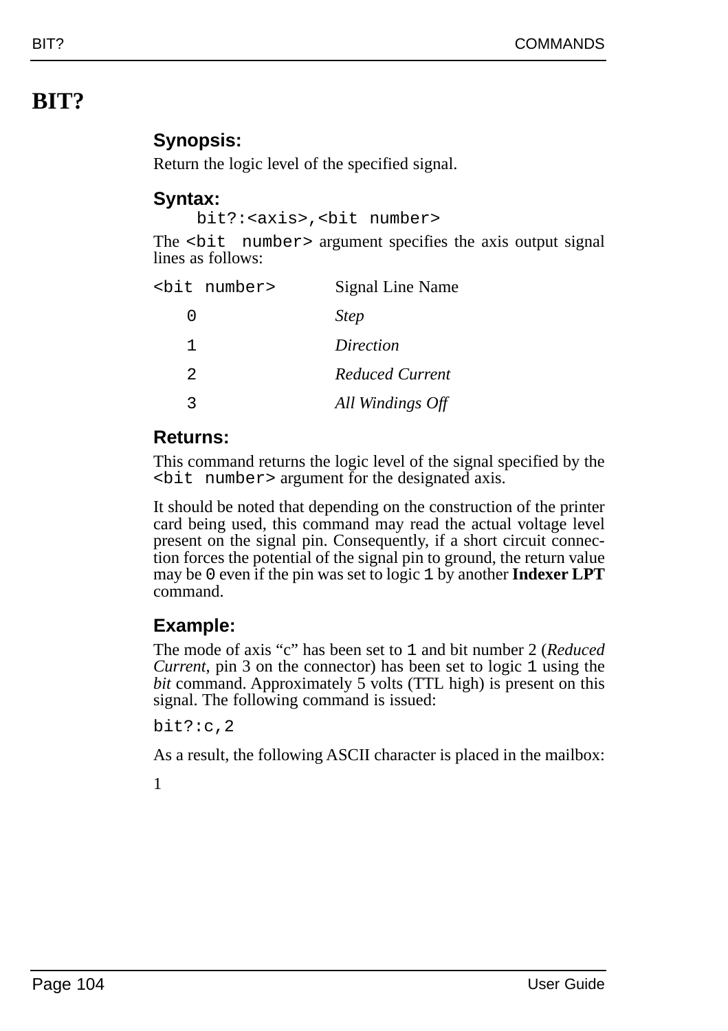# BIT?

### Synopsis:

Return the logic level of the specified signal.

### Syntax:

```
bit?:<axis>,<bit number>
```

The `<bit number>` argument specifies the axis output signal lines as follows:

| `<bit number>` | Signal Line Name |
|---|---|
| 0 | *Step* |
| 1 | *Direction* |
| 2 | *Reduced Current* |
| 3 | *All Windings Off* |

### Returns:

This command returns the logic level of the signal specified by the `<bit number>` argument for the designated axis.

It should be noted that depending on the construction of the printer card being used, this command may read the actual voltage level present on the signal pin. Consequently, if a short circuit connection forces the potential of the signal pin to ground, the return value may be `0` even if the pin was set to logic `1` by another **Indexer LPT** command.

### Example:

The mode of axis “c” has been set to `1` and bit number 2 (*Reduced Current*, pin 3 on the connector) has been set to logic `1` using the *bit* command. Approximately 5 volts (TTL high) is present on this signal. The following command is issued:

```
bit?:c,2
```

As a result, the following ASCII character is placed in the mailbox:

1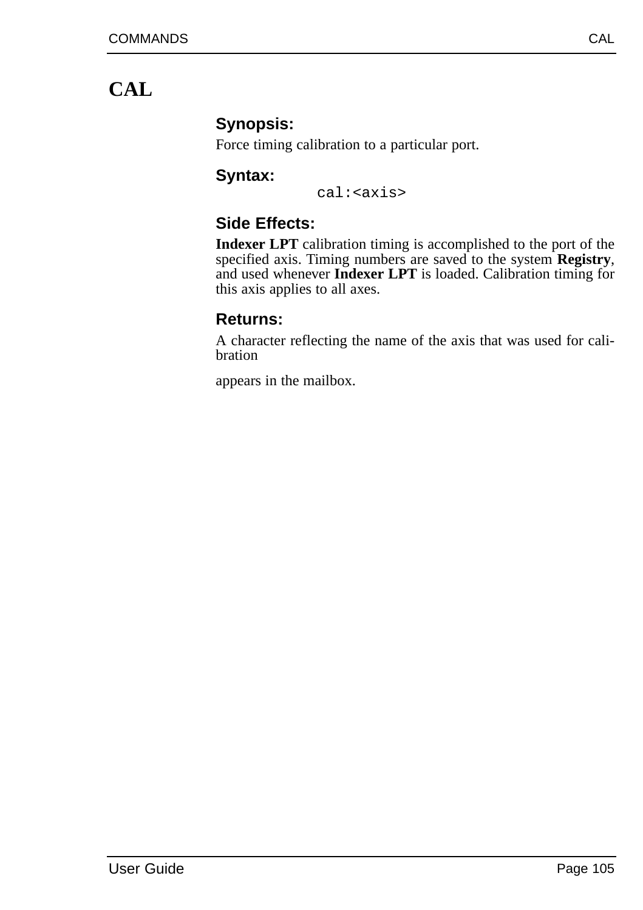# CAL

### Synopsis:

Force timing calibration to a particular port.

### Syntax:

```
cal:<axis>
```

### Side Effects:

**Indexer LPT** calibration timing is accomplished to the port of the specified axis. Timing numbers are saved to the system **Registry**, and used whenever **Indexer LPT** is loaded. Calibration timing for this axis applies to all axes.

### Returns:

A character reflecting the name of the axis that was used for calibration

appears in the mailbox.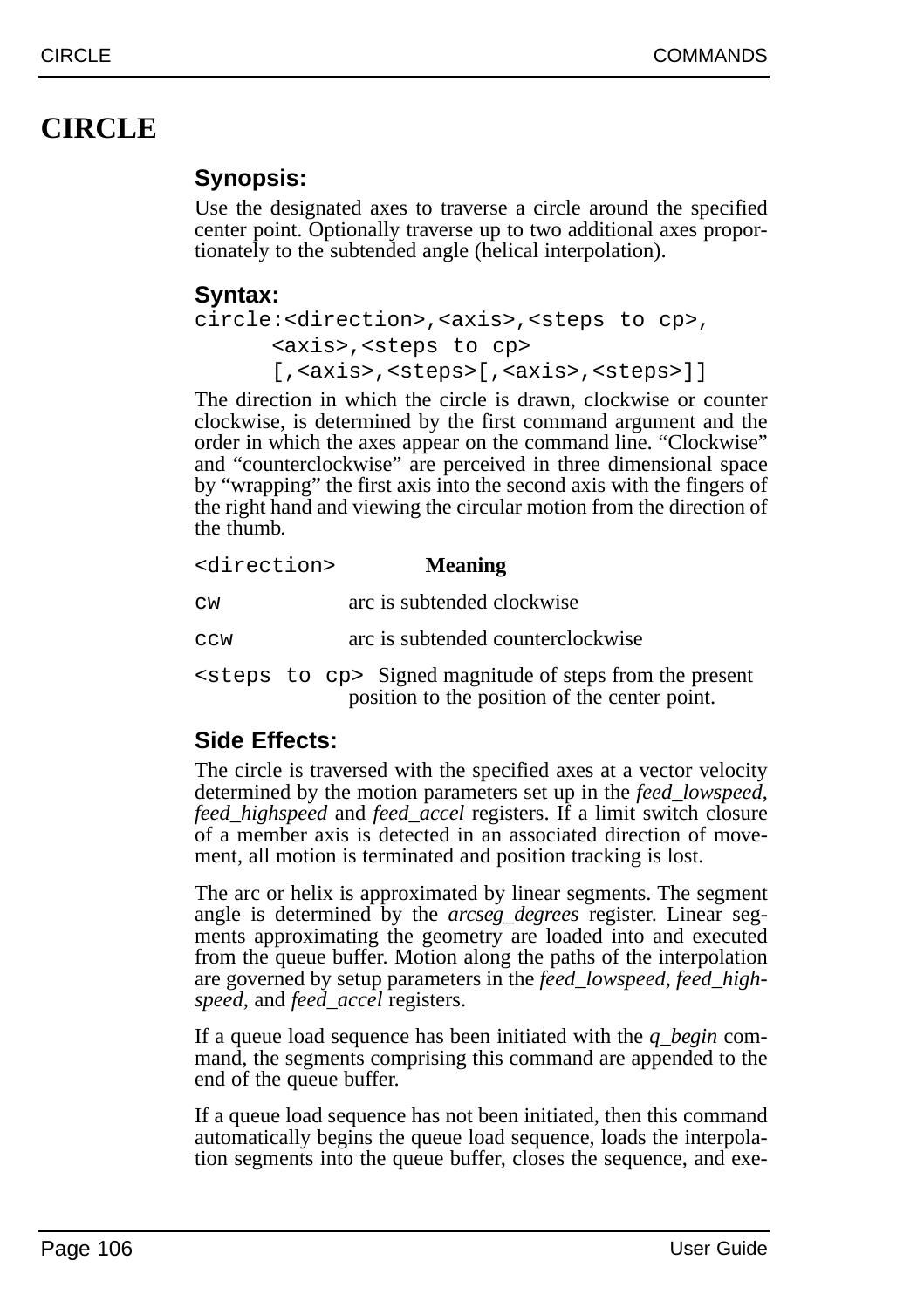# CIRCLE

### Synopsis:

Use the designated axes to traverse a circle around the specified center point. Optionally traverse up to two additional axes proportionately to the subtended angle (helical interpolation).

### Syntax:

```
circle:<direction>,<axis>,<steps to cp>,
      <axis>,<steps to cp>
      [,<axis>,<steps>[,<axis>,<steps>]]
```

The direction in which the circle is drawn, clockwise or counter clockwise, is determined by the first command argument and the order in which the axes appear on the command line. “Clockwise” and “counterclockwise” are perceived in three dimensional space by “wrapping” the first axis into the second axis with the fingers of the right hand and viewing the circular motion from the direction of the thumb.

| `<direction>` | **Meaning** |
|---|---|
| `cw` | arc is subtended clockwise |
| `ccw` | arc is subtended counterclockwise |

`<steps to cp>` Signed magnitude of steps from the present position to the position of the center point.

### Side Effects:

The circle is traversed with the specified axes at a vector velocity determined by the motion parameters set up in the *feed_lowspeed*, *feed_highspeed* and *feed_accel* registers. If a limit switch closure of a member axis is detected in an associated direction of movement, all motion is terminated and position tracking is lost.

The arc or helix is approximated by linear segments. The segment angle is determined by the *arcseg_degrees* register. Linear segments approximating the geometry are loaded into and executed from the queue buffer. Motion along the paths of the interpolation are governed by setup parameters in the *feed_lowspeed*, *feed_highspeed*, and *feed_accel* registers.

If a queue load sequence has been initiated with the *q_begin* command, the segments comprising this command are appended to the end of the queue buffer.

If a queue load sequence has not been initiated, then this command automatically begins the queue load sequence, loads the interpolation segments into the queue buffer, closes the sequence, and exe-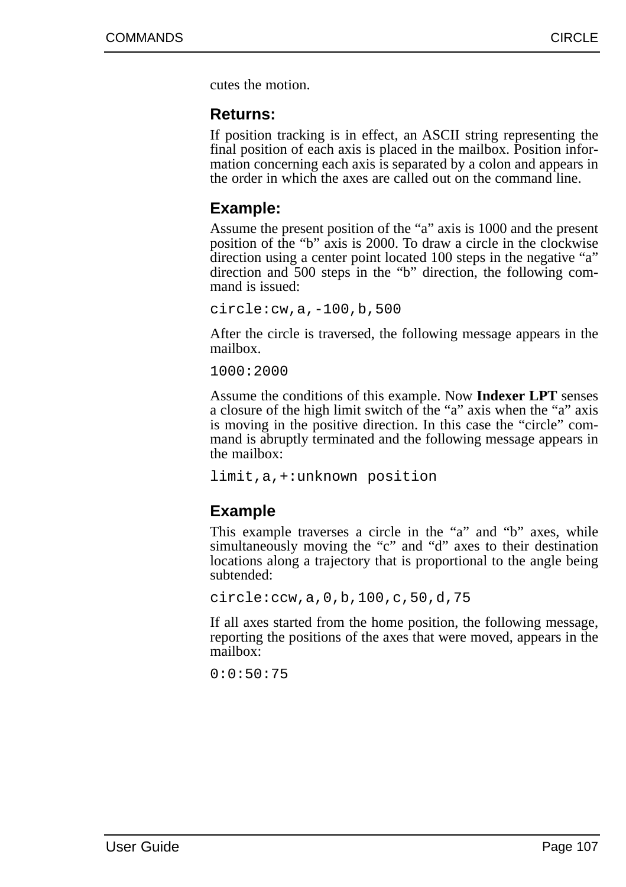cutes the motion.

### Returns:

If position tracking is in effect, an ASCII string representing the final position of each axis is placed in the mailbox. Position information concerning each axis is separated by a colon and appears in the order in which the axes are called out on the command line.

### Example:

Assume the present position of the "a" axis is 1000 and the present position of the "b" axis is 2000. To draw a circle in the clockwise direction using a center point located 100 steps in the negative "a" direction and 500 steps in the "b" direction, the following command is issued:

```
circle:cw,a,-100,b,500
```

After the circle is traversed, the following message appears in the mailbox.

```
1000:2000
```

Assume the conditions of this example. Now **Indexer LPT** senses a closure of the high limit switch of the "a" axis when the "a" axis is moving in the positive direction. In this case the "circle" command is abruptly terminated and the following message appears in the mailbox:

```
limit,a,+:unknown position
```

### Example

This example traverses a circle in the "a" and "b" axes, while simultaneously moving the "c" and "d" axes to their destination locations along a trajectory that is proportional to the angle being subtended:

```
circle:ccw,a,0,b,100,c,50,d,75
```

If all axes started from the home position, the following message, reporting the positions of the axes that were moved, appears in the mailbox:

```
0:0:50:75
```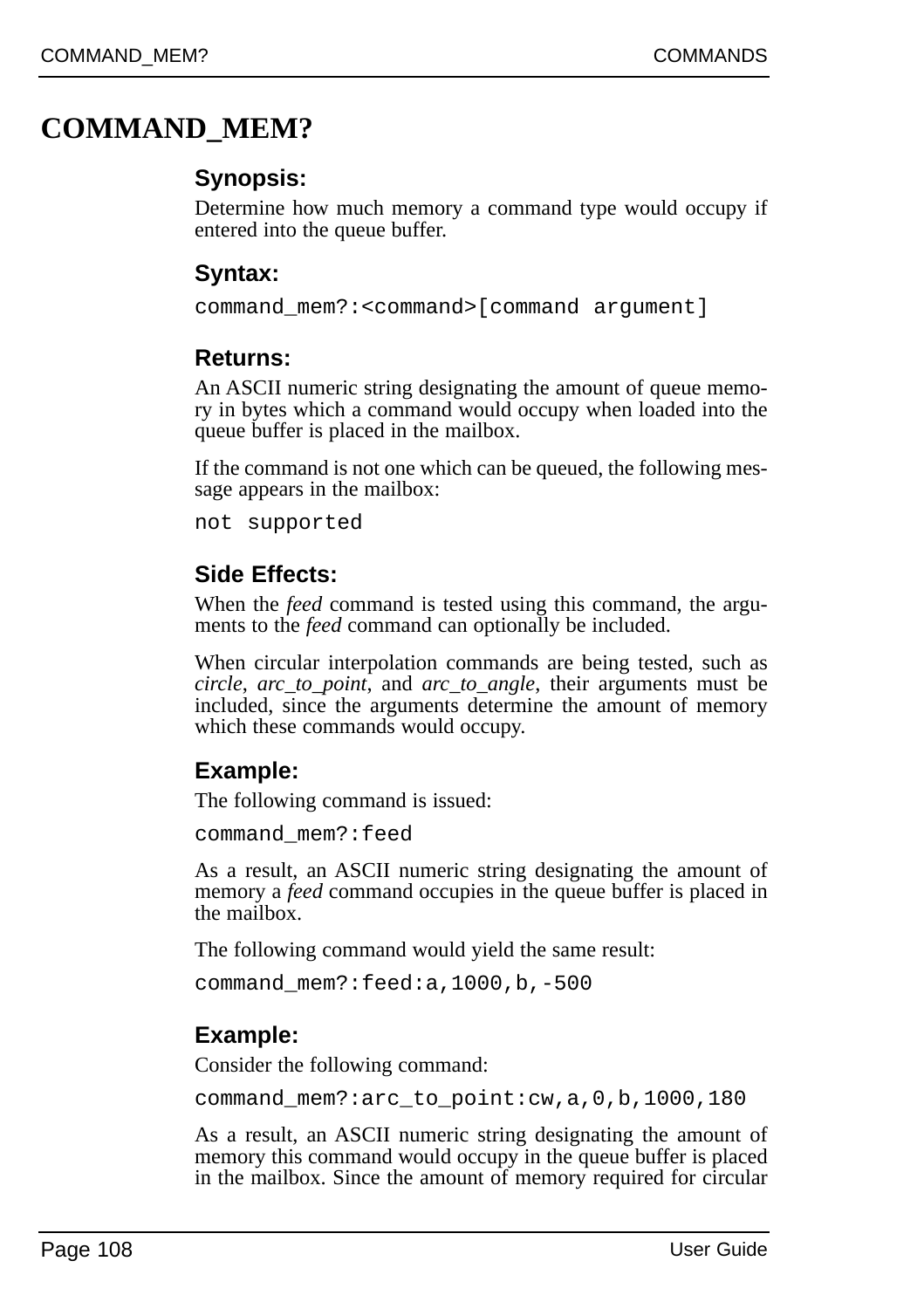# COMMAND_MEM?

### Synopsis:

Determine how much memory a command type would occupy if entered into the queue buffer.

### Syntax:

```
command_mem?:<command>[command argument]
```

### Returns:

An ASCII numeric string designating the amount of queue memory in bytes which a command would occupy when loaded into the queue buffer is placed in the mailbox.

If the command is not one which can be queued, the following message appears in the mailbox:

```
not supported
```

### Side Effects:

When the *feed* command is tested using this command, the arguments to the *feed* command can optionally be included.

When circular interpolation commands are being tested, such as *circle*, *arc_to_point*, and *arc_to_angle*, their arguments must be included, since the arguments determine the amount of memory which these commands would occupy.

### Example:

The following command is issued:

```
command_mem?:feed
```

As a result, an ASCII numeric string designating the amount of memory a *feed* command occupies in the queue buffer is placed in the mailbox.

The following command would yield the same result:

```
command_mem?:feed:a,1000,b,-500
```

### Example:

Consider the following command:

```
command_mem?:arc_to_point:cw,a,0,b,1000,180
```

As a result, an ASCII numeric string designating the amount of memory this command would occupy in the queue buffer is placed in the mailbox. Since the amount of memory required for circular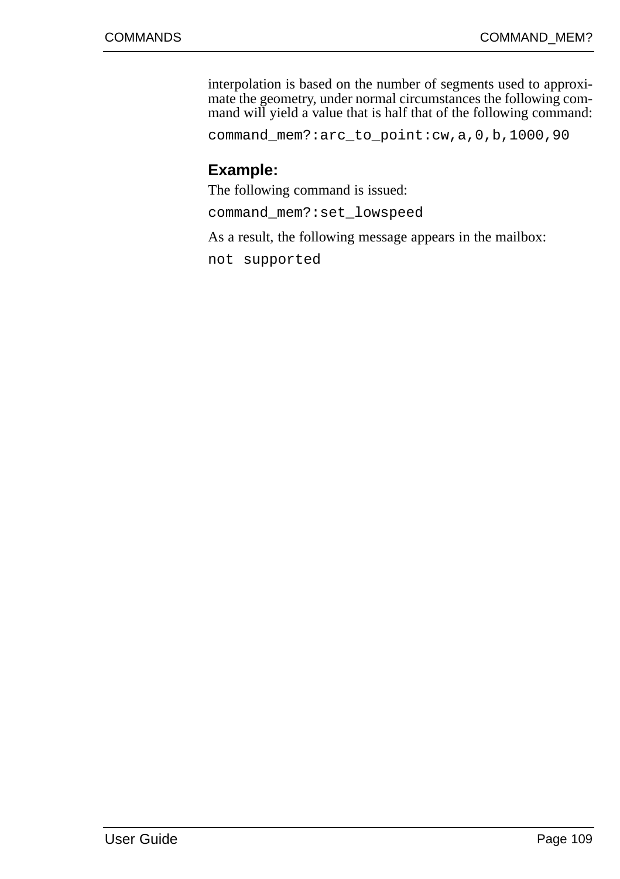interpolation is based on the number of segments used to approximate the geometry, under normal circumstances the following command will yield a value that is half that of the following command:

```
command_mem?:arc_to_point:cw,a,0,b,1000,90
```

### Example:

The following command is issued:

```
command_mem?:set_lowspeed
```

As a result, the following message appears in the mailbox:

```
not supported
```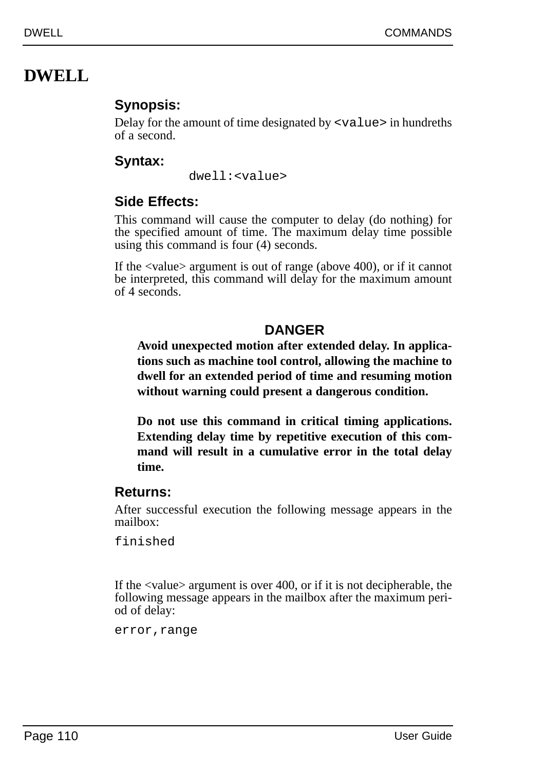# DWELL

### Synopsis:

Delay for the amount of time designated by `<value>` in hundreths of a second.

### Syntax:

```
dwell:<value>
```

### Side Effects:

This command will cause the computer to delay (do nothing) for the specified amount of time. The maximum delay time possible using this command is four (4) seconds.

If the <value> argument is out of range (above 400), or if it cannot be interpreted, this command will delay for the maximum amount of 4 seconds.

**DANGER**

**Avoid unexpected motion after extended delay. In applications such as machine tool control, allowing the machine to dwell for an extended period of time and resuming motion without warning could present a dangerous condition.**

**Do not use this command in critical timing applications. Extending delay time by repetitive execution of this command will result in a cumulative error in the total delay time.**

### Returns:

After successful execution the following message appears in the mailbox:

```
finished
```

If the <value> argument is over 400, or if it is not decipherable, the following message appears in the mailbox after the maximum period of delay:

```
error,range
```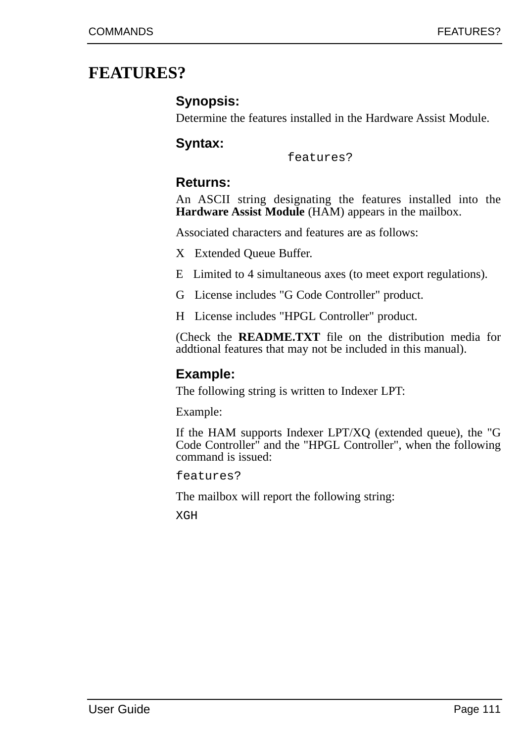# FEATURES?

### Synopsis:

Determine the features installed in the Hardware Assist Module.

### Syntax:

```
features?
```

### Returns:

An ASCII string designating the features installed into the **Hardware Assist Module** (HAM) appears in the mailbox.

Associated characters and features are as follows:

X   Extended Queue Buffer.

E   Limited to 4 simultaneous axes (to meet export regulations).

G   License includes "G Code Controller" product.

H   License includes "HPGL Controller" product.

(Check the **README.TXT** file on the distribution media for addtional features that may not be included in this manual).

### Example:

The following string is written to Indexer LPT:

Example:

If the HAM supports Indexer LPT/XQ (extended queue), the "G Code Controller" and the "HPGL Controller", when the following command is issued:

```
features?
```

The mailbox will report the following string:

```
XGH
```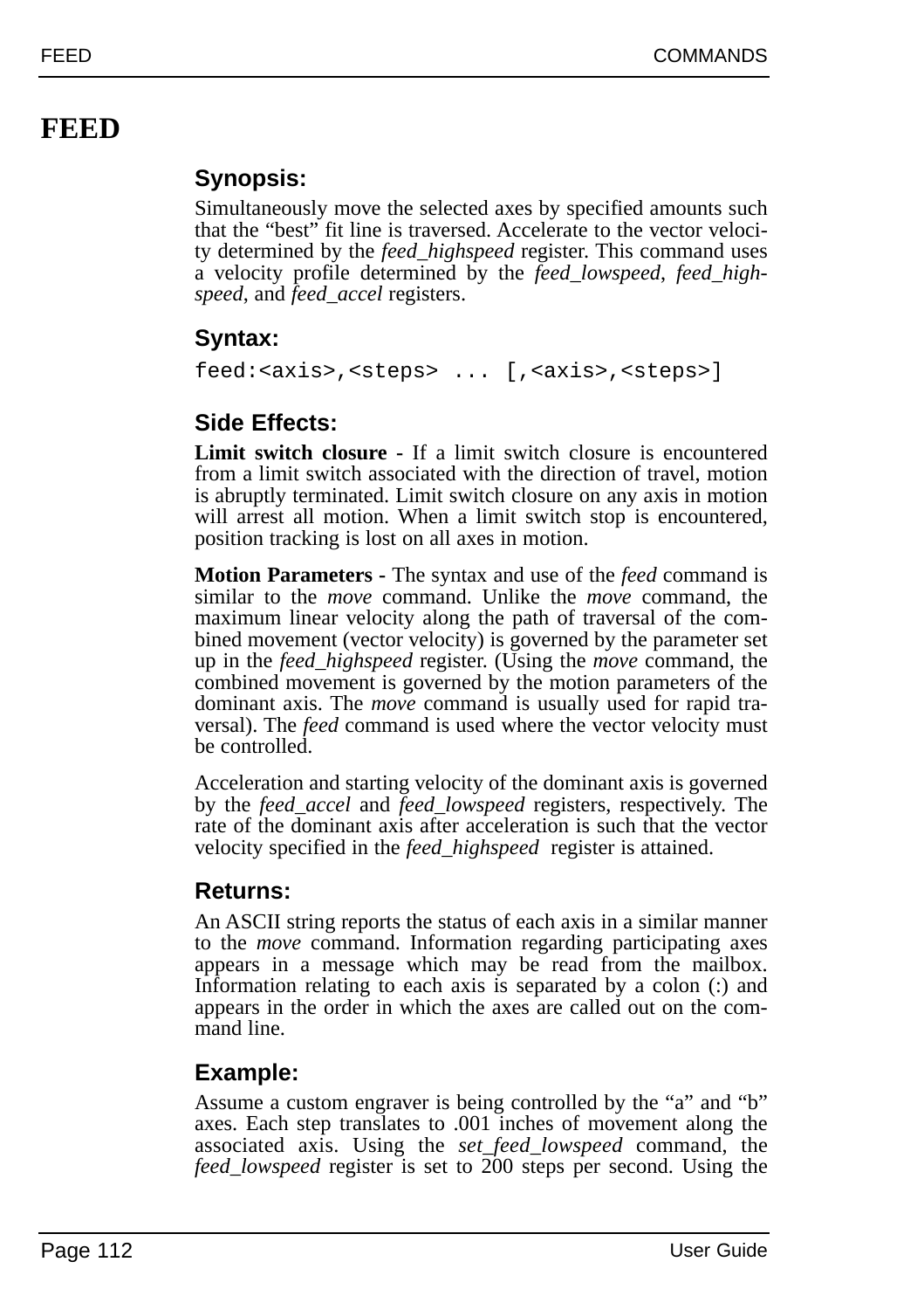# FEED

## Synopsis:

Simultaneously move the selected axes by specified amounts such that the "best" fit line is traversed. Accelerate to the vector velocity determined by the *feed_highspeed* register. This command uses a velocity profile determined by the *feed_lowspeed*, *feed_highspeed*, and *feed_accel* registers.

## Syntax:

```
feed:<axis>,<steps> ... [,<axis>,<steps>]
```

## Side Effects:

**Limit switch closure -** If a limit switch closure is encountered from a limit switch associated with the direction of travel, motion is abruptly terminated. Limit switch closure on any axis in motion will arrest all motion. When a limit switch stop is encountered, position tracking is lost on all axes in motion.

**Motion Parameters -** The syntax and use of the *feed* command is similar to the *move* command. Unlike the *move* command, the maximum linear velocity along the path of traversal of the combined movement (vector velocity) is governed by the parameter set up in the *feed_highspeed* register. (Using the *move* command, the combined movement is governed by the motion parameters of the dominant axis. The *move* command is usually used for rapid traversal). The *feed* command is used where the vector velocity must be controlled.

Acceleration and starting velocity of the dominant axis is governed by the *feed_accel* and *feed_lowspeed* registers, respectively. The rate of the dominant axis after acceleration is such that the vector velocity specified in the *feed_highspeed* register is attained.

## Returns:

An ASCII string reports the status of each axis in a similar manner to the *move* command. Information regarding participating axes appears in a message which may be read from the mailbox. Information relating to each axis is separated by a colon (:) and appears in the order in which the axes are called out on the command line.

## Example:

Assume a custom engraver is being controlled by the "a" and "b" axes. Each step translates to .001 inches of movement along the associated axis. Using the *set_feed_lowspeed* command, the *feed_lowspeed* register is set to 200 steps per second. Using the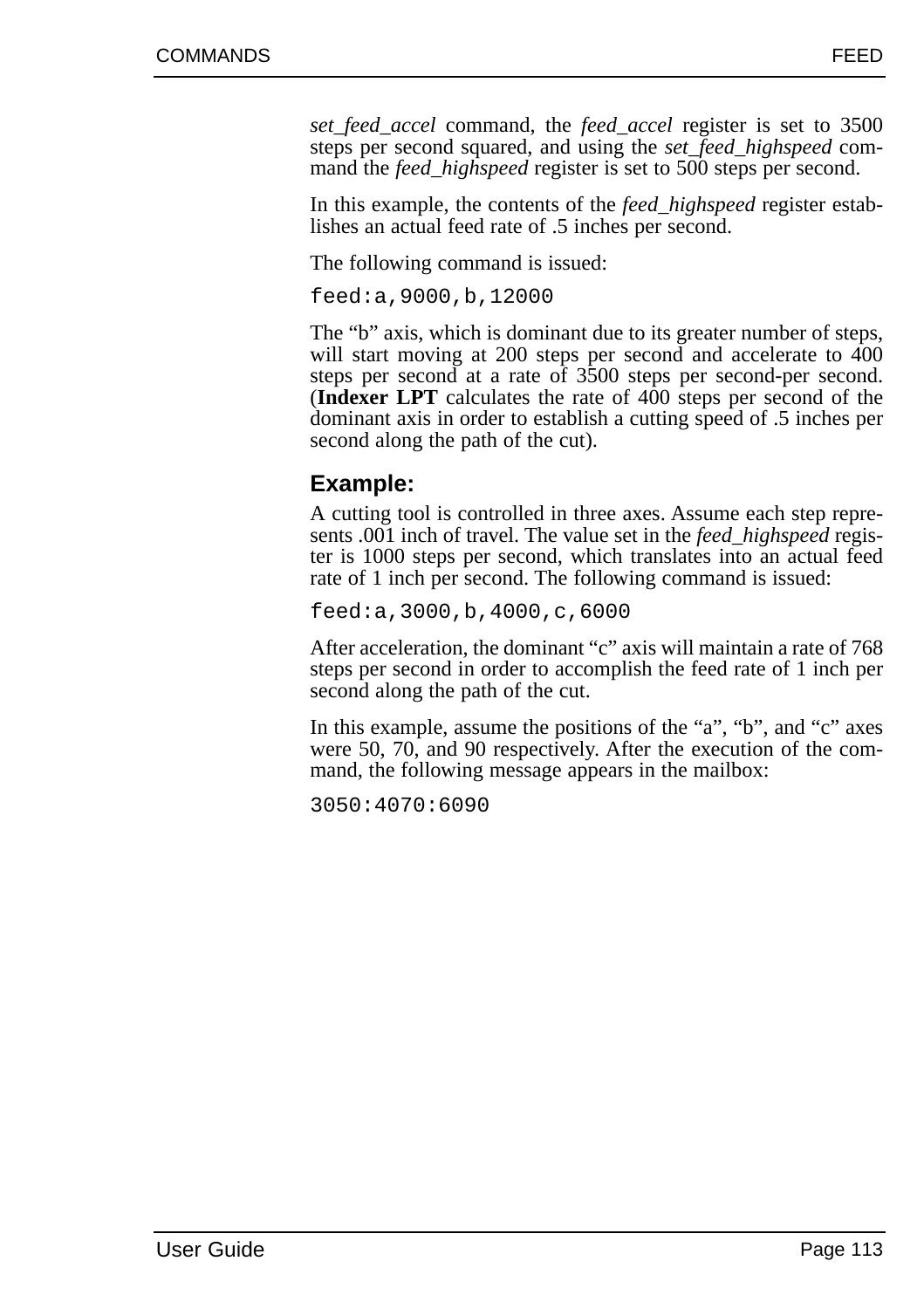*set_feed_accel* command, the *feed_accel* register is set to 3500 steps per second squared, and using the *set_feed_highspeed* command the *feed_highspeed* register is set to 500 steps per second.

In this example, the contents of the *feed_highspeed* register establishes an actual feed rate of .5 inches per second.

The following command is issued:

```
feed:a,9000,b,12000
```

The “b” axis, which is dominant due to its greater number of steps, will start moving at 200 steps per second and accelerate to 400 steps per second at a rate of 3500 steps per second-per second. (**Indexer LPT** calculates the rate of 400 steps per second of the dominant axis in order to establish a cutting speed of .5 inches per second along the path of the cut).

### Example:

A cutting tool is controlled in three axes. Assume each step represents .001 inch of travel. The value set in the *feed_highspeed* register is 1000 steps per second, which translates into an actual feed rate of 1 inch per second. The following command is issued:

```
feed:a,3000,b,4000,c,6000
```

After acceleration, the dominant “c” axis will maintain a rate of 768 steps per second in order to accomplish the feed rate of 1 inch per second along the path of the cut.

In this example, assume the positions of the “a”, “b”, and “c” axes were 50, 70, and 90 respectively. After the execution of the command, the following message appears in the mailbox:

```
3050:4070:6090
```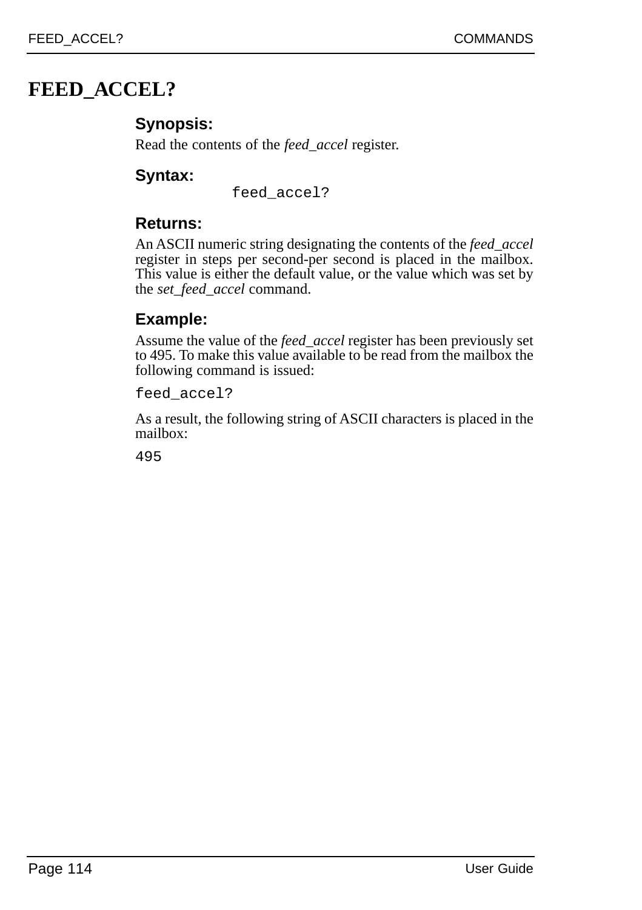# FEED_ACCEL?

### Synopsis:

Read the contents of the *feed_accel* register.

### Syntax:

```
feed_accel?
```

### Returns:

An ASCII numeric string designating the contents of the *feed_accel* register in steps per second-per second is placed in the mailbox. This value is either the default value, or the value which was set by the *set_feed_accel* command.

### Example:

Assume the value of the *feed_accel* register has been previously set to 495. To make this value available to be read from the mailbox the following command is issued:

```
feed_accel?
```

As a result, the following string of ASCII characters is placed in the mailbox:

```
495
```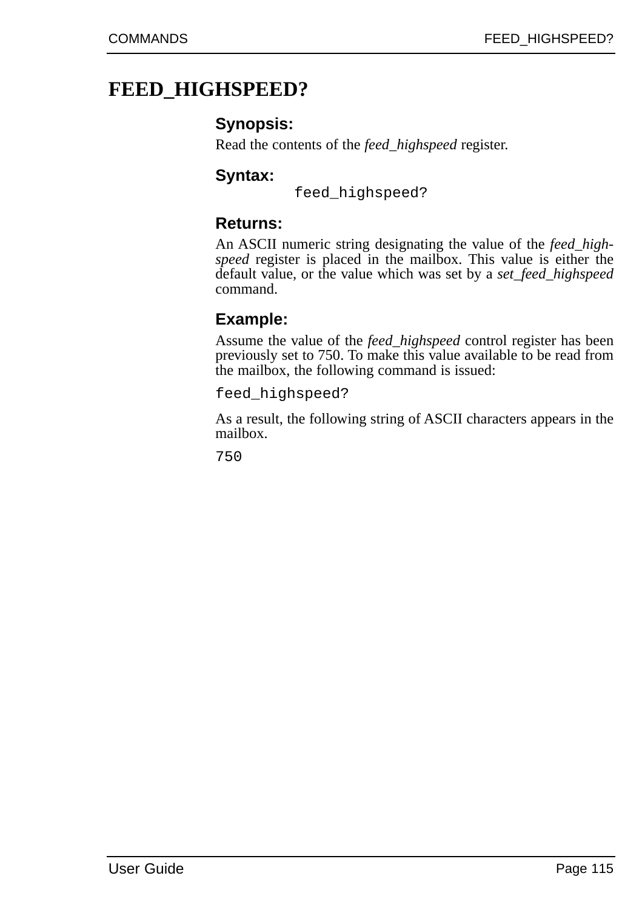# FEED_HIGHSPEED?

### Synopsis:

Read the contents of the *feed_highspeed* register.

### Syntax:

```
feed_highspeed?
```

### Returns:

An ASCII numeric string designating the value of the *feed_highspeed* register is placed in the mailbox. This value is either the default value, or the value which was set by a *set_feed_highspeed* command.

### Example:

Assume the value of the *feed_highspeed* control register has been previously set to 750. To make this value available to be read from the mailbox, the following command is issued:

```
feed_highspeed?
```

As a result, the following string of ASCII characters appears in the mailbox.

```
750
```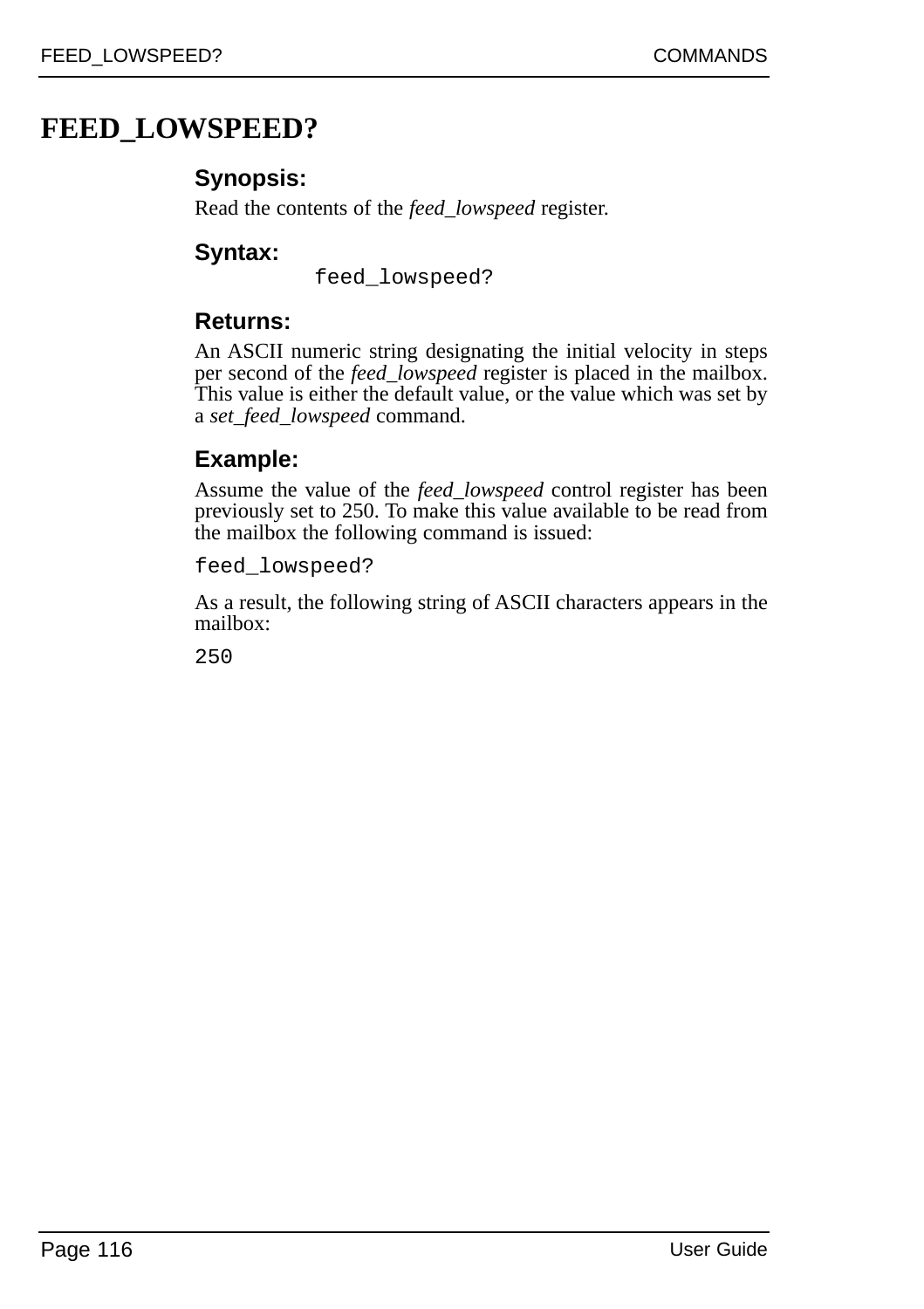# FEED_LOWSPEED?

### Synopsis:

Read the contents of the *feed_lowspeed* register.

### Syntax:

```
feed_lowspeed?
```

### Returns:

An ASCII numeric string designating the initial velocity in steps per second of the *feed_lowspeed* register is placed in the mailbox. This value is either the default value, or the value which was set by a *set_feed_lowspeed* command.

### Example:

Assume the value of the *feed_lowspeed* control register has been previously set to 250. To make this value available to be read from the mailbox the following command is issued:

```
feed_lowspeed?
```

As a result, the following string of ASCII characters appears in the mailbox:

```
250
```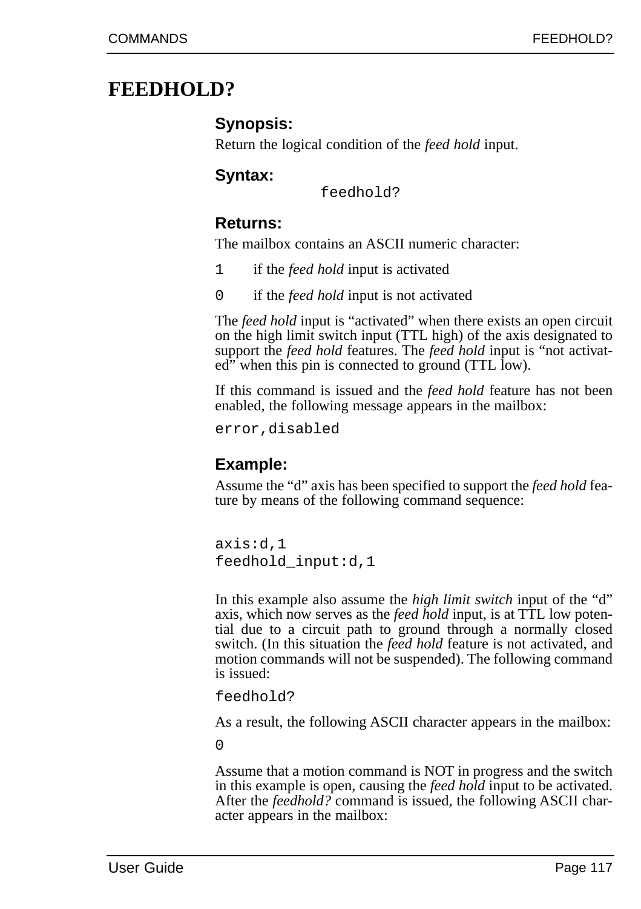# FEEDHOLD?

### Synopsis:

Return the logical condition of the *feed hold* input.

### Syntax:

```
feedhold?
```

### Returns:

The mailbox contains an ASCII numeric character:

`1` if the *feed hold* input is activated

`0` if the *feed hold* input is not activated

The *feed hold* input is “activated” when there exists an open circuit on the high limit switch input (TTL high) of the axis designated to support the *feed hold* features. The *feed hold* input is “not activated” when this pin is connected to ground (TTL low).

If this command is issued and the *feed hold* feature has not been enabled, the following message appears in the mailbox:

```
error,disabled
```

### Example:

Assume the “d” axis has been specified to support the *feed hold* feature by means of the following command sequence:

```
axis:d,1
feedhold_input:d,1
```

In this example also assume the *high limit switch* input of the “d” axis, which now serves as the *feed hold* input, is at TTL low potential due to a circuit path to ground through a normally closed switch. (In this situation the *feed hold* feature is not activated, and motion commands will not be suspended). The following command is issued:

```
feedhold?
```

As a result, the following ASCII character appears in the mailbox:

```
0
```

Assume that a motion command is NOT in progress and the switch in this example is open, causing the *feed hold* input to be activated. After the *feedhold?* command is issued, the following ASCII character appears in the mailbox: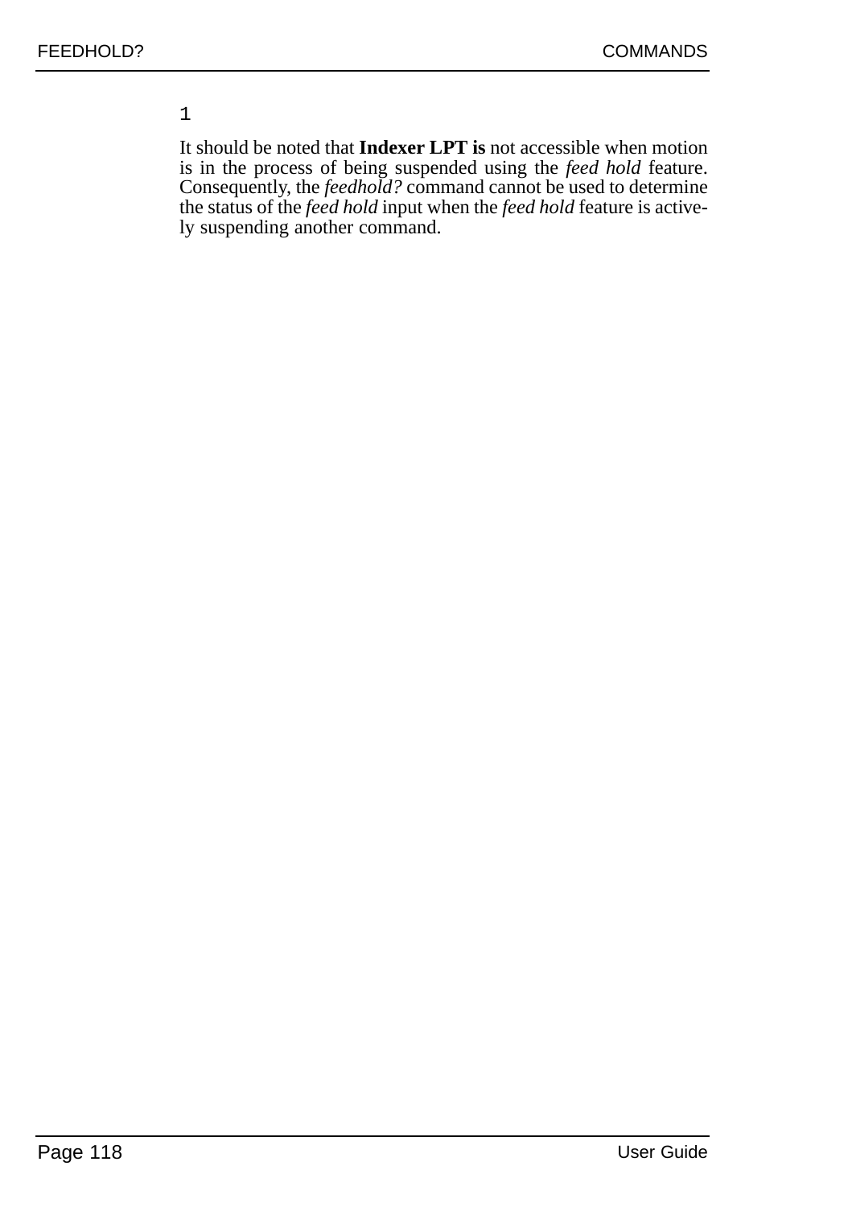```
1
```

It should be noted that **Indexer LPT is** not accessible when motion is in the process of being suspended using the *feed hold* feature. Consequently, the *feedhold?* command cannot be used to determine the status of the *feed hold* input when the *feed hold* feature is actively suspending another command.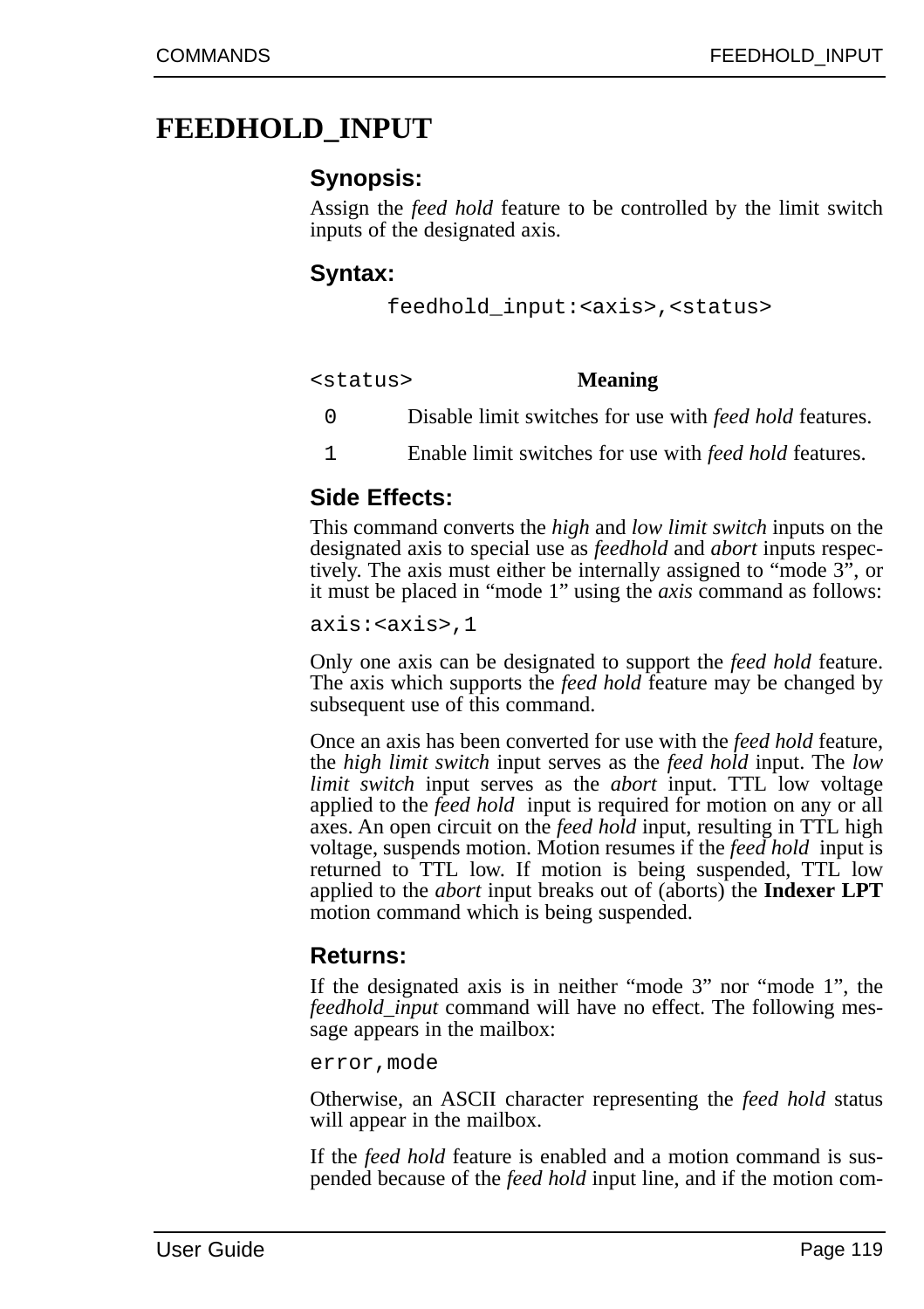# FEEDHOLD_INPUT

### Synopsis:

Assign the *feed hold* feature to be controlled by the limit switch inputs of the designated axis.

### Syntax:

```
feedhold_input:<axis>,<status>
```

| `<status>` | **Meaning** |
|---|---|
| `0` | Disable limit switches for use with *feed hold* features. |
| `1` | Enable limit switches for use with *feed hold* features. |

### Side Effects:

This command converts the *high* and *low limit switch* inputs on the designated axis to special use as *feedhold* and *abort* inputs respectively. The axis must either be internally assigned to "mode 3", or it must be placed in "mode 1" using the *axis* command as follows:

```
axis:<axis>,1
```

Only one axis can be designated to support the *feed hold* feature. The axis which supports the *feed hold* feature may be changed by subsequent use of this command.

Once an axis has been converted for use with the *feed hold* feature, the *high limit switch* input serves as the *feed hold* input. The *low limit switch* input serves as the *abort* input. TTL low voltage applied to the *feed hold* input is required for motion on any or all axes. An open circuit on the *feed hold* input, resulting in TTL high voltage, suspends motion. Motion resumes if the *feed hold* input is returned to TTL low. If motion is being suspended, TTL low applied to the *abort* input breaks out of (aborts) the **Indexer LPT** motion command which is being suspended.

### Returns:

If the designated axis is in neither "mode 3" nor "mode 1", the *feedhold_input* command will have no effect. The following message appears in the mailbox:

```
error,mode
```

Otherwise, an ASCII character representing the *feed hold* status will appear in the mailbox.

If the *feed hold* feature is enabled and a motion command is suspended because of the *feed hold* input line, and if the motion com-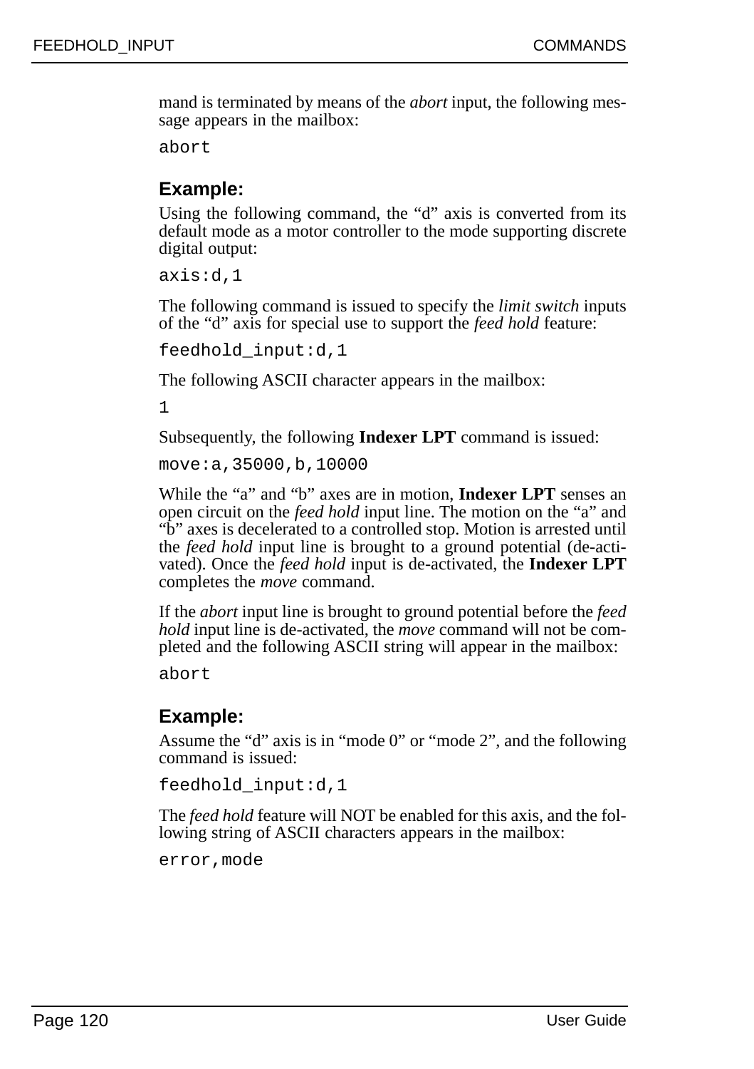mand is terminated by means of the *abort* input, the following message appears in the mailbox:

```
abort
```

### Example:

Using the following command, the “d” axis is converted from its default mode as a motor controller to the mode supporting discrete digital output:

```
axis:d,1
```

The following command is issued to specify the *limit switch* inputs of the “d” axis for special use to support the *feed hold* feature:

```
feedhold_input:d,1
```

The following ASCII character appears in the mailbox:

```
1
```

Subsequently, the following **Indexer LPT** command is issued:

```
move:a,35000,b,10000
```

While the “a” and “b” axes are in motion, **Indexer LPT** senses an open circuit on the *feed hold* input line. The motion on the “a” and “b” axes is decelerated to a controlled stop. Motion is arrested until the *feed hold* input line is brought to a ground potential (de-activated). Once the *feed hold* input is de-activated, the **Indexer LPT** completes the *move* command.

If the *abort* input line is brought to ground potential before the *feed hold* input line is de-activated, the *move* command will not be completed and the following ASCII string will appear in the mailbox:

```
abort
```

### Example:

Assume the “d” axis is in “mode 0” or “mode 2”, and the following command is issued:

```
feedhold_input:d,1
```

The *feed hold* feature will NOT be enabled for this axis, and the following string of ASCII characters appears in the mailbox:

```
error,mode
```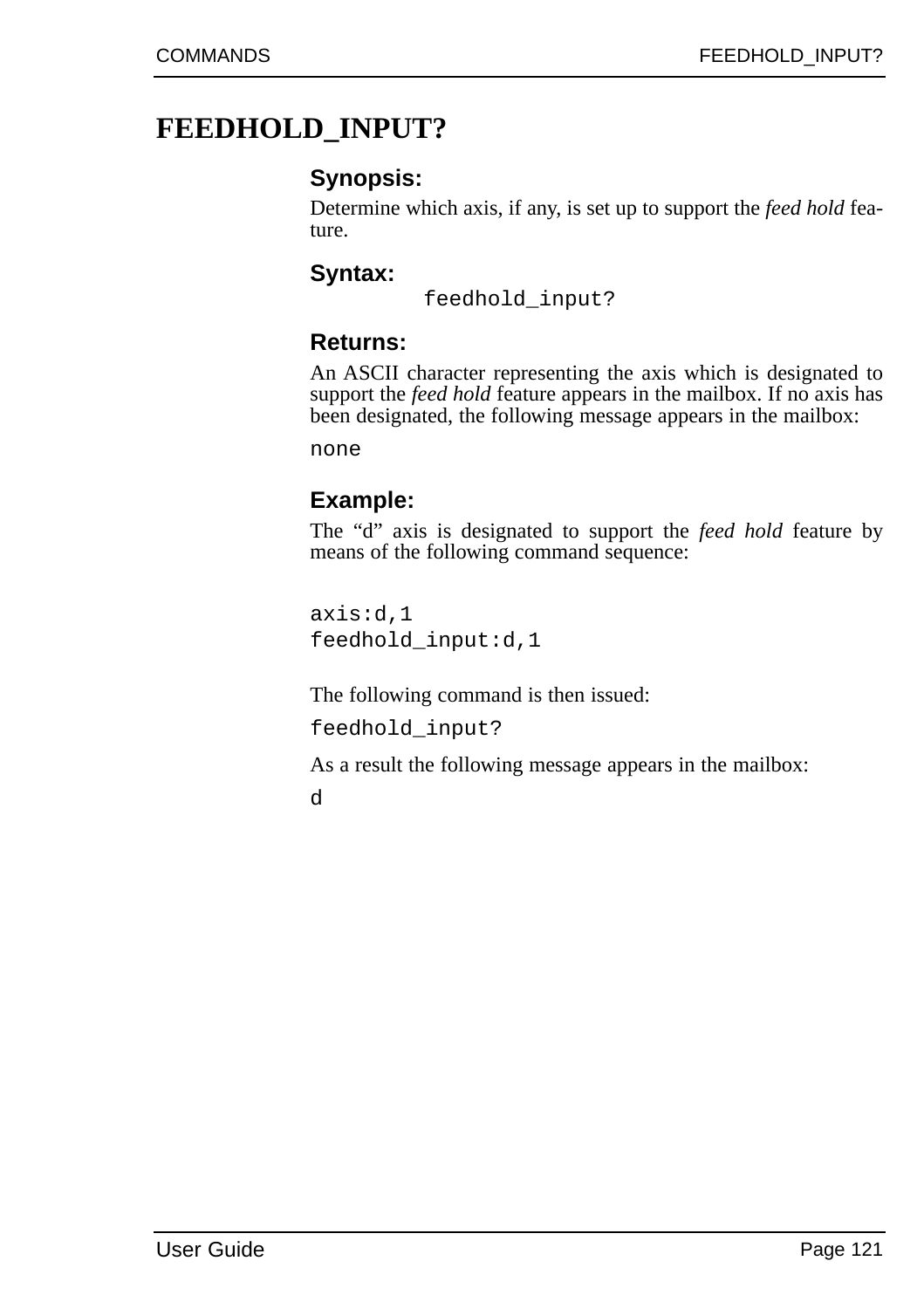# FEEDHOLD_INPUT?

### Synopsis:

Determine which axis, if any, is set up to support the *feed hold* feature.

### Syntax:

```
feedhold_input?
```

### Returns:

An ASCII character representing the axis which is designated to support the *feed hold* feature appears in the mailbox. If no axis has been designated, the following message appears in the mailbox:

```
none
```

### Example:

The “d” axis is designated to support the *feed hold* feature by means of the following command sequence:

```
axis:d,1
feedhold_input:d,1
```

The following command is then issued:

```
feedhold_input?
```

As a result the following message appears in the mailbox:

```
d
```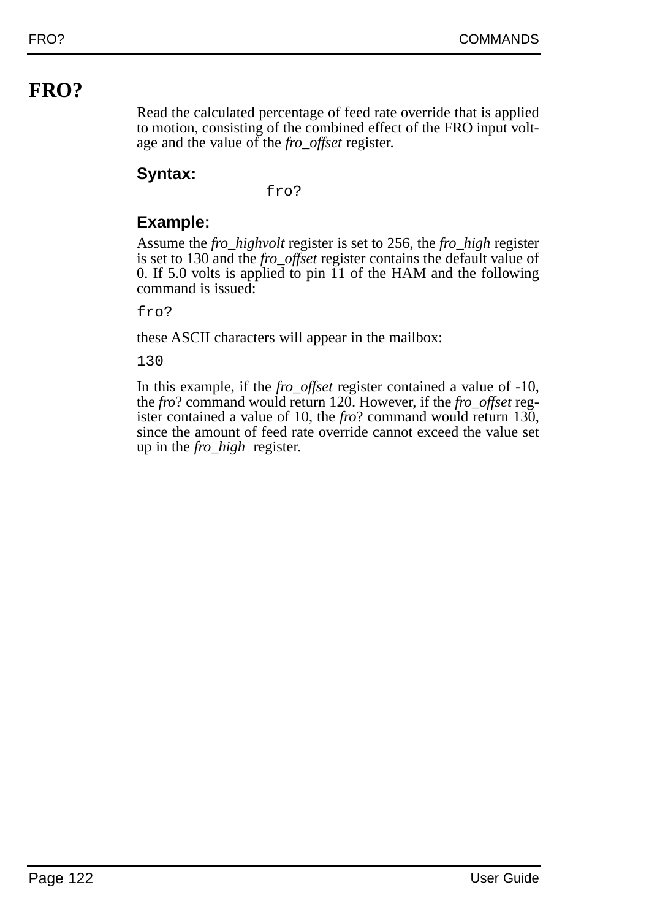# FRO?

Read the calculated percentage of feed rate override that is applied to motion, consisting of the combined effect of the FRO input voltage and the value of the *fro_offset* register.

### Syntax:

```
fro?
```

### Example:

Assume the *fro_highvolt* register is set to 256, the *fro_high* register is set to 130 and the *fro_offset* register contains the default value of 0. If 5.0 volts is applied to pin 11 of the HAM and the following command is issued:

```
fro?
```

these ASCII characters will appear in the mailbox:

```
130
```

In this example, if the *fro_offset* register contained a value of -10, the *fro*? command would return 120. However, if the *fro_offset* register contained a value of 10, the *fro*? command would return 130, since the amount of feed rate override cannot exceed the value set up in the *fro_high* register.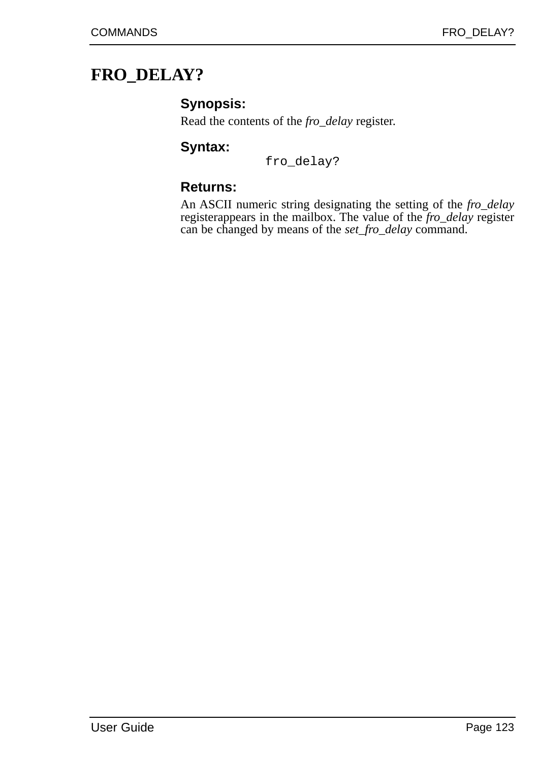# FRO_DELAY?

### Synopsis:

Read the contents of the *fro_delay* register.

### Syntax:

```
fro_delay?
```

### Returns:

An ASCII numeric string designating the setting of the *fro_delay* registerappears in the mailbox. The value of the *fro_delay* register can be changed by means of the *set_fro_delay* command.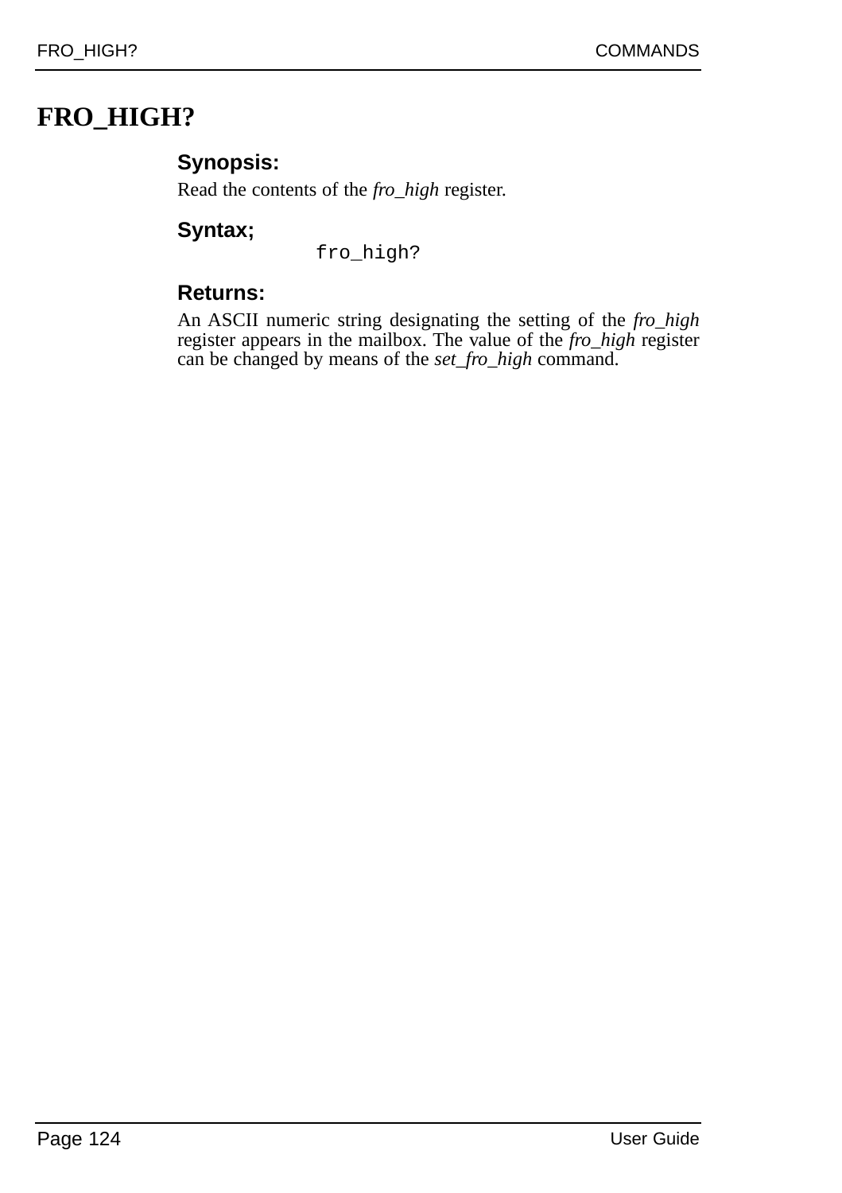# FRO_HIGH?

### Synopsis:

Read the contents of the *fro_high* register.

### Syntax;

```
fro_high?
```

### Returns:

An ASCII numeric string designating the setting of the *fro_high* register appears in the mailbox. The value of the *fro_high* register can be changed by means of the *set_fro_high* command.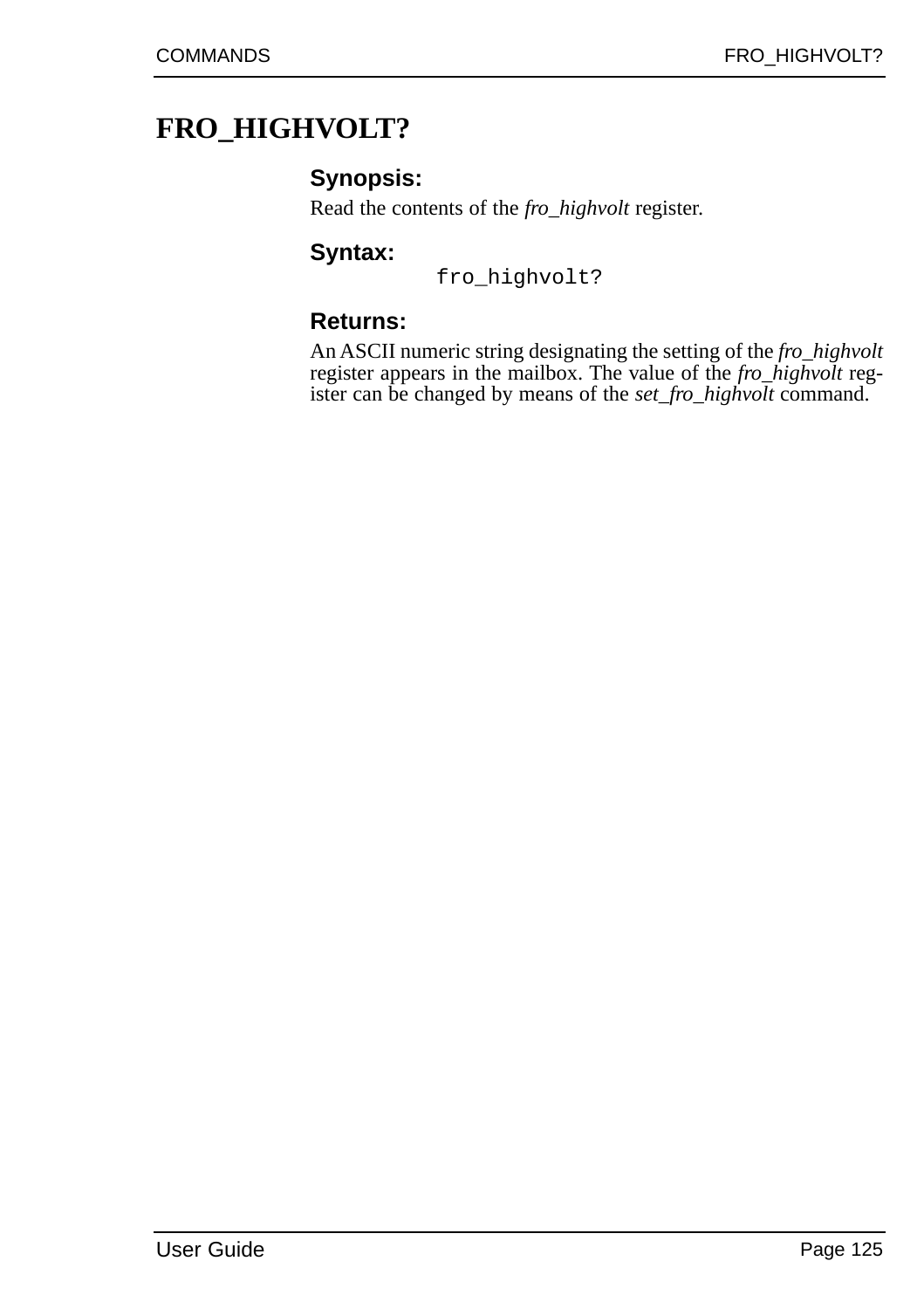# FRO_HIGHVOLT?

### Synopsis:

Read the contents of the *fro_highvolt* register.

### Syntax:

```
fro_highvolt?
```

### Returns:

An ASCII numeric string designating the setting of the *fro_highvolt* register appears in the mailbox. The value of the *fro_highvolt* register can be changed by means of the *set_fro_highvolt* command.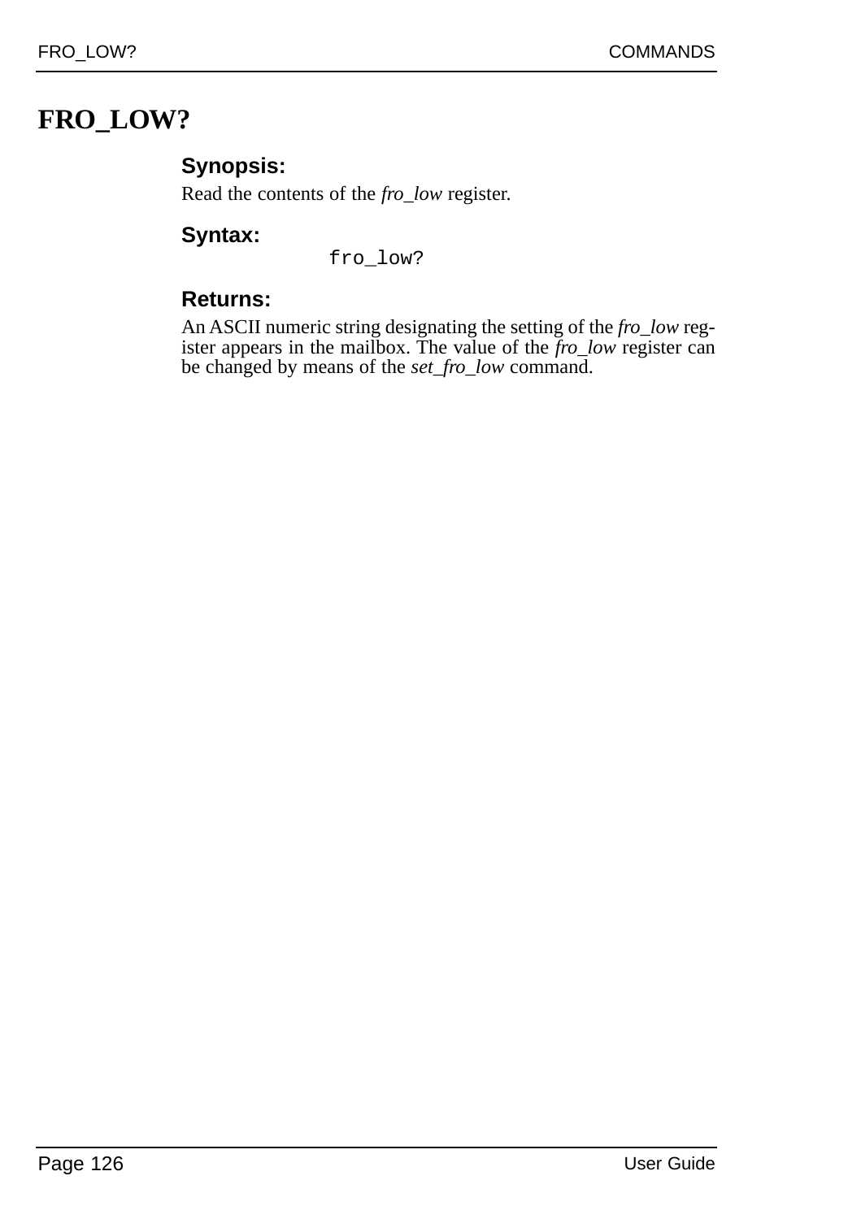# FRO_LOW?

### Synopsis:

Read the contents of the *fro_low* register.

### Syntax:

```
fro_low?
```

### Returns:

An ASCII numeric string designating the setting of the *fro_low* register appears in the mailbox. The value of the *fro_low* register can be changed by means of the *set_fro_low* command.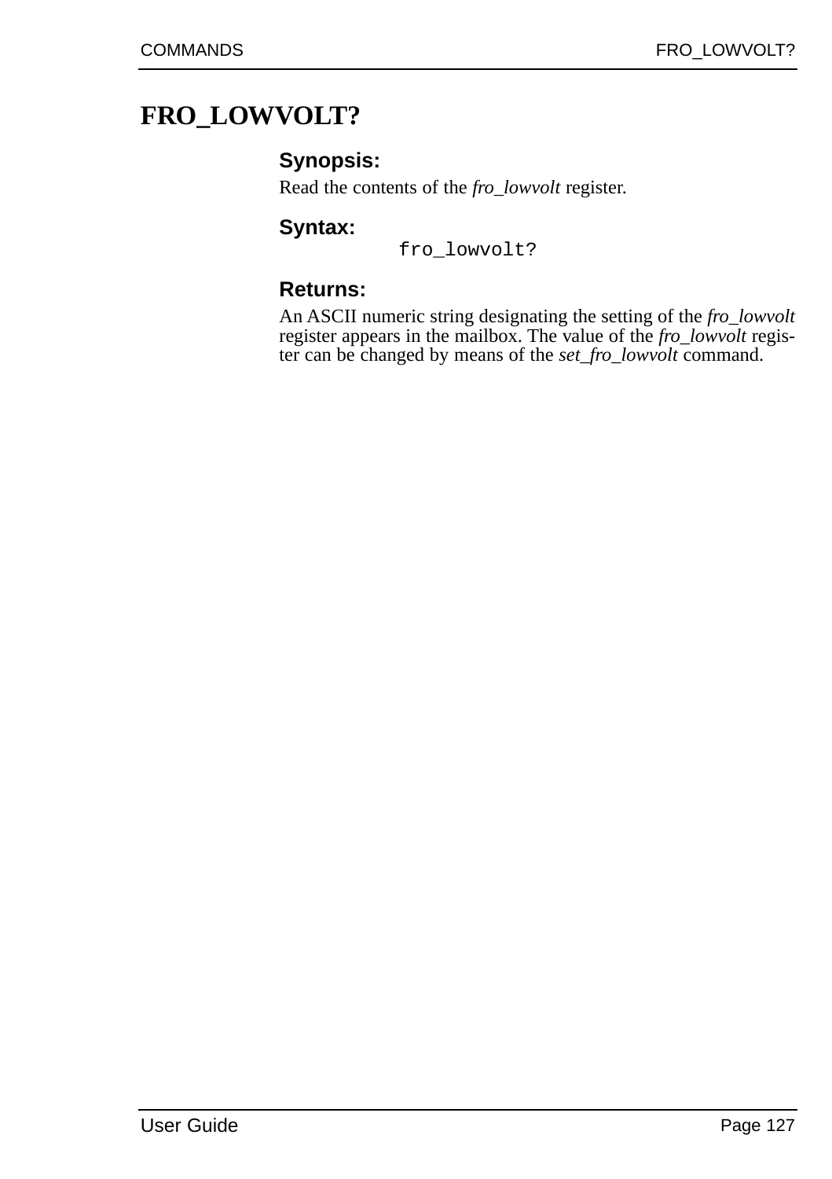# FRO_LOWVOLT?

### Synopsis:

Read the contents of the *fro_lowvolt* register.

### Syntax:

```
fro_lowvolt?
```

### Returns:

An ASCII numeric string designating the setting of the *fro_lowvolt* register appears in the mailbox. The value of the *fro_lowvolt* register can be changed by means of the *set_fro_lowvolt* command.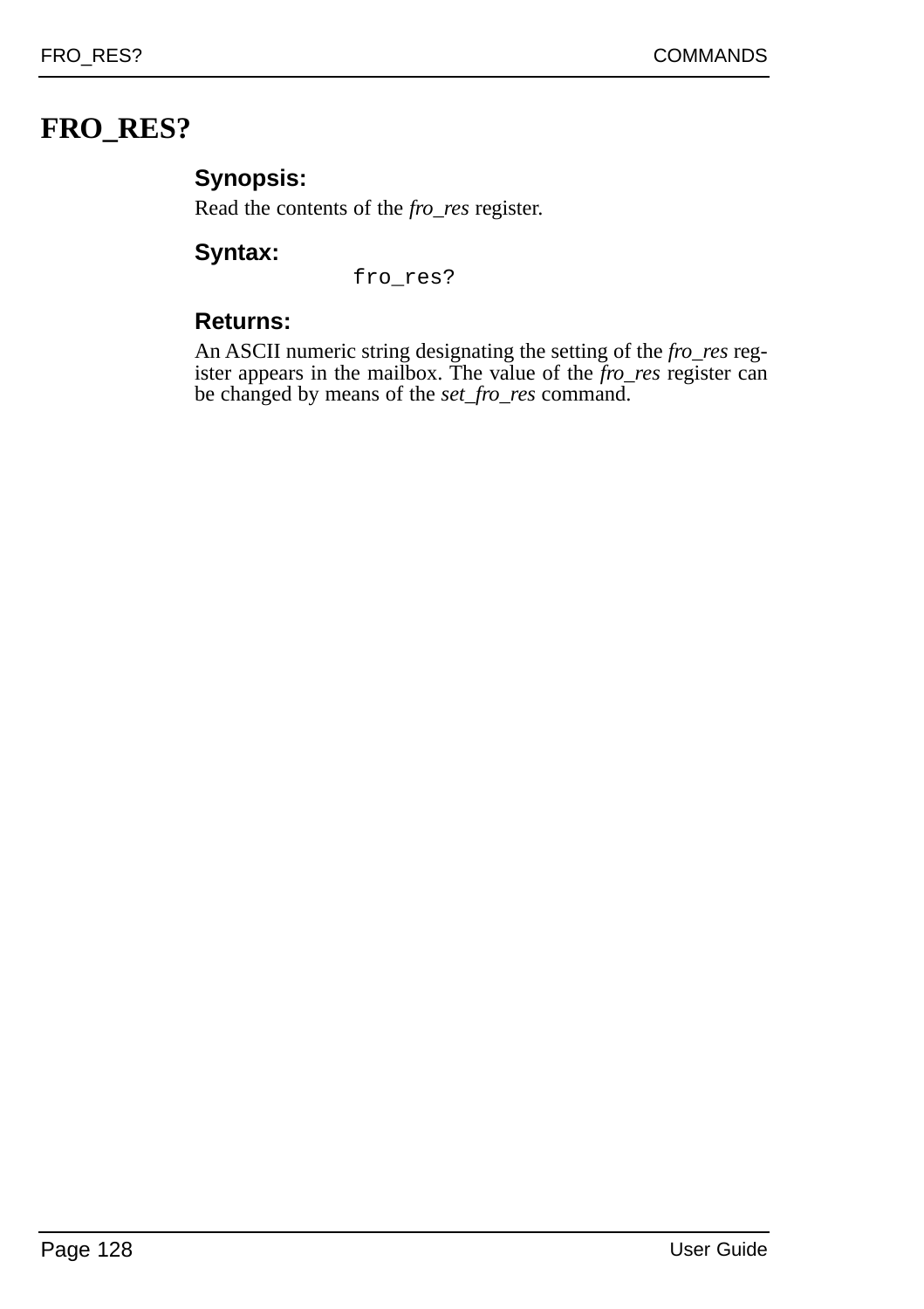# FRO_RES?

### Synopsis:

Read the contents of the *fro_res* register.

### Syntax:

```
fro_res?
```

### Returns:

An ASCII numeric string designating the setting of the *fro_res* register appears in the mailbox. The value of the *fro_res* register can be changed by means of the *set_fro_res* command.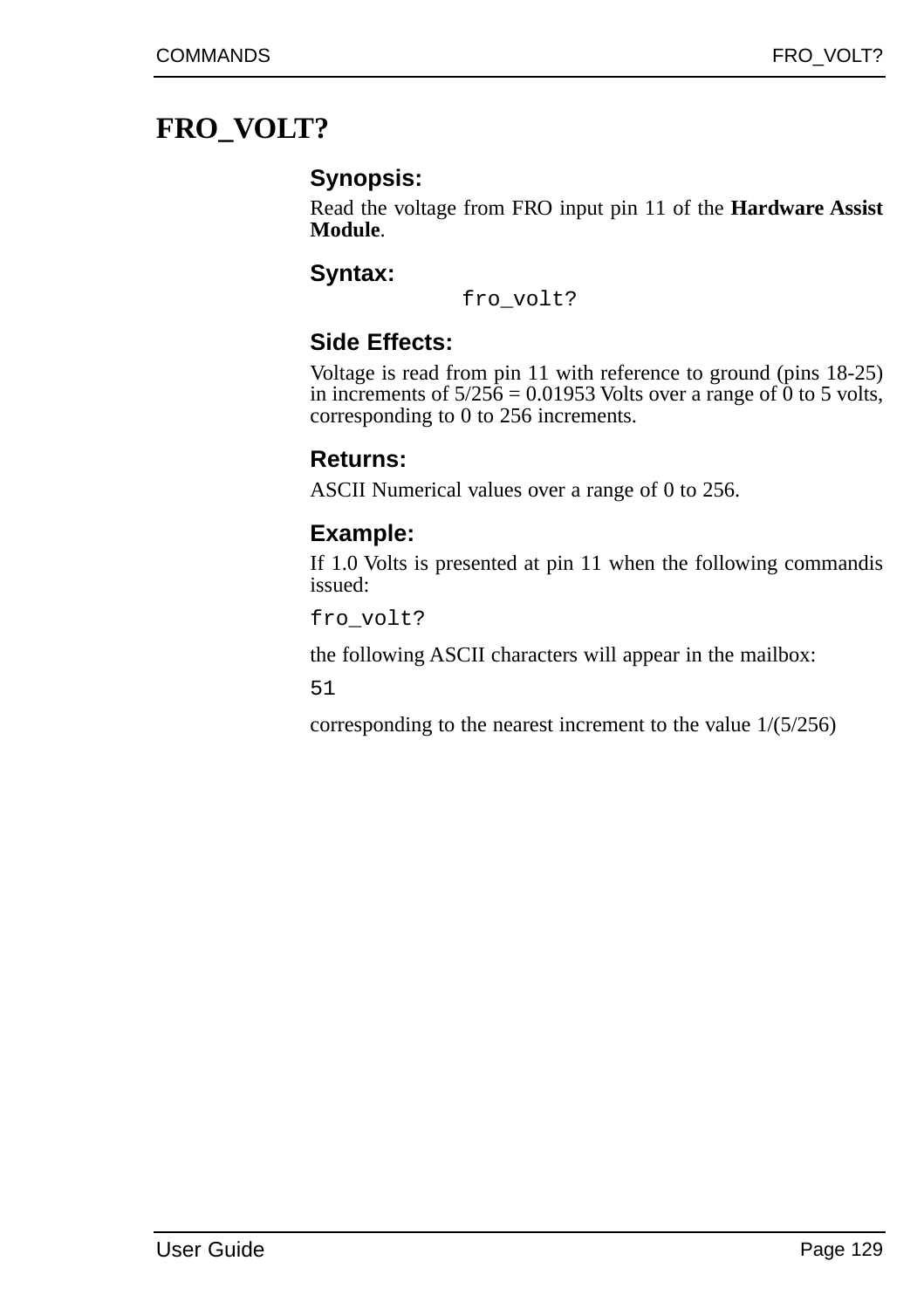# FRO_VOLT?

### Synopsis:

Read the voltage from FRO input pin 11 of the **Hardware Assist Module**.

### Syntax:

```
fro_volt?
```

### Side Effects:

Voltage is read from pin 11 with reference to ground (pins 18-25) in increments of 5/256 = 0.01953 Volts over a range of 0 to 5 volts, corresponding to 0 to 256 increments.

### Returns:

ASCII Numerical values over a range of 0 to 256.

### Example:

If 1.0 Volts is presented at pin 11 when the following commandis issued:

```
fro_volt?
```

the following ASCII characters will appear in the mailbox:

```
51
```

corresponding to the nearest increment to the value 1/(5/256)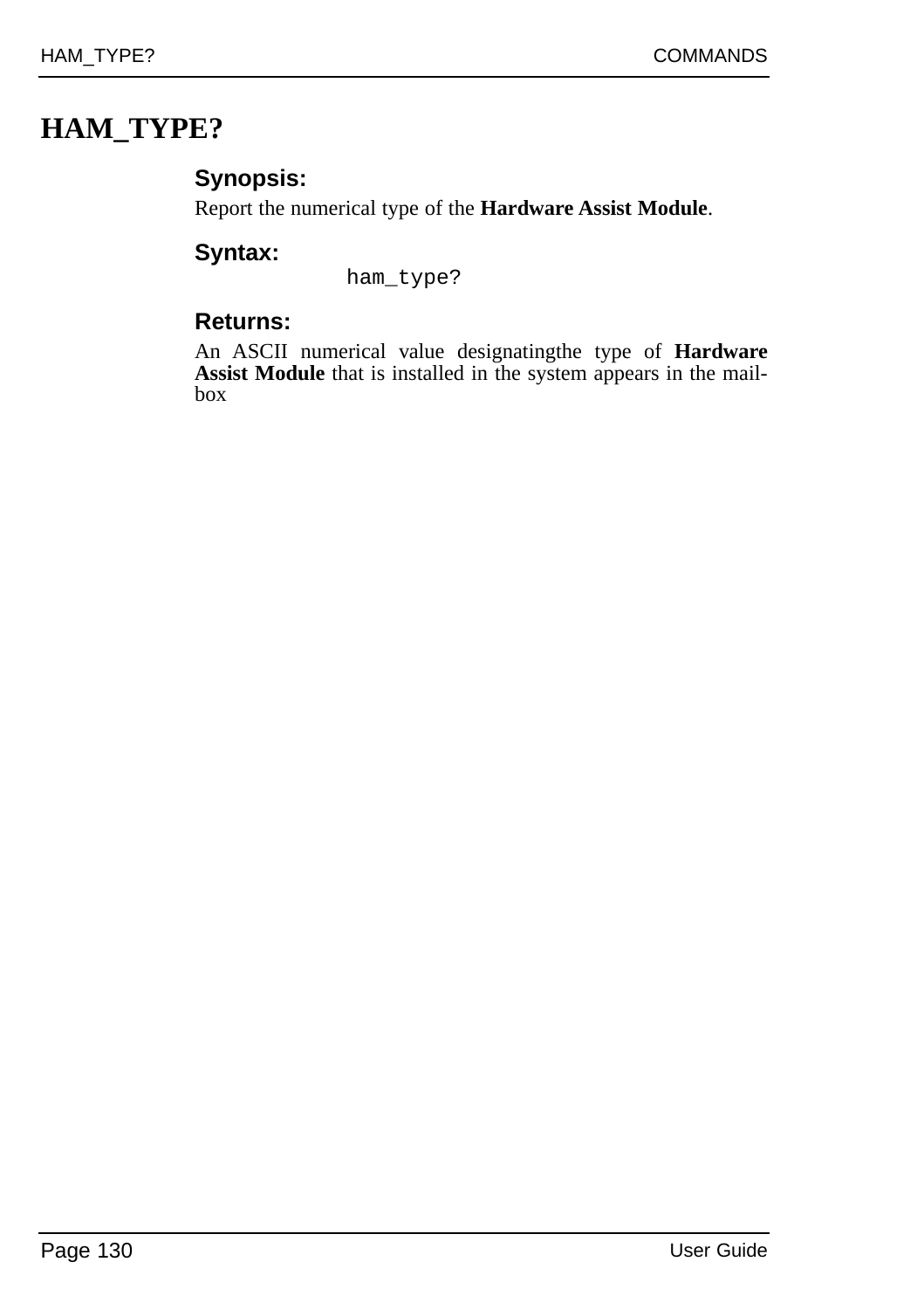# HAM_TYPE?

### Synopsis:

Report the numerical type of the **Hardware Assist Module**.

### Syntax:

```
ham_type?
```

### Returns:

An ASCII numerical value designatingthe type of **Hardware Assist Module** that is installed in the system appears in the mail-box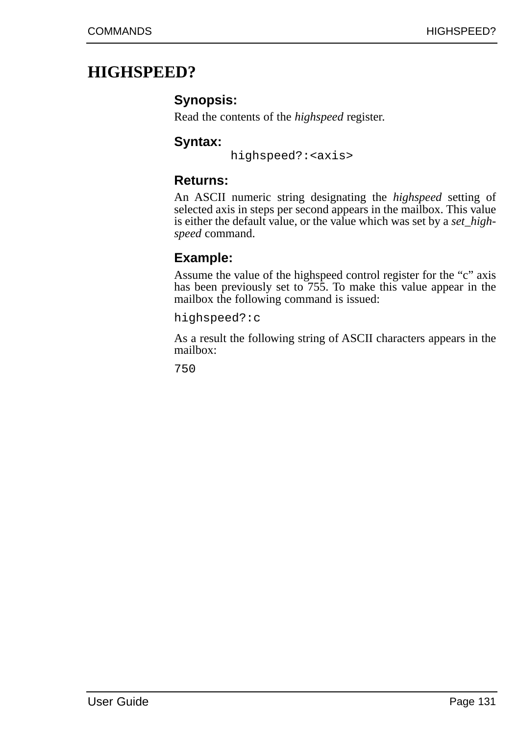# HIGHSPEED?

### Synopsis:

Read the contents of the *highspeed* register.

### Syntax:

```
highspeed?:<axis>
```

### Returns:

An ASCII numeric string designating the *highspeed* setting of selected axis in steps per second appears in the mailbox. This value is either the default value, or the value which was set by a *set_high-speed* command.

### Example:

Assume the value of the highspeed control register for the "c" axis has been previously set to 755. To make this value appear in the mailbox the following command is issued:

```
highspeed?:c
```

As a result the following string of ASCII characters appears in the mailbox:

```
750
```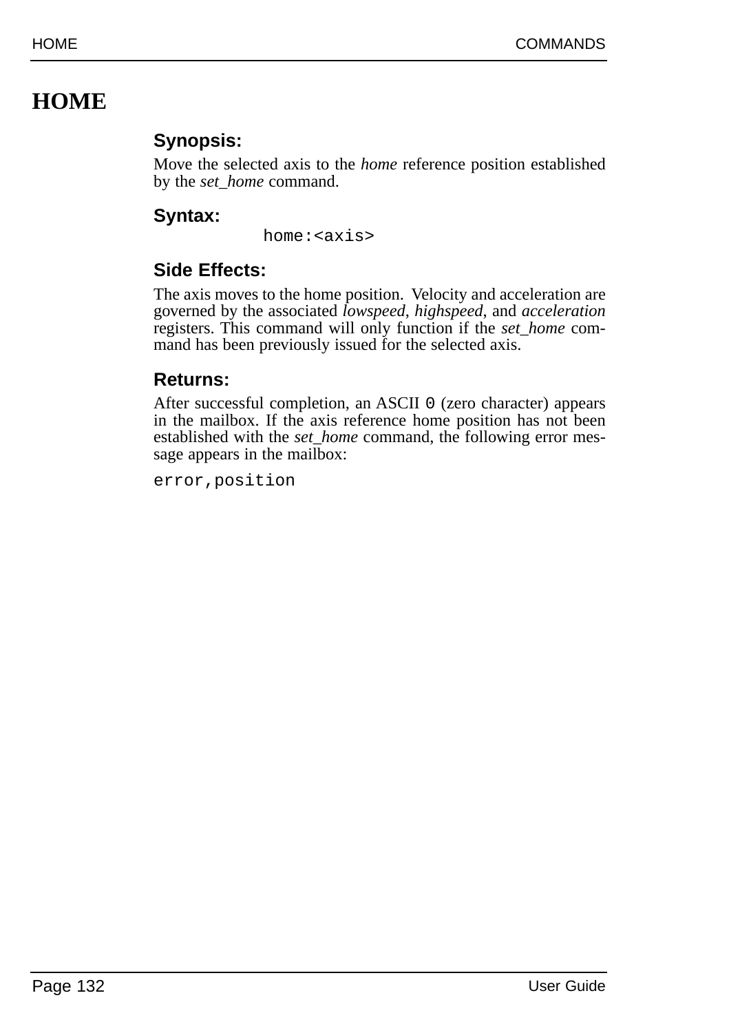# HOME

### Synopsis:

Move the selected axis to the *home* reference position established by the *set_home* command.

### Syntax:

```
home:<axis>
```

### Side Effects:

The axis moves to the home position. Velocity and acceleration are governed by the associated *lowspeed*, *highspeed*, and *acceleration* registers. This command will only function if the *set_home* command has been previously issued for the selected axis.

### Returns:

After successful completion, an ASCII `0` (zero character) appears in the mailbox. If the axis reference home position has not been established with the *set_home* command, the following error message appears in the mailbox:

```
error,position
```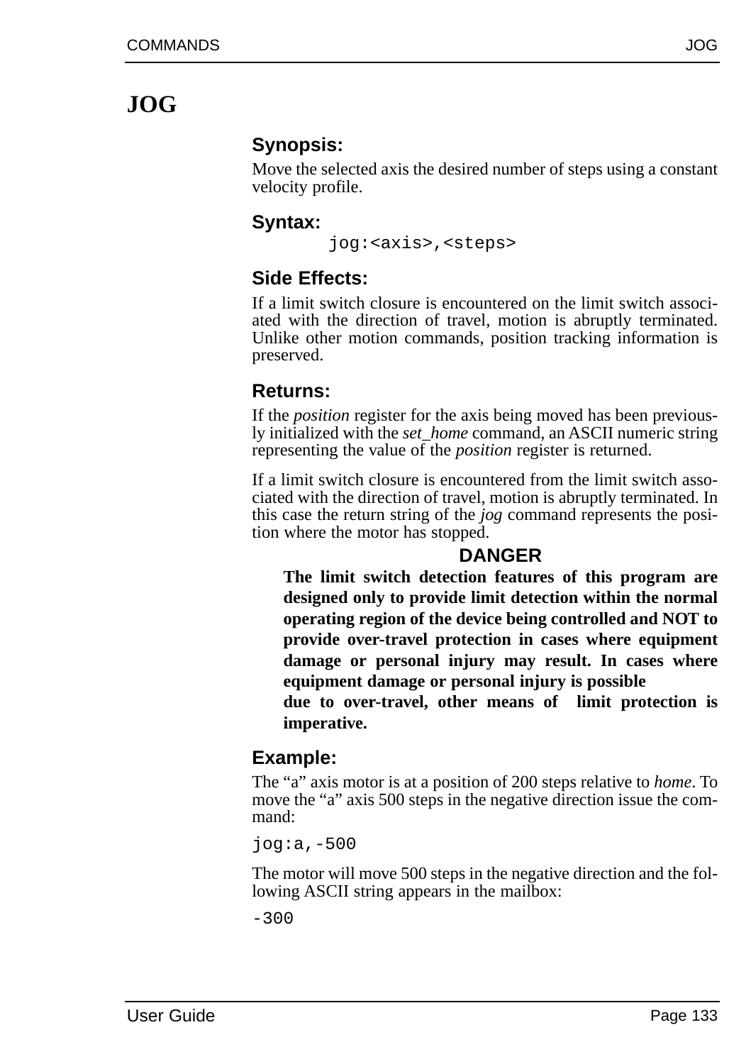# JOG

### Synopsis:

Move the selected axis the desired number of steps using a constant velocity profile.

### Syntax:

```
jog:<axis>,<steps>
```

### Side Effects:

If a limit switch closure is encountered on the limit switch associated with the direction of travel, motion is abruptly terminated. Unlike other motion commands, position tracking information is preserved.

### Returns:

If the *position* register for the axis being moved has been previously initialized with the *set_home* command, an ASCII numeric string representing the value of the *position* register is returned.

If a limit switch closure is encountered from the limit switch associated with the direction of travel, motion is abruptly terminated. In this case the return string of the *jog* command represents the position where the motor has stopped.

**DANGER**

**The limit switch detection features of this program are designed only to provide limit detection within the normal operating region of the device being controlled and NOT to provide over-travel protection in cases where equipment damage or personal injury may result. In cases where equipment damage or personal injury is possible due to over-travel, other means of limit protection is imperative.**

### Example:

The “a” axis motor is at a position of 200 steps relative to *home*. To move the “a” axis 500 steps in the negative direction issue the command:

```
jog:a,-500
```

The motor will move 500 steps in the negative direction and the following ASCII string appears in the mailbox:

```
-300
```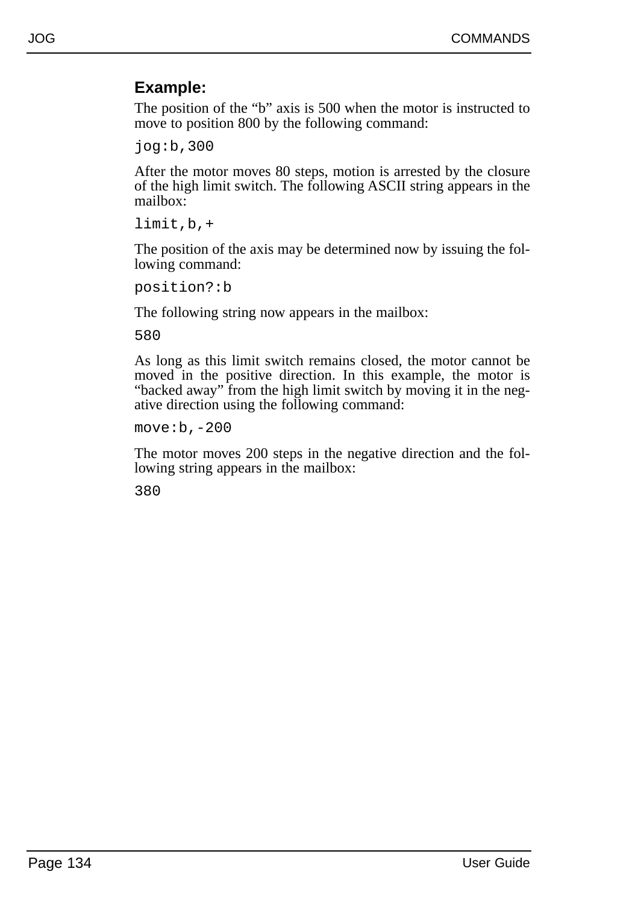### Example:

The position of the “b” axis is 500 when the motor is instructed to move to position 800 by the following command:

```
jog:b,300
```

After the motor moves 80 steps, motion is arrested by the closure of the high limit switch. The following ASCII string appears in the mailbox:

```
limit,b,+
```

The position of the axis may be determined now by issuing the following command:

```
position?:b
```

The following string now appears in the mailbox:

```
580
```

As long as this limit switch remains closed, the motor cannot be moved in the positive direction. In this example, the motor is “backed away” from the high limit switch by moving it in the negative direction using the following command:

```
move:b,-200
```

The motor moves 200 steps in the negative direction and the following string appears in the mailbox:

```
380
```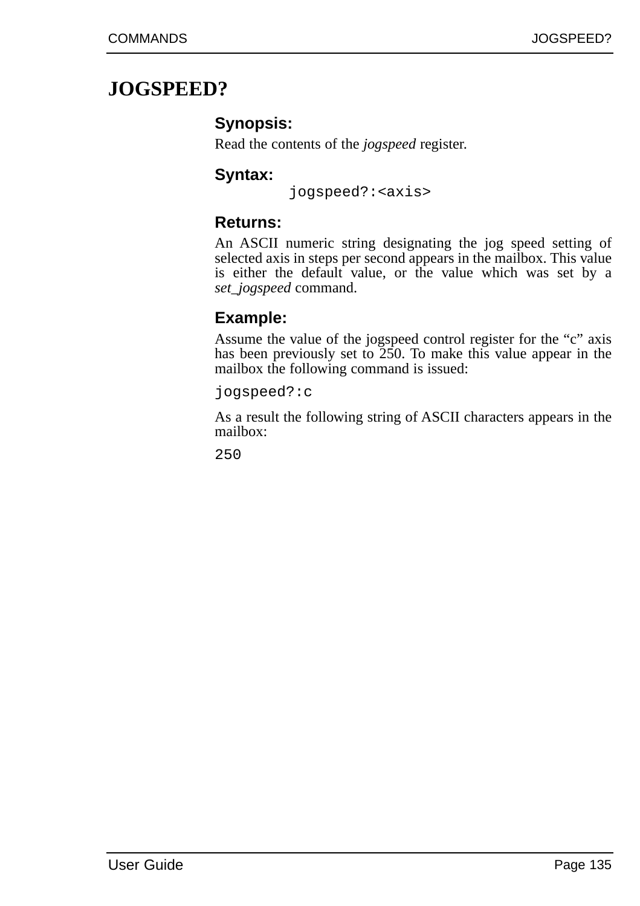# JOGSPEED?

### Synopsis:

Read the contents of the *jogspeed* register.

### Syntax:

```
jogspeed?:<axis>
```

### Returns:

An ASCII numeric string designating the jog speed setting of selected axis in steps per second appears in the mailbox. This value is either the default value, or the value which was set by a *set_jogspeed* command.

### Example:

Assume the value of the jogspeed control register for the "c" axis has been previously set to 250. To make this value appear in the mailbox the following command is issued:

```
jogspeed?:c
```

As a result the following string of ASCII characters appears in the mailbox:

```
250
```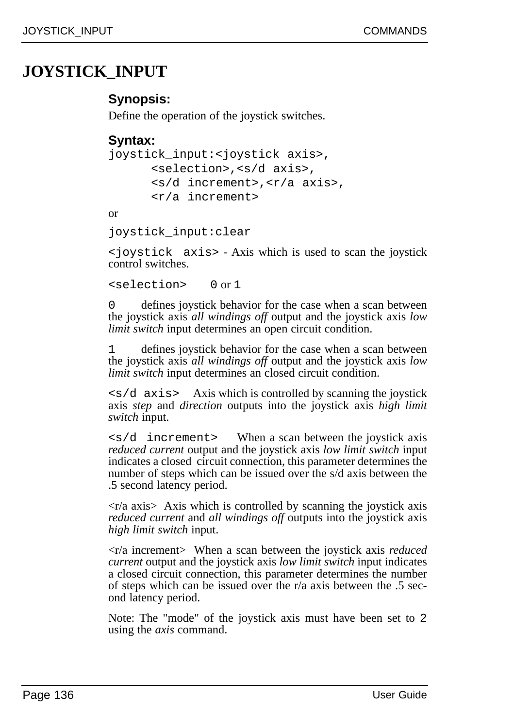# JOYSTICK_INPUT

### Synopsis:

Define the operation of the joystick switches.

### Syntax:

```
joystick_input:<joystick axis>,
      <selection>,<s/d axis>,
      <s/d increment>,<r/a axis>,
      <r/a increment>
```

or

```
joystick_input:clear
```

`<joystick axis>` - Axis which is used to scan the joystick control switches.

`<selection>` `0` or `1`

`0` defines joystick behavior for the case when a scan between the joystick axis *all windings off* output and the joystick axis *low limit switch* input determines an open circuit condition.

`1` defines joystick behavior for the case when a scan between the joystick axis *all windings off* output and the joystick axis *low limit switch* input determines an closed circuit condition.

`<s/d axis>` Axis which is controlled by scanning the joystick axis *step* and *direction* outputs into the joystick axis *high limit switch* input.

`<s/d increment>` When a scan between the joystick axis *reduced current* output and the joystick axis *low limit switch* input indicates a closed circuit connection, this parameter determines the number of steps which can be issued over the s/d axis between the .5 second latency period.

<r/a axis> Axis which is controlled by scanning the joystick axis *reduced current* and *all windings off* outputs into the joystick axis *high limit switch* input.

<r/a increment> When a scan between the joystick axis *reduced current* output and the joystick axis *low limit switch* input indicates a closed circuit connection, this parameter determines the number of steps which can be issued over the r/a axis between the .5 second latency period.

Note: The "mode" of the joystick axis must have been set to `2` using the *axis* command.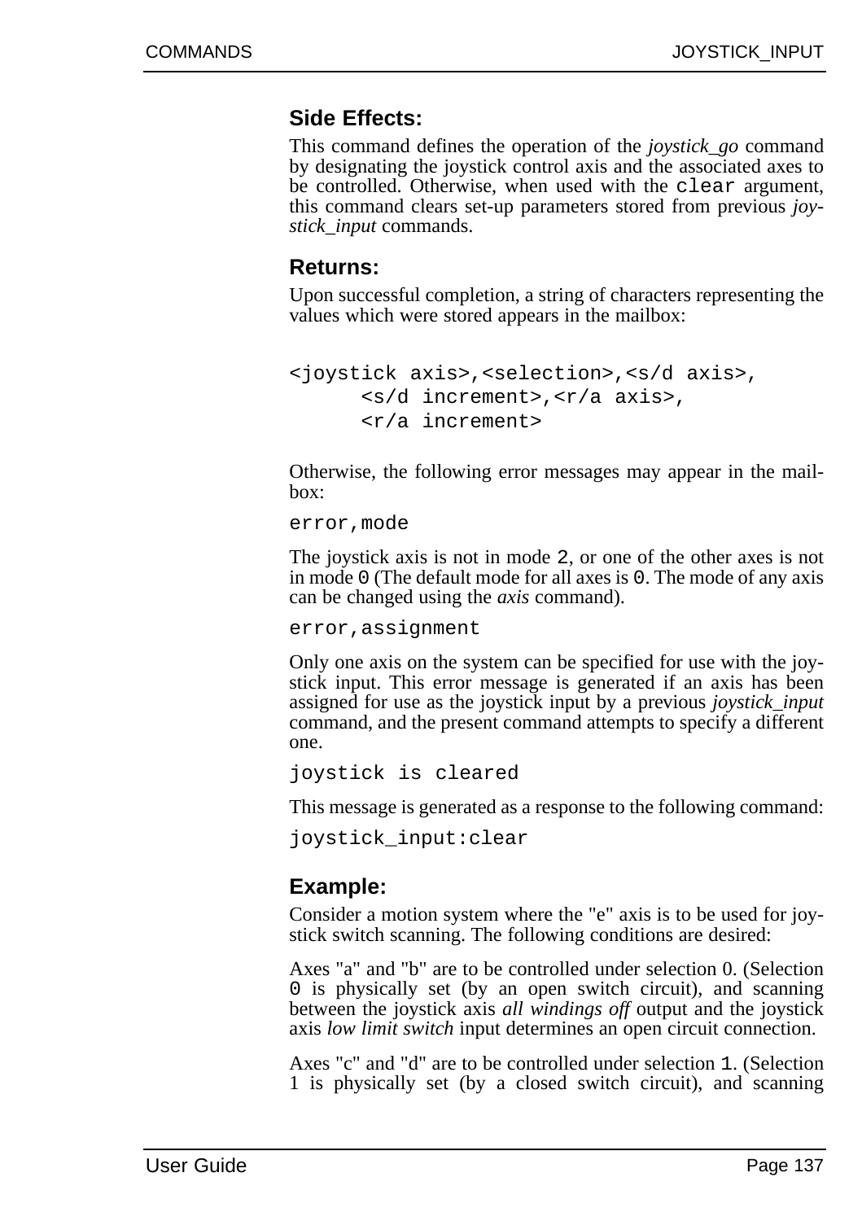### Side Effects:

This command defines the operation of the *joystick_go* command by designating the joystick control axis and the associated axes to be controlled. Otherwise, when used with the `clear` argument, this command clears set-up parameters stored from previous *joystick_input* commands.

### Returns:

Upon successful completion, a string of characters representing the values which were stored appears in the mailbox:

```
<joystick axis>,<selection>,<s/d axis>,
       <s/d increment>,<r/a axis>,
       <r/a increment>
```

Otherwise, the following error messages may appear in the mailbox:

`error,mode`

The joystick axis is not in mode `2`, or one of the other axes is not in mode `0` (The default mode for all axes is `0`. The mode of any axis can be changed using the *axis* command).

`error,assignment`

Only one axis on the system can be specified for use with the joystick input. This error message is generated if an axis has been assigned for use as the joystick input by a previous *joystick_input* command, and the present command attempts to specify a different one.

`joystick is cleared`

This message is generated as a response to the following command:

`joystick_input:clear`

### Example:

Consider a motion system where the "e" axis is to be used for joystick switch scanning. The following conditions are desired:

Axes "a" and "b" are to be controlled under selection 0. (Selection `0` is physically set (by an open switch circuit), and scanning between the joystick axis *all windings off* output and the joystick axis *low limit switch* input determines an open circuit connection.

Axes "c" and "d" are to be controlled under selection `1`. (Selection 1 is physically set (by a closed switch circuit), and scanning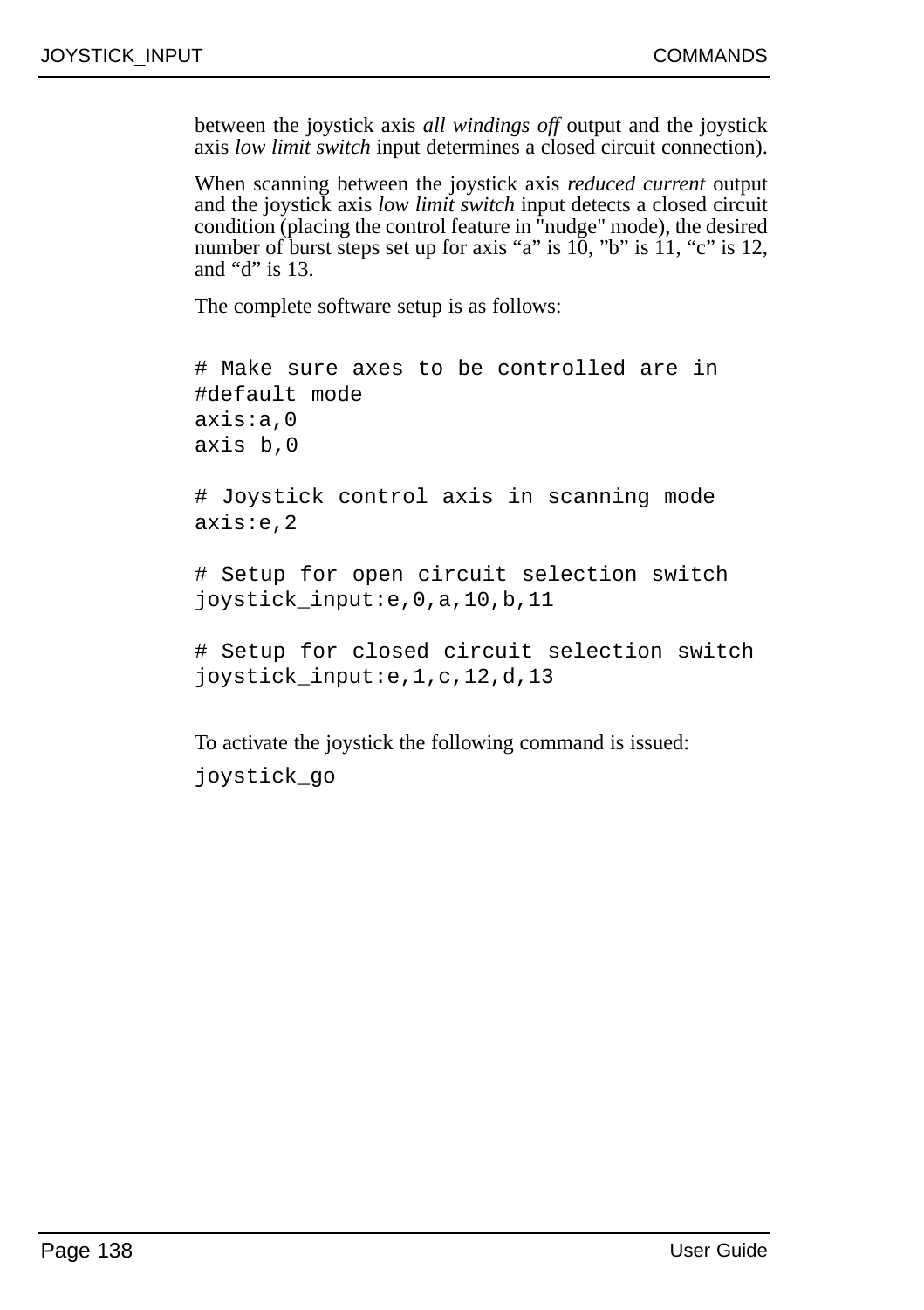between the joystick axis *all windings off* output and the joystick axis *low limit switch* input determines a closed circuit connection).

When scanning between the joystick axis *reduced current* output and the joystick axis *low limit switch* input detects a closed circuit condition (placing the control feature in "nudge" mode), the desired number of burst steps set up for axis “a” is 10, ”b” is 11, “c” is 12, and “d” is 13.

The complete software setup is as follows:

```
# Make sure axes to be controlled are in
#default mode
axis:a,0
axis b,0

# Joystick control axis in scanning mode
axis:e,2

# Setup for open circuit selection switch
joystick_input:e,0,a,10,b,11

# Setup for closed circuit selection switch
joystick_input:e,1,c,12,d,13
```

To activate the joystick the following command is issued:

```
joystick_go
```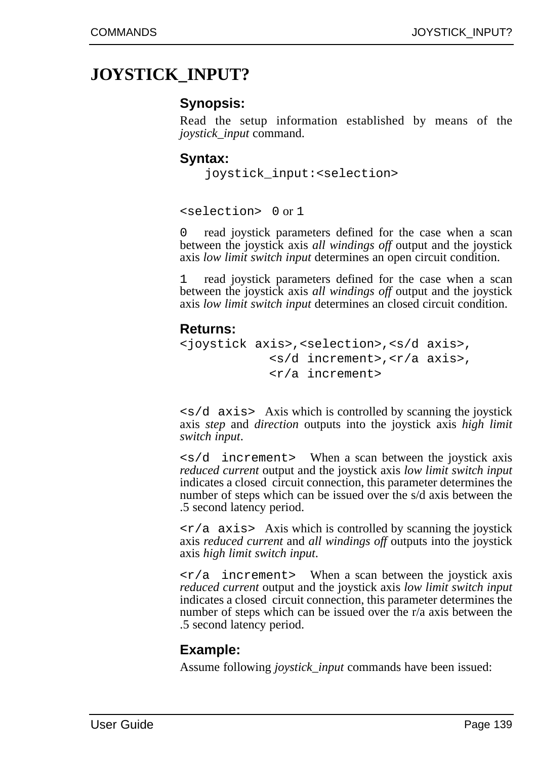# JOYSTICK_INPUT?

### Synopsis:

Read the setup information established by means of the *joystick_input* command.

### Syntax:

```
joystick_input:<selection>
```

`<selection>` `0` or `1`

`0` read joystick parameters defined for the case when a scan between the joystick axis *all windings off* output and the joystick axis *low limit switch input* determines an open circuit condition.

`1` read joystick parameters defined for the case when a scan between the joystick axis *all windings off* output and the joystick axis *low limit switch input* determines an closed circuit condition.

### Returns:

```
<joystick axis>,<selection>,<s/d axis>,
            <s/d increment>,<r/a axis>,
            <r/a increment>
```

`<s/d axis>` Axis which is controlled by scanning the joystick axis *step* and *direction* outputs into the joystick axis *high limit switch input*.

`<s/d increment>` When a scan between the joystick axis *reduced current* output and the joystick axis *low limit switch input* indicates a closed circuit connection, this parameter determines the number of steps which can be issued over the s/d axis between the .5 second latency period.

`<r/a axis>` Axis which is controlled by scanning the joystick axis *reduced current* and *all windings off* outputs into the joystick axis *high limit switch input*.

`<r/a increment>` When a scan between the joystick axis *reduced current* output and the joystick axis *low limit switch input* indicates a closed circuit connection, this parameter determines the number of steps which can be issued over the r/a axis between the .5 second latency period.

### Example:

Assume following *joystick_input* commands have been issued: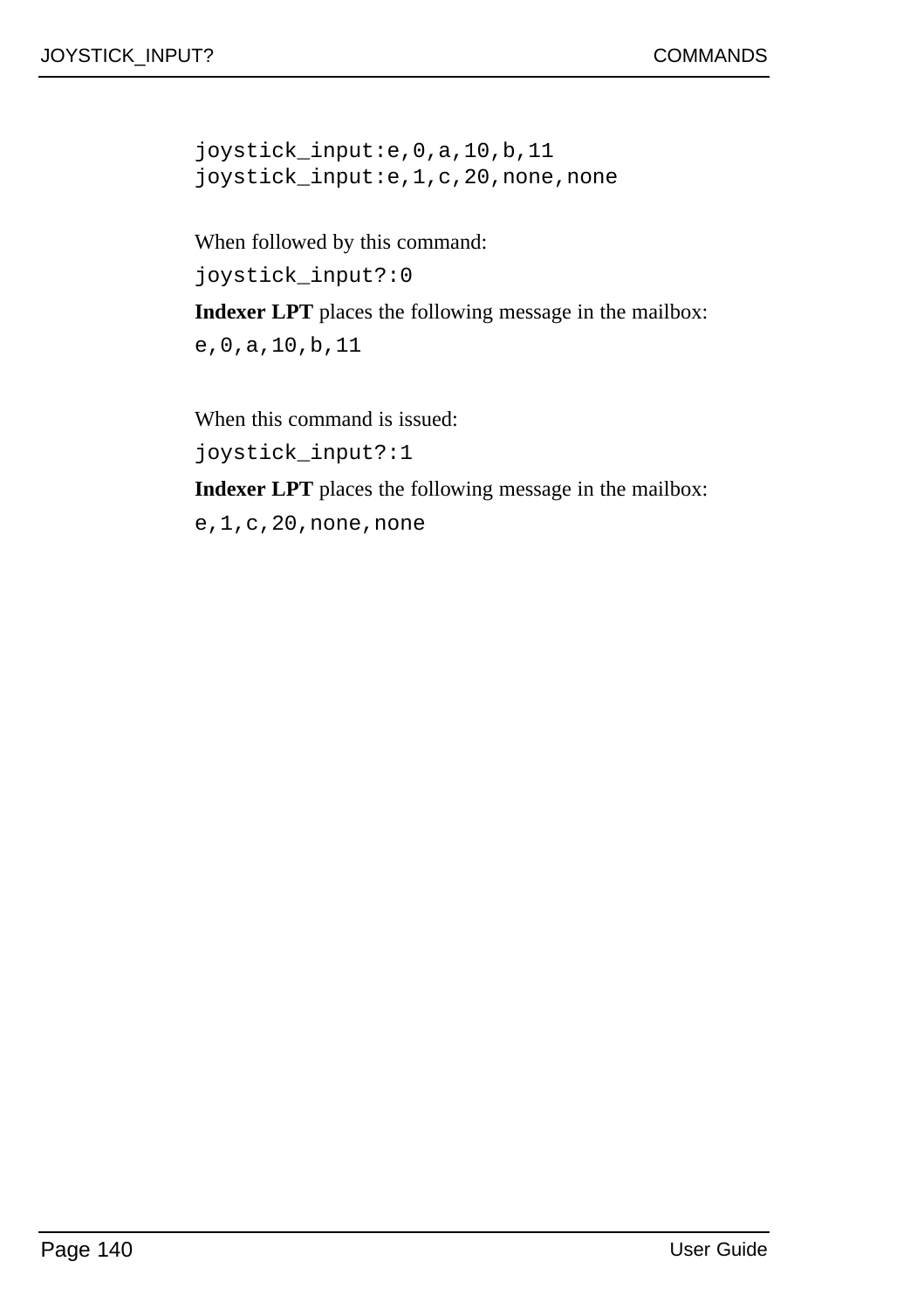```
joystick_input:e,0,a,10,b,11
joystick_input:e,1,c,20,none,none
```

When followed by this command:

```
joystick_input?:0
```

**Indexer LPT** places the following message in the mailbox:

```
e,0,a,10,b,11
```

When this command is issued:

```
joystick_input?:1
```

**Indexer LPT** places the following message in the mailbox:

```
e,1,c,20,none,none
```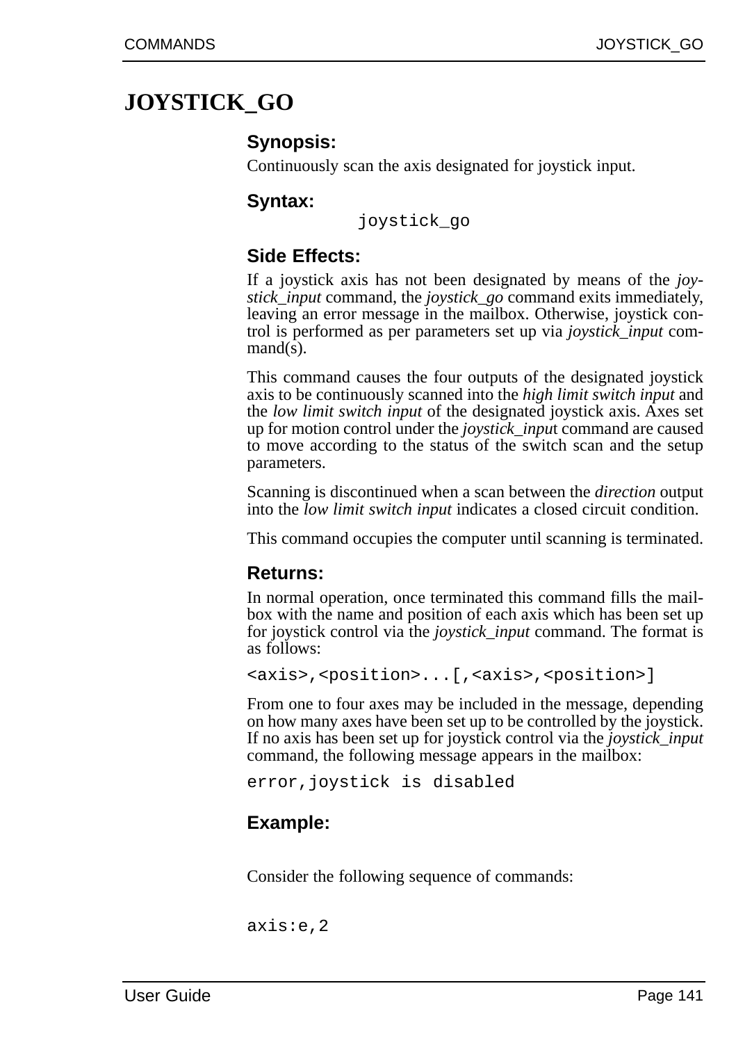# JOYSTICK_GO

### Synopsis:

Continuously scan the axis designated for joystick input.

### Syntax:

```
joystick_go
```

### Side Effects:

If a joystick axis has not been designated by means of the *joystick_input* command, the *joystick_go* command exits immediately, leaving an error message in the mailbox. Otherwise, joystick control is performed as per parameters set up via *joystick_input* command(s).

This command causes the four outputs of the designated joystick axis to be continuously scanned into the *high limit switch input* and the *low limit switch input* of the designated joystick axis. Axes set up for motion control under the *joystick_input* command are caused to move according to the status of the switch scan and the setup parameters.

Scanning is discontinued when a scan between the *direction* output into the *low limit switch input* indicates a closed circuit condition.

This command occupies the computer until scanning is terminated.

### Returns:

In normal operation, once terminated this command fills the mailbox with the name and position of each axis which has been set up for joystick control via the *joystick_input* command. The format is as follows:

```
<axis>,<position>...[,<axis>,<position>]
```

From one to four axes may be included in the message, depending on how many axes have been set up to be controlled by the joystick. If no axis has been set up for joystick control via the *joystick_input* command, the following message appears in the mailbox:

```
error,joystick is disabled
```

### Example:

Consider the following sequence of commands:

```
axis:e,2
```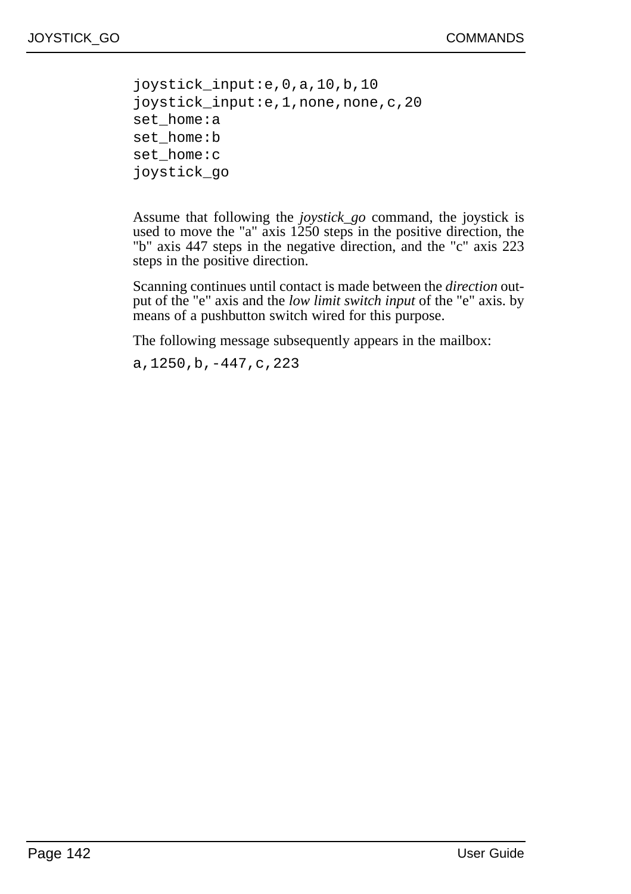```
joystick_input:e,0,a,10,b,10
joystick_input:e,1,none,none,c,20
set_home:a
set_home:b
set_home:c
joystick_go
```

Assume that following the *joystick_go* command, the joystick is used to move the "a" axis 1250 steps in the positive direction, the "b" axis 447 steps in the negative direction, and the "c" axis 223 steps in the positive direction.

Scanning continues until contact is made between the *direction* output of the "e" axis and the *low limit switch input* of the "e" axis. by means of a pushbutton switch wired for this purpose.

The following message subsequently appears in the mailbox:

```
a,1250,b,-447,c,223
```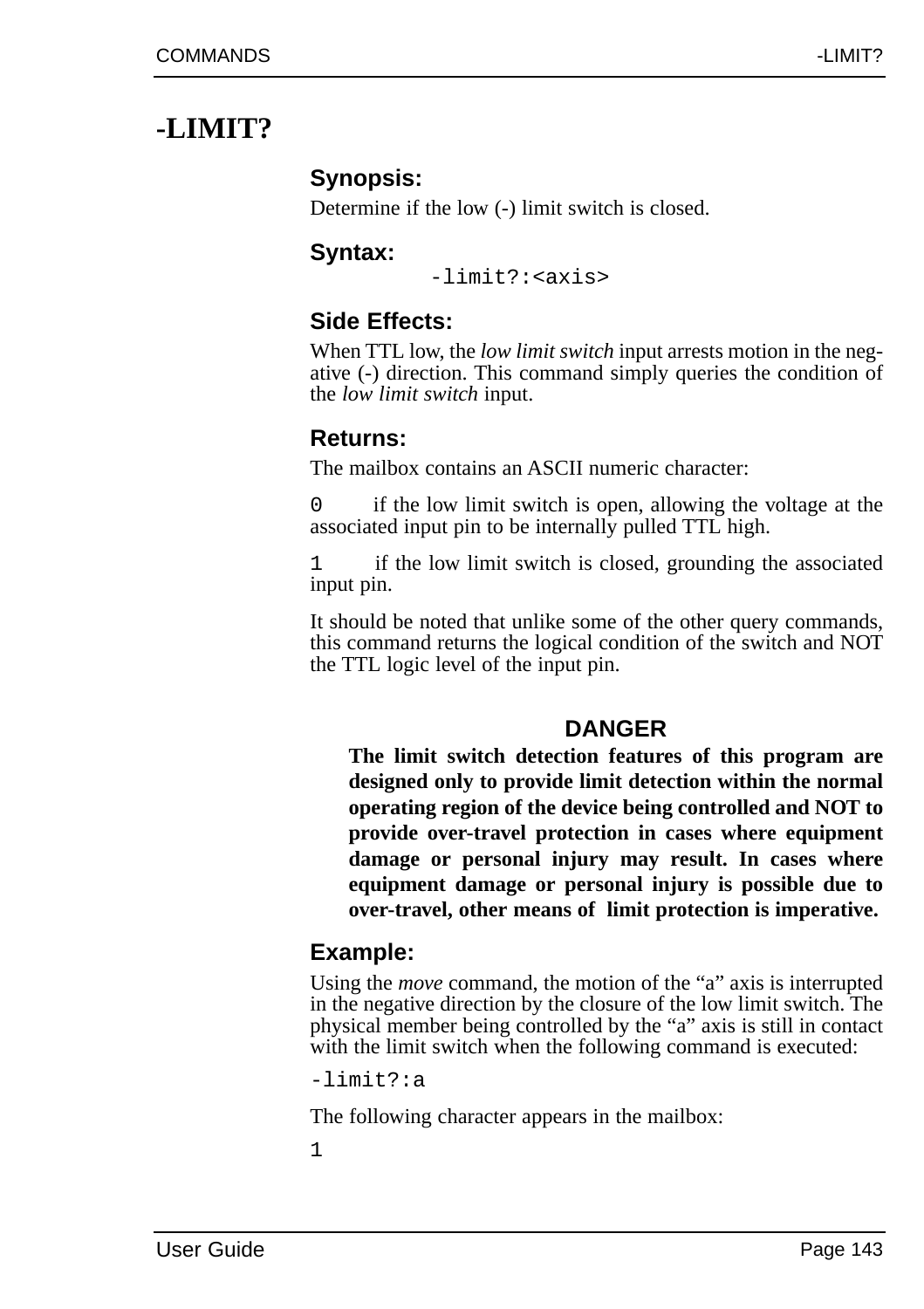# -LIMIT?

### Synopsis:

Determine if the low (-) limit switch is closed.

### Syntax:

```
-limit?:<axis>
```

### Side Effects:

When TTL low, the *low limit switch* input arrests motion in the negative (-) direction. This command simply queries the condition of the *low limit switch* input.

### Returns:

The mailbox contains an ASCII numeric character:

`0` if the low limit switch is open, allowing the voltage at the associated input pin to be internally pulled TTL high.

`1` if the low limit switch is closed, grounding the associated input pin.

It should be noted that unlike some of the other query commands, this command returns the logical condition of the switch and NOT the TTL logic level of the input pin.

**DANGER**

**The limit switch detection features of this program are designed only to provide limit detection within the normal operating region of the device being controlled and NOT to provide over-travel protection in cases where equipment damage or personal injury may result. In cases where equipment damage or personal injury is possible due to over-travel, other means of limit protection is imperative.**

### Example:

Using the *move* command, the motion of the "a" axis is interrupted in the negative direction by the closure of the low limit switch. The physical member being controlled by the "a" axis is still in contact with the limit switch when the following command is executed:

```
-limit?:a
```

The following character appears in the mailbox:

```
1
```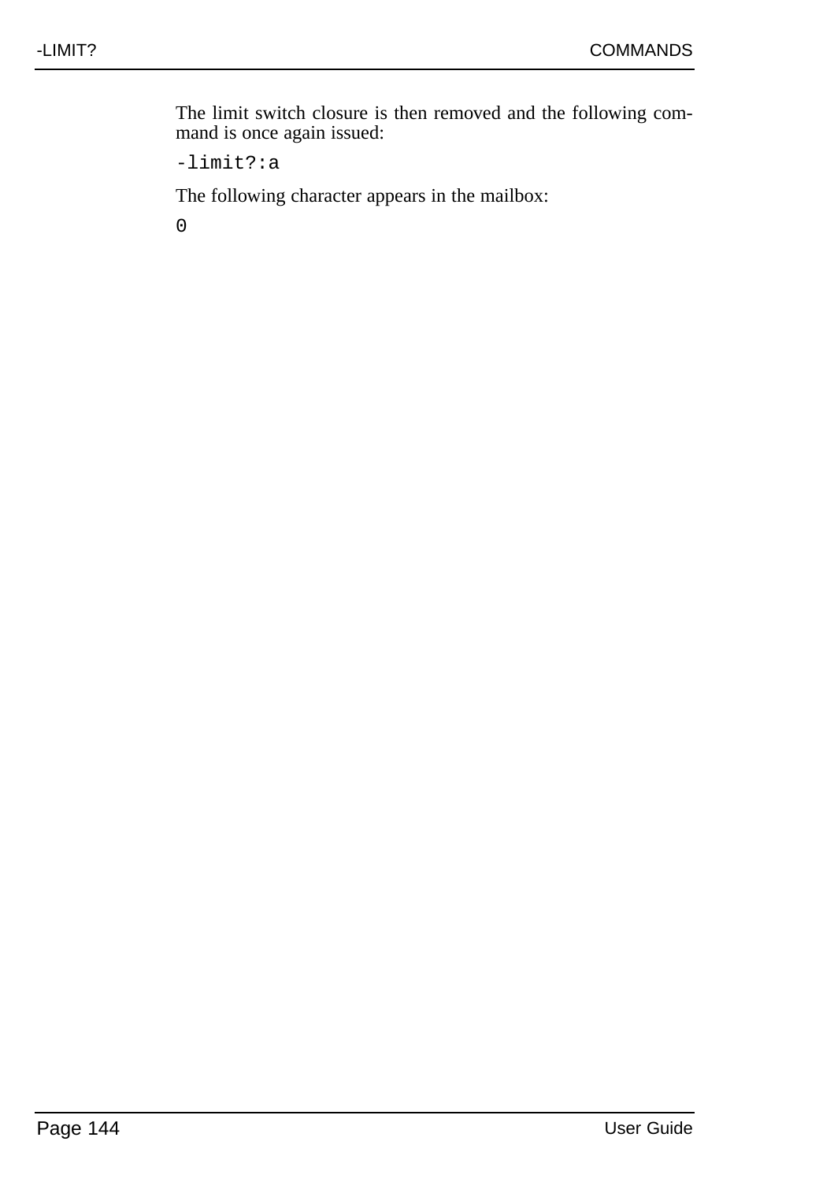The limit switch closure is then removed and the following command is once again issued:

```
-limit?:a
```

The following character appears in the mailbox:

```
0
```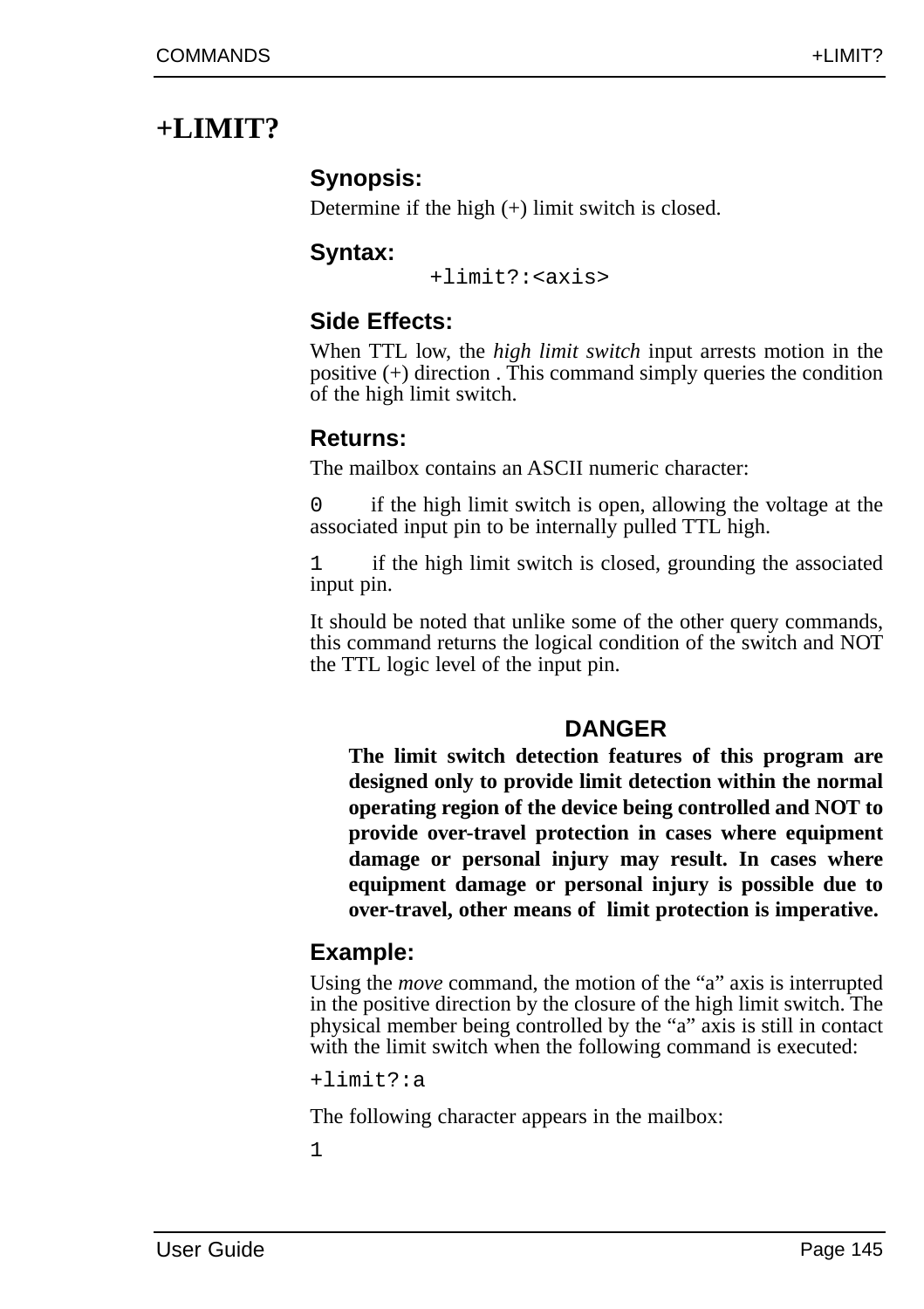# +LIMIT?

### Synopsis:

Determine if the high (+) limit switch is closed.

### Syntax:

```
+limit?:<axis>
```

### Side Effects:

When TTL low, the *high limit switch* input arrests motion in the positive (+) direction . This command simply queries the condition of the high limit switch.

### Returns:

The mailbox contains an ASCII numeric character:

`0` if the high limit switch is open, allowing the voltage at the associated input pin to be internally pulled TTL high.

`1` if the high limit switch is closed, grounding the associated input pin.

It should be noted that unlike some of the other query commands, this command returns the logical condition of the switch and NOT the TTL logic level of the input pin.

**DANGER**

**The limit switch detection features of this program are designed only to provide limit detection within the normal operating region of the device being controlled and NOT to provide over-travel protection in cases where equipment damage or personal injury may result. In cases where equipment damage or personal injury is possible due to over-travel, other means of limit protection is imperative.**

### Example:

Using the *move* command, the motion of the “a” axis is interrupted in the positive direction by the closure of the high limit switch. The physical member being controlled by the “a” axis is still in contact with the limit switch when the following command is executed:

```
+limit?:a
```

The following character appears in the mailbox:

```
1
```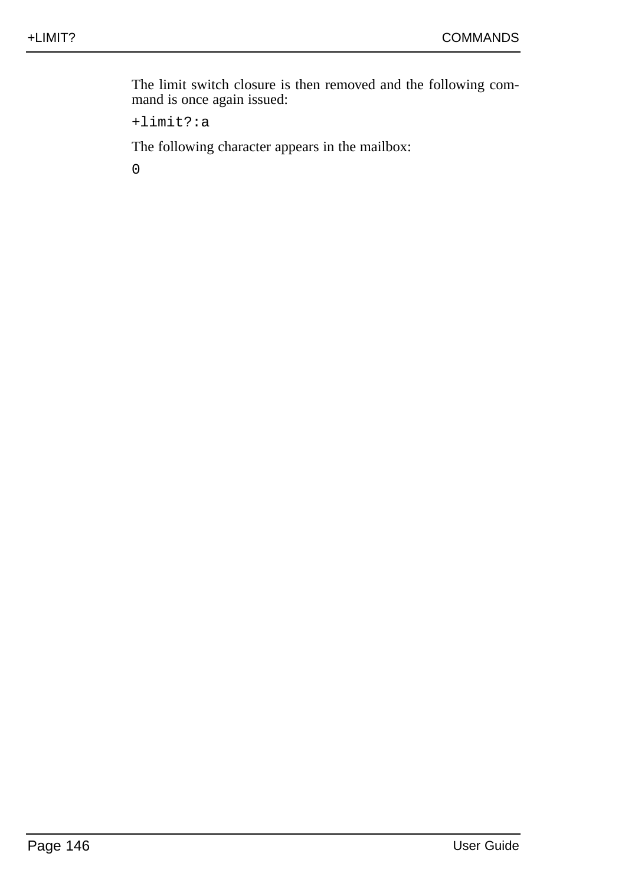The limit switch closure is then removed and the following command is once again issued:

```
+limit?:a
```

The following character appears in the mailbox:

```
0
```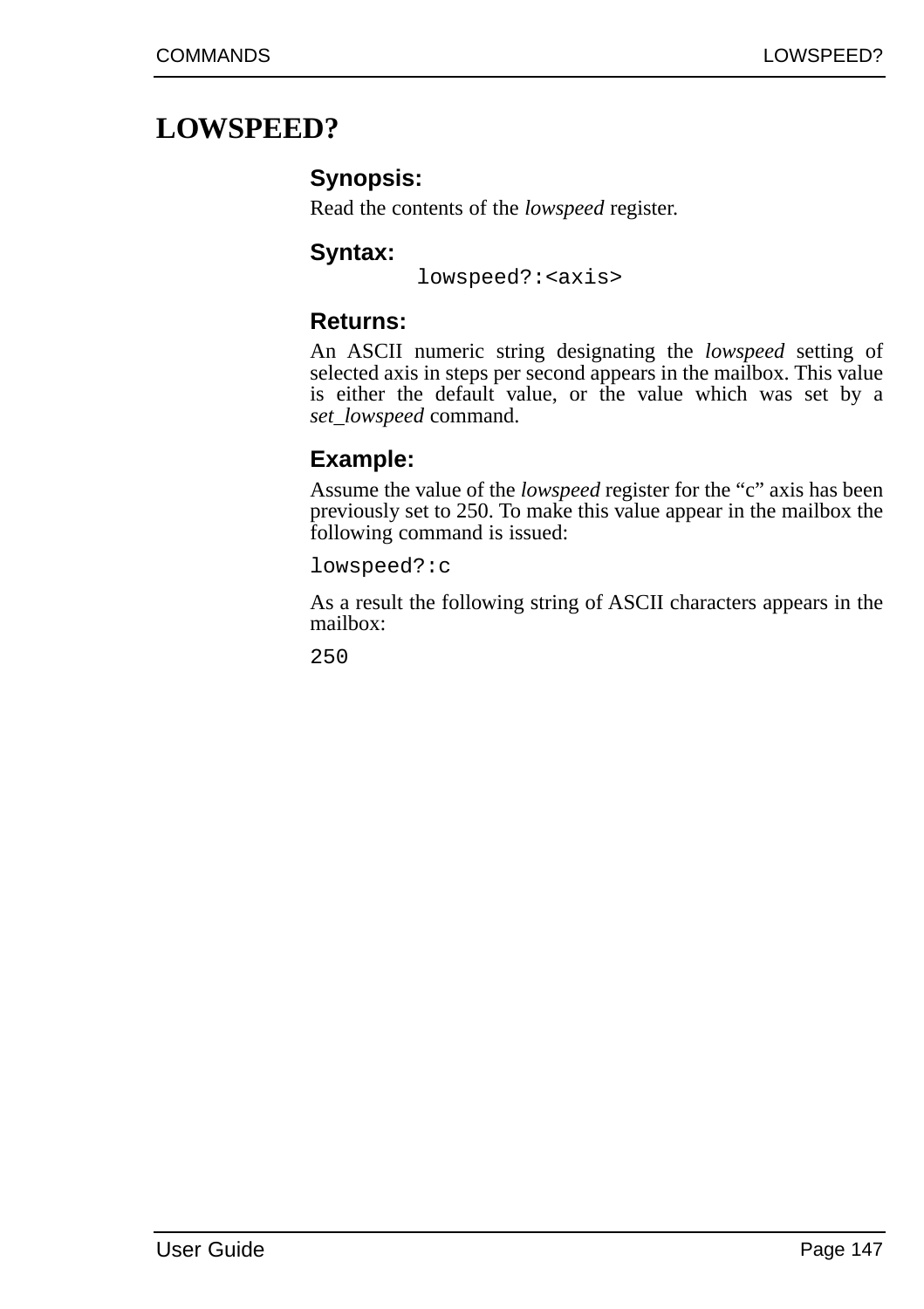# LOWSPEED?

### Synopsis:

Read the contents of the *lowspeed* register.

### Syntax:

```
lowspeed?:<axis>
```

### Returns:

An ASCII numeric string designating the *lowspeed* setting of selected axis in steps per second appears in the mailbox. This value is either the default value, or the value which was set by a *set_lowspeed* command.

### Example:

Assume the value of the *lowspeed* register for the “c” axis has been previously set to 250. To make this value appear in the mailbox the following command is issued:

```
lowspeed?:c
```

As a result the following string of ASCII characters appears in the mailbox:

```
250
```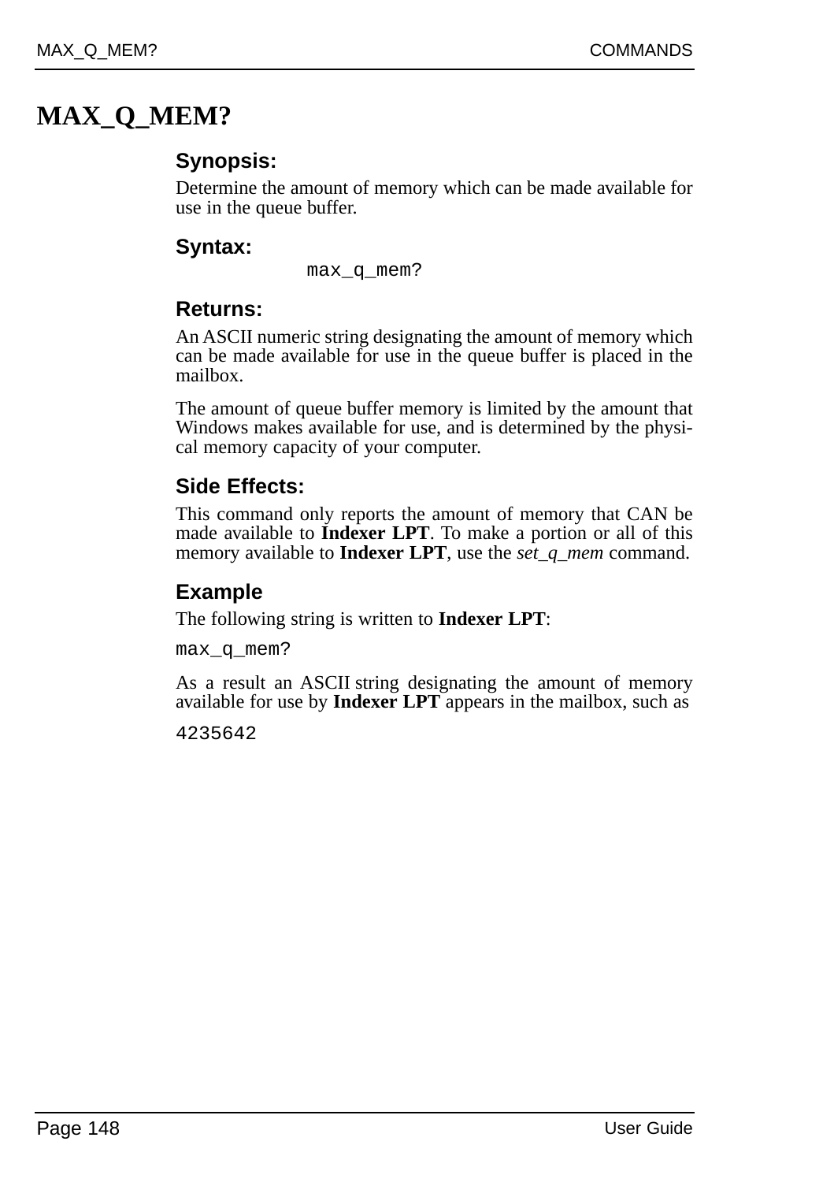# MAX_Q_MEM?

### Synopsis:

Determine the amount of memory which can be made available for use in the queue buffer.

### Syntax:

```
max_q_mem?
```

### Returns:

An ASCII numeric string designating the amount of memory which can be made available for use in the queue buffer is placed in the mailbox.

The amount of queue buffer memory is limited by the amount that Windows makes available for use, and is determined by the physical memory capacity of your computer.

### Side Effects:

This command only reports the amount of memory that CAN be made available to **Indexer LPT**. To make a portion or all of this memory available to **Indexer LPT**, use the *set_q_mem* command.

### Example

The following string is written to **Indexer LPT**:

```
max_q_mem?
```

As a result an ASCII string designating the amount of memory available for use by **Indexer LPT** appears in the mailbox, such as

```
4235642
```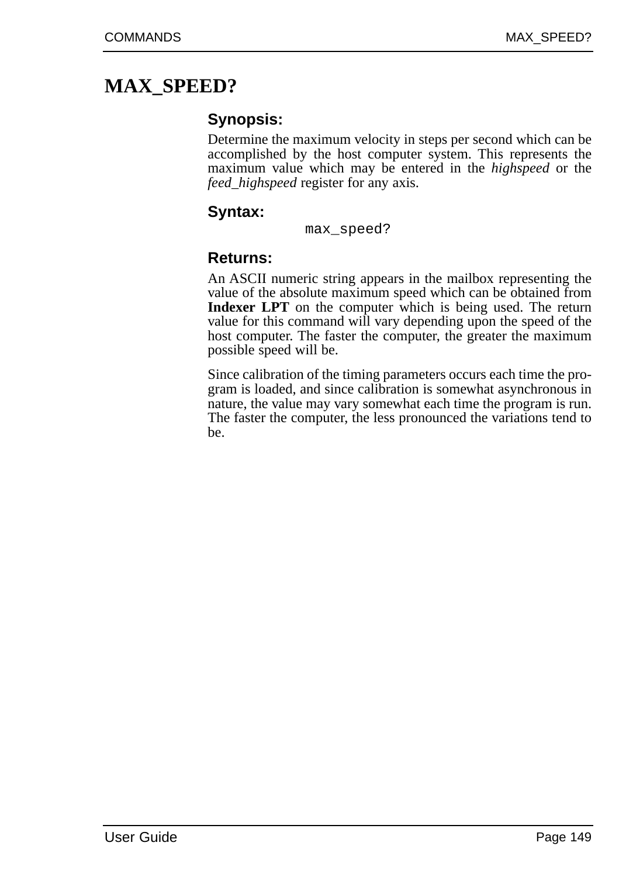# MAX_SPEED?

### Synopsis:

Determine the maximum velocity in steps per second which can be accomplished by the host computer system. This represents the maximum value which may be entered in the *highspeed* or the *feed_highspeed* register for any axis.

### Syntax:

```
max_speed?
```

### Returns:

An ASCII numeric string appears in the mailbox representing the value of the absolute maximum speed which can be obtained from **Indexer LPT** on the computer which is being used. The return value for this command will vary depending upon the speed of the host computer. The faster the computer, the greater the maximum possible speed will be.

Since calibration of the timing parameters occurs each time the program is loaded, and since calibration is somewhat asynchronous in nature, the value may vary somewhat each time the program is run. The faster the computer, the less pronounced the variations tend to be.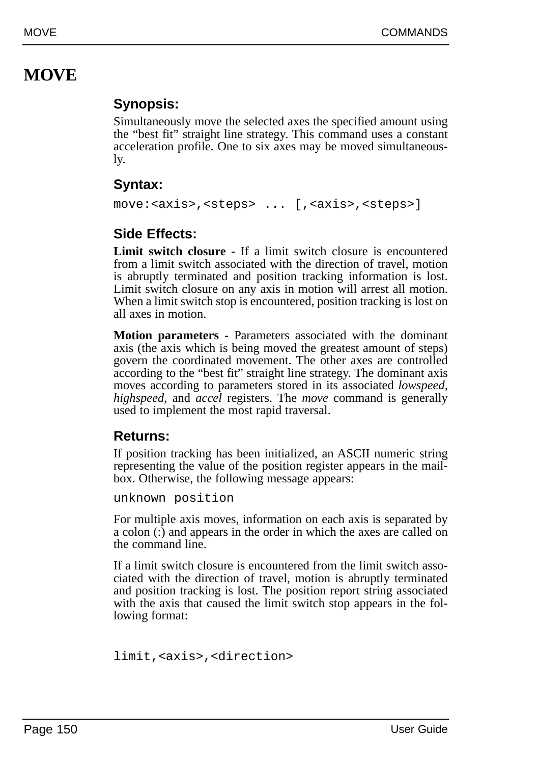# MOVE

### Synopsis:

Simultaneously move the selected axes the specified amount using the “best fit” straight line strategy. This command uses a constant acceleration profile. One to six axes may be moved simultaneously.

### Syntax:

```
move:<axis>,<steps> ... [,<axis>,<steps>]
```

### Side Effects:

**Limit switch closure** - If a limit switch closure is encountered from a limit switch associated with the direction of travel, motion is abruptly terminated and position tracking information is lost. Limit switch closure on any axis in motion will arrest all motion. When a limit switch stop is encountered, position tracking is lost on all axes in motion.

**Motion parameters** - Parameters associated with the dominant axis (the axis which is being moved the greatest amount of steps) govern the coordinated movement. The other axes are controlled according to the “best fit” straight line strategy. The dominant axis moves according to parameters stored in its associated *lowspeed*, *highspeed*, and *accel* registers. The *move* command is generally used to implement the most rapid traversal.

### Returns:

If position tracking has been initialized, an ASCII numeric string representing the value of the position register appears in the mailbox. Otherwise, the following message appears:

```
unknown position
```

For multiple axis moves, information on each axis is separated by a colon (:) and appears in the order in which the axes are called on the command line.

If a limit switch closure is encountered from the limit switch associated with the direction of travel, motion is abruptly terminated and position tracking is lost. The position report string associated with the axis that caused the limit switch stop appears in the following format:

```
limit,<axis>,<direction>
```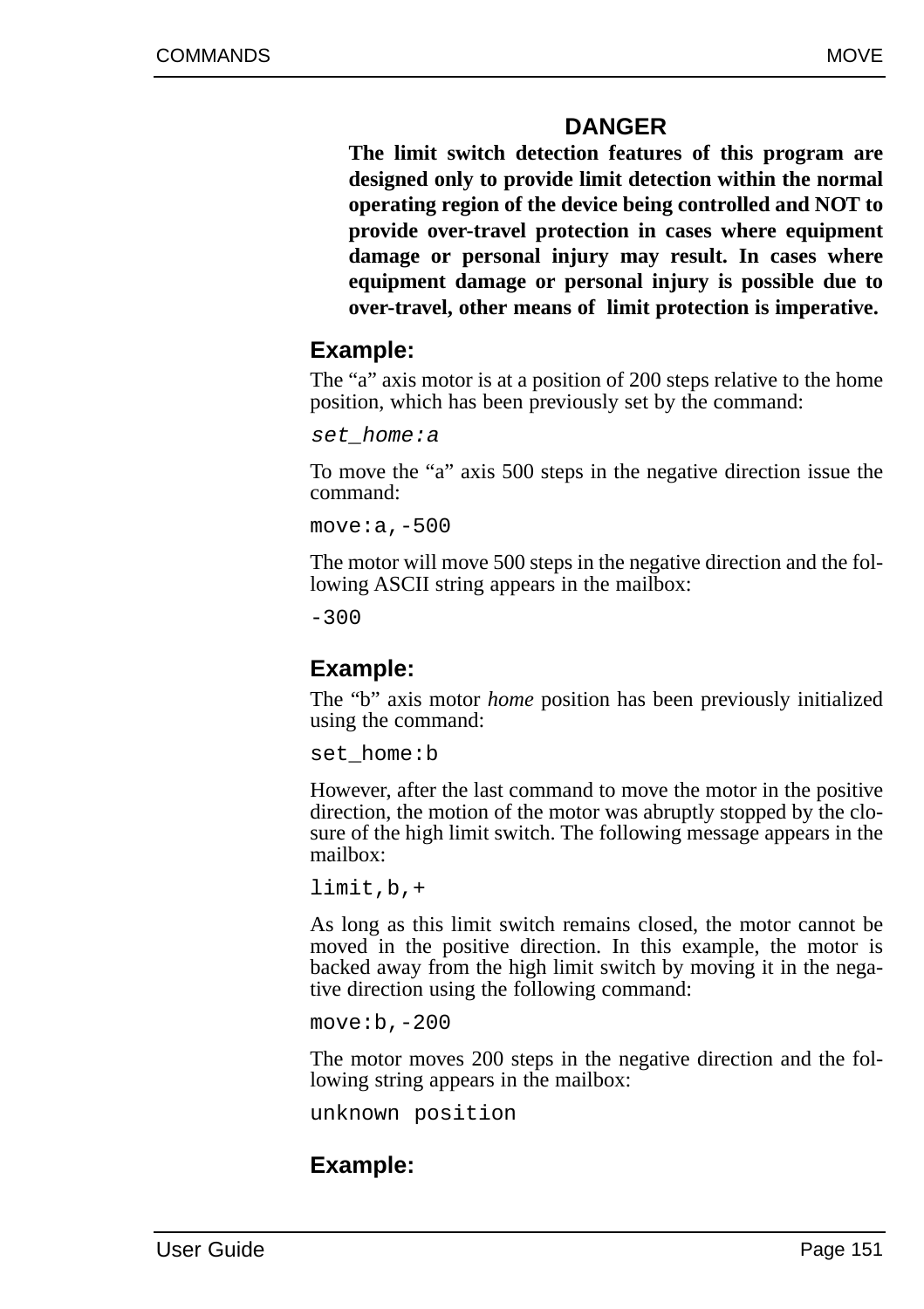**DANGER**

**The limit switch detection features of this program are designed only to provide limit detection within the normal operating region of the device being controlled and NOT to provide over-travel protection in cases where equipment damage or personal injury may result. In cases where equipment damage or personal injury is possible due to over-travel, other means of limit protection is imperative.**

### Example:

The “a” axis motor is at a position of 200 steps relative to the home position, which has been previously set by the command:

```
set_home:a
```

To move the “a” axis 500 steps in the negative direction issue the command:

```
move:a,-500
```

The motor will move 500 steps in the negative direction and the following ASCII string appears in the mailbox:

```
-300
```

### Example:

The “b” axis motor *home* position has been previously initialized using the command:

```
set_home:b
```

However, after the last command to move the motor in the positive direction, the motion of the motor was abruptly stopped by the closure of the high limit switch. The following message appears in the mailbox:

```
limit,b,+
```

As long as this limit switch remains closed, the motor cannot be moved in the positive direction. In this example, the motor is backed away from the high limit switch by moving it in the negative direction using the following command:

```
move:b,-200
```

The motor moves 200 steps in the negative direction and the following string appears in the mailbox:

```
unknown position
```

### Example: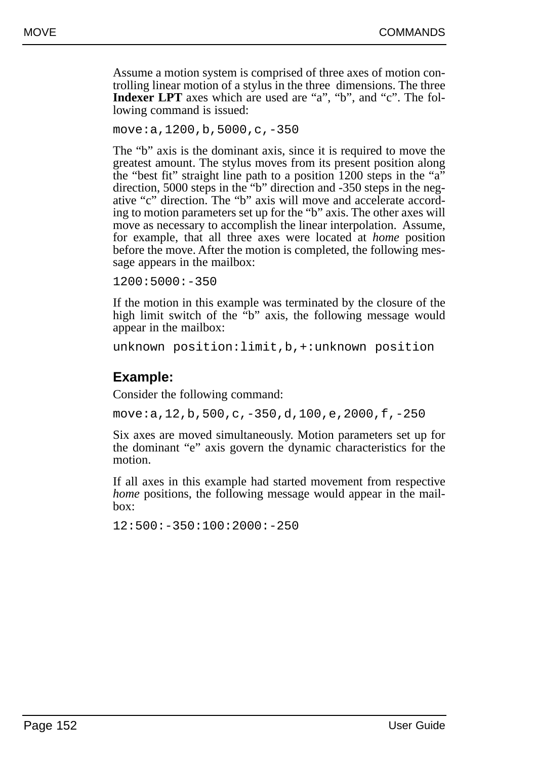Assume a motion system is comprised of three axes of motion controlling linear motion of a stylus in the three dimensions. The three **Indexer LPT** axes which are used are “a”, “b”, and “c”. The following command is issued:

```
move:a,1200,b,5000,c,-350
```

The “b” axis is the dominant axis, since it is required to move the greatest amount. The stylus moves from its present position along the “best fit” straight line path to a position 1200 steps in the “a” direction, 5000 steps in the “b” direction and -350 steps in the negative “c” direction. The “b” axis will move and accelerate according to motion parameters set up for the “b” axis. The other axes will move as necessary to accomplish the linear interpolation. Assume, for example, that all three axes were located at *home* position before the move. After the motion is completed, the following message appears in the mailbox:

```
1200:5000:-350
```

If the motion in this example was terminated by the closure of the high limit switch of the “b” axis, the following message would appear in the mailbox:

```
unknown position:limit,b,+:unknown position
```

### Example:

Consider the following command:

```
move:a,12,b,500,c,-350,d,100,e,2000,f,-250
```

Six axes are moved simultaneously. Motion parameters set up for the dominant “e” axis govern the dynamic characteristics for the motion.

If all axes in this example had started movement from respective *home* positions, the following message would appear in the mailbox:

```
12:500:-350:100:2000:-250
```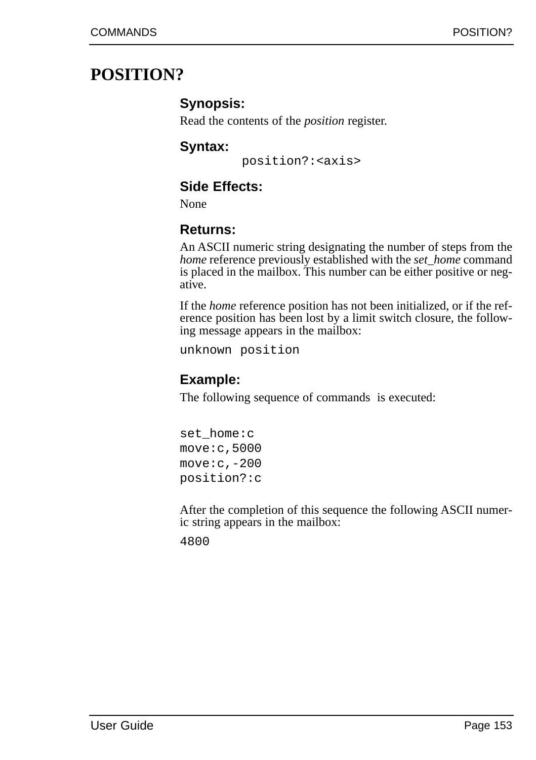# POSITION?

### Synopsis:

Read the contents of the *position* register.

### Syntax:

```
position?:<axis>
```

### Side Effects:

None

### Returns:

An ASCII numeric string designating the number of steps from the *home* reference previously established with the *set_home* command is placed in the mailbox. This number can be either positive or negative.

If the *home* reference position has not been initialized, or if the reference position has been lost by a limit switch closure, the following message appears in the mailbox:

```
unknown position
```

### Example:

The following sequence of commands is executed:

```
set_home:c
move:c,5000
move:c,-200
position?:c
```

After the completion of this sequence the following ASCII numeric string appears in the mailbox:

```
4800
```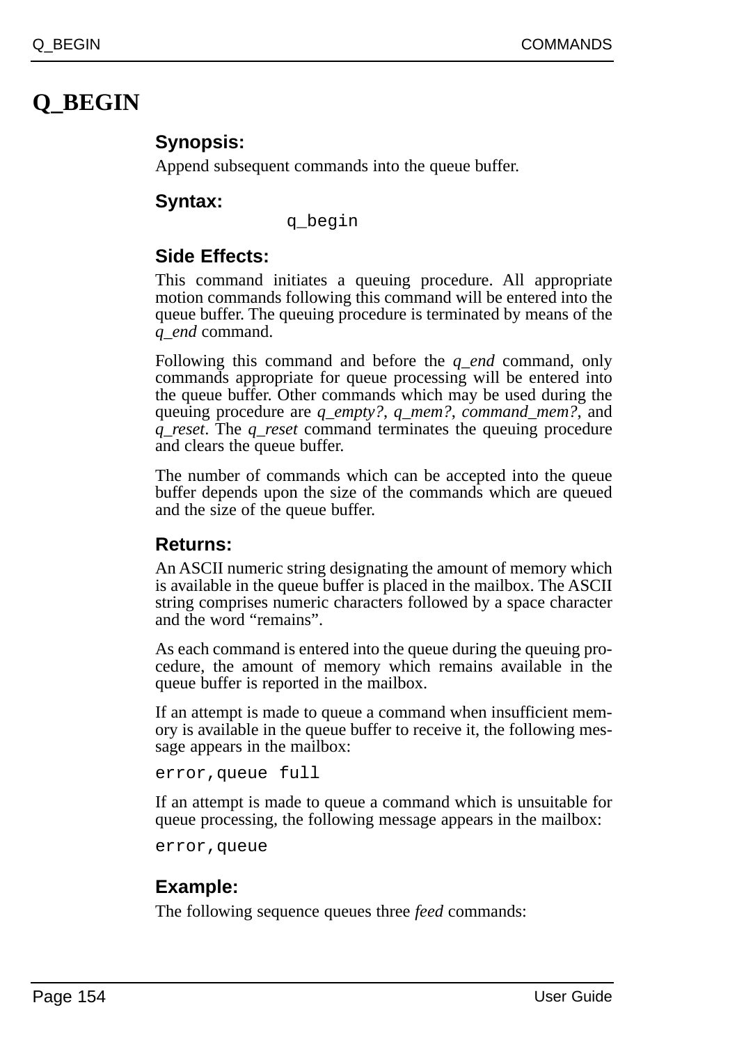# Q_BEGIN

### Synopsis:

Append subsequent commands into the queue buffer.

### Syntax:

```
q_begin
```

### Side Effects:

This command initiates a queuing procedure. All appropriate motion commands following this command will be entered into the queue buffer. The queuing procedure is terminated by means of the *q_end* command.

Following this command and before the *q_end* command, only commands appropriate for queue processing will be entered into the queue buffer. Other commands which may be used during the queuing procedure are *q_empty?*, *q_mem?*, *command_mem?*, and *q_reset*. The *q_reset* command terminates the queuing procedure and clears the queue buffer.

The number of commands which can be accepted into the queue buffer depends upon the size of the commands which are queued and the size of the queue buffer.

### Returns:

An ASCII numeric string designating the amount of memory which is available in the queue buffer is placed in the mailbox. The ASCII string comprises numeric characters followed by a space character and the word “remains”.

As each command is entered into the queue during the queuing procedure, the amount of memory which remains available in the queue buffer is reported in the mailbox.

If an attempt is made to queue a command when insufficient memory is available in the queue buffer to receive it, the following message appears in the mailbox:

```
error,queue full
```

If an attempt is made to queue a command which is unsuitable for queue processing, the following message appears in the mailbox:

```
error,queue
```

### Example:

The following sequence queues three *feed* commands: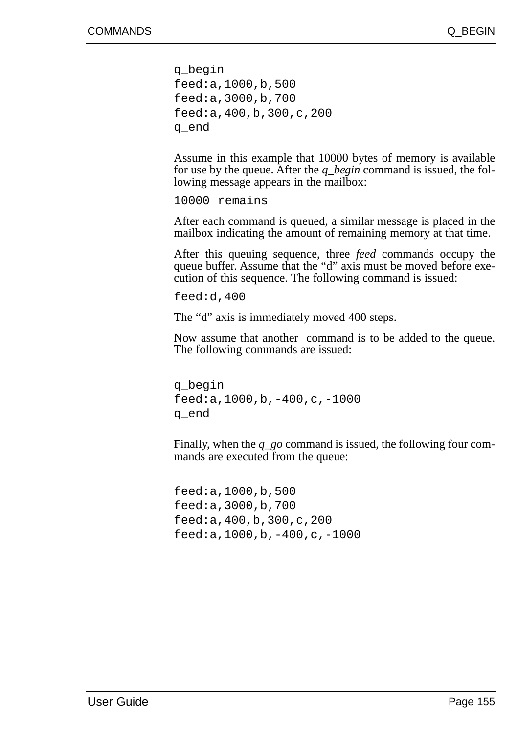```
q_begin
feed:a,1000,b,500
feed:a,3000,b,700
feed:a,400,b,300,c,200
q_end
```

Assume in this example that 10000 bytes of memory is available for use by the queue. After the *q_begin* command is issued, the following message appears in the mailbox:

```
10000 remains
```

After each command is queued, a similar message is placed in the mailbox indicating the amount of remaining memory at that time.

After this queuing sequence, three *feed* commands occupy the queue buffer. Assume that the "d" axis must be moved before execution of this sequence. The following command is issued:

```
feed:d,400
```

The "d" axis is immediately moved 400 steps.

Now assume that another  command is to be added to the queue. The following commands are issued:

```
q_begin
feed:a,1000,b,-400,c,-1000
q_end
```

Finally, when the *q_go* command is issued, the following four commands are executed from the queue:

```
feed:a,1000,b,500
feed:a,3000,b,700
feed:a,400,b,300,c,200
feed:a,1000,b,-400,c,-1000
```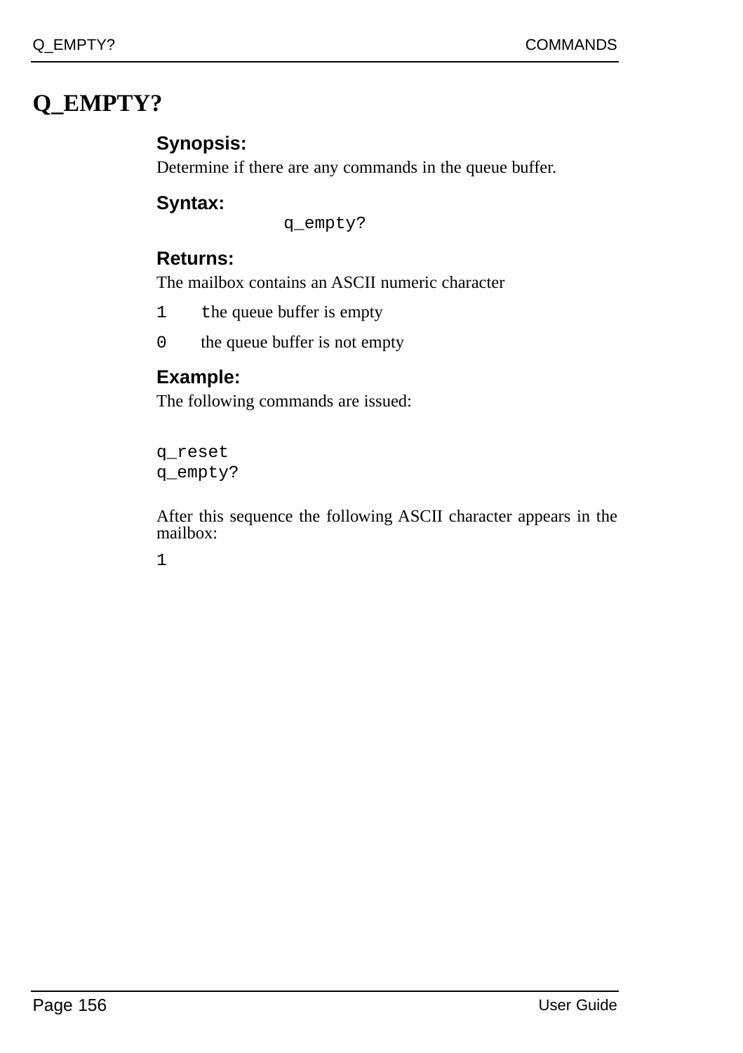# Q_EMPTY?

### Synopsis:

Determine if there are any commands in the queue buffer.

### Syntax:

```
q_empty?
```

### Returns:

The mailbox contains an ASCII numeric character

`1` the queue buffer is empty

`0` the queue buffer is not empty

### Example:

The following commands are issued:

```
q_reset
q_empty?
```

After this sequence the following ASCII character appears in the mailbox:

```
1
```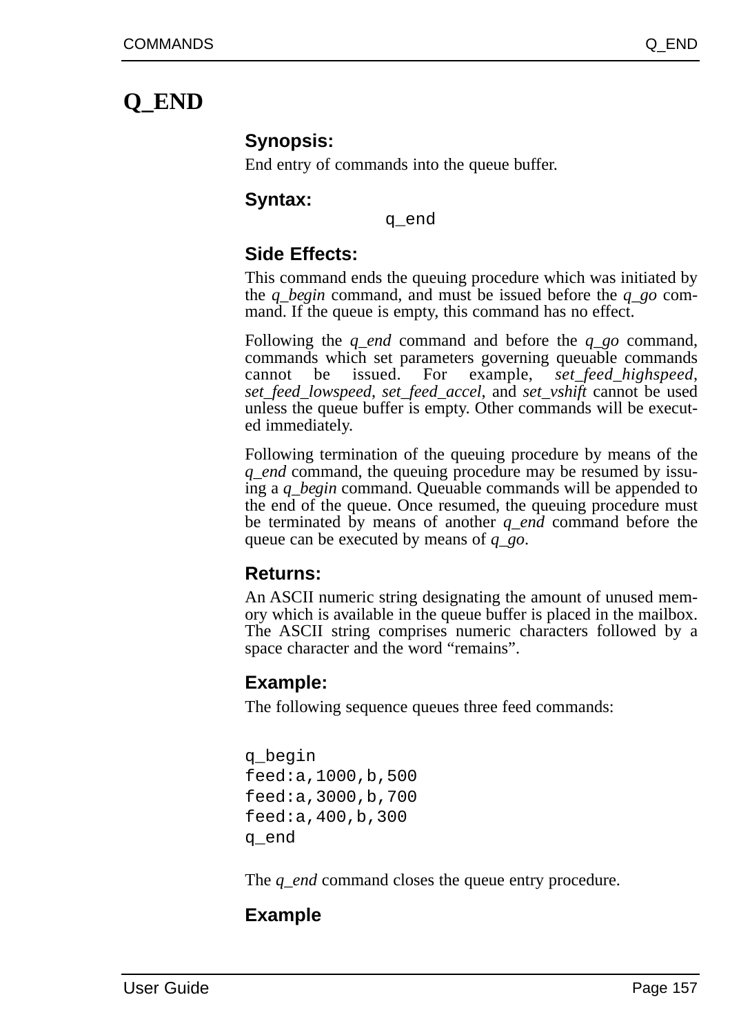# Q_END

### Synopsis:

End entry of commands into the queue buffer.

### Syntax:

```
q_end
```

### Side Effects:

This command ends the queuing procedure which was initiated by the *q_begin* command, and must be issued before the *q_go* command. If the queue is empty, this command has no effect.

Following the *q_end* command and before the *q_go* command, commands which set parameters governing queuable commands cannot be issued. For example, *set_feed_highspeed*, *set_feed_lowspeed*, *set_feed_accel*, and *set_vshift* cannot be used unless the queue buffer is empty. Other commands will be executed immediately.

Following termination of the queuing procedure by means of the *q_end* command, the queuing procedure may be resumed by issuing a *q_begin* command. Queuable commands will be appended to the end of the queue. Once resumed, the queuing procedure must be terminated by means of another *q_end* command before the queue can be executed by means of *q_go*.

### Returns:

An ASCII numeric string designating the amount of unused memory which is available in the queue buffer is placed in the mailbox. The ASCII string comprises numeric characters followed by a space character and the word “remains”.

### Example:

The following sequence queues three feed commands:

```
q_begin
feed:a,1000,b,500
feed:a,3000,b,700
feed:a,400,b,300
q_end
```

The *q_end* command closes the queue entry procedure.

### Example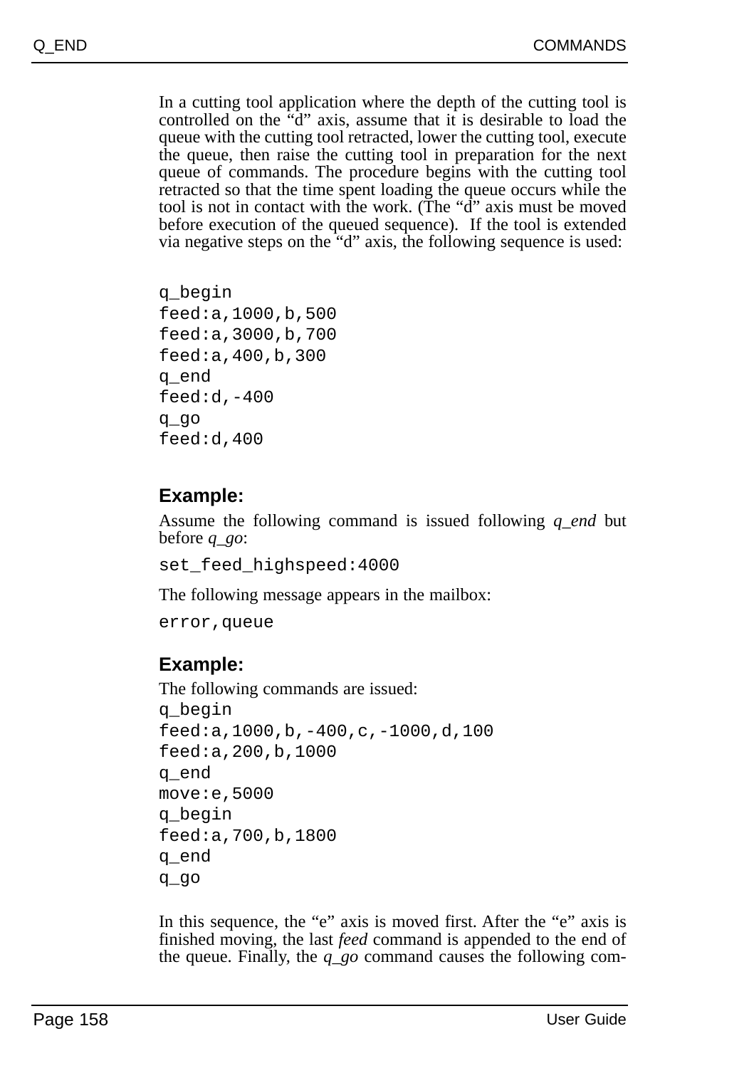In a cutting tool application where the depth of the cutting tool is controlled on the "d" axis, assume that it is desirable to load the queue with the cutting tool retracted, lower the cutting tool, execute the queue, then raise the cutting tool in preparation for the next queue of commands. The procedure begins with the cutting tool retracted so that the time spent loading the queue occurs while the tool is not in contact with the work. (The "d" axis must be moved before execution of the queued sequence). If the tool is extended via negative steps on the "d" axis, the following sequence is used:

```
q_begin
feed:a,1000,b,500
feed:a,3000,b,700
feed:a,400,b,300
q_end
feed:d,-400
q_go
feed:d,400
```

### Example:

Assume the following command is issued following *q_end* but before *q_go*:

```
set_feed_highspeed:4000
```

The following message appears in the mailbox:

```
error,queue
```

### Example:

The following commands are issued:

```
q_begin
feed:a,1000,b,-400,c,-1000,d,100
feed:a,200,b,1000
q_end
move:e,5000
q_begin
feed:a,700,b,1800
q_end
q_go
```

In this sequence, the "e" axis is moved first. After the "e" axis is finished moving, the last *feed* command is appended to the end of the queue. Finally, the *q_go* command causes the following com-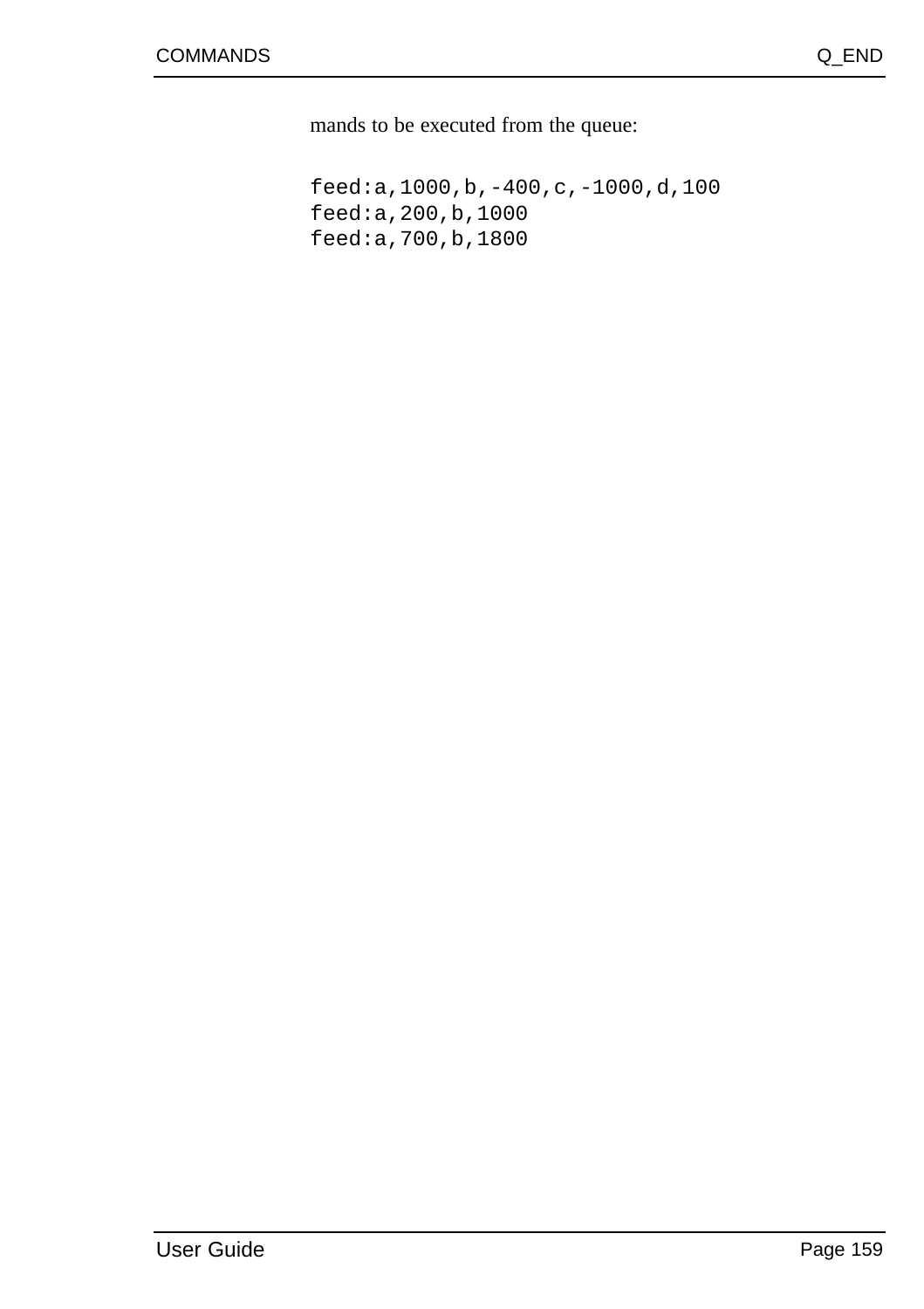mands to be executed from the queue:

```
feed:a,1000,b,-400,c,-1000,d,100
feed:a,200,b,1000
feed:a,700,b,1800
```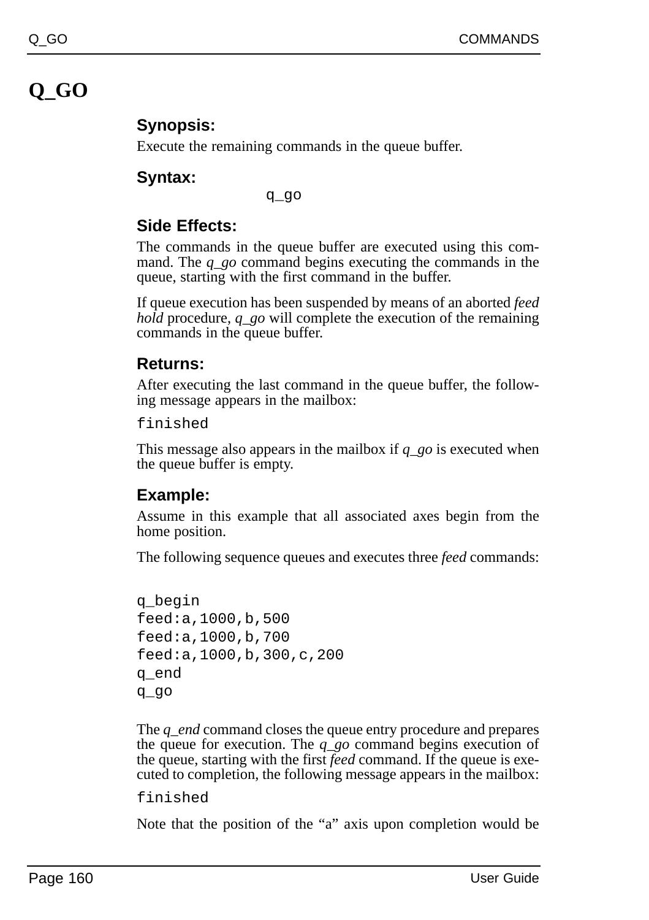# Q_GO

### Synopsis:

Execute the remaining commands in the queue buffer.

### Syntax:

```
q_go
```

### Side Effects:

The commands in the queue buffer are executed using this command. The *q_go* command begins executing the commands in the queue, starting with the first command in the buffer.

If queue execution has been suspended by means of an aborted *feed hold* procedure, *q_go* will complete the execution of the remaining commands in the queue buffer.

### Returns:

After executing the last command in the queue buffer, the following message appears in the mailbox:

```
finished
```

This message also appears in the mailbox if *q_go* is executed when the queue buffer is empty.

### Example:

Assume in this example that all associated axes begin from the home position.

The following sequence queues and executes three *feed* commands:

```
q_begin
feed:a,1000,b,500
feed:a,1000,b,700
feed:a,1000,b,300,c,200
q_end
q_go
```

The *q_end* command closes the queue entry procedure and prepares the queue for execution. The *q_go* command begins execution of the queue, starting with the first *feed* command. If the queue is executed to completion, the following message appears in the mailbox:

```
finished
```

Note that the position of the “a” axis upon completion would be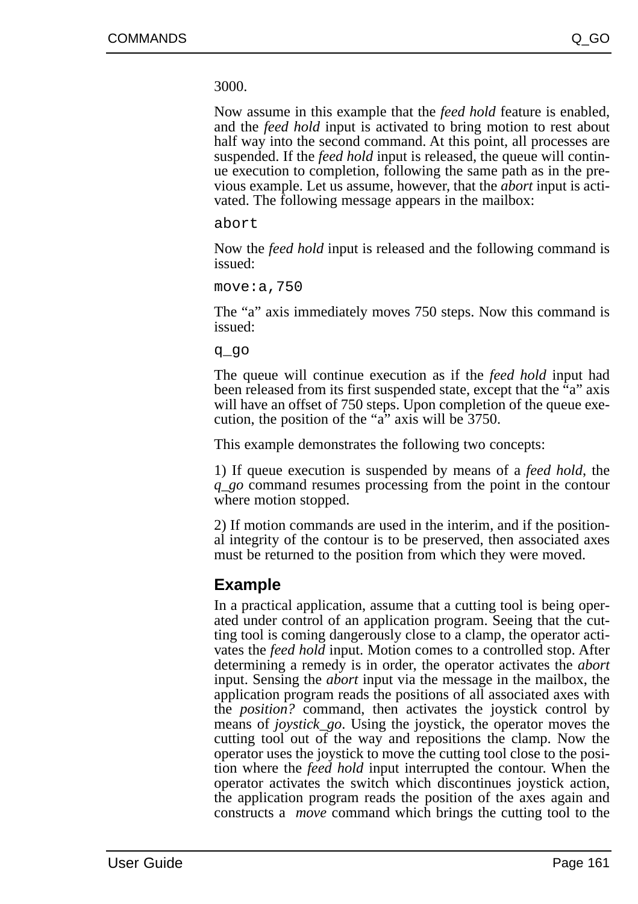3000.

Now assume in this example that the *feed hold* feature is enabled, and the *feed hold* input is activated to bring motion to rest about half way into the second command. At this point, all processes are suspended. If the *feed hold* input is released, the queue will continue execution to completion, following the same path as in the previous example. Let us assume, however, that the *abort* input is activated. The following message appears in the mailbox:

```
abort
```

Now the *feed hold* input is released and the following command is issued:

```
move:a,750
```

The "a" axis immediately moves 750 steps. Now this command is issued:

```
q_go
```

The queue will continue execution as if the *feed hold* input had been released from its first suspended state, except that the "a" axis will have an offset of 750 steps. Upon completion of the queue execution, the position of the "a" axis will be 3750.

This example demonstrates the following two concepts:

1) If queue execution is suspended by means of a *feed hold*, the *q_go* command resumes processing from the point in the contour where motion stopped.

2) If motion commands are used in the interim, and if the positional integrity of the contour is to be preserved, then associated axes must be returned to the position from which they were moved.

## Example

In a practical application, assume that a cutting tool is being operated under control of an application program. Seeing that the cutting tool is coming dangerously close to a clamp, the operator activates the *feed hold* input. Motion comes to a controlled stop. After determining a remedy is in order, the operator activates the *abort* input. Sensing the *abort* input via the message in the mailbox, the application program reads the positions of all associated axes with the *position?* command, then activates the joystick control by means of *joystick_go*. Using the joystick, the operator moves the cutting tool out of the way and repositions the clamp. Now the operator uses the joystick to move the cutting tool close to the position where the *feed hold* input interrupted the contour. When the operator activates the switch which discontinues joystick action, the application program reads the position of the axes again and constructs a *move* command which brings the cutting tool to the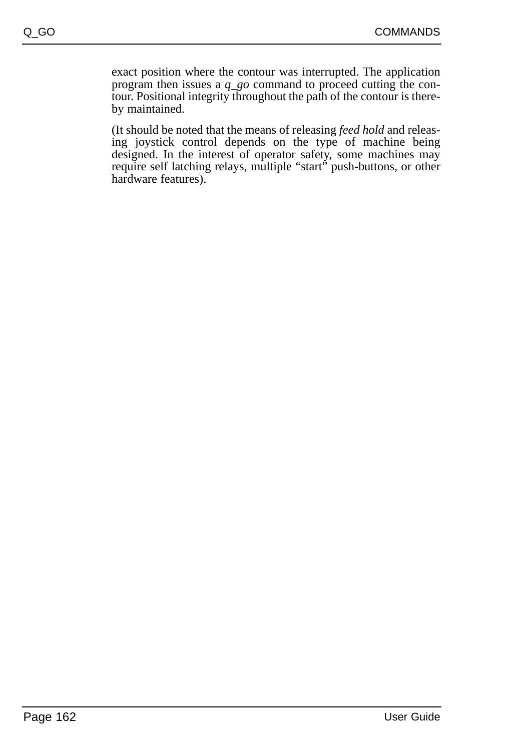exact position where the contour was interrupted. The application program then issues a *q_go* command to proceed cutting the contour. Positional integrity throughout the path of the contour is thereby maintained.

(It should be noted that the means of releasing *feed hold* and releasing joystick control depends on the type of machine being designed. In the interest of operator safety, some machines may require self latching relays, multiple "start" push-buttons, or other hardware features).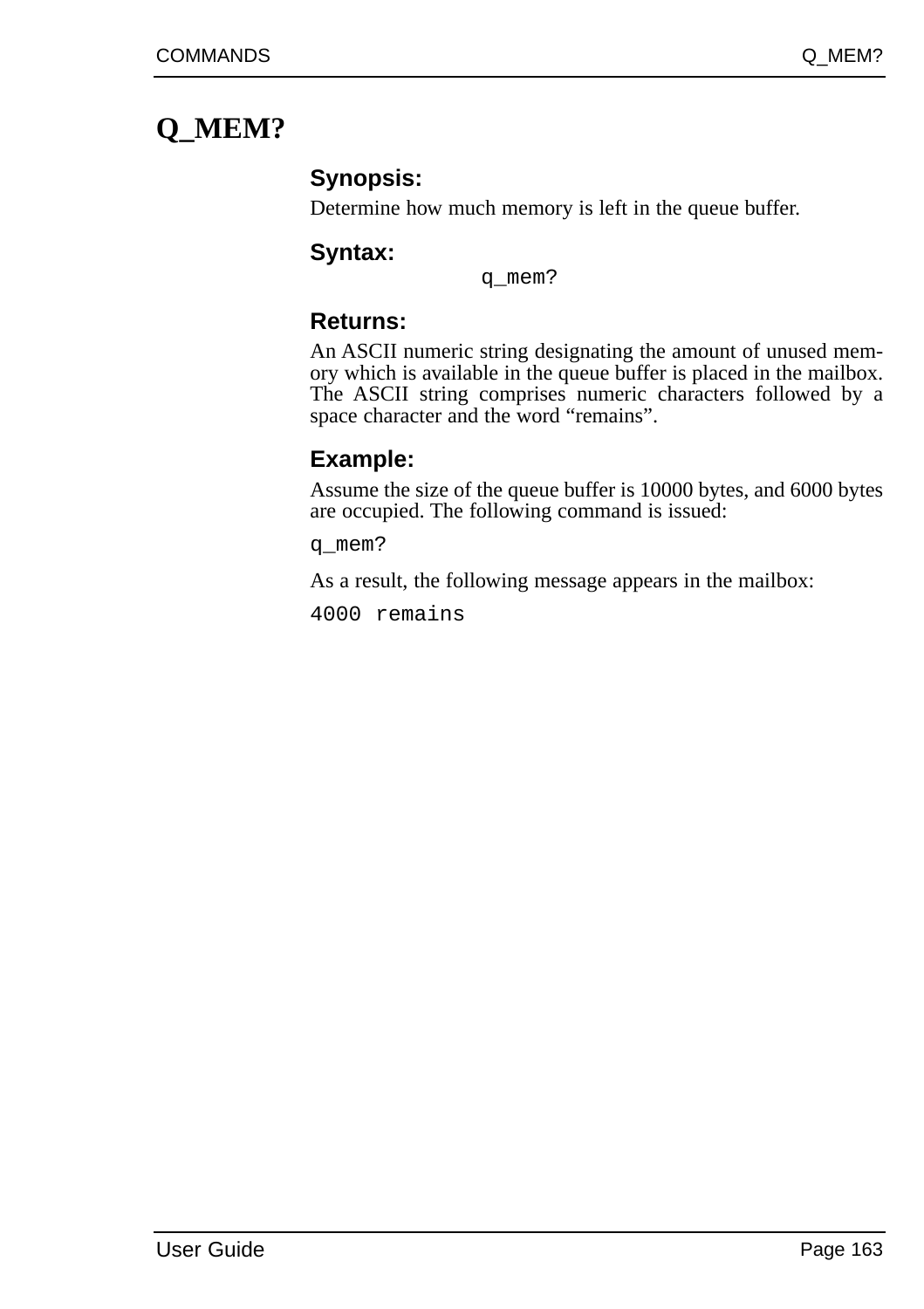# Q_MEM?

### Synopsis:

Determine how much memory is left in the queue buffer.

### Syntax:

```
q_mem?
```

### Returns:

An ASCII numeric string designating the amount of unused memory which is available in the queue buffer is placed in the mailbox. The ASCII string comprises numeric characters followed by a space character and the word “remains”.

### Example:

Assume the size of the queue buffer is 10000 bytes, and 6000 bytes are occupied. The following command is issued:

```
q_mem?
```

As a result, the following message appears in the mailbox:

```
4000 remains
```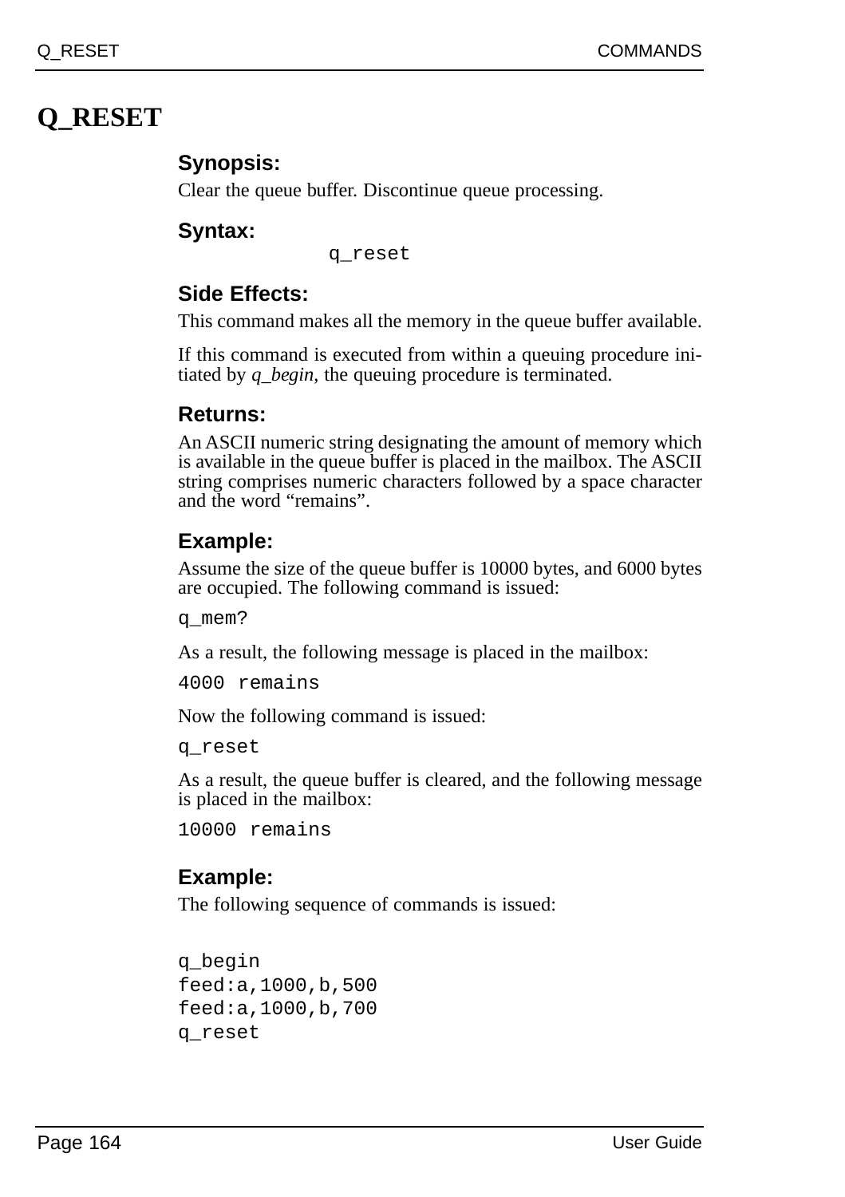# Q_RESET

### Synopsis:

Clear the queue buffer. Discontinue queue processing.

### Syntax:

```
q_reset
```

### Side Effects:

This command makes all the memory in the queue buffer available.

If this command is executed from within a queuing procedure initiated by *q_begin*, the queuing procedure is terminated.

### Returns:

An ASCII numeric string designating the amount of memory which is available in the queue buffer is placed in the mailbox. The ASCII string comprises numeric characters followed by a space character and the word “remains”.

### Example:

Assume the size of the queue buffer is 10000 bytes, and 6000 bytes are occupied. The following command is issued:

```
q_mem?
```

As a result, the following message is placed in the mailbox:

```
4000 remains
```

Now the following command is issued:

```
q_reset
```

As a result, the queue buffer is cleared, and the following message is placed in the mailbox:

```
10000 remains
```

### Example:

The following sequence of commands is issued:

```
q_begin
feed:a,1000,b,500
feed:a,1000,b,700
q_reset
```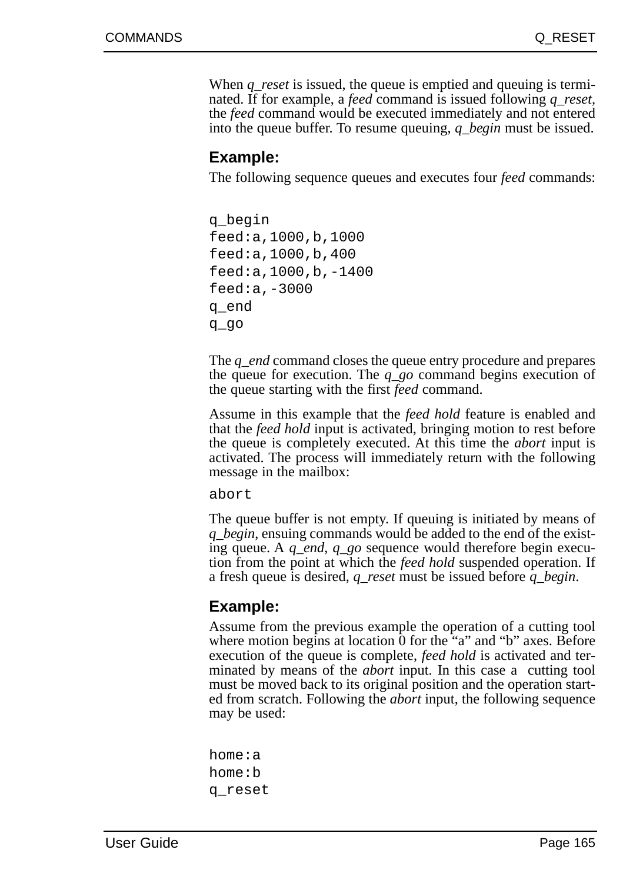When *q_reset* is issued, the queue is emptied and queuing is terminated. If for example, a *feed* command is issued following *q_reset*, the *feed* command would be executed immediately and not entered into the queue buffer. To resume queuing, *q_begin* must be issued.

### Example:

The following sequence queues and executes four *feed* commands:

```
q_begin
feed:a,1000,b,1000
feed:a,1000,b,400
feed:a,1000,b,-1400
feed:a,-3000
q_end
q_go
```

The *q_end* command closes the queue entry procedure and prepares the queue for execution. The *q_go* command begins execution of the queue starting with the first *feed* command.

Assume in this example that the *feed hold* feature is enabled and that the *feed hold* input is activated, bringing motion to rest before the queue is completely executed. At this time the *abort* input is activated. The process will immediately return with the following message in the mailbox:

```
abort
```

The queue buffer is not empty. If queuing is initiated by means of *q_begin*, ensuing commands would be added to the end of the existing queue. A *q_end*, *q_go* sequence would therefore begin execution from the point at which the *feed hold* suspended operation. If a fresh queue is desired, *q_reset* must be issued before *q_begin*.

### Example:

Assume from the previous example the operation of a cutting tool where motion begins at location 0 for the "a" and "b" axes. Before execution of the queue is complete, *feed hold* is activated and terminated by means of the *abort* input. In this case a cutting tool must be moved back to its original position and the operation started from scratch. Following the *abort* input, the following sequence may be used:

```
home:a
home:b
q_reset
```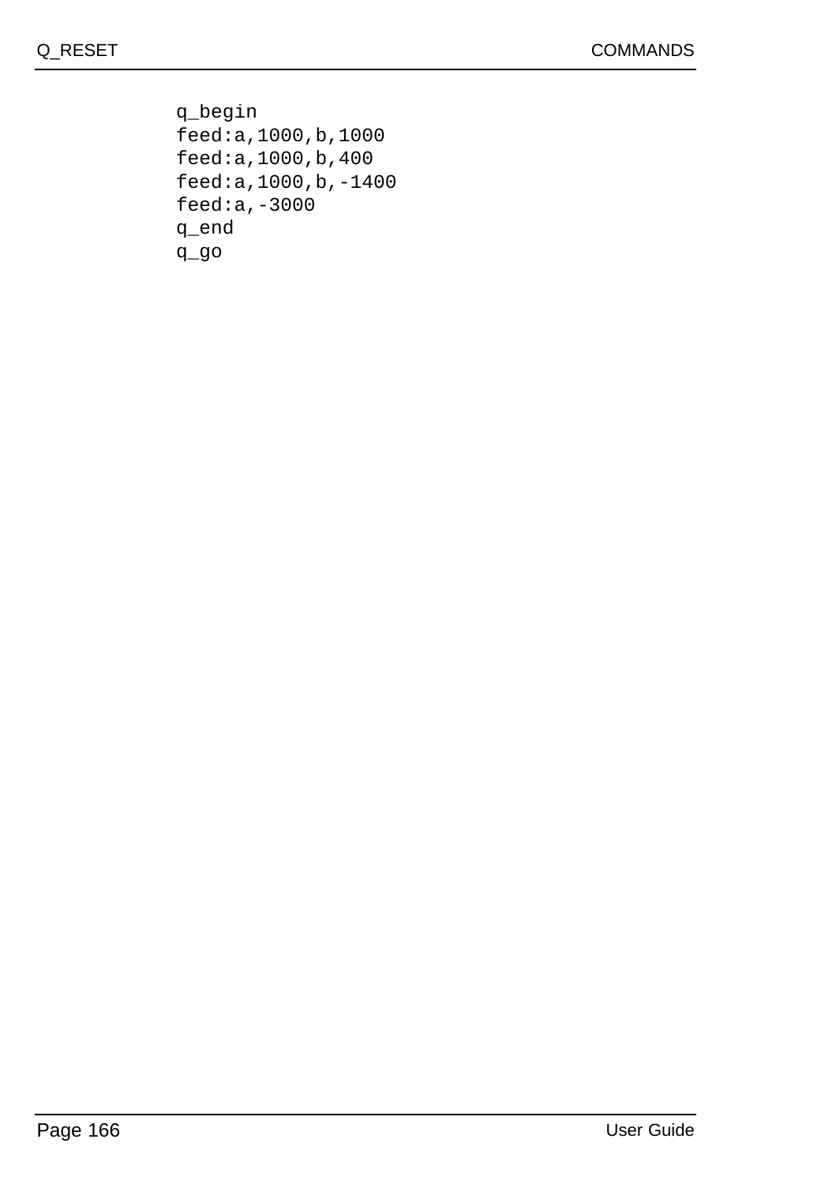```
q_begin
feed:a,1000,b,1000
feed:a,1000,b,400
feed:a,1000,b,-1400
feed:a,-3000
q_end
q_go
```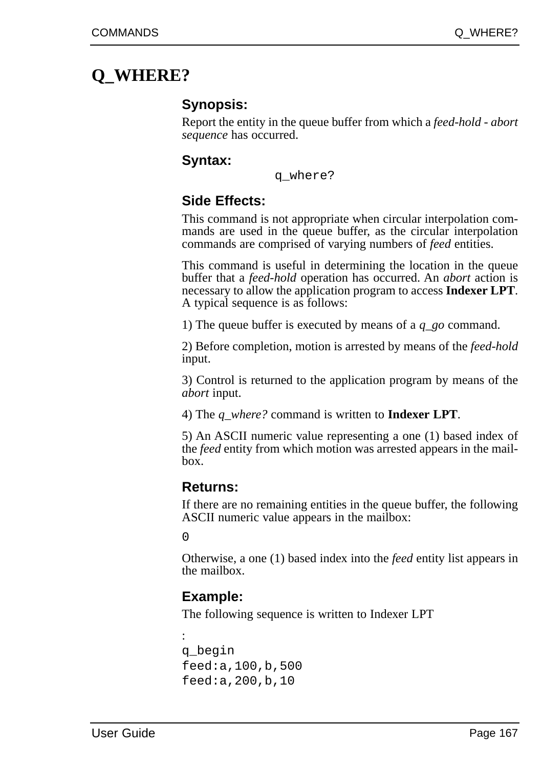# Q_WHERE?

### Synopsis:

Report the entity in the queue buffer from which a *feed-hold - abort sequence* has occurred.

### Syntax:

```
q_where?
```

### Side Effects:

This command is not appropriate when circular interpolation commands are used in the queue buffer, as the circular interpolation commands are comprised of varying numbers of *feed* entities.

This command is useful in determining the location in the queue buffer that a *feed-hold* operation has occurred. An *abort* action is necessary to allow the application program to access **Indexer LPT**. A typical sequence is as follows:

1) The queue buffer is executed by means of a *q_go* command.

2) Before completion, motion is arrested by means of the *feed-hold* input.

3) Control is returned to the application program by means of the *abort* input.

4) The *q_where?* command is written to **Indexer LPT**.

5) An ASCII numeric value representing a one (1) based index of the *feed* entity from which motion was arrested appears in the mailbox.

### Returns:

If there are no remaining entities in the queue buffer, the following ASCII numeric value appears in the mailbox:

```
0
```

Otherwise, a one (1) based index into the *feed* entity list appears in the mailbox.

### Example:

The following sequence is written to Indexer LPT

```
:
q_begin
feed:a,100,b,500
feed:a,200,b,10
```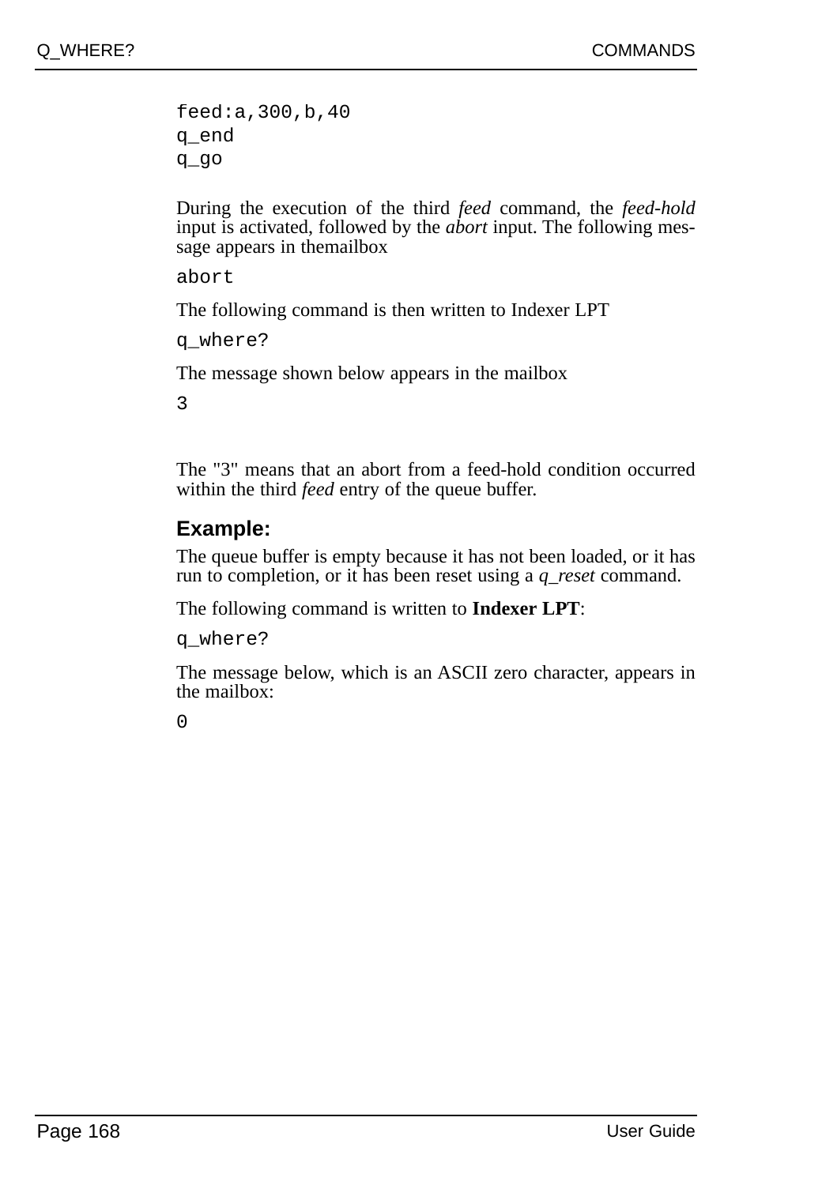```
feed:a,300,b,40
q_end
q_go
```

During the execution of the third *feed* command, the *feed-hold* input is activated, followed by the *abort* input. The following message appears in themailbox

```
abort
```

The following command is then written to Indexer LPT

```
q_where?
```

The message shown below appears in the mailbox

```
3
```

The "3" means that an abort from a feed-hold condition occurred within the third *feed* entry of the queue buffer.

### Example:

The queue buffer is empty because it has not been loaded, or it has run to completion, or it has been reset using a *q_reset* command.

The following command is written to **Indexer LPT**:

```
q_where?
```

The message below, which is an ASCII zero character, appears in the mailbox:

```
0
```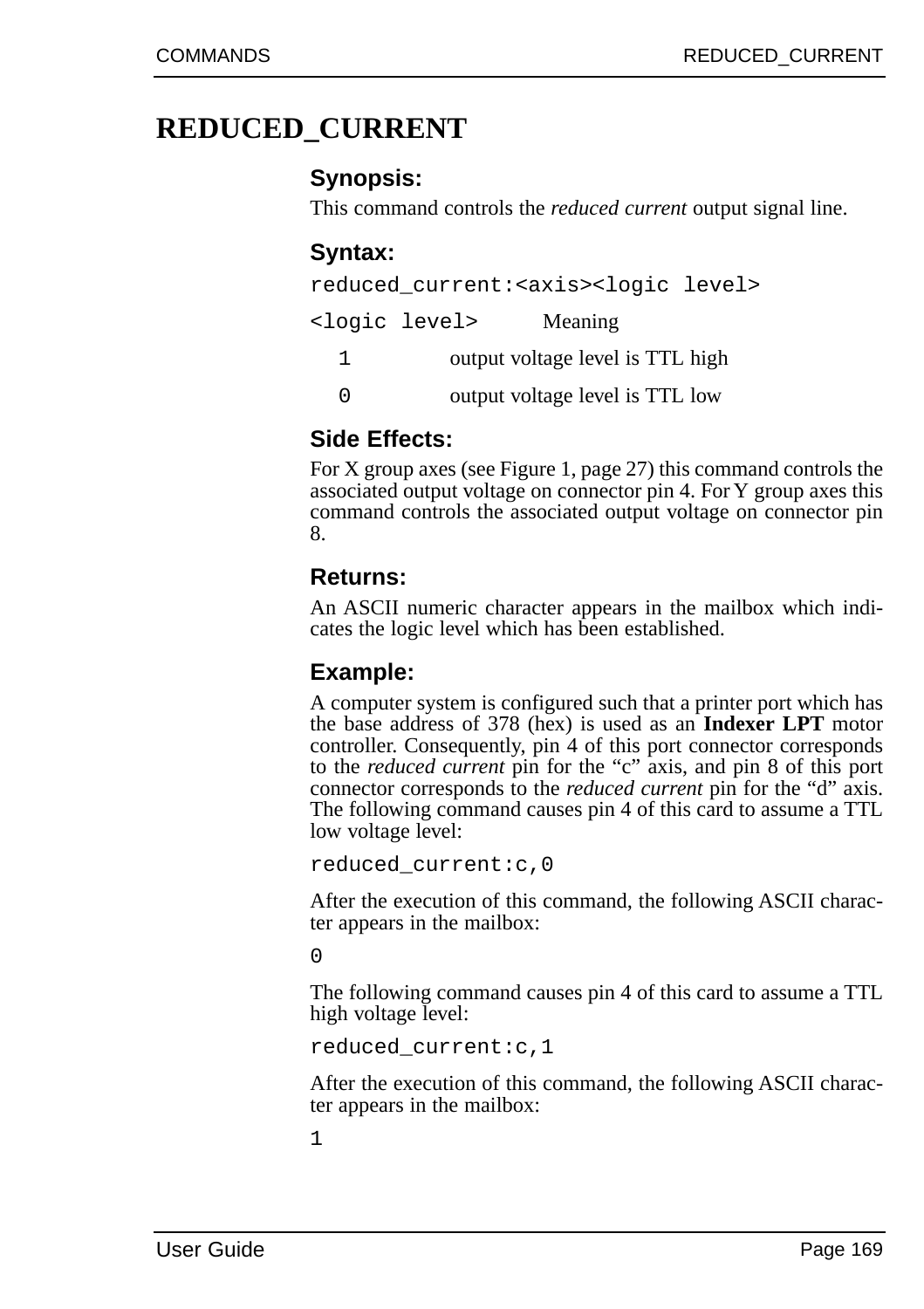# REDUCED_CURRENT

### Synopsis:

This command controls the *reduced current* output signal line.

### Syntax:

```
reduced_current:<axis><logic level>
```

| `<logic level>` | Meaning |
| --- | --- |
| `1` | output voltage level is TTL high |
| `0` | output voltage level is TTL low |

### Side Effects:

For X group axes (see Figure 1, page 27) this command controls the associated output voltage on connector pin 4. For Y group axes this command controls the associated output voltage on connector pin 8.

### Returns:

An ASCII numeric character appears in the mailbox which indicates the logic level which has been established.

### Example:

A computer system is configured such that a printer port which has the base address of 378 (hex) is used as an **Indexer LPT** motor controller. Consequently, pin 4 of this port connector corresponds to the *reduced current* pin for the “c” axis, and pin 8 of this port connector corresponds to the *reduced current* pin for the “d” axis. The following command causes pin 4 of this card to assume a TTL low voltage level:

```
reduced_current:c,0
```

After the execution of this command, the following ASCII character appears in the mailbox:

```
0
```

The following command causes pin 4 of this card to assume a TTL high voltage level:

```
reduced_current:c,1
```

After the execution of this command, the following ASCII character appears in the mailbox:

```
1
```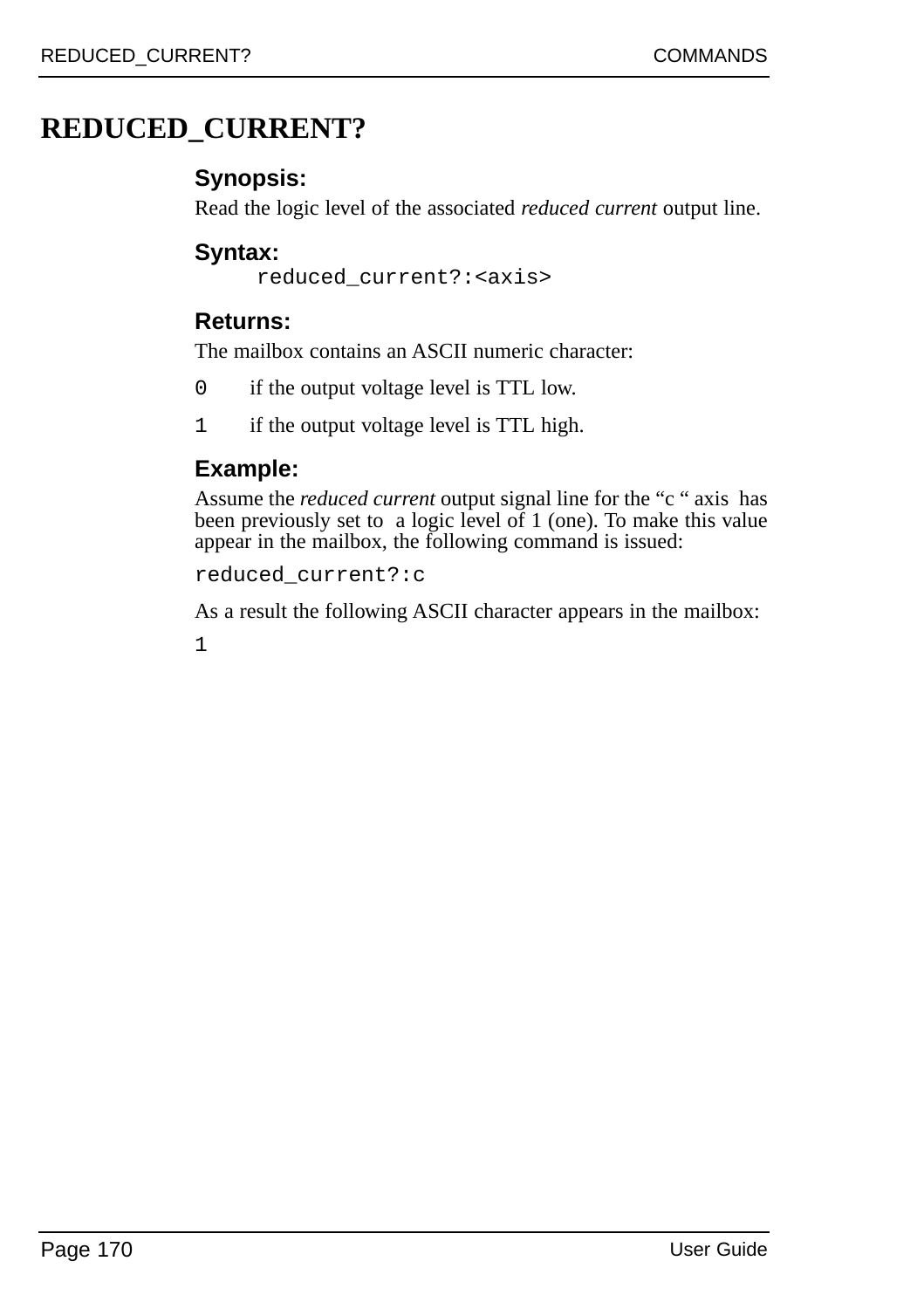# REDUCED_CURRENT?

### Synopsis:

Read the logic level of the associated *reduced current* output line.

### Syntax:

```
reduced_current?:<axis>
```

### Returns:

The mailbox contains an ASCII numeric character:

`0` if the output voltage level is TTL low.

`1` if the output voltage level is TTL high.

### Example:

Assume the *reduced current* output signal line for the “c “ axis has been previously set to a logic level of 1 (one). To make this value appear in the mailbox, the following command is issued:

```
reduced_current?:c
```

As a result the following ASCII character appears in the mailbox:

```
1
```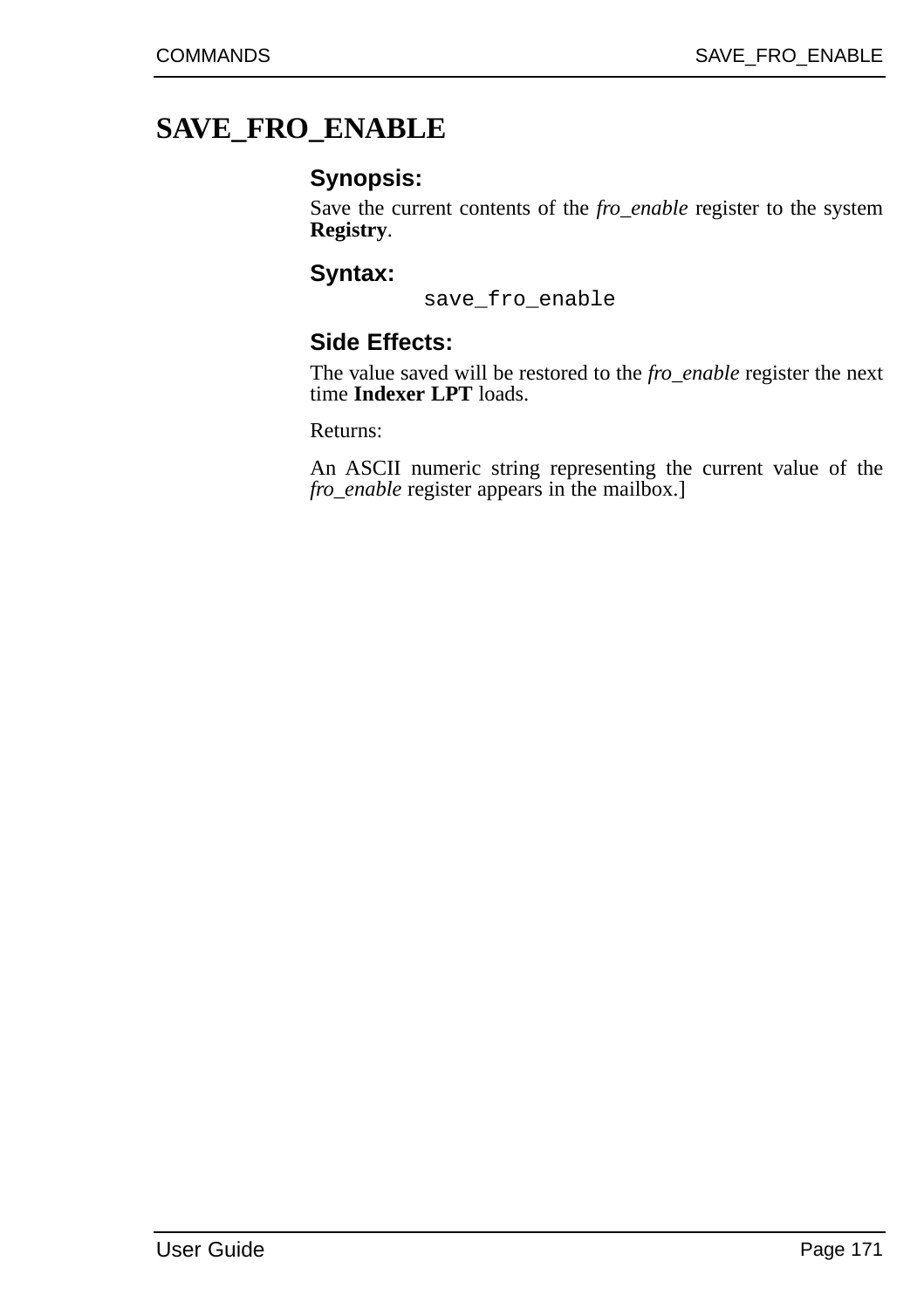# SAVE_FRO_ENABLE

### Synopsis:

Save the current contents of the *fro_enable* register to the system **Registry**.

### Syntax:

```
save_fro_enable
```

### Side Effects:

The value saved will be restored to the *fro_enable* register the next time **Indexer LPT** loads.

Returns:

An ASCII numeric string representing the current value of the *fro_enable* register appears in the mailbox.]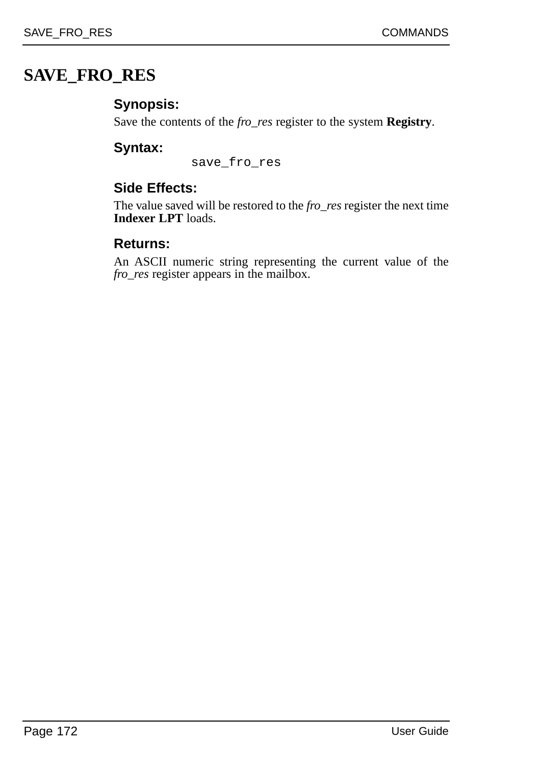# SAVE_FRO_RES

### Synopsis:

Save the contents of the *fro_res* register to the system **Registry**.

### Syntax:

```
save_fro_res
```

### Side Effects:

The value saved will be restored to the *fro_res* register the next time **Indexer LPT** loads.

### Returns:

An ASCII numeric string representing the current value of the *fro_res* register appears in the mailbox.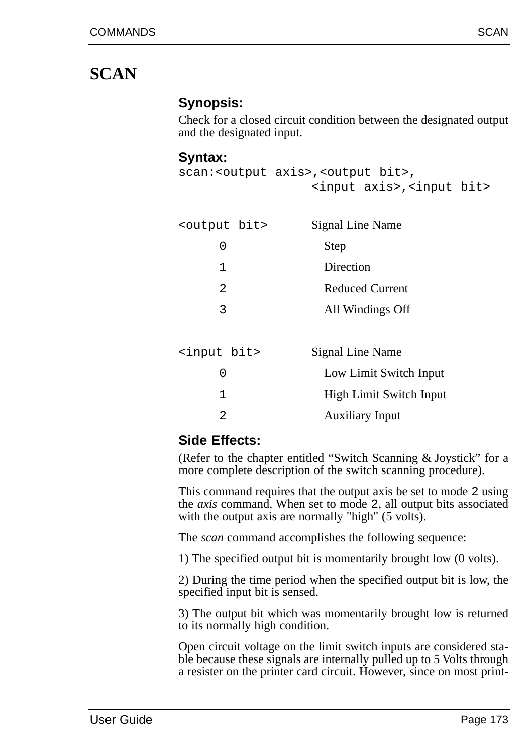# SCAN

### Synopsis:

Check for a closed circuit condition between the designated output and the designated input.

### Syntax:

```
scan:<output axis>,<output bit>,
                  <input axis>,<input bit>
```

| `<output bit>` | Signal Line Name |
|---|---|
| 0 | Step |
| 1 | Direction |
| 2 | Reduced Current |
| 3 | All Windings Off |

| `<input bit>` | Signal Line Name |
|---|---|
| 0 | Low Limit Switch Input |
| 1 | High Limit Switch Input |
| 2 | Auxiliary Input |

### Side Effects:

(Refer to the chapter entitled “Switch Scanning & Joystick” for a more complete description of the switch scanning procedure).

This command requires that the output axis be set to mode `2` using the *axis* command. When set to mode `2`, all output bits associated with the output axis are normally "high" (5 volts).

The *scan* command accomplishes the following sequence:

1) The specified output bit is momentarily brought low (0 volts).

2) During the time period when the specified output bit is low, the specified input bit is sensed.

3) The output bit which was momentarily brought low is returned to its normally high condition.

Open circuit voltage on the limit switch inputs are considered stable because these signals are internally pulled up to 5 Volts through a resister on the printer card circuit. However, since on most print-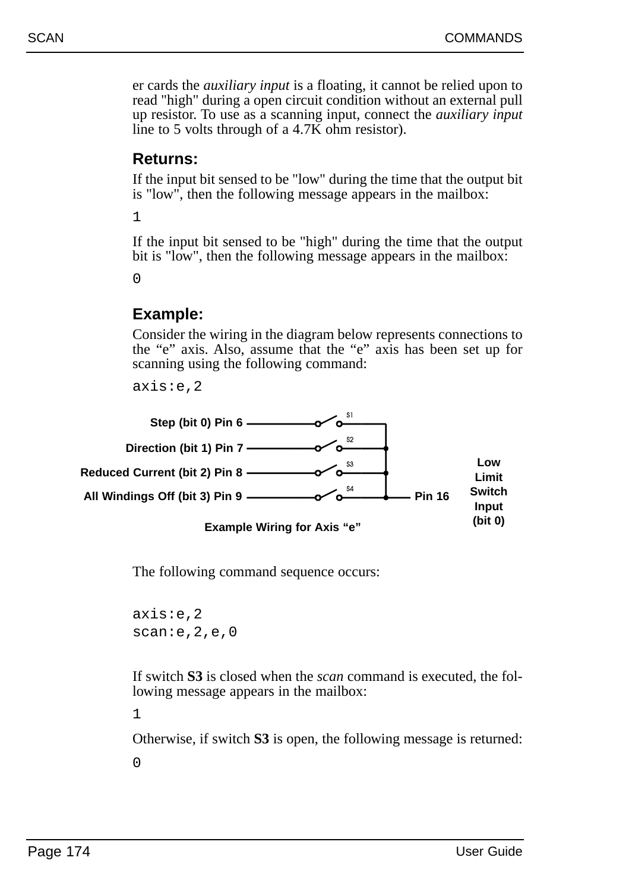er cards the *auxiliary input* is a floating, it cannot be relied upon to read "high" during a open circuit condition without an external pull up resistor. To use as a scanning input, connect the *auxiliary input* line to 5 volts through of a 4.7K ohm resistor).

### Returns:

If the input bit sensed to be "low" during the time that the output bit is "low", then the following message appears in the mailbox:

```
1
```

If the input bit sensed to be "high" during the time that the output bit is "low", then the following message appears in the mailbox:

```
0
```

### Example:

Consider the wiring in the diagram below represents connections to the “e” axis. Also, assume that the “e” axis has been set up for scanning using the following command:

```
axis:e,2
```

Step (bit 0) Pin 6 — S1
Direction (bit 1) Pin 7 — S2
Reduced Current (bit 2) Pin 8 — S3
All Windings Off (bit 3) Pin 9 — S4
Pin 16 — Low Limit Switch Input (bit 0)

Example Wiring for Axis “e”

The following command sequence occurs:

```
axis:e,2
scan:e,2,e,0
```

If switch **S3** is closed when the *scan* command is executed, the following message appears in the mailbox:

```
1
```

Otherwise, if switch **S3** is open, the following message is returned:

```
0
```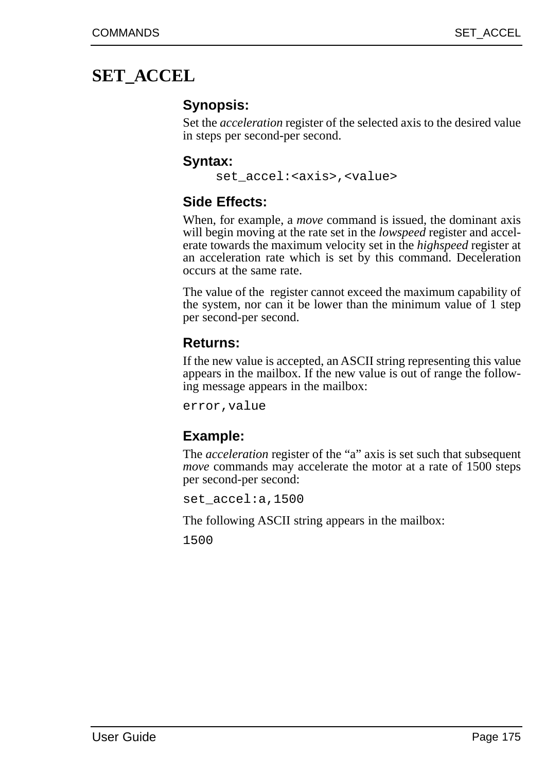# SET_ACCEL

### Synopsis:

Set the *acceleration* register of the selected axis to the desired value in steps per second-per second.

### Syntax:

```
set_accel:<axis>,<value>
```

### Side Effects:

When, for example, a *move* command is issued, the dominant axis will begin moving at the rate set in the *lowspeed* register and accelerate towards the maximum velocity set in the *highspeed* register at an acceleration rate which is set by this command. Deceleration occurs at the same rate.

The value of the  register cannot exceed the maximum capability of the system, nor can it be lower than the minimum value of 1 step per second-per second.

### Returns:

If the new value is accepted, an ASCII string representing this value appears in the mailbox. If the new value is out of range the following message appears in the mailbox:

```
error,value
```

### Example:

The *acceleration* register of the "a" axis is set such that subsequent *move* commands may accelerate the motor at a rate of 1500 steps per second-per second:

```
set_accel:a,1500
```

The following ASCII string appears in the mailbox:

```
1500
```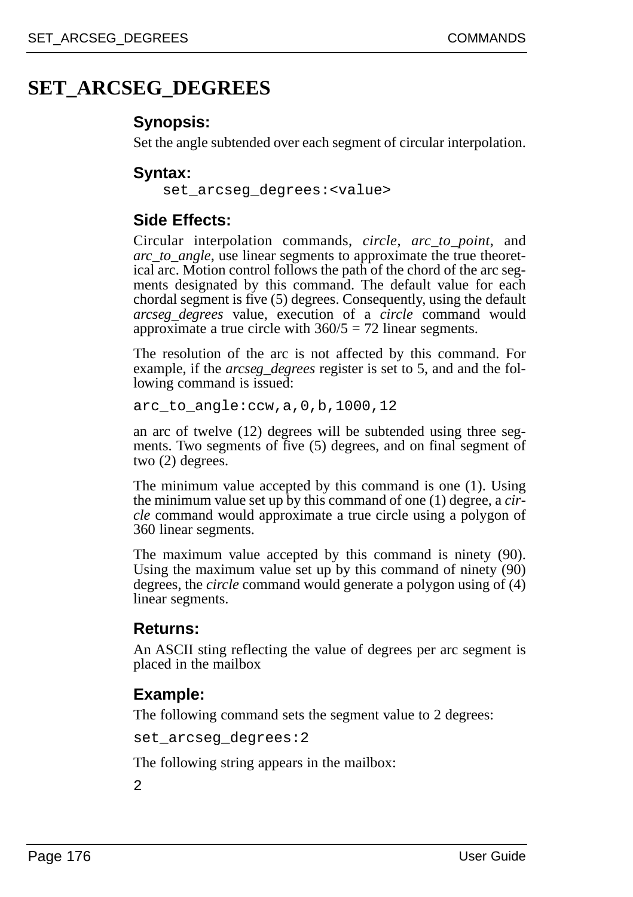# SET_ARCSEG_DEGREES

### Synopsis:

Set the angle subtended over each segment of circular interpolation.

### Syntax:

```
set_arcseg_degrees:<value>
```

### Side Effects:

Circular interpolation commands, *circle*, *arc_to_point*, and *arc_to_angle*, use linear segments to approximate the true theoretical arc. Motion control follows the path of the chord of the arc segments designated by this command. The default value for each chordal segment is five (5) degrees. Consequently, using the default *arcseg_degrees* value, execution of a *circle* command would approximate a true circle with 360/5 = 72 linear segments.

The resolution of the arc is not affected by this command. For example, if the *arcseg_degrees* register is set to 5, and and the following command is issued:

```
arc_to_angle:ccw,a,0,b,1000,12
```

an arc of twelve (12) degrees will be subtended using three segments. Two segments of five (5) degrees, and on final segment of two (2) degrees.

The minimum value accepted by this command is one (1). Using the minimum value set up by this command of one (1) degree, a *circle* command would approximate a true circle using a polygon of 360 linear segments.

The maximum value accepted by this command is ninety (90). Using the maximum value set up by this command of ninety (90) degrees, the *circle* command would generate a polygon using of (4) linear segments.

### Returns:

An ASCII sting reflecting the value of degrees per arc segment is placed in the mailbox

### Example:

The following command sets the segment value to 2 degrees:

```
set_arcseg_degrees:2
```

The following string appears in the mailbox:

```
2
```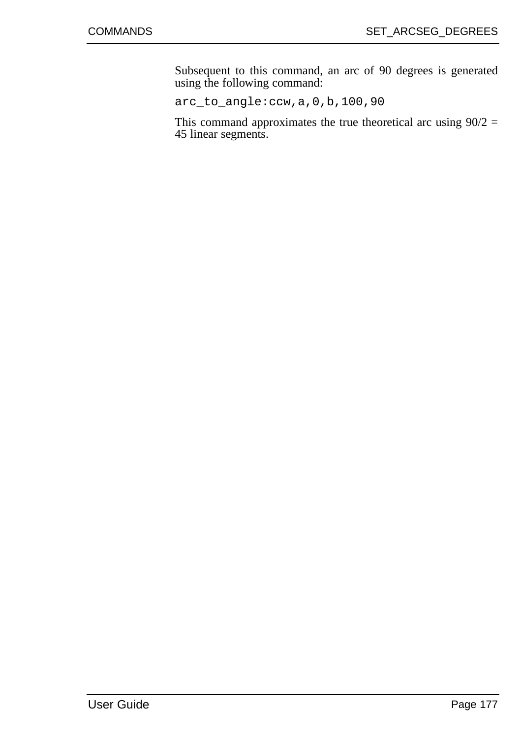Subsequent to this command, an arc of 90 degrees is generated using the following command:

```
arc_to_angle:ccw,a,0,b,100,90
```

This command approximates the true theoretical arc using 90/2 = 45 linear segments.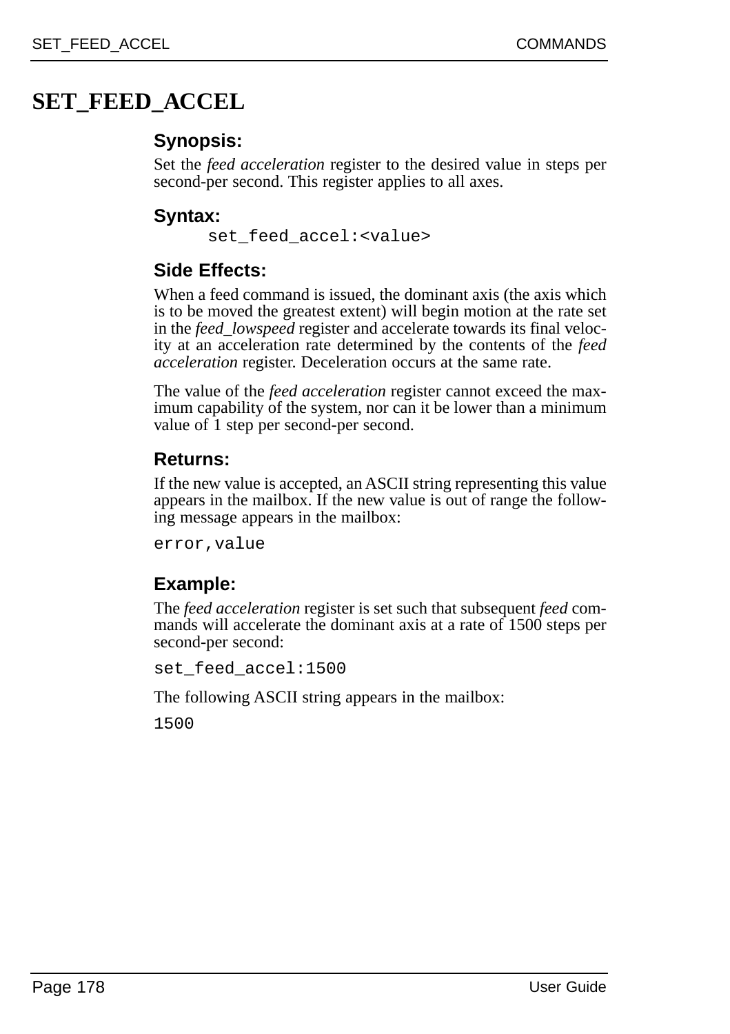# SET_FEED_ACCEL

### Synopsis:

Set the *feed acceleration* register to the desired value in steps per second-per second. This register applies to all axes.

### Syntax:

```
set_feed_accel:<value>
```

### Side Effects:

When a feed command is issued, the dominant axis (the axis which is to be moved the greatest extent) will begin motion at the rate set in the *feed_lowspeed* register and accelerate towards its final velocity at an acceleration rate determined by the contents of the *feed acceleration* register. Deceleration occurs at the same rate.

The value of the *feed acceleration* register cannot exceed the maximum capability of the system, nor can it be lower than a minimum value of 1 step per second-per second.

### Returns:

If the new value is accepted, an ASCII string representing this value appears in the mailbox. If the new value is out of range the following message appears in the mailbox:

```
error,value
```

### Example:

The *feed acceleration* register is set such that subsequent *feed* commands will accelerate the dominant axis at a rate of 1500 steps per second-per second:

```
set_feed_accel:1500
```

The following ASCII string appears in the mailbox:

```
1500
```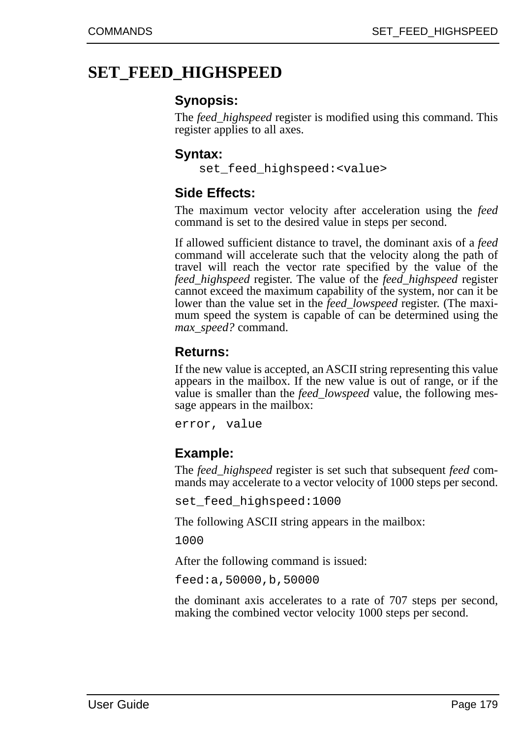# SET_FEED_HIGHSPEED

### Synopsis:

The *feed_highspeed* register is modified using this command. This register applies to all axes.

### Syntax:

```
set_feed_highspeed:<value>
```

### Side Effects:

The maximum vector velocity after acceleration using the *feed* command is set to the desired value in steps per second.

If allowed sufficient distance to travel, the dominant axis of a *feed* command will accelerate such that the velocity along the path of travel will reach the vector rate specified by the value of the *feed_highspeed* register. The value of the *feed_highspeed* register cannot exceed the maximum capability of the system, nor can it be lower than the value set in the *feed_lowspeed* register. (The maximum speed the system is capable of can be determined using the *max_speed?* command.

### Returns:

If the new value is accepted, an ASCII string representing this value appears in the mailbox. If the new value is out of range, or if the value is smaller than the *feed_lowspeed* value, the following message appears in the mailbox:

```
error, value
```

### Example:

The *feed_highspeed* register is set such that subsequent *feed* commands may accelerate to a vector velocity of 1000 steps per second.

```
set_feed_highspeed:1000
```

The following ASCII string appears in the mailbox:

```
1000
```

After the following command is issued:

```
feed:a,50000,b,50000
```

the dominant axis accelerates to a rate of 707 steps per second, making the combined vector velocity 1000 steps per second.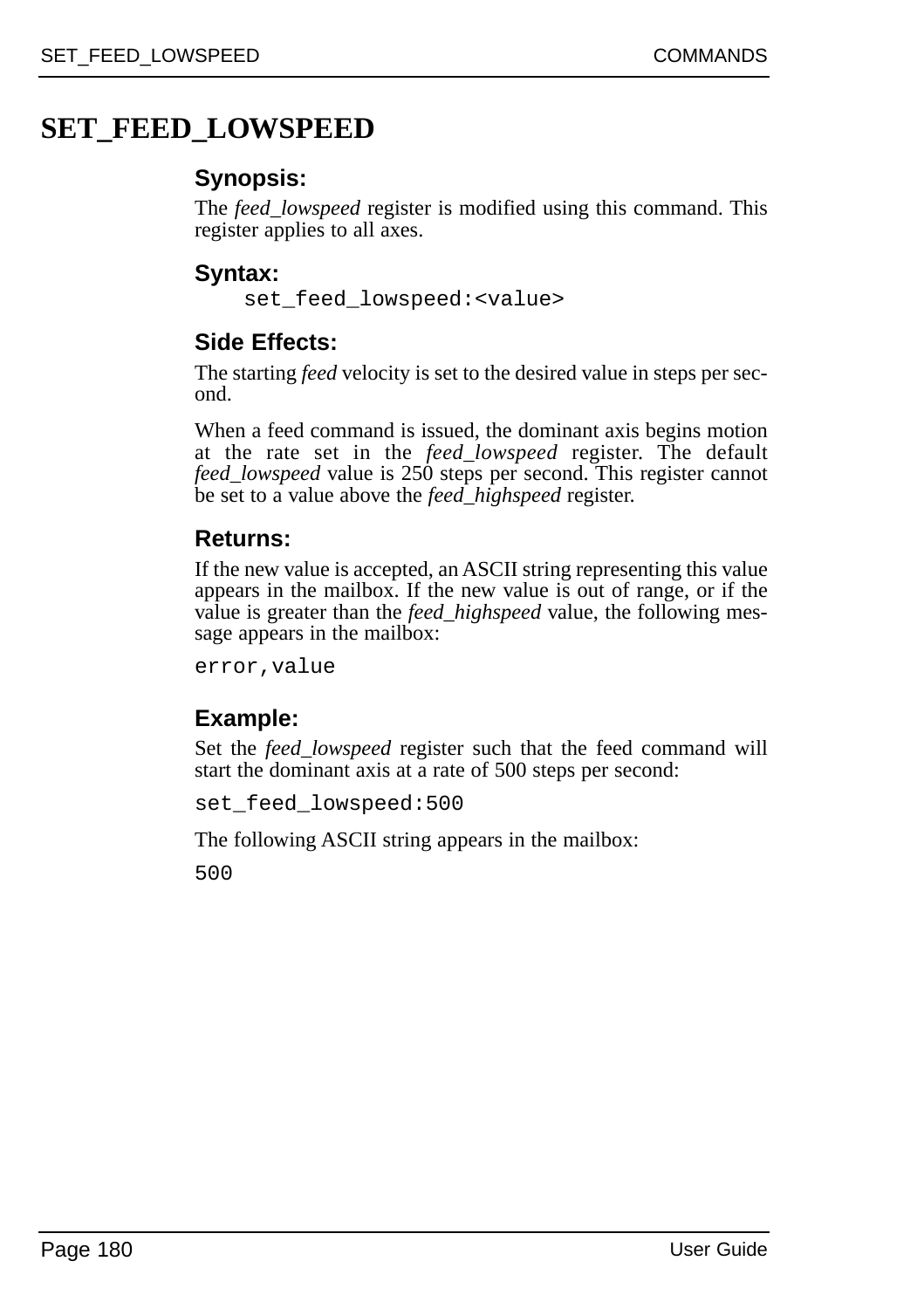# SET_FEED_LOWSPEED

### Synopsis:

The *feed_lowspeed* register is modified using this command. This register applies to all axes.

### Syntax:

```
set_feed_lowspeed:<value>
```

### Side Effects:

The starting *feed* velocity is set to the desired value in steps per second.

When a feed command is issued, the dominant axis begins motion at the rate set in the *feed_lowspeed* register. The default *feed_lowspeed* value is 250 steps per second. This register cannot be set to a value above the *feed_highspeed* register.

### Returns:

If the new value is accepted, an ASCII string representing this value appears in the mailbox. If the new value is out of range, or if the value is greater than the *feed_highspeed* value, the following message appears in the mailbox:

```
error,value
```

### Example:

Set the *feed_lowspeed* register such that the feed command will start the dominant axis at a rate of 500 steps per second:

```
set_feed_lowspeed:500
```

The following ASCII string appears in the mailbox:

```
500
```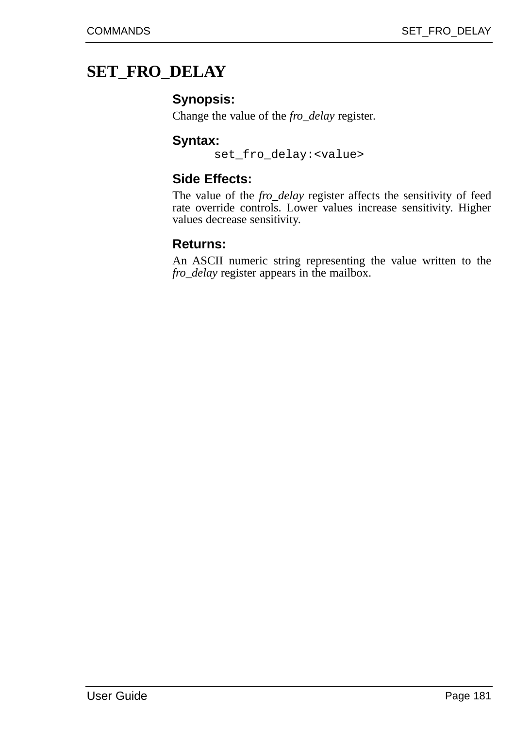# SET_FRO_DELAY

### Synopsis:

Change the value of the *fro_delay* register.

### Syntax:

```
set_fro_delay:<value>
```

### Side Effects:

The value of the *fro_delay* register affects the sensitivity of feed rate override controls. Lower values increase sensitivity. Higher values decrease sensitivity.

### Returns:

An ASCII numeric string representing the value written to the *fro_delay* register appears in the mailbox.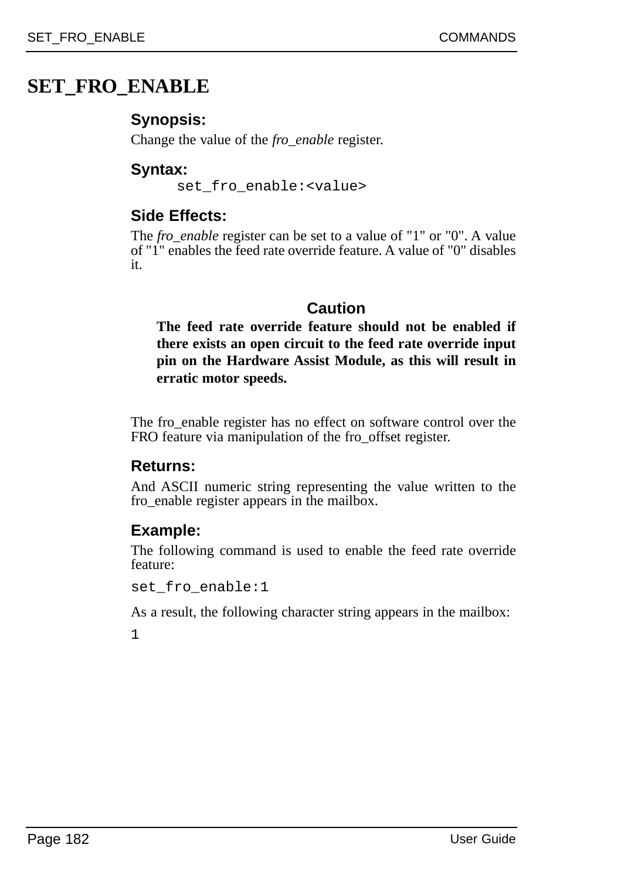# SET_FRO_ENABLE

### Synopsis:

Change the value of the *fro_enable* register.

### Syntax:

```
set_fro_enable:<value>
```

### Side Effects:

The *fro_enable* register can be set to a value of "1" or "0". A value of "1" enables the feed rate override feature. A value of "0" disables it.

**Caution**

**The feed rate override feature should not be enabled if there exists an open circuit to the feed rate override input pin on the Hardware Assist Module, as this will result in erratic motor speeds.**

The fro_enable register has no effect on software control over the FRO feature via manipulation of the fro_offset register.

### Returns:

And ASCII numeric string representing the value written to the fro_enable register appears in the mailbox.

### Example:

The following command is used to enable the feed rate override feature:

```
set_fro_enable:1
```

As a result, the following character string appears in the mailbox:

```
1
```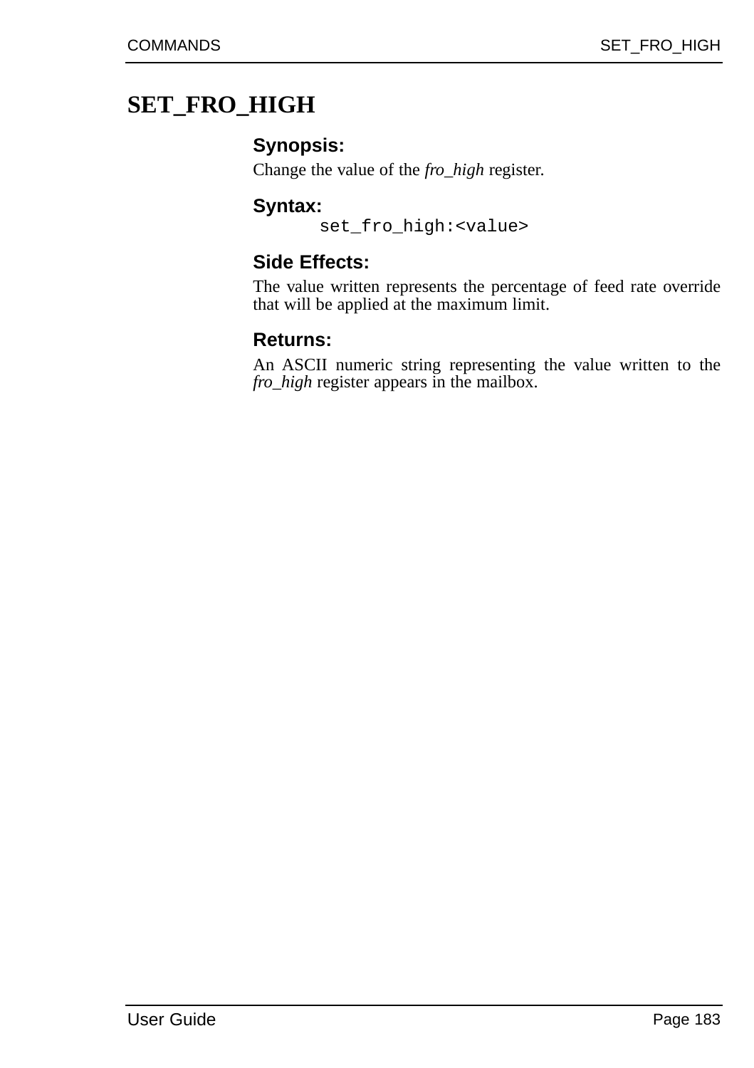# SET_FRO_HIGH

### Synopsis:

Change the value of the *fro_high* register.

### Syntax:

```
set_fro_high:<value>
```

### Side Effects:

The value written represents the percentage of feed rate override that will be applied at the maximum limit.

### Returns:

An ASCII numeric string representing the value written to the *fro_high* register appears in the mailbox.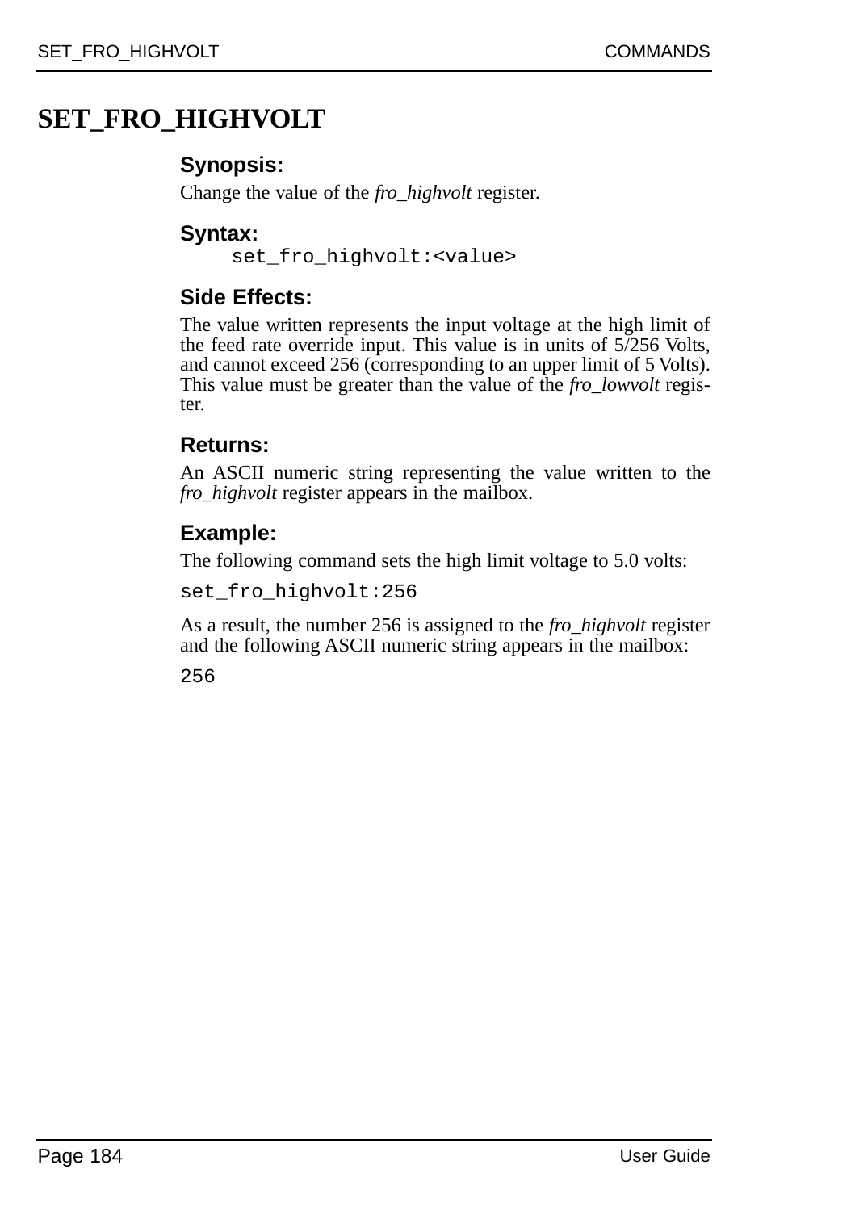# SET_FRO_HIGHVOLT

### Synopsis:

Change the value of the *fro_highvolt* register.

### Syntax:

```
set_fro_highvolt:<value>
```

### Side Effects:

The value written represents the input voltage at the high limit of the feed rate override input. This value is in units of 5/256 Volts, and cannot exceed 256 (corresponding to an upper limit of 5 Volts). This value must be greater than the value of the *fro_lowvolt* register.

### Returns:

An ASCII numeric string representing the value written to the *fro_highvolt* register appears in the mailbox.

### Example:

The following command sets the high limit voltage to 5.0 volts:

```
set_fro_highvolt:256
```

As a result, the number 256 is assigned to the *fro_highvolt* register and the following ASCII numeric string appears in the mailbox:

```
256
```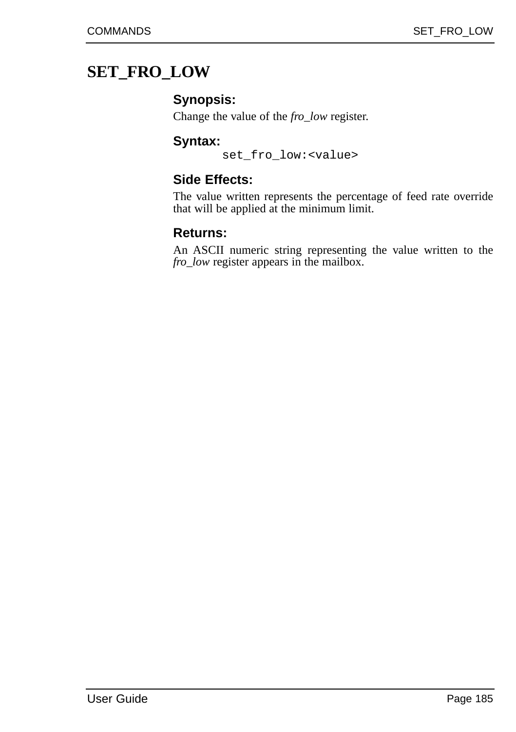# SET_FRO_LOW

### Synopsis:

Change the value of the *fro_low* register.

### Syntax:

```
set_fro_low:<value>
```

### Side Effects:

The value written represents the percentage of feed rate override that will be applied at the minimum limit.

### Returns:

An ASCII numeric string representing the value written to the *fro_low* register appears in the mailbox.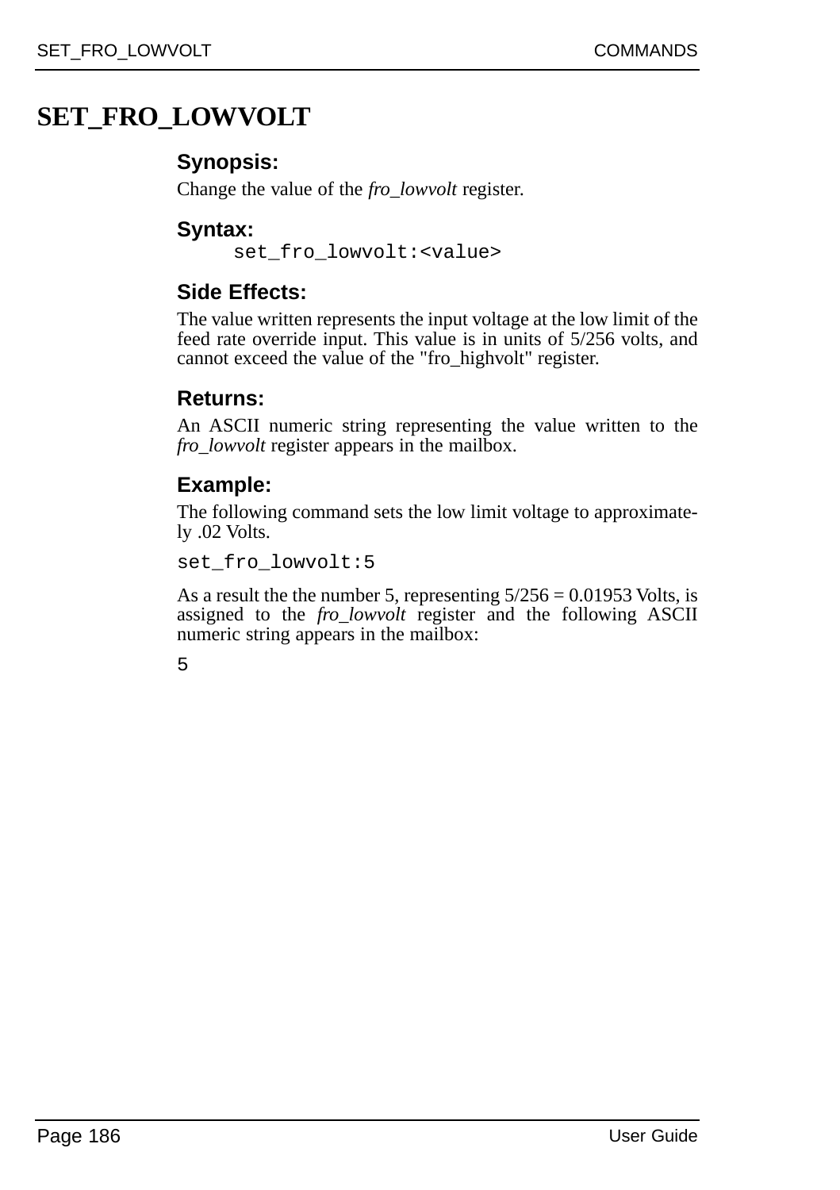# SET_FRO_LOWVOLT

### Synopsis:

Change the value of the *fro_lowvolt* register.

### Syntax:

```
set_fro_lowvolt:<value>
```

### Side Effects:

The value written represents the input voltage at the low limit of the feed rate override input. This value is in units of 5/256 volts, and cannot exceed the value of the "fro_highvolt" register.

### Returns:

An ASCII numeric string representing the value written to the *fro_lowvolt* register appears in the mailbox.

### Example:

The following command sets the low limit voltage to approximately .02 Volts.

```
set_fro_lowvolt:5
```

As a result the the number 5, representing 5/256 = 0.01953 Volts, is assigned to the *fro_lowvolt* register and the following ASCII numeric string appears in the mailbox:

```
5
```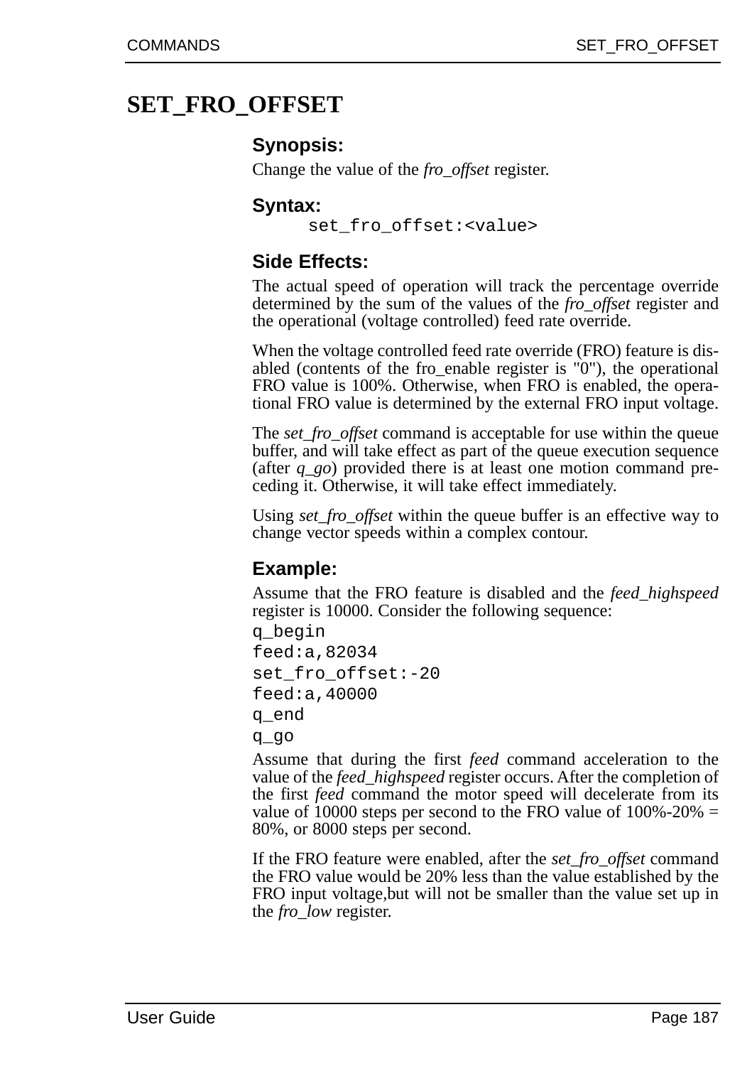# SET_FRO_OFFSET

### Synopsis:

Change the value of the *fro_offset* register.

### Syntax:

```
set_fro_offset:<value>
```

### Side Effects:

The actual speed of operation will track the percentage override determined by the sum of the values of the *fro_offset* register and the operational (voltage controlled) feed rate override.

When the voltage controlled feed rate override (FRO) feature is disabled (contents of the fro_enable register is "0"), the operational FRO value is 100%. Otherwise, when FRO is enabled, the operational FRO value is determined by the external FRO input voltage.

The *set_fro_offset* command is acceptable for use within the queue buffer, and will take effect as part of the queue execution sequence (after *q_go*) provided there is at least one motion command preceding it. Otherwise, it will take effect immediately.

Using *set_fro_offset* within the queue buffer is an effective way to change vector speeds within a complex contour.

### Example:

Assume that the FRO feature is disabled and the *feed_highspeed* register is 10000. Consider the following sequence:

```
q_begin
feed:a,82034
set_fro_offset:-20
feed:a,40000
q_end
q_go
```

Assume that during the first *feed* command acceleration to the value of the *feed_highspeed* register occurs. After the completion of the first *feed* command the motor speed will decelerate from its value of 10000 steps per second to the FRO value of 100%-20% = 80%, or 8000 steps per second.

If the FRO feature were enabled, after the *set_fro_offset* command the FRO value would be 20% less than the value established by the FRO input voltage,but will not be smaller than the value set up in the *fro_low* register.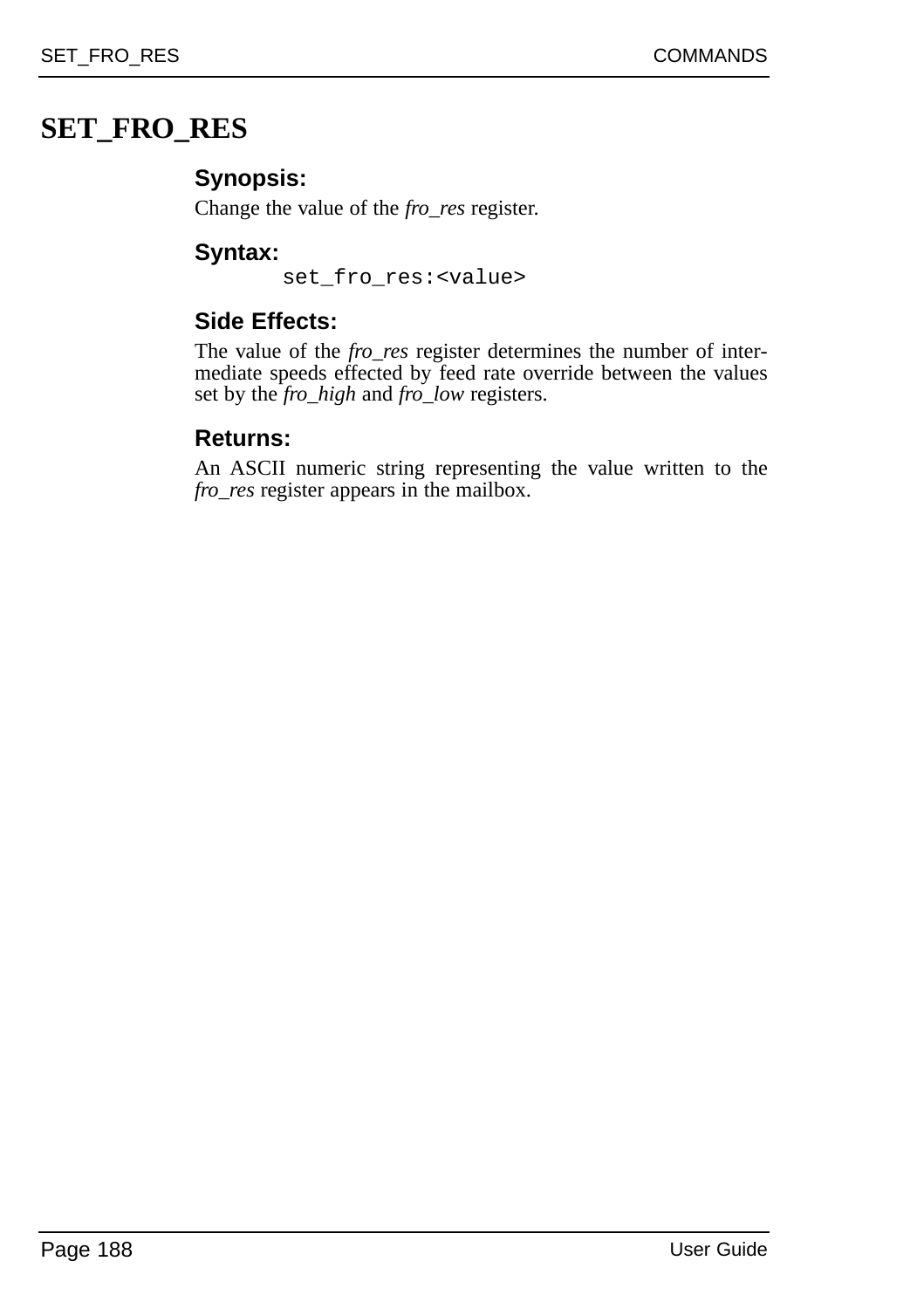# SET_FRO_RES

### Synopsis:

Change the value of the *fro_res* register.

### Syntax:

```
set_fro_res:<value>
```

### Side Effects:

The value of the *fro_res* register determines the number of intermediate speeds effected by feed rate override between the values set by the *fro_high* and *fro_low* registers.

### Returns:

An ASCII numeric string representing the value written to the *fro_res* register appears in the mailbox.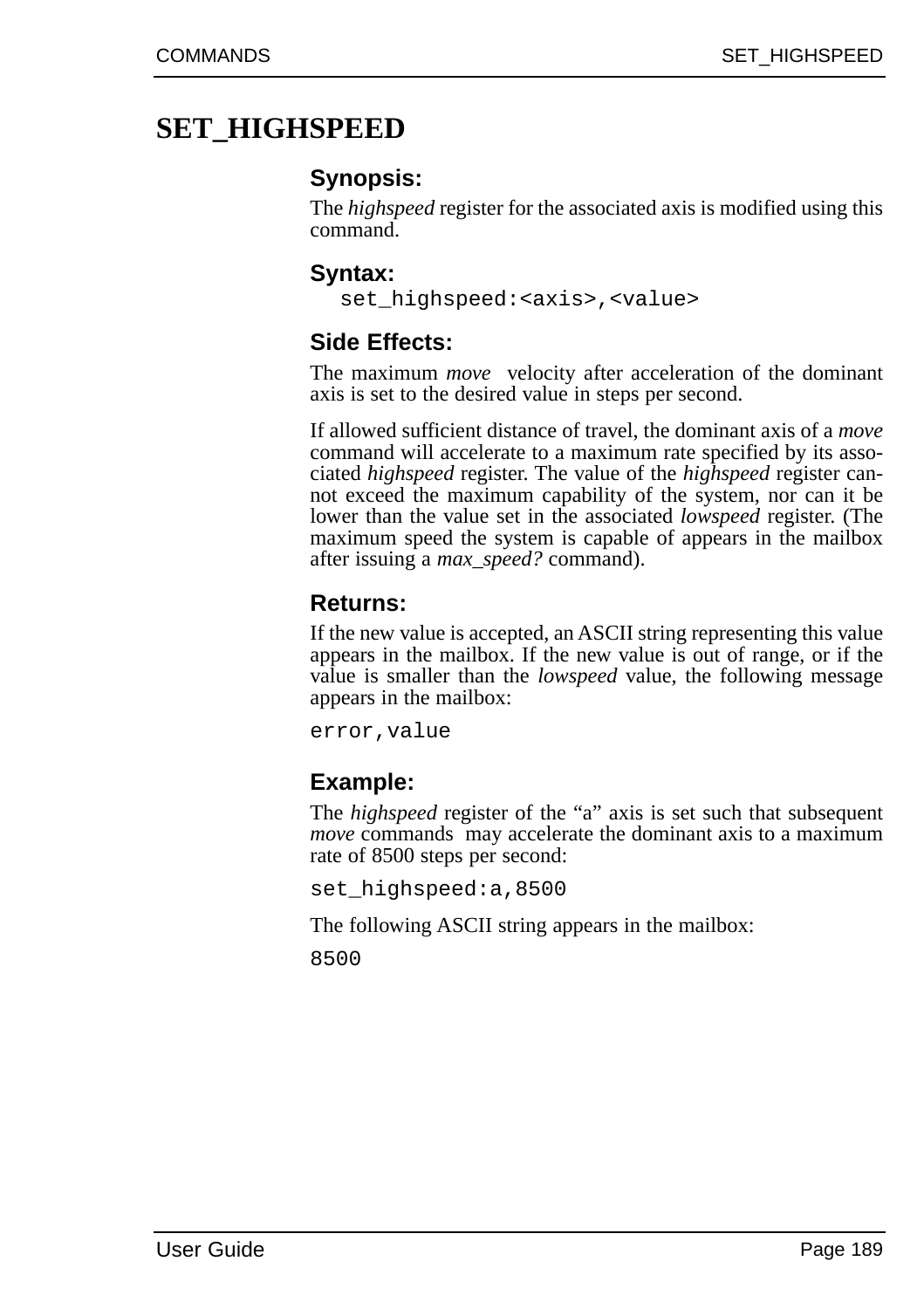# SET_HIGHSPEED

### Synopsis:

The *highspeed* register for the associated axis is modified using this command.

### Syntax:

```
set_highspeed:<axis>,<value>
```

### Side Effects:

The maximum *move* velocity after acceleration of the dominant axis is set to the desired value in steps per second.

If allowed sufficient distance of travel, the dominant axis of a *move* command will accelerate to a maximum rate specified by its associated *highspeed* register. The value of the *highspeed* register cannot exceed the maximum capability of the system, nor can it be lower than the value set in the associated *lowspeed* register. (The maximum speed the system is capable of appears in the mailbox after issuing a *max_speed?* command).

### Returns:

If the new value is accepted, an ASCII string representing this value appears in the mailbox. If the new value is out of range, or if the value is smaller than the *lowspeed* value, the following message appears in the mailbox:

```
error,value
```

### Example:

The *highspeed* register of the “a” axis is set such that subsequent *move* commands may accelerate the dominant axis to a maximum rate of 8500 steps per second:

```
set_highspeed:a,8500
```

The following ASCII string appears in the mailbox:

```
8500
```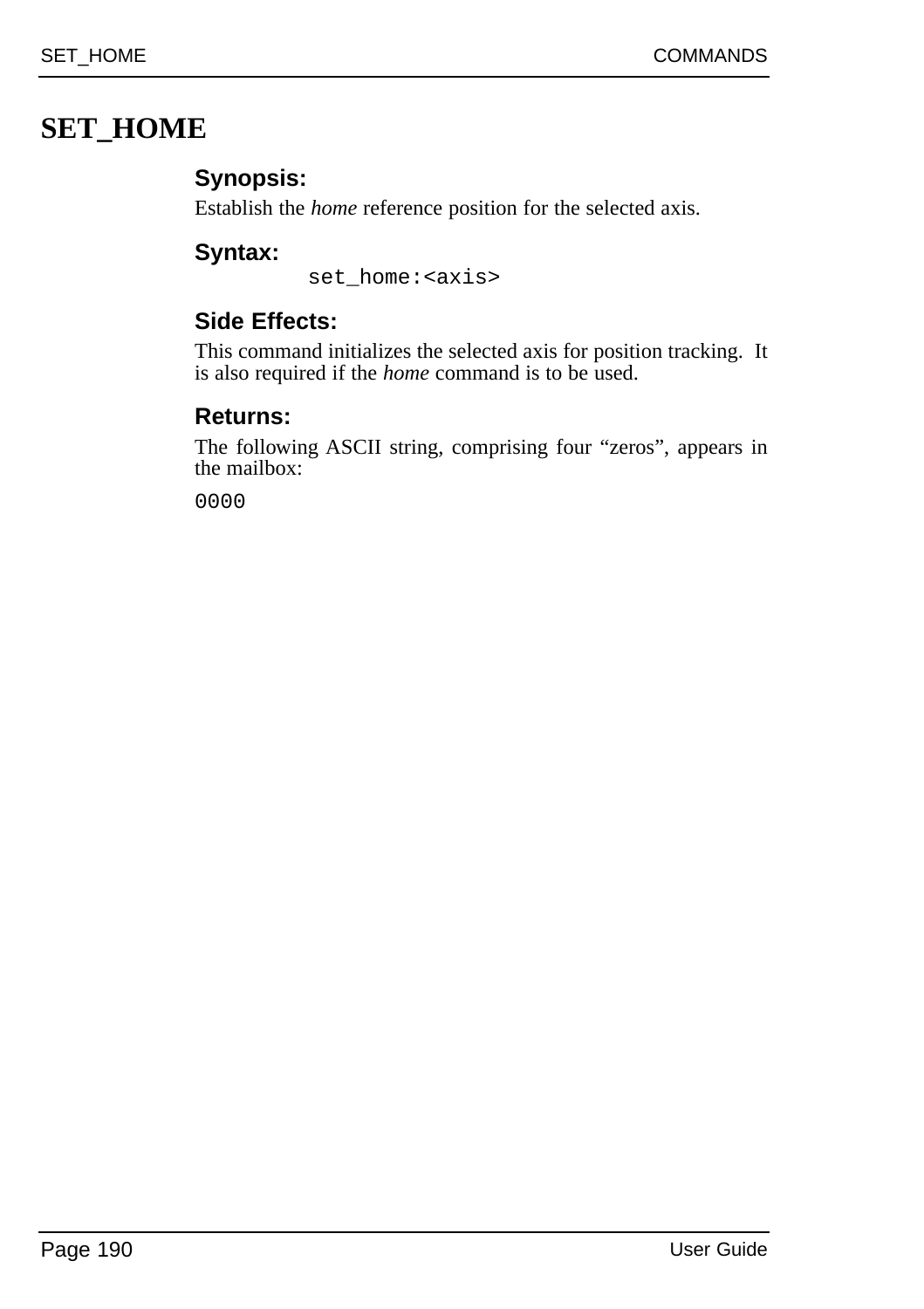# SET_HOME

### Synopsis:

Establish the *home* reference position for the selected axis.

### Syntax:

```
set_home:<axis>
```

### Side Effects:

This command initializes the selected axis for position tracking. It is also required if the *home* command is to be used.

### Returns:

The following ASCII string, comprising four "zeros", appears in the mailbox:

```
0000
```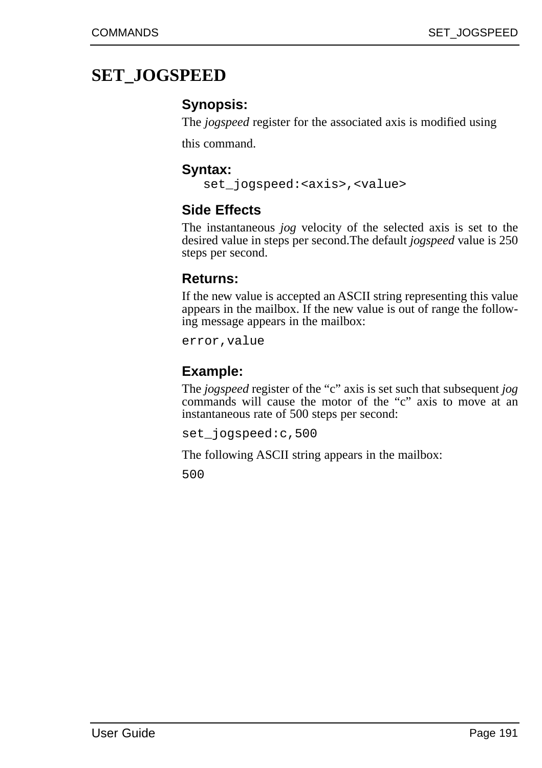# SET_JOGSPEED

### Synopsis:

The *jogspeed* register for the associated axis is modified using

this command.

### Syntax:

```
set_jogspeed:<axis>,<value>
```

### Side Effects

The instantaneous *jog* velocity of the selected axis is set to the desired value in steps per second.The default *jogspeed* value is 250 steps per second.

### Returns:

If the new value is accepted an ASCII string representing this value appears in the mailbox. If the new value is out of range the following message appears in the mailbox:

```
error,value
```

### Example:

The *jogspeed* register of the “c” axis is set such that subsequent *jog* commands will cause the motor of the “c” axis to move at an instantaneous rate of 500 steps per second:

```
set_jogspeed:c,500
```

The following ASCII string appears in the mailbox:

```
500
```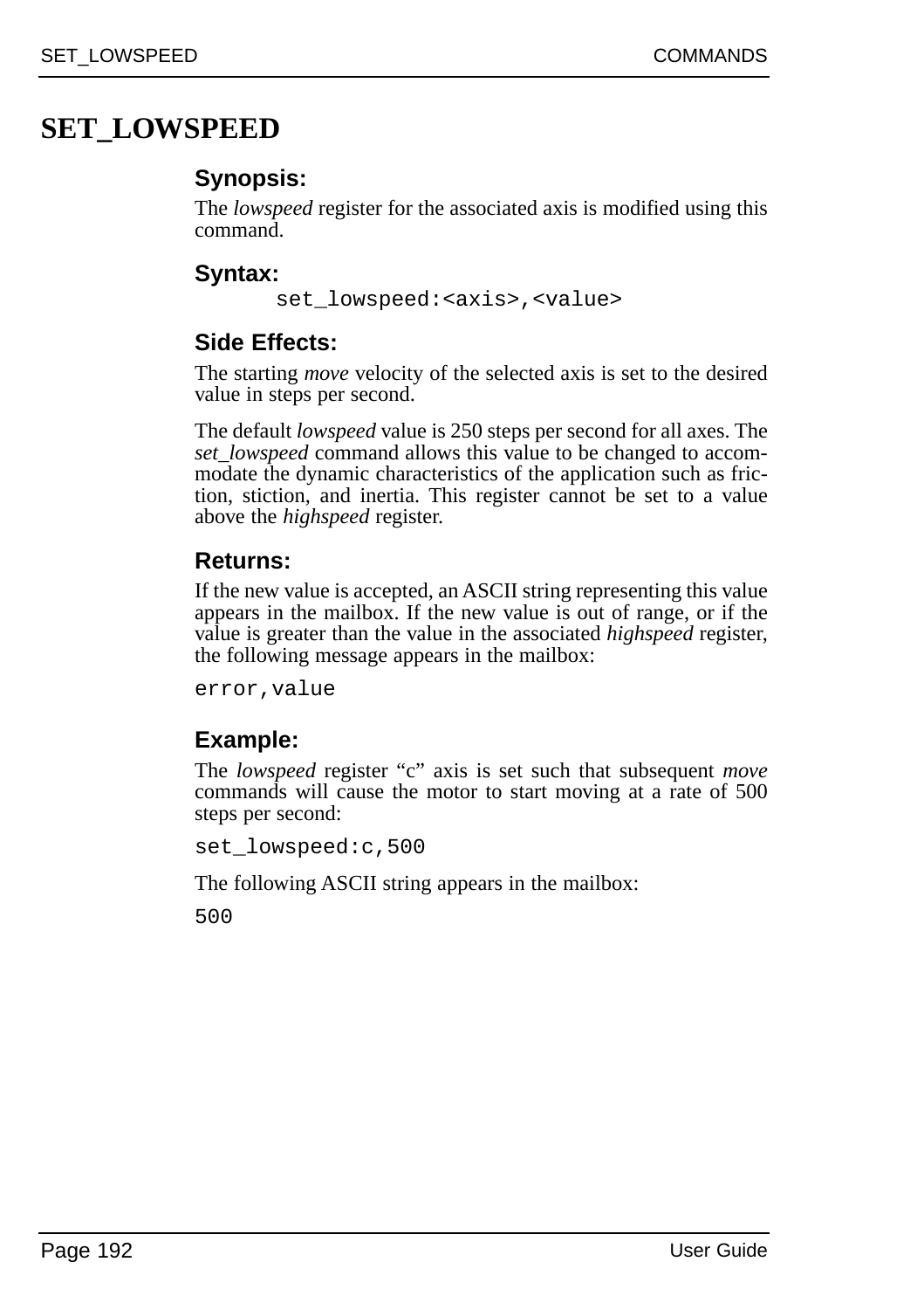# SET_LOWSPEED

### Synopsis:

The *lowspeed* register for the associated axis is modified using this command.

### Syntax:

```
set_lowspeed:<axis>,<value>
```

### Side Effects:

The starting *move* velocity of the selected axis is set to the desired value in steps per second.

The default *lowspeed* value is 250 steps per second for all axes. The *set_lowspeed* command allows this value to be changed to accommodate the dynamic characteristics of the application such as friction, stiction, and inertia. This register cannot be set to a value above the *highspeed* register.

### Returns:

If the new value is accepted, an ASCII string representing this value appears in the mailbox. If the new value is out of range, or if the value is greater than the value in the associated *highspeed* register, the following message appears in the mailbox:

```
error,value
```

### Example:

The *lowspeed* register “c” axis is set such that subsequent *move* commands will cause the motor to start moving at a rate of 500 steps per second:

```
set_lowspeed:c,500
```

The following ASCII string appears in the mailbox:

```
500
```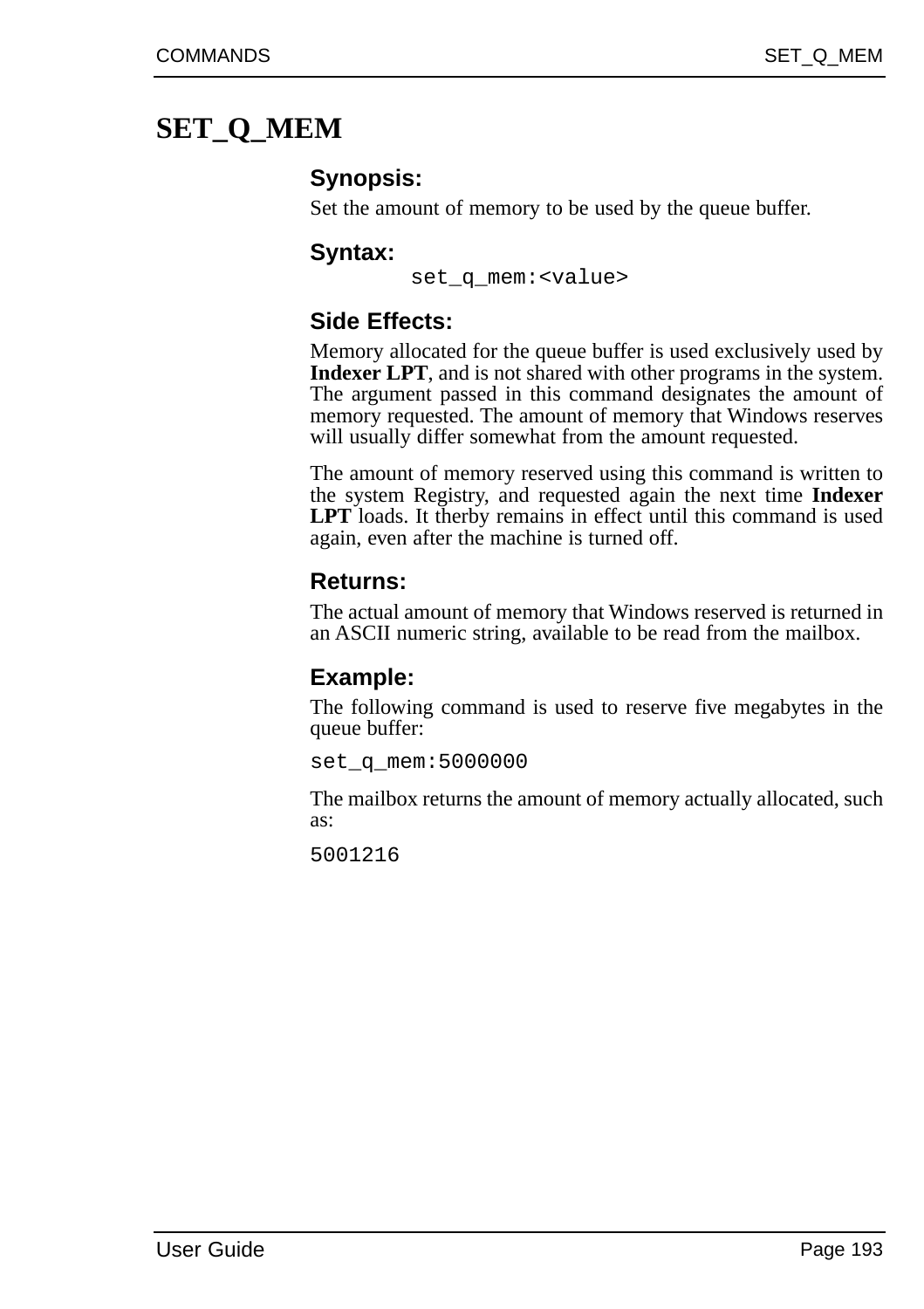# SET_Q_MEM

### Synopsis:

Set the amount of memory to be used by the queue buffer.

### Syntax:

```
set_q_mem:<value>
```

### Side Effects:

Memory allocated for the queue buffer is used exclusively used by **Indexer LPT**, and is not shared with other programs in the system. The argument passed in this command designates the amount of memory requested. The amount of memory that Windows reserves will usually differ somewhat from the amount requested.

The amount of memory reserved using this command is written to the system Registry, and requested again the next time **Indexer LPT** loads. It therby remains in effect until this command is used again, even after the machine is turned off.

### Returns:

The actual amount of memory that Windows reserved is returned in an ASCII numeric string, available to be read from the mailbox.

### Example:

The following command is used to reserve five megabytes in the queue buffer:

```
set_q_mem:5000000
```

The mailbox returns the amount of memory actually allocated, such as:

```
5001216
```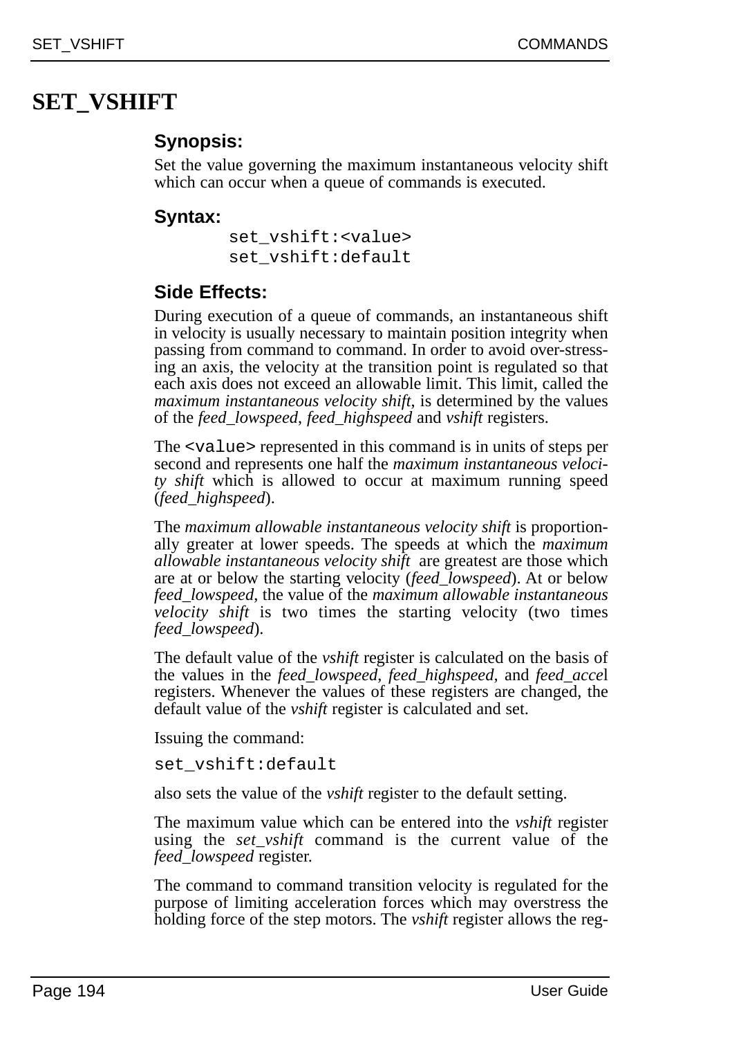# SET_VSHIFT

### Synopsis:

Set the value governing the maximum instantaneous velocity shift which can occur when a queue of commands is executed.

### Syntax:

```
set_vshift:<value>
set_vshift:default
```

### Side Effects:

During execution of a queue of commands, an instantaneous shift in velocity is usually necessary to maintain position integrity when passing from command to command. In order to avoid over-stressing an axis, the velocity at the transition point is regulated so that each axis does not exceed an allowable limit. This limit, called the *maximum instantaneous velocity shift*, is determined by the values of the *feed_lowspeed*, *feed_highspeed* and *vshift* registers.

The `<value>` represented in this command is in units of steps per second and represents one half the *maximum instantaneous velocity shift* which is allowed to occur at maximum running speed (*feed_highspeed*).

The *maximum allowable instantaneous velocity shift* is proportionally greater at lower speeds. The speeds at which the *maximum allowable instantaneous velocity shift* are greatest are those which are at or below the starting velocity (*feed_lowspeed*). At or below *feed_lowspeed*, the value of the *maximum allowable instantaneous velocity shift* is two times the starting velocity (two times *feed_lowspeed*).

The default value of the *vshift* register is calculated on the basis of the values in the *feed_lowspeed*, *feed_highspeed*, and *feed_accel* registers. Whenever the values of these registers are changed, the default value of the *vshift* register is calculated and set.

Issuing the command:

```
set_vshift:default
```

also sets the value of the *vshift* register to the default setting.

The maximum value which can be entered into the *vshift* register using the *set_vshift* command is the current value of the *feed_lowspeed* register.

The command to command transition velocity is regulated for the purpose of limiting acceleration forces which may overstress the holding force of the step motors. The *vshift* register allows the reg-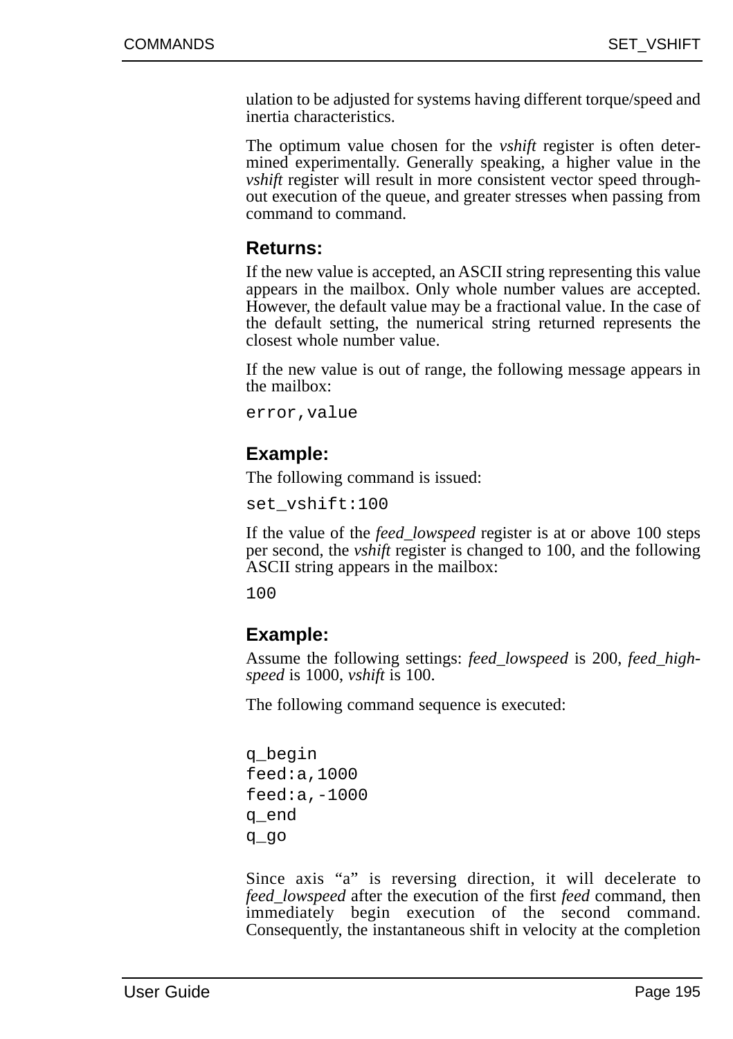ulation to be adjusted for systems having different torque/speed and inertia characteristics.

The optimum value chosen for the *vshift* register is often determined experimentally. Generally speaking, a higher value in the *vshift* register will result in more consistent vector speed throughout execution of the queue, and greater stresses when passing from command to command.

### Returns:

If the new value is accepted, an ASCII string representing this value appears in the mailbox. Only whole number values are accepted. However, the default value may be a fractional value. In the case of the default setting, the numerical string returned represents the closest whole number value.

If the new value is out of range, the following message appears in the mailbox:

```
error,value
```

### Example:

The following command is issued:

```
set_vshift:100
```

If the value of the *feed_lowspeed* register is at or above 100 steps per second, the *vshift* register is changed to 100, and the following ASCII string appears in the mailbox:

```
100
```

### Example:

Assume the following settings: *feed_lowspeed* is 200, *feed_highspeed* is 1000, *vshift* is 100.

The following command sequence is executed:

```
q_begin
feed:a,1000
feed:a,-1000
q_end
q_go
```

Since axis "a" is reversing direction, it will decelerate to *feed_lowspeed* after the execution of the first *feed* command, then immediately begin execution of the second command. Consequently, the instantaneous shift in velocity at the completion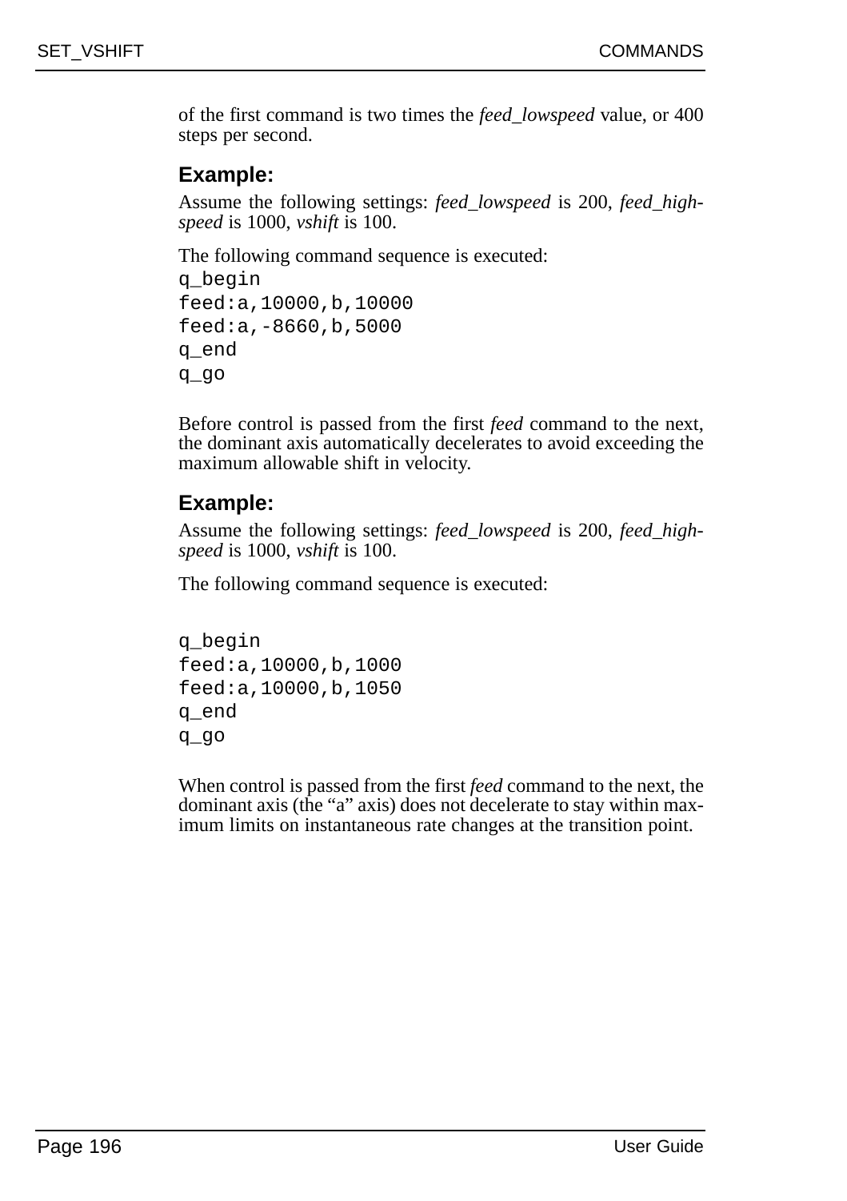of the first command is two times the *feed_lowspeed* value, or 400 steps per second.

### Example:

Assume the following settings: *feed_lowspeed* is 200, *feed_highspeed* is 1000, *vshift* is 100.

The following command sequence is executed:

```
q_begin
feed:a,10000,b,10000
feed:a,-8660,b,5000
q_end
q_go
```

Before control is passed from the first *feed* command to the next, the dominant axis automatically decelerates to avoid exceeding the maximum allowable shift in velocity.

### Example:

Assume the following settings: *feed_lowspeed* is 200, *feed_highspeed* is 1000, *vshift* is 100.

The following command sequence is executed:

```
q_begin
feed:a,10000,b,1000
feed:a,10000,b,1050
q_end
q_go
```

When control is passed from the first *feed* command to the next, the dominant axis (the “a” axis) does not decelerate to stay within maximum limits on instantaneous rate changes at the transition point.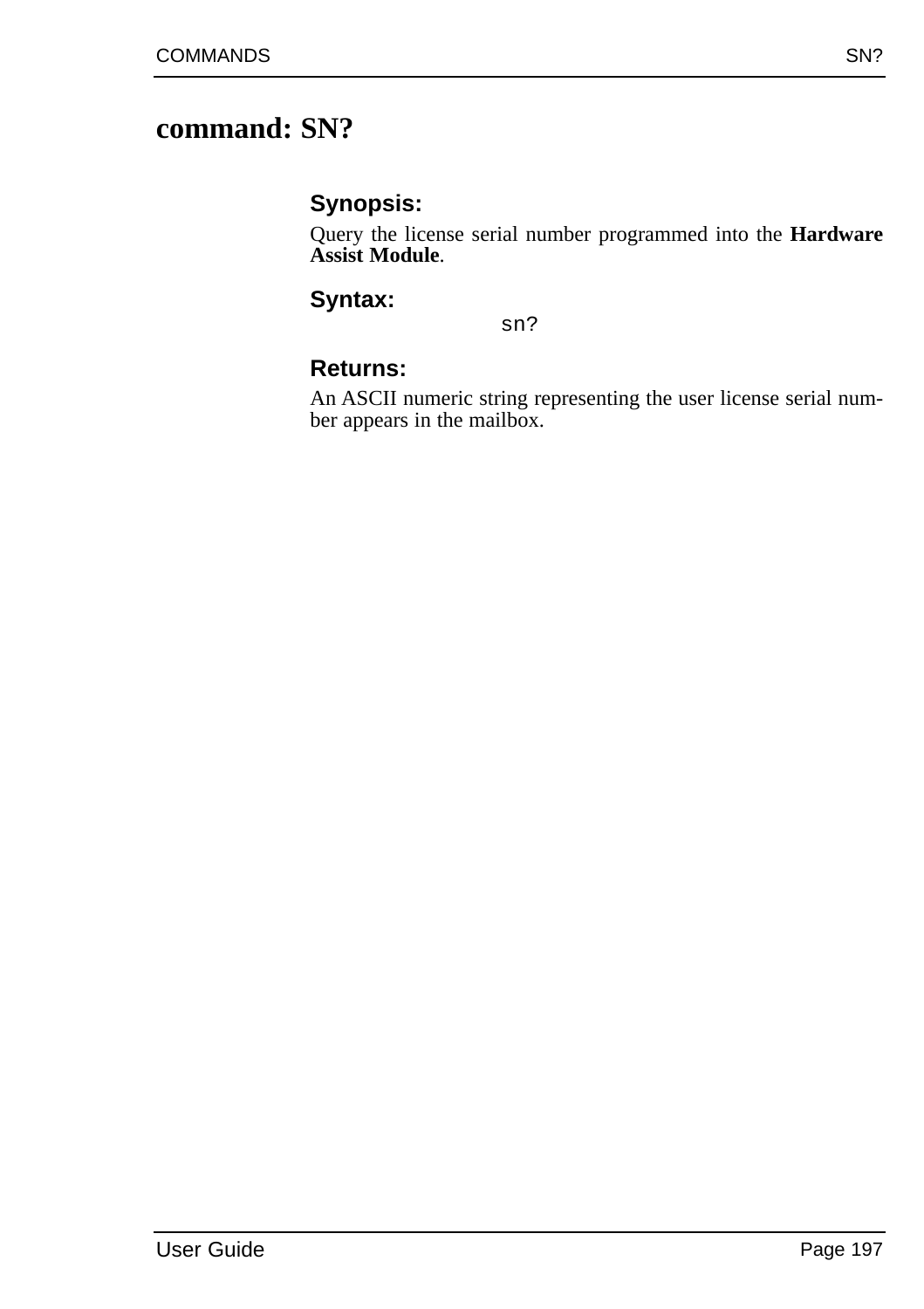# command: SN?

### Synopsis:

Query the license serial number programmed into the **Hardware Assist Module**.

### Syntax:

```
sn?
```

### Returns:

An ASCII numeric string representing the user license serial number appears in the mailbox.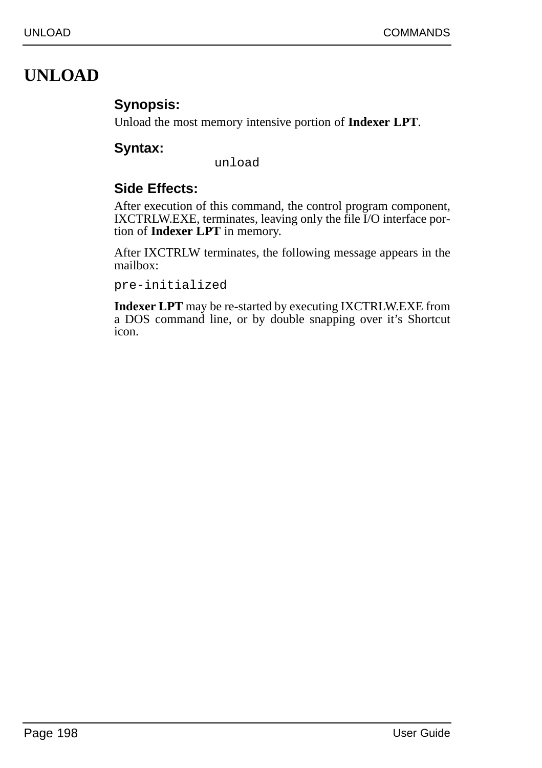# UNLOAD

### Synopsis:

Unload the most memory intensive portion of **Indexer LPT**.

### Syntax:

```
unload
```

### Side Effects:

After execution of this command, the control program component, IXCTRLW.EXE, terminates, leaving only the file I/O interface portion of **Indexer LPT** in memory.

After IXCTRLW terminates, the following message appears in the mailbox:

```
pre-initialized
```

**Indexer LPT** may be re-started by executing IXCTRLW.EXE from a DOS command line, or by double snapping over it's Shortcut icon.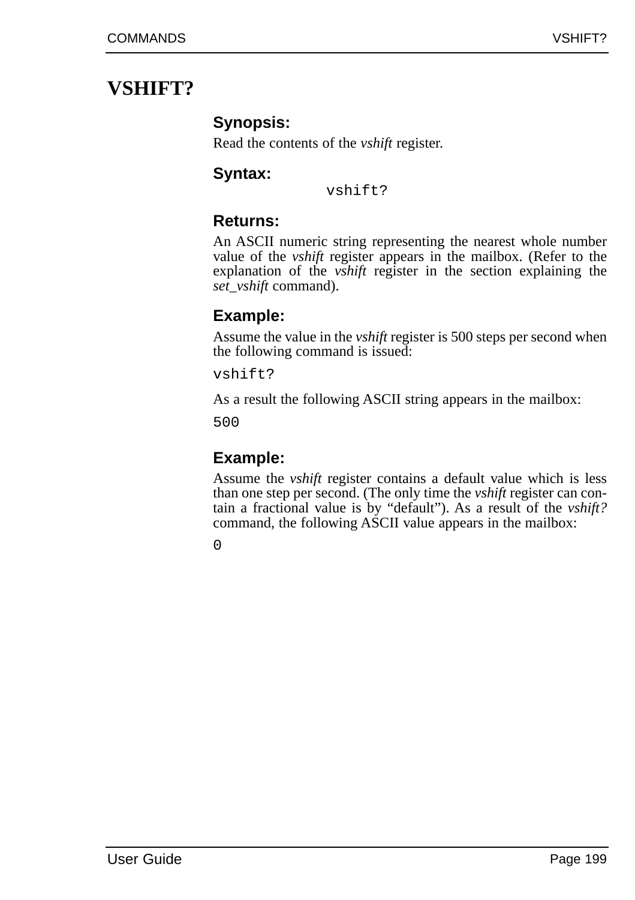# VSHIFT?

### Synopsis:

Read the contents of the *vshift* register.

### Syntax:

```
vshift?
```

### Returns:

An ASCII numeric string representing the nearest whole number value of the *vshift* register appears in the mailbox. (Refer to the explanation of the *vshift* register in the section explaining the *set_vshift* command).

### Example:

Assume the value in the *vshift* register is 500 steps per second when the following command is issued:

```
vshift?
```

As a result the following ASCII string appears in the mailbox:

```
500
```

### Example:

Assume the *vshift* register contains a default value which is less than one step per second. (The only time the *vshift* register can contain a fractional value is by "default"). As a result of the *vshift?* command, the following ASCII value appears in the mailbox:

```
0
```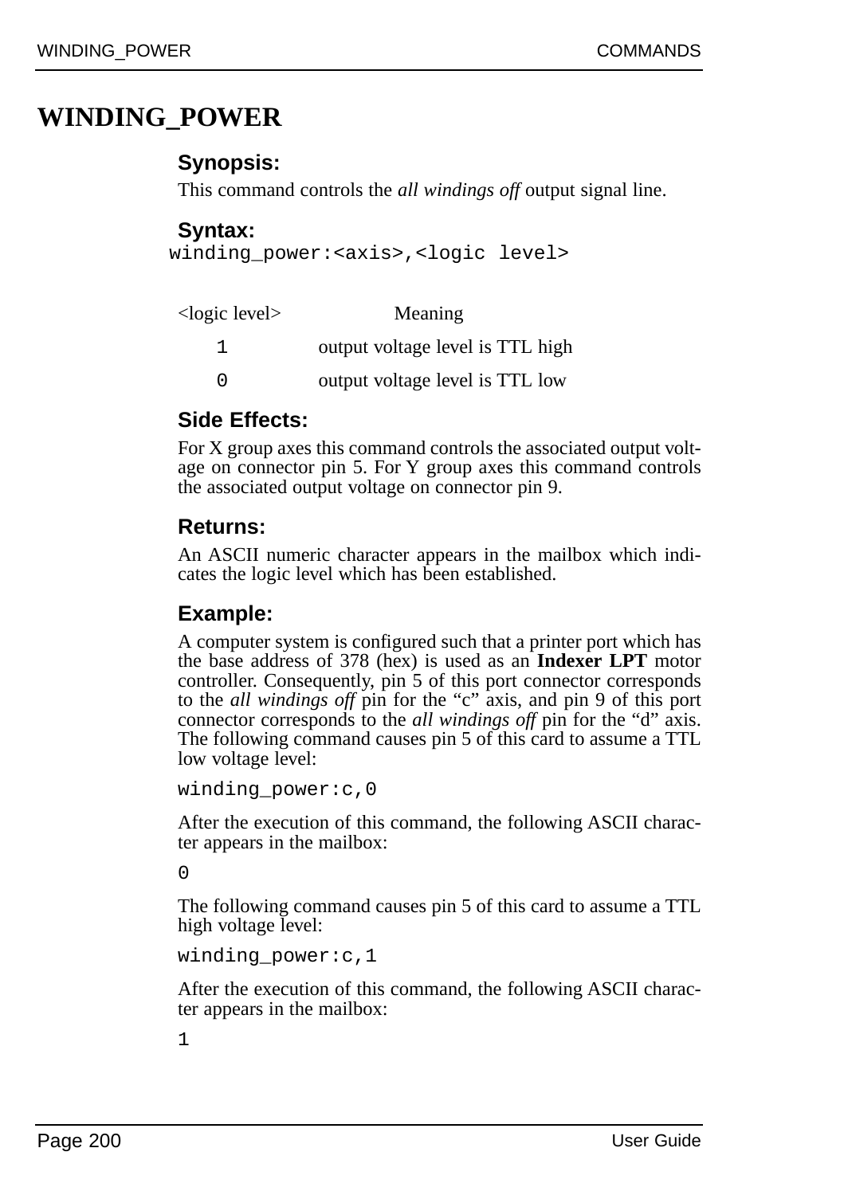# WINDING_POWER

### Synopsis:

This command controls the *all windings off* output signal line.

### Syntax:

```
winding_power:<axis>,<logic level>
```

| <logic level> | Meaning |
|---|---|
| 1 | output voltage level is TTL high |
| 0 | output voltage level is TTL low |

### Side Effects:

For X group axes this command controls the associated output voltage on connector pin 5. For Y group axes this command controls the associated output voltage on connector pin 9.

### Returns:

An ASCII numeric character appears in the mailbox which indicates the logic level which has been established.

### Example:

A computer system is configured such that a printer port which has the base address of 378 (hex) is used as an **Indexer LPT** motor controller. Consequently, pin 5 of this port connector corresponds to the *all windings off* pin for the “c” axis, and pin 9 of this port connector corresponds to the *all windings off* pin for the “d” axis. The following command causes pin 5 of this card to assume a TTL low voltage level:

```
winding_power:c,0
```

After the execution of this command, the following ASCII character appears in the mailbox:

```
0
```

The following command causes pin 5 of this card to assume a TTL high voltage level:

```
winding_power:c,1
```

After the execution of this command, the following ASCII character appears in the mailbox:

```
1
```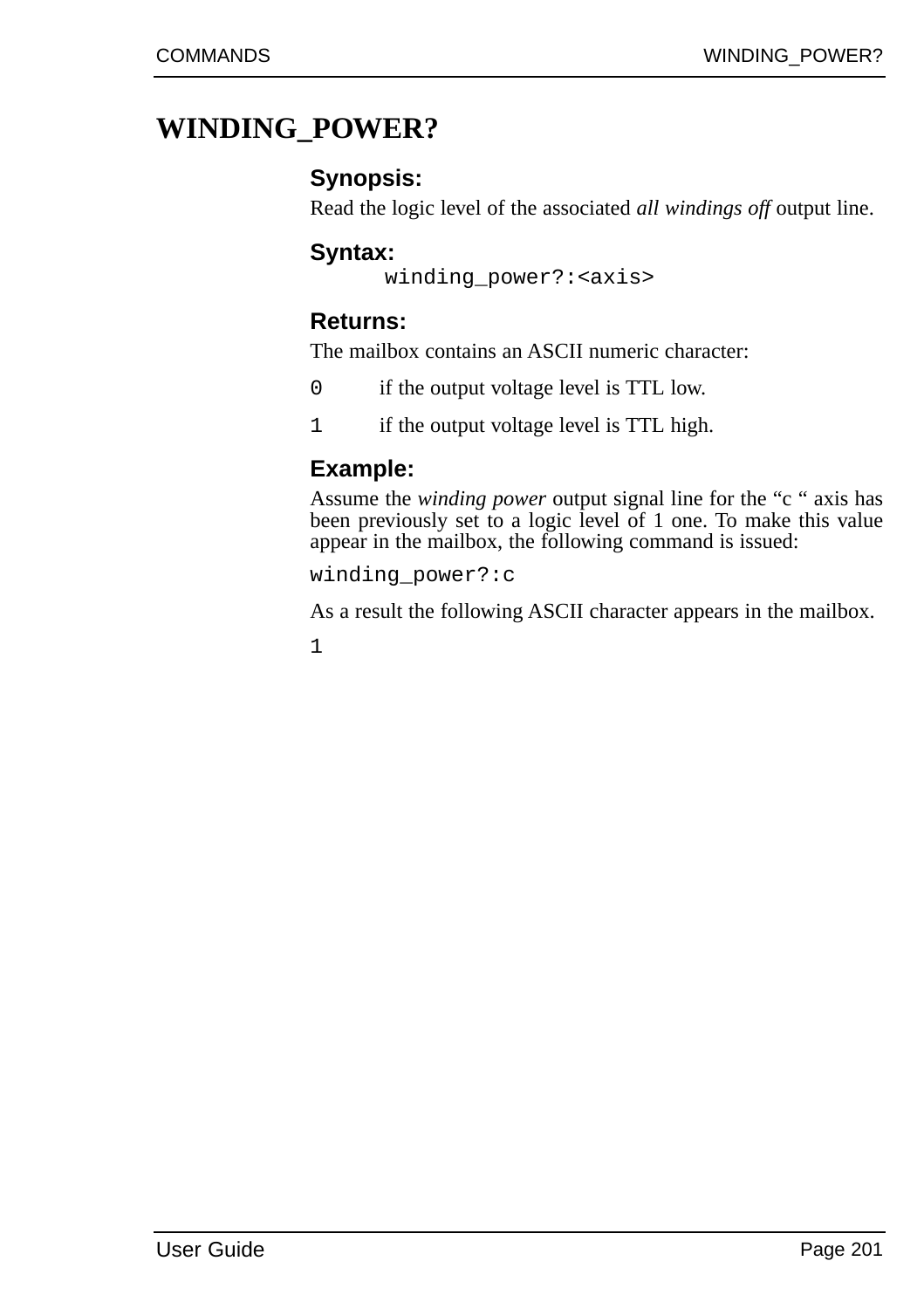# WINDING_POWER?

### Synopsis:

Read the logic level of the associated *all windings off* output line.

### Syntax:

```
winding_power?:<axis>
```

### Returns:

The mailbox contains an ASCII numeric character:

`0` if the output voltage level is TTL low.

`1` if the output voltage level is TTL high.

### Example:

Assume the *winding power* output signal line for the “c “ axis has been previously set to a logic level of 1 one. To make this value appear in the mailbox, the following command is issued:

```
winding_power?:c
```

As a result the following ASCII character appears in the mailbox.

```
1
```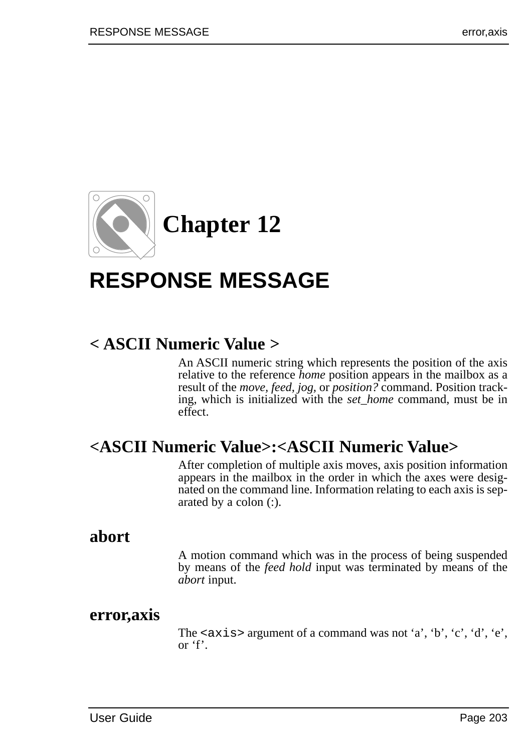# Chapter 12

# RESPONSE MESSAGE

### < ASCII Numeric Value >

An ASCII numeric string which represents the position of the axis relative to the reference *home* position appears in the mailbox as a result of the *move, feed, jog,* or *position?* command. Position tracking, which is initialized with the *set_home* command, must be in effect.

### <ASCII Numeric Value>:<ASCII Numeric Value>

After completion of multiple axis moves, axis position information appears in the mailbox in the order in which the axes were designated on the command line. Information relating to each axis is separated by a colon (:).

### abort

A motion command which was in the process of being suspended by means of the *feed hold* input was terminated by means of the *abort* input.

### error,axis

The `<axis>` argument of a command was not ‘a’, ‘b’, ‘c’, ‘d’, ‘e’, or ‘f’.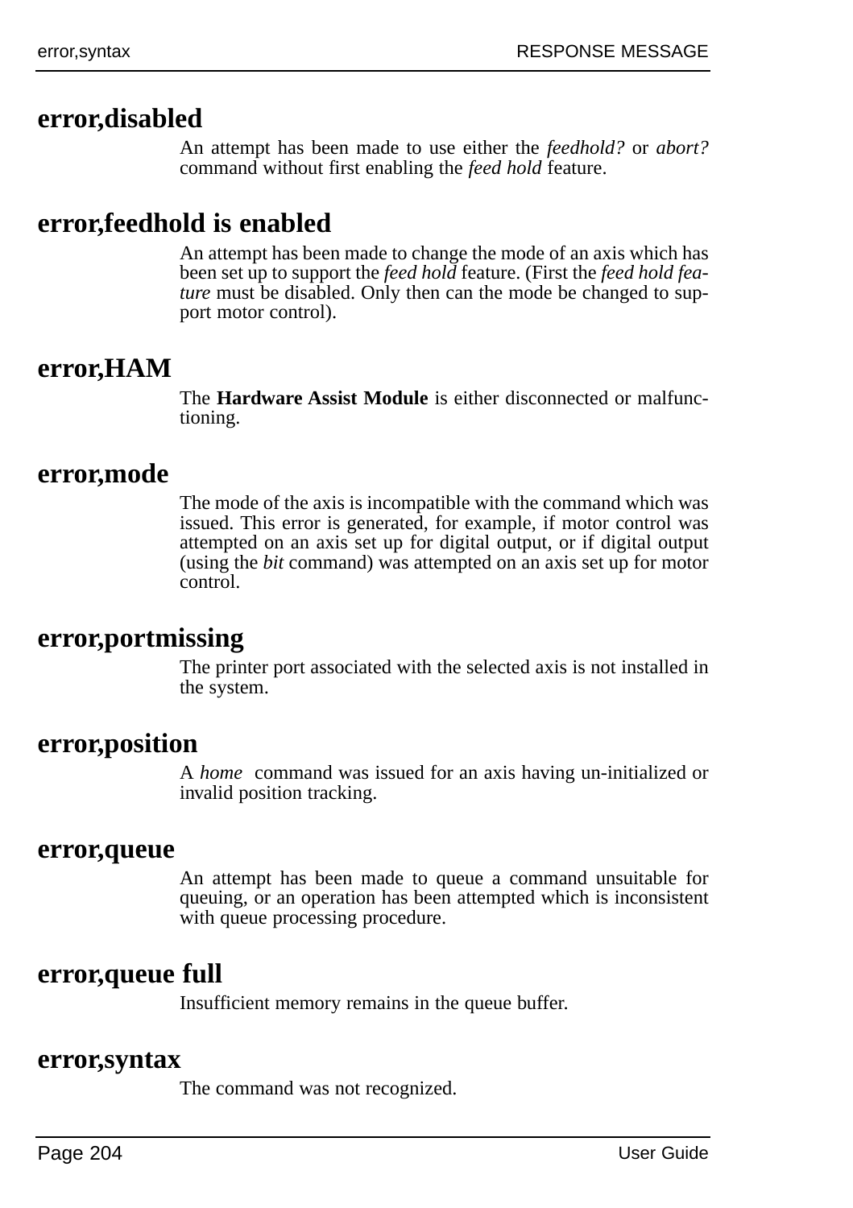## error,disabled

An attempt has been made to use either the *feedhold?* or *abort?* command without first enabling the *feed hold* feature.

## error,feedhold is enabled

An attempt has been made to change the mode of an axis which has been set up to support the *feed hold* feature. (First the *feed hold feature* must be disabled. Only then can the mode be changed to support motor control).

## error,HAM

The **Hardware Assist Module** is either disconnected or malfunctioning.

## error,mode

The mode of the axis is incompatible with the command which was issued. This error is generated, for example, if motor control was attempted on an axis set up for digital output, or if digital output (using the *bit* command) was attempted on an axis set up for motor control.

## error,portmissing

The printer port associated with the selected axis is not installed in the system.

## error,position

A *home* command was issued for an axis having un-initialized or invalid position tracking.

## error,queue

An attempt has been made to queue a command unsuitable for queuing, or an operation has been attempted which is inconsistent with queue processing procedure.

## error,queue full

Insufficient memory remains in the queue buffer.

## error,syntax

The command was not recognized.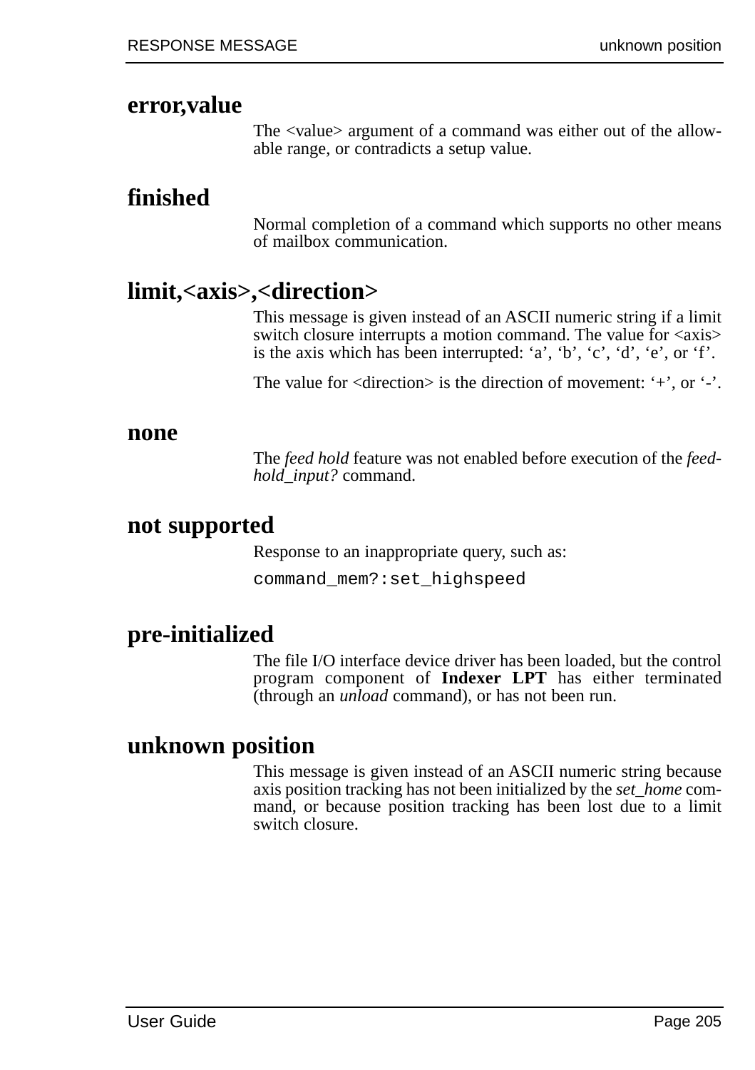## error,value

The <value> argument of a command was either out of the allowable range, or contradicts a setup value.

## finished

Normal completion of a command which supports no other means of mailbox communication.

## limit,<axis>,<direction>

This message is given instead of an ASCII numeric string if a limit switch closure interrupts a motion command. The value for <axis> is the axis which has been interrupted: ‘a’, ‘b’, ‘c’, ‘d’, ‘e’, or ‘f’.

The value for <direction> is the direction of movement: ‘+’, or ‘-’.

## none

The *feed hold* feature was not enabled before execution of the *feed-hold_input?* command.

## not supported

Response to an inappropriate query, such as:

```
command_mem?:set_highspeed
```

## pre-initialized

The file I/O interface device driver has been loaded, but the control program component of **Indexer LPT** has either terminated (through an *unload* command), or has not been run.

## unknown position

This message is given instead of an ASCII numeric string because axis position tracking has not been initialized by the *set_home* command, or because position tracking has been lost due to a limit switch closure.